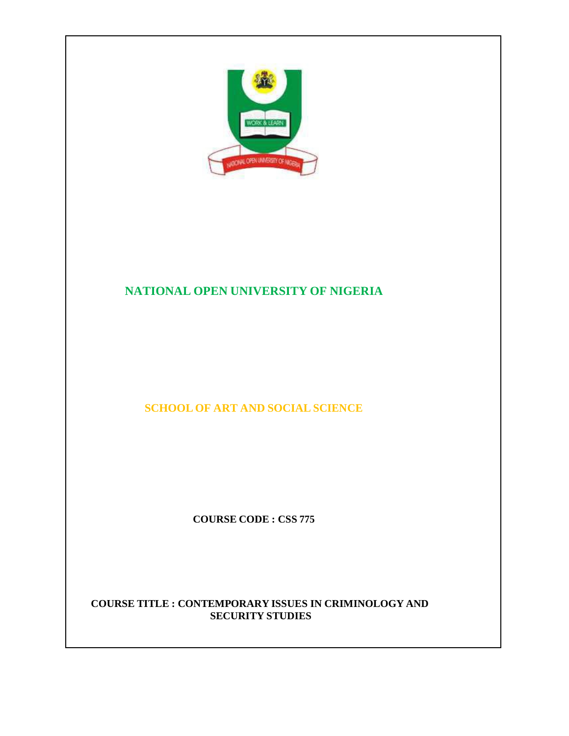# NATIONAL OPEN UNIVERSITY OF NIGERIA

## SCHOOL OF ART AND SOCIAL SCIENCE

**COURSE CODE : CSS 775**

**COURSE TITLE : CONTEMPORARY ISSUES IN CRIMINOLOGY AND SECURITY STUDIES**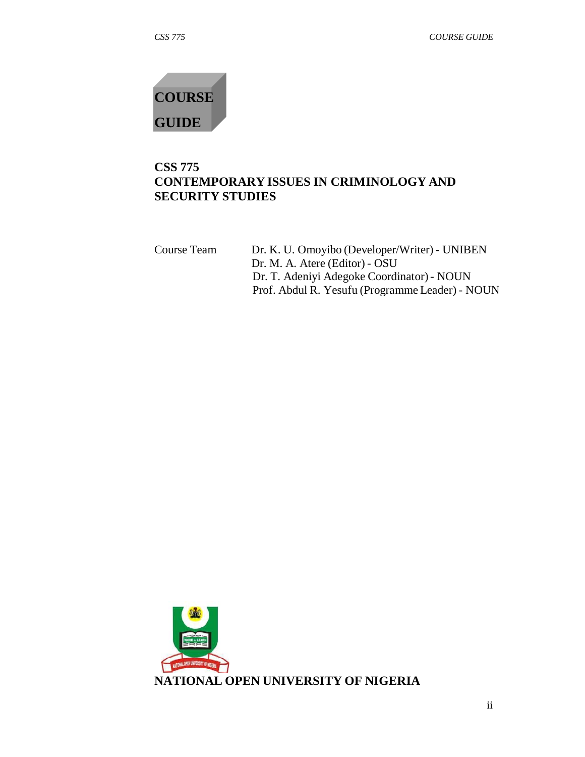# COURSE GUIDE

## CSS 775
## CONTEMPORARY ISSUES IN CRIMINOLOGY AND SECURITY STUDIES

Course Team: Dr. K. U. Omoyibo (Developer/Writer) - UNIBEN
Dr. M. A. Atere (Editor) - OSU
Dr. T. Adeniyi Adegoke Coordinator) - NOUN
Prof. Abdul R. Yesufu (Programme Leader) - NOUN

**NATIONAL OPEN UNIVERSITY OF NIGERIA**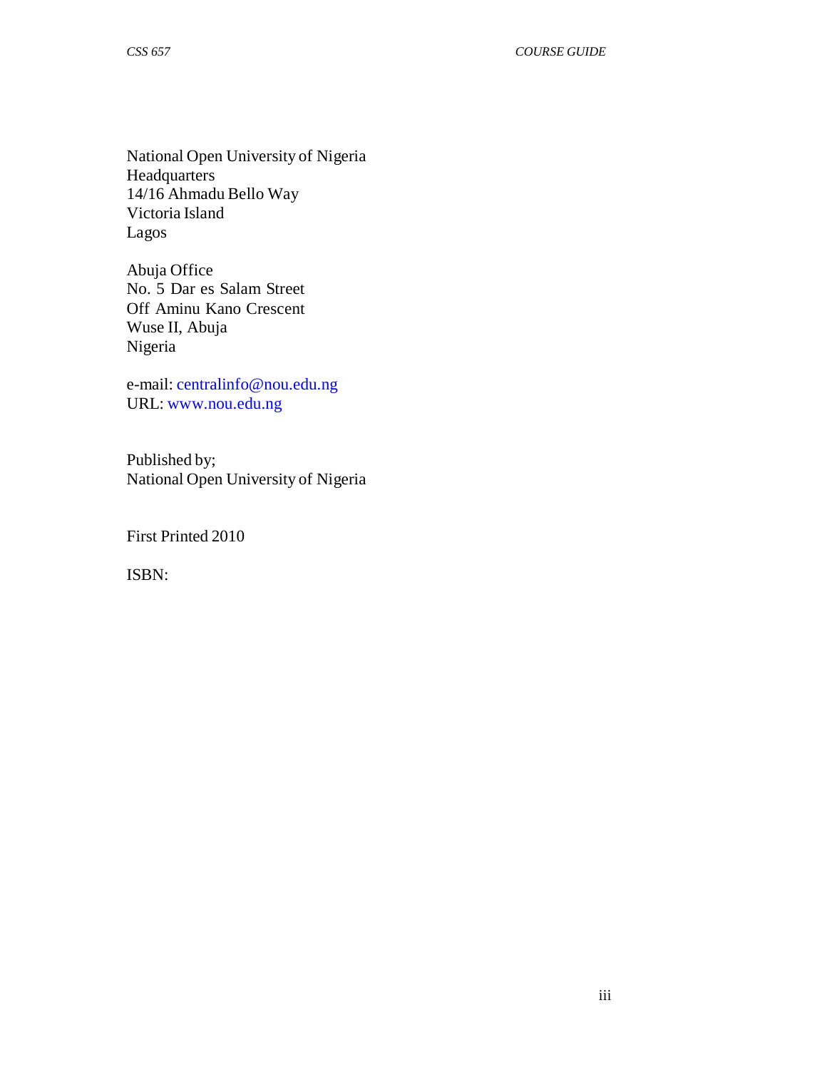National Open University of Nigeria
Headquarters
14/16 Ahmadu Bello Way
Victoria Island
Lagos

Abuja Office
No. 5 Dar es Salam Street
Off Aminu Kano Crescent
Wuse II, Abuja
Nigeria

e-mail: centralinfo@nou.edu.ng
URL: www.nou.edu.ng

Published by;
National Open University of Nigeria

First Printed 2010

ISBN: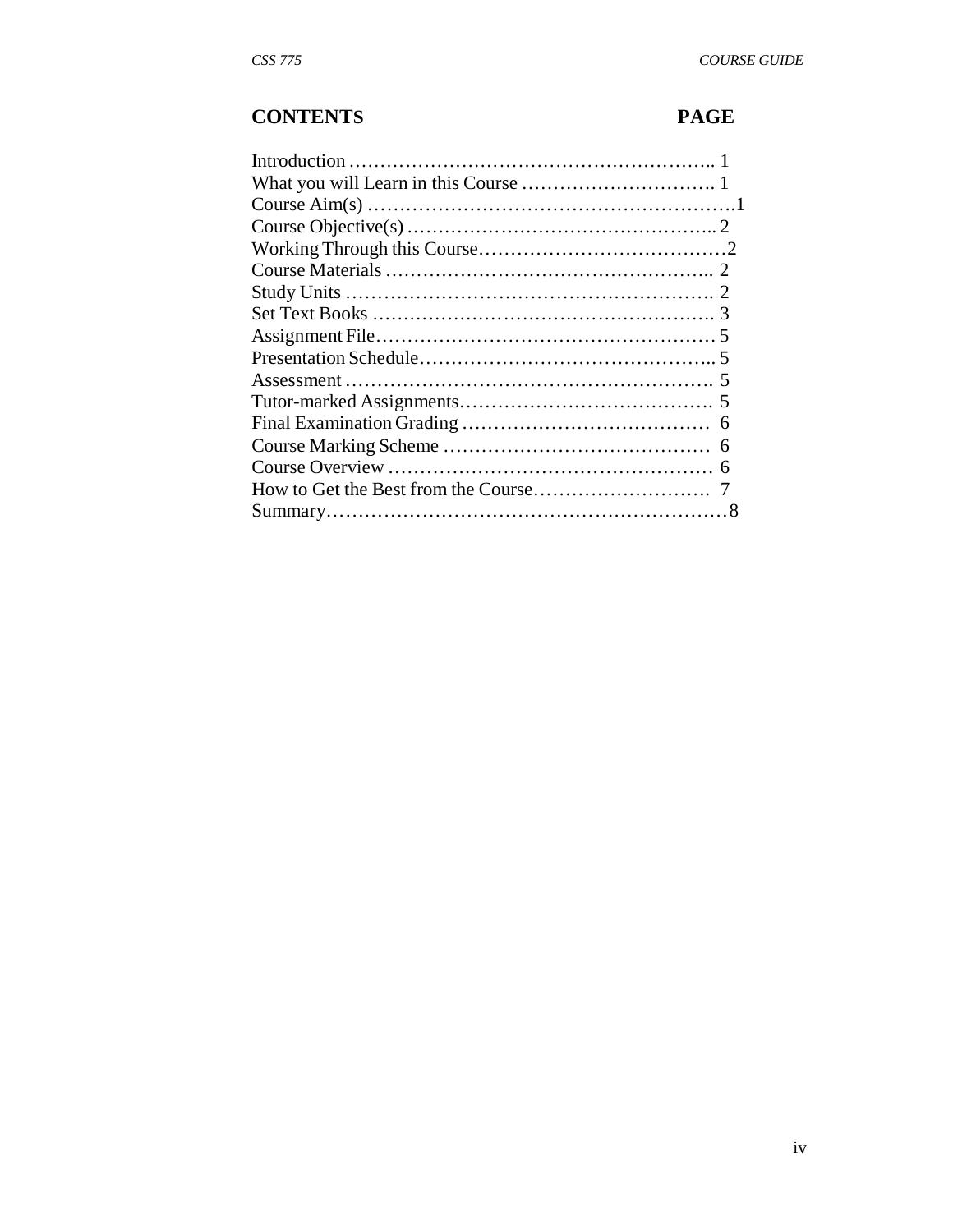## CONTENTS PAGE

| | |
|---|---|
| Introduction | 1 |
| What you will Learn in this Course | 1 |
| Course Aim(s) | 1 |
| Course Objective(s) | 2 |
| Working Through this Course | 2 |
| Course Materials | 2 |
| Study Units | 2 |
| Set Text Books | 3 |
| Assignment File | 5 |
| Presentation Schedule | 5 |
| Assessment | 5 |
| Tutor-marked Assignments | 5 |
| Final Examination Grading | 6 |
| Course Marking Scheme | 6 |
| Course Overview | 6 |
| How to Get the Best from the Course | 7 |
| Summary | 8 |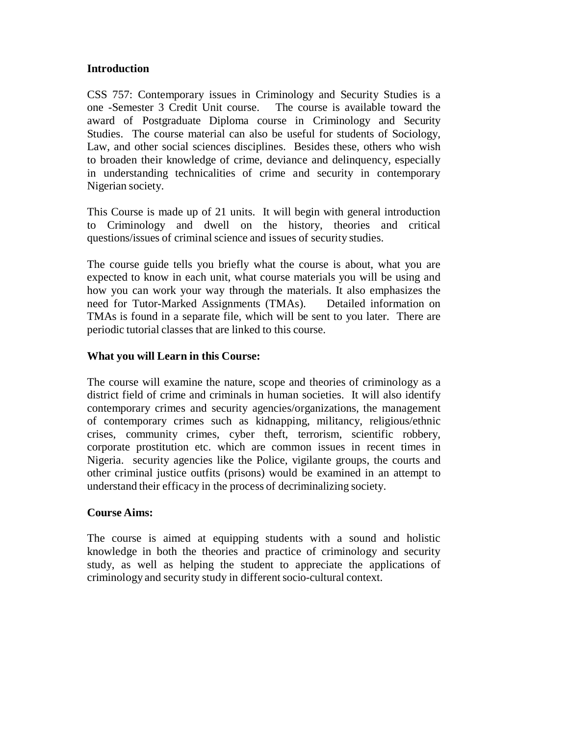**Introduction**

CSS 757: Contemporary issues in Criminology and Security Studies is a one -Semester 3 Credit Unit course. The course is available toward the award of Postgraduate Diploma course in Criminology and Security Studies. The course material can also be useful for students of Sociology, Law, and other social sciences disciplines. Besides these, others who wish to broaden their knowledge of crime, deviance and delinquency, especially in understanding technicalities of crime and security in contemporary Nigerian society.

This Course is made up of 21 units. It will begin with general introduction to Criminology and dwell on the history, theories and critical questions/issues of criminal science and issues of security studies.

The course guide tells you briefly what the course is about, what you are expected to know in each unit, what course materials you will be using and how you can work your way through the materials. It also emphasizes the need for Tutor-Marked Assignments (TMAs). Detailed information on TMAs is found in a separate file, which will be sent to you later. There are periodic tutorial classes that are linked to this course.

**What you will Learn in this Course:**

The course will examine the nature, scope and theories of criminology as a district field of crime and criminals in human societies. It will also identify contemporary crimes and security agencies/organizations, the management of contemporary crimes such as kidnapping, militancy, religious/ethnic crises, community crimes, cyber theft, terrorism, scientific robbery, corporate prostitution etc. which are common issues in recent times in Nigeria. security agencies like the Police, vigilante groups, the courts and other criminal justice outfits (prisons) would be examined in an attempt to understand their efficacy in the process of decriminalizing society.

**Course Aims:**

The course is aimed at equipping students with a sound and holistic knowledge in both the theories and practice of criminology and security study, as well as helping the student to appreciate the applications of criminology and security study in different socio-cultural context.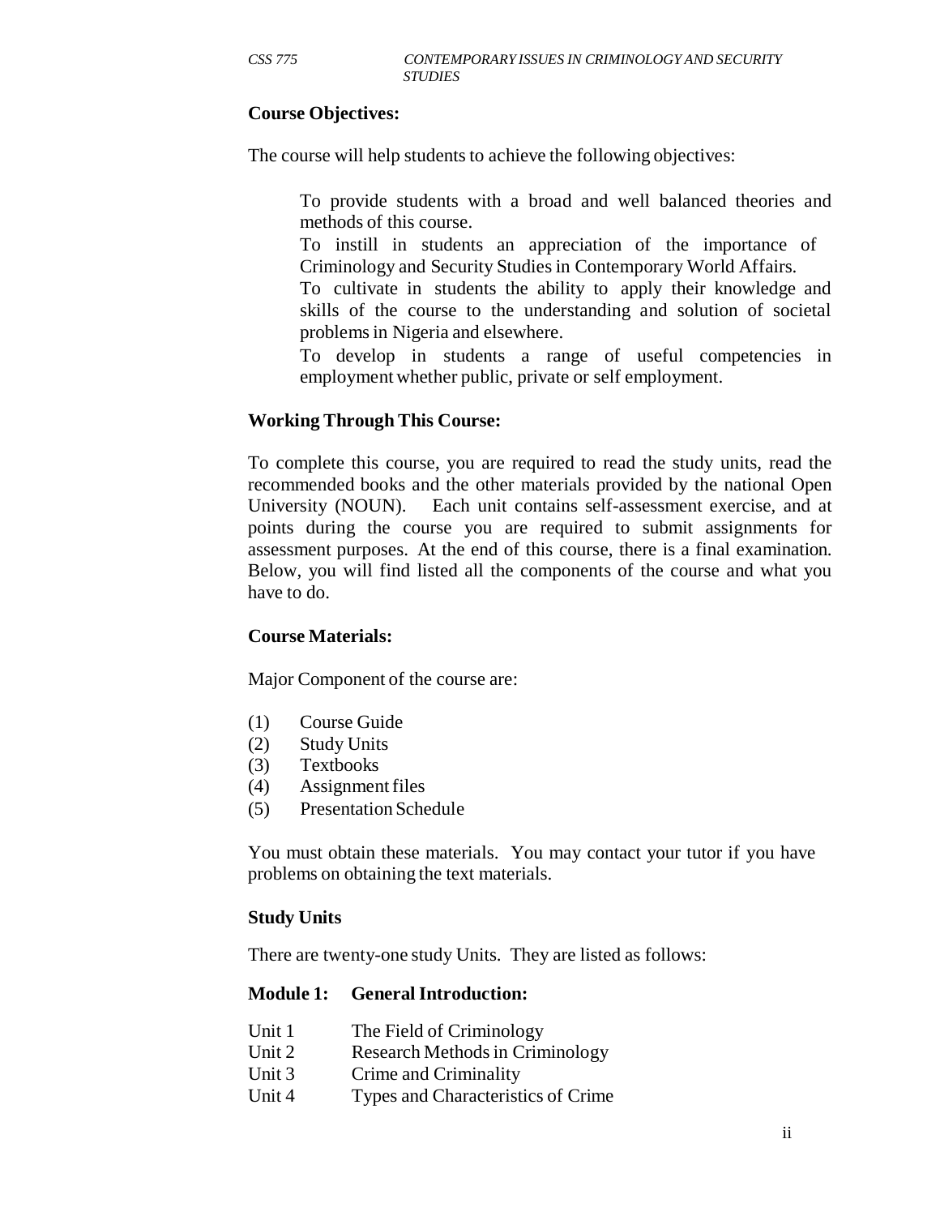**Course Objectives:**

The course will help students to achieve the following objectives:

To provide students with a broad and well balanced theories and methods of this course.

To instill in students an appreciation of the importance of Criminology and Security Studies in Contemporary World Affairs.

To cultivate in students the ability to apply their knowledge and skills of the course to the understanding and solution of societal problems in Nigeria and elsewhere.

To develop in students a range of useful competencies in employment whether public, private or self employment.

**Working Through This Course:**

To complete this course, you are required to read the study units, read the recommended books and the other materials provided by the national Open University (NOUN). Each unit contains self-assessment exercise, and at points during the course you are required to submit assignments for assessment purposes. At the end of this course, there is a final examination. Below, you will find listed all the components of the course and what you have to do.

**Course Materials:**

Major Component of the course are:

(1) Course Guide
(2) Study Units
(3) Textbooks
(4) Assignment files
(5) Presentation Schedule

You must obtain these materials. You may contact your tutor if you have problems on obtaining the text materials.

**Study Units**

There are twenty-one study Units. They are listed as follows:

**Module 1: General Introduction:**

Unit 1 The Field of Criminology
Unit 2 Research Methods in Criminology
Unit 3 Crime and Criminality
Unit 4 Types and Characteristics of Crime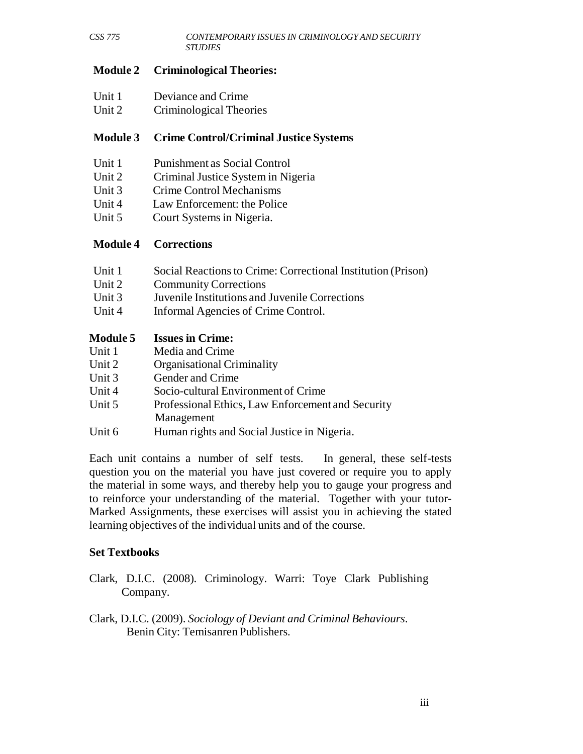**Module 2 Criminological Theories:**

Unit 1 Deviance and Crime
Unit 2 Criminological Theories

**Module 3 Crime Control/Criminal Justice Systems**

Unit 1 Punishment as Social Control
Unit 2 Criminal Justice System in Nigeria
Unit 3 Crime Control Mechanisms
Unit 4 Law Enforcement: the Police
Unit 5 Court Systems in Nigeria.

**Module 4 Corrections**

Unit 1 Social Reactions to Crime: Correctional Institution (Prison)
Unit 2 Community Corrections
Unit 3 Juvenile Institutions and Juvenile Corrections
Unit 4 Informal Agencies of Crime Control.

**Module 5 Issues in Crime:**

Unit 1 Media and Crime
Unit 2 Organisational Criminality
Unit 3 Gender and Crime
Unit 4 Socio-cultural Environment of Crime
Unit 5 Professional Ethics, Law Enforcement and Security Management
Unit 6 Human rights and Social Justice in Nigeria.

Each unit contains a number of self tests. In general, these self-tests question you on the material you have just covered or require you to apply the material in some ways, and thereby help you to gauge your progress and to reinforce your understanding of the material. Together with your tutor-Marked Assignments, these exercises will assist you in achieving the stated learning objectives of the individual units and of the course.

**Set Textbooks**

Clark, D.I.C. (2008). Criminology. Warri: Toye Clark Publishing Company.

Clark, D.I.C. (2009). *Sociology of Deviant and Criminal Behaviours*. Benin City: Temisanren Publishers.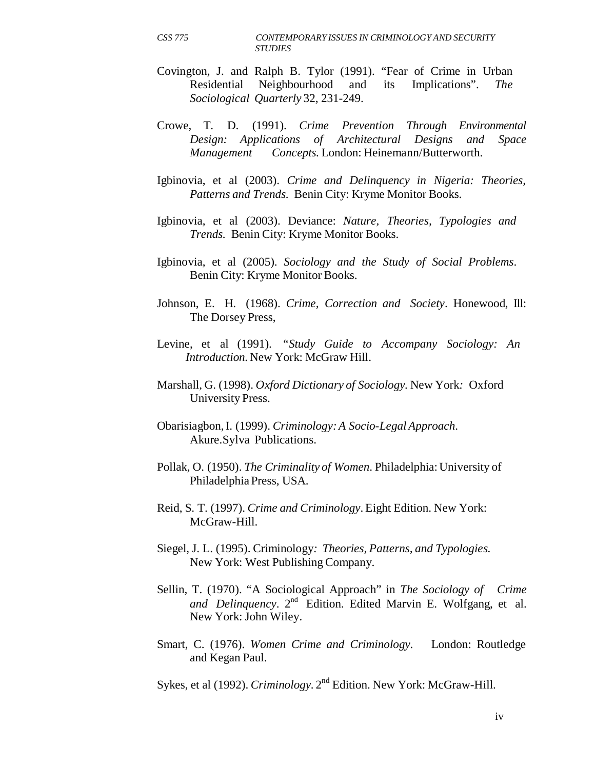Covington, J. and Ralph B. Tylor (1991). "Fear of Crime in Urban Residential Neighbourhood and its Implications". *The Sociological Quarterly* 32, 231-249.

Crowe, T. D. (1991). *Crime Prevention Through Environmental Design: Applications of Architectural Designs and Space Management Concepts.* London: Heinemann/Butterworth.

Igbinovia, et al (2003). *Crime and Delinquency in Nigeria: Theories, Patterns and Trends.* Benin City: Kryme Monitor Books.

Igbinovia, et al (2003). Deviance: *Nature, Theories, Typologies and Trends.* Benin City: Kryme Monitor Books.

Igbinovia, et al (2005). *Sociology and the Study of Social Problems*. Benin City: Kryme Monitor Books.

Johnson, E. H. (1968). *Crime, Correction and Society*. Honewood, Ill: The Dorsey Press,

Levine, et al (1991). "*Study Guide to Accompany Sociology: An Introduction.* New York: McGraw Hill.

Marshall, G. (1998). *Oxford Dictionary of Sociology.* New York*:* Oxford University Press.

Obarisiagbon, I. (1999). *Criminology: A Socio-Legal Approach*. Akure.Sylva Publications.

Pollak, O. (1950). *The Criminality of Women*. Philadelphia: University of Philadelphia Press, USA.

Reid, S. T. (1997). *Crime and Criminology*. Eight Edition. New York: McGraw-Hill.

Siegel, J. L. (1995). Criminology*: Theories, Patterns, and Typologies.* New York: West Publishing Company.

Sellin, T. (1970). "A Sociological Approach" in *The Sociology of Crime and Delinquency*. 2nd Edition. Edited Marvin E. Wolfgang, et al. New York: John Wiley.

Smart, C. (1976). *Women Crime and Criminology.* London: Routledge and Kegan Paul.

Sykes, et al (1992). *Criminology*. 2nd Edition. New York: McGraw-Hill.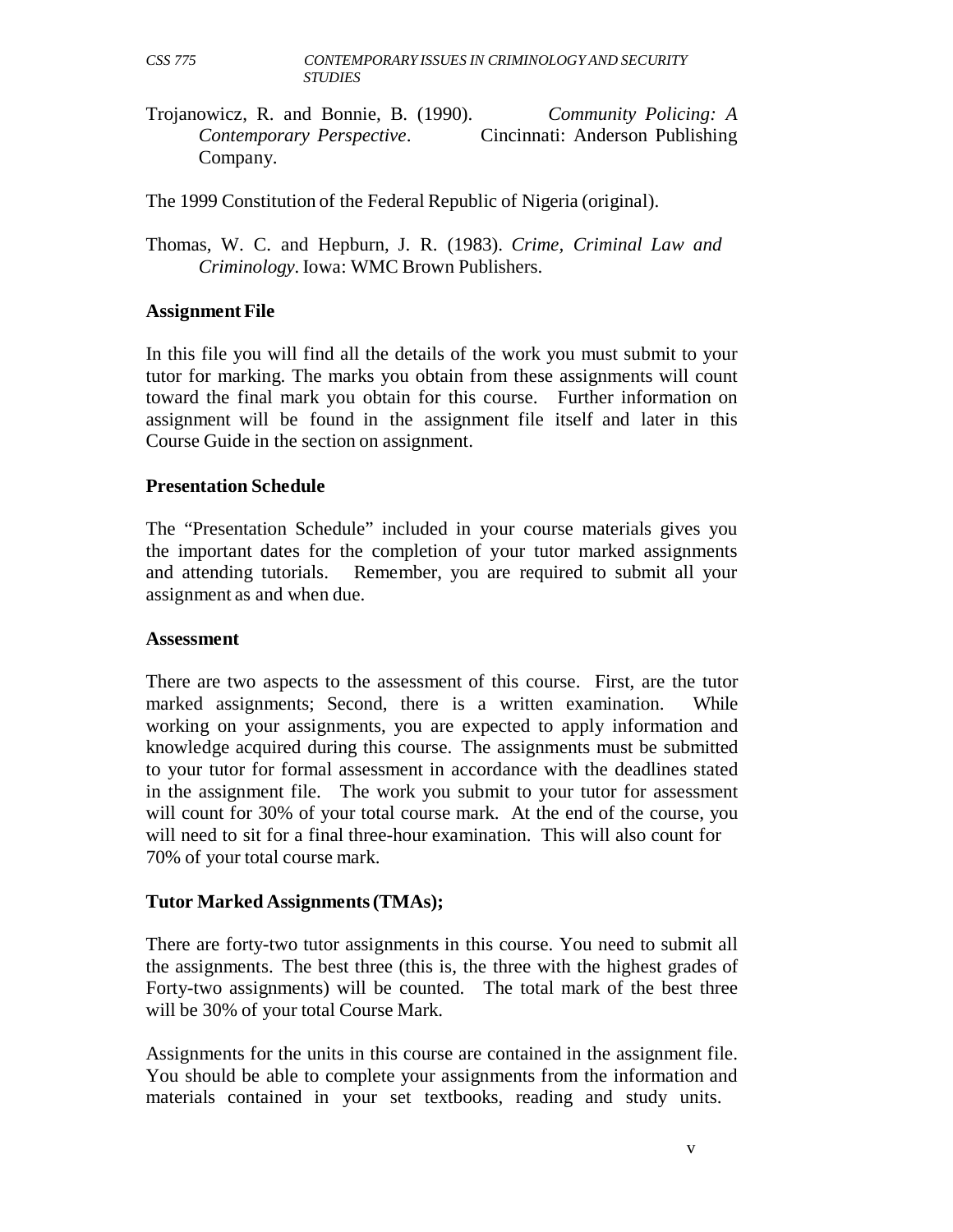Trojanowicz, R. and Bonnie, B. (1990). *Community Policing: A Contemporary Perspective*. Cincinnati: Anderson Publishing Company.

The 1999 Constitution of the Federal Republic of Nigeria (original).

Thomas, W. C. and Hepburn, J. R. (1983). *Crime, Criminal Law and Criminology*. Iowa: WMC Brown Publishers.

### Assignment File

In this file you will find all the details of the work you must submit to your tutor for marking. The marks you obtain from these assignments will count toward the final mark you obtain for this course. Further information on assignment will be found in the assignment file itself and later in this Course Guide in the section on assignment.

### Presentation Schedule

The "Presentation Schedule" included in your course materials gives you the important dates for the completion of your tutor marked assignments and attending tutorials. Remember, you are required to submit all your assignment as and when due.

### Assessment

There are two aspects to the assessment of this course. First, are the tutor marked assignments; Second, there is a written examination. While working on your assignments, you are expected to apply information and knowledge acquired during this course. The assignments must be submitted to your tutor for formal assessment in accordance with the deadlines stated in the assignment file. The work you submit to your tutor for assessment will count for 30% of your total course mark. At the end of the course, you will need to sit for a final three-hour examination. This will also count for 70% of your total course mark.

### Tutor Marked Assignments (TMAs);

There are forty-two tutor assignments in this course. You need to submit all the assignments. The best three (this is, the three with the highest grades of Forty-two assignments) will be counted. The total mark of the best three will be 30% of your total Course Mark.

Assignments for the units in this course are contained in the assignment file. You should be able to complete your assignments from the information and materials contained in your set textbooks, reading and study units.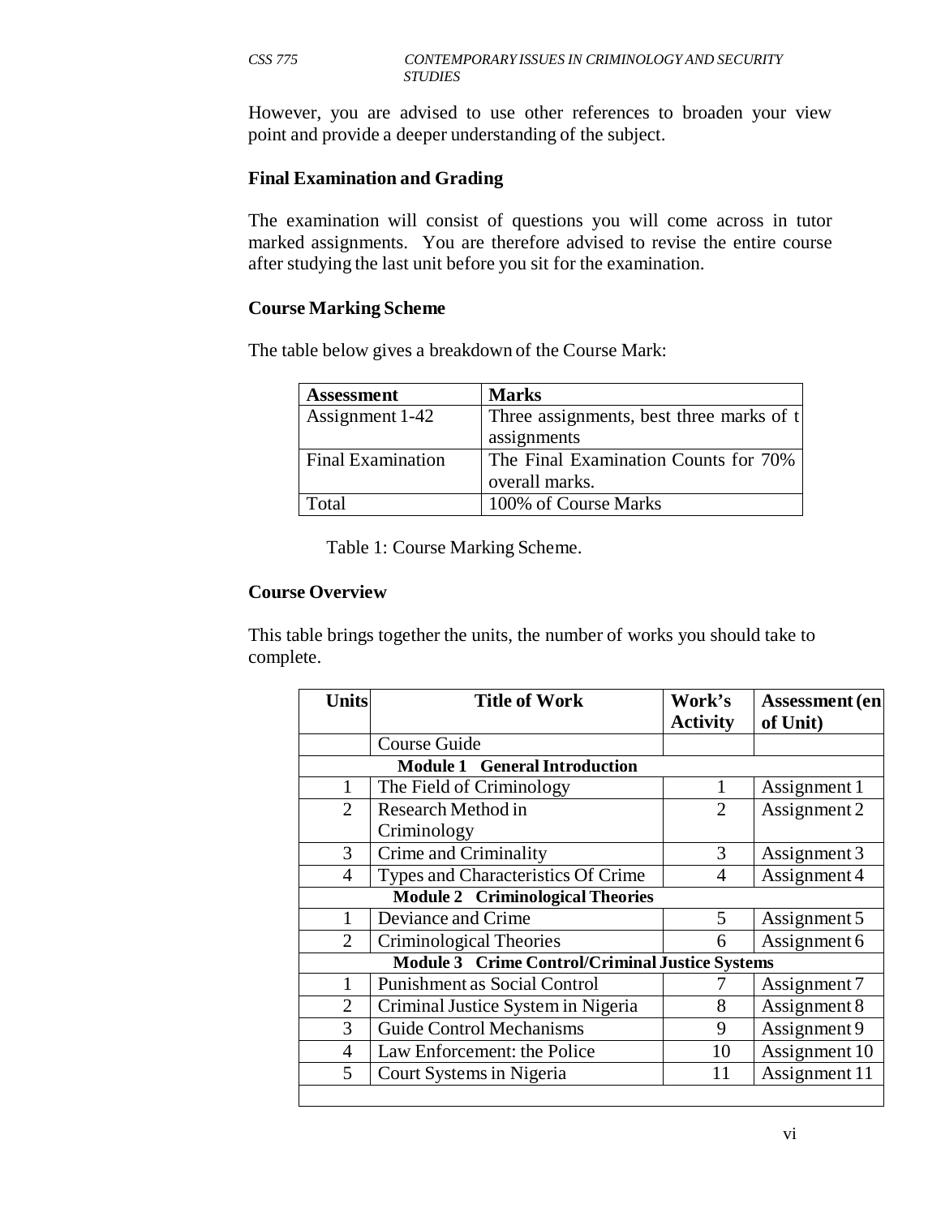However, you are advised to use other references to broaden your view point and provide a deeper understanding of the subject.

**Final Examination and Grading**

The examination will consist of questions you will come across in tutor marked assignments. You are therefore advised to revise the entire course after studying the last unit before you sit for the examination.

**Course Marking Scheme**

The table below gives a breakdown of the Course Mark:

| **Assessment** | **Marks** |
|---|---|
| Assignment 1-42 | Three assignments, best three marks of t assignments |
| Final Examination | The Final Examination Counts for 70% overall marks. |
| Total | 100% of Course Marks |

Table 1: Course Marking Scheme.

**Course Overview**

This table brings together the units, the number of works you should take to complete.

| **Units** | **Title of Work** | **Work's Activity** | **Assessment (en of Unit)** |
|---|---|---|---|
| | Course Guide | | |
| | **Module 1 General Introduction** | | |
| 1 | The Field of Criminology | 1 | Assignment 1 |
| 2 | Research Method in Criminology | 2 | Assignment 2 |
| 3 | Crime and Criminality | 3 | Assignment 3 |
| 4 | Types and Characteristics Of Crime | 4 | Assignment 4 |
| | **Module 2 Criminological Theories** | | |
| 1 | Deviance and Crime | 5 | Assignment 5 |
| 2 | Criminological Theories | 6 | Assignment 6 |
| | **Module 3 Crime Control/Criminal Justice Systems** | | |
| 1 | Punishment as Social Control | 7 | Assignment 7 |
| 2 | Criminal Justice System in Nigeria | 8 | Assignment 8 |
| 3 | Guide Control Mechanisms | 9 | Assignment 9 |
| 4 | Law Enforcement: the Police | 10 | Assignment 10 |
| 5 | Court Systems in Nigeria | 11 | Assignment 11 |
| | | | |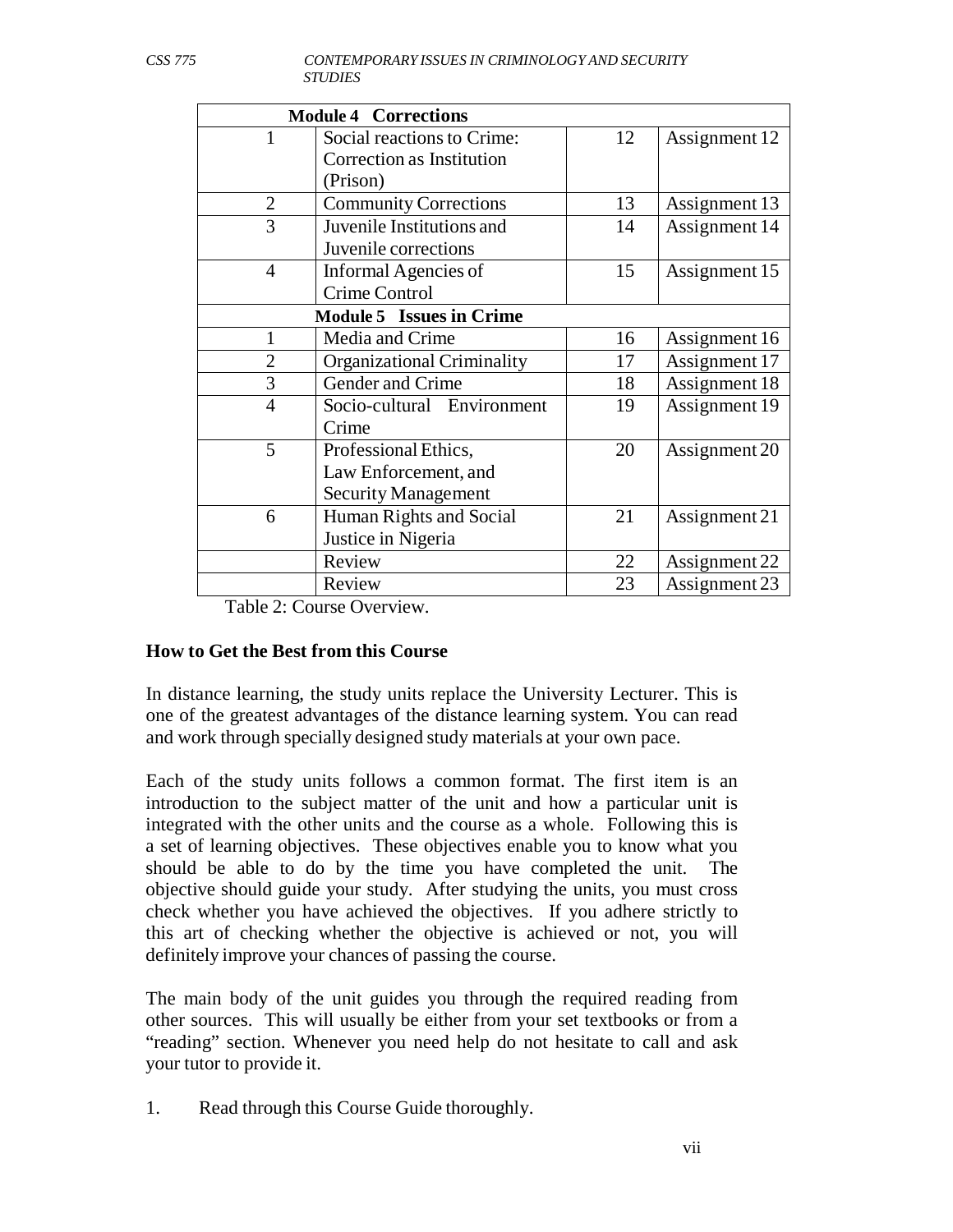| Module 4 Corrections | | | |
|---|---|---|---|
| 1 | Social reactions to Crime: Correction as Institution (Prison) | 12 | Assignment 12 |
| 2 | Community Corrections | 13 | Assignment 13 |
| 3 | Juvenile Institutions and Juvenile corrections | 14 | Assignment 14 |
| 4 | Informal Agencies of Crime Control | 15 | Assignment 15 |
| **Module 5 Issues in Crime** | | | |
| 1 | Media and Crime | 16 | Assignment 16 |
| 2 | Organizational Criminality | 17 | Assignment 17 |
| 3 | Gender and Crime | 18 | Assignment 18 |
| 4 | Socio-cultural Environment Crime | 19 | Assignment 19 |
| 5 | Professional Ethics, Law Enforcement, and Security Management | 20 | Assignment 20 |
| 6 | Human Rights and Social Justice in Nigeria | 21 | Assignment 21 |
| | Review | 22 | Assignment 22 |
| | Review | 23 | Assignment 23 |

Table 2: Course Overview.

## How to Get the Best from this Course

In distance learning, the study units replace the University Lecturer. This is one of the greatest advantages of the distance learning system. You can read and work through specially designed study materials at your own pace.

Each of the study units follows a common format. The first item is an introduction to the subject matter of the unit and how a particular unit is integrated with the other units and the course as a whole. Following this is a set of learning objectives. These objectives enable you to know what you should be able to do by the time you have completed the unit. The objective should guide your study. After studying the units, you must cross check whether you have achieved the objectives. If you adhere strictly to this art of checking whether the objective is achieved or not, you will definitely improve your chances of passing the course.

The main body of the unit guides you through the required reading from other sources. This will usually be either from your set textbooks or from a "reading" section. Whenever you need help do not hesitate to call and ask your tutor to provide it.

1. Read through this Course Guide thoroughly.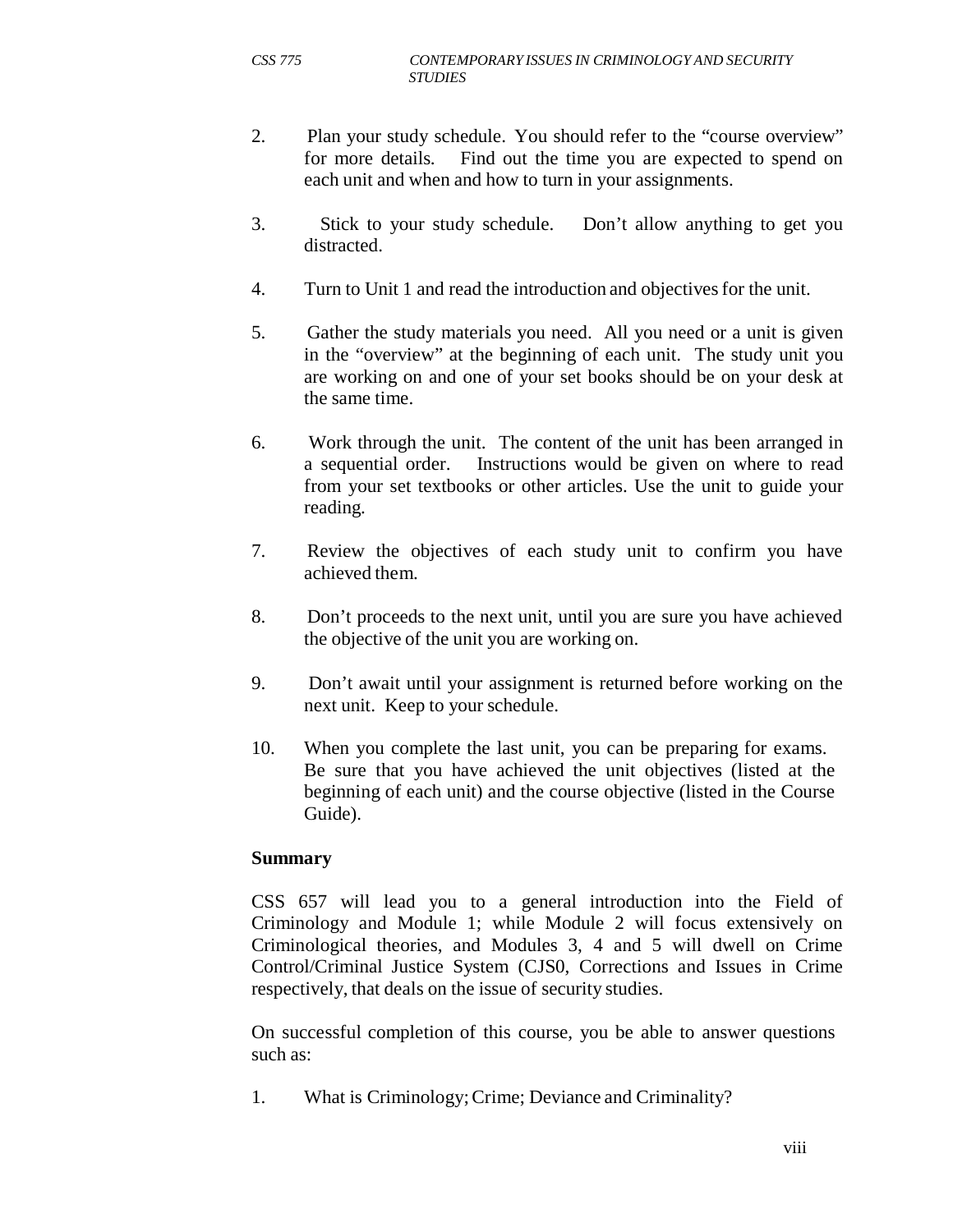2. Plan your study schedule. You should refer to the "course overview" for more details. Find out the time you are expected to spend on each unit and when and how to turn in your assignments.

3. Stick to your study schedule. Don't allow anything to get you distracted.

4. Turn to Unit 1 and read the introduction and objectives for the unit.

5. Gather the study materials you need. All you need or a unit is given in the "overview" at the beginning of each unit. The study unit you are working on and one of your set books should be on your desk at the same time.

6. Work through the unit. The content of the unit has been arranged in a sequential order. Instructions would be given on where to read from your set textbooks or other articles. Use the unit to guide your reading.

7. Review the objectives of each study unit to confirm you have achieved them.

8. Don't proceeds to the next unit, until you are sure you have achieved the objective of the unit you are working on.

9. Don't await until your assignment is returned before working on the next unit. Keep to your schedule.

10. When you complete the last unit, you can be preparing for exams. Be sure that you have achieved the unit objectives (listed at the beginning of each unit) and the course objective (listed in the Course Guide).

**Summary**

CSS 657 will lead you to a general introduction into the Field of Criminology and Module 1; while Module 2 will focus extensively on Criminological theories, and Modules 3, 4 and 5 will dwell on Crime Control/Criminal Justice System (CJS0, Corrections and Issues in Crime respectively, that deals on the issue of security studies.

On successful completion of this course, you be able to answer questions such as:

1. What is Criminology; Crime; Deviance and Criminality?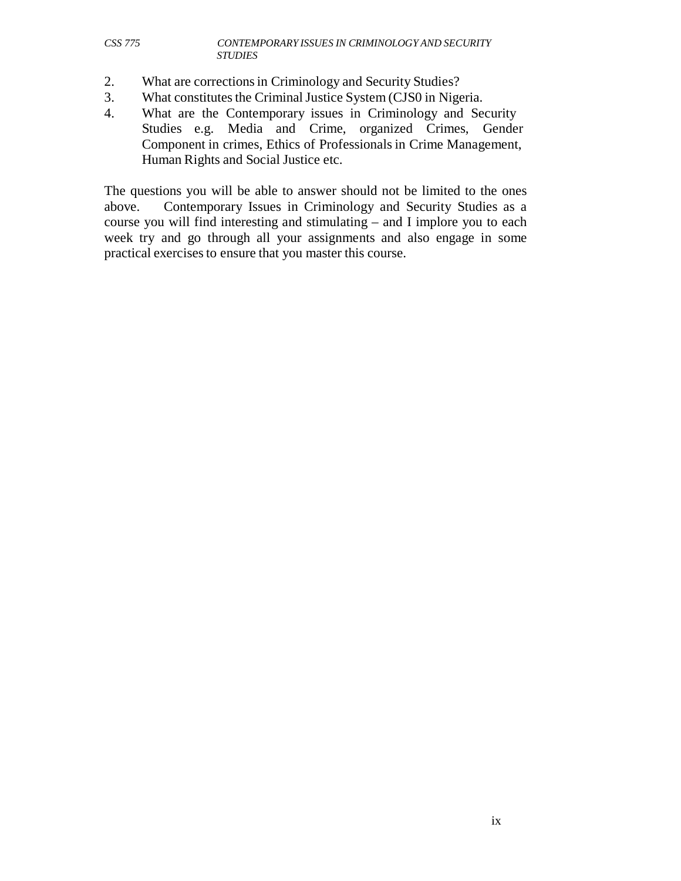2. What are corrections in Criminology and Security Studies?
3. What constitutes the Criminal Justice System (CJS0 in Nigeria.
4. What are the Contemporary issues in Criminology and Security Studies e.g. Media and Crime, organized Crimes, Gender Component in crimes, Ethics of Professionals in Crime Management, Human Rights and Social Justice etc.

The questions you will be able to answer should not be limited to the ones above. Contemporary Issues in Criminology and Security Studies as a course you will find interesting and stimulating – and I implore you to each week try and go through all your assignments and also engage in some practical exercises to ensure that you master this course.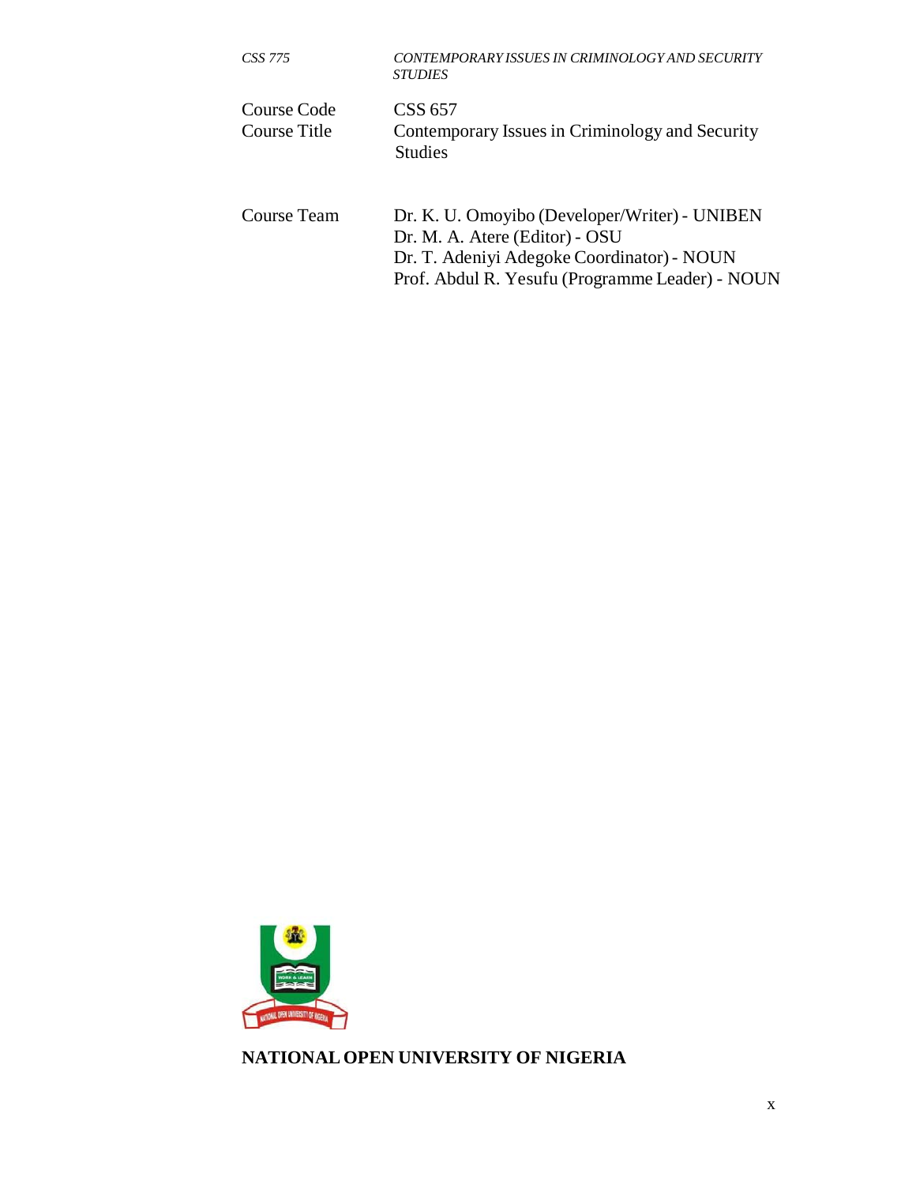| | |
|---|---|
| Course Code | CSS 657 |
| Course Title | Contemporary Issues in Criminology and Security Studies |
| | |
| Course Team | Dr. K. U. Omoyibo (Developer/Writer) - UNIBEN |
| | Dr. M. A. Atere (Editor) - OSU |
| | Dr. T. Adeniyi Adegoke Coordinator) - NOUN |
| | Prof. Abdul R. Yesufu (Programme Leader) - NOUN |

**NATIONAL OPEN UNIVERSITY OF NIGERIA**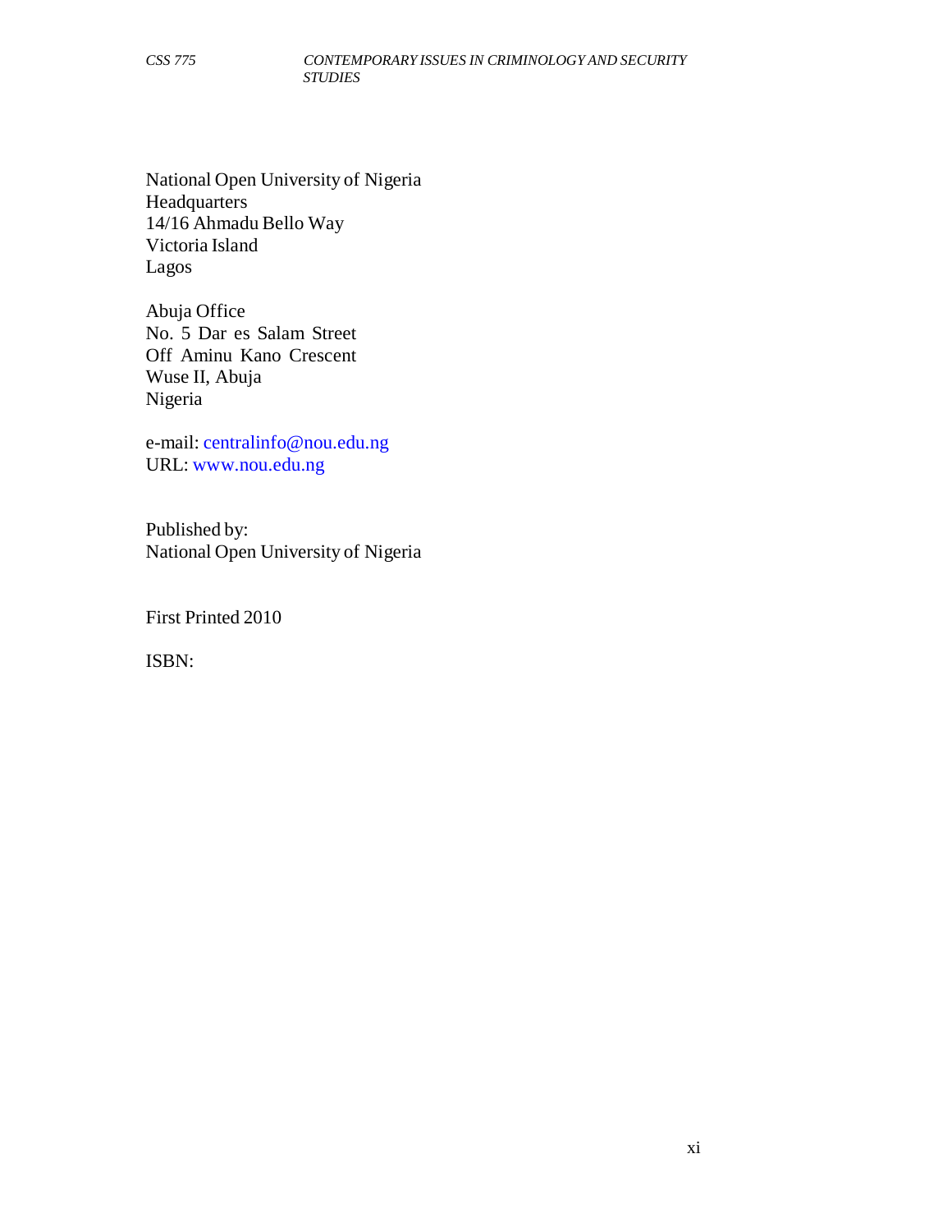National Open University of Nigeria
Headquarters
14/16 Ahmadu Bello Way
Victoria Island
Lagos

Abuja Office
No. 5 Dar es Salam Street
Off Aminu Kano Crescent
Wuse II, Abuja
Nigeria

e-mail: centralinfo@nou.edu.ng
URL: www.nou.edu.ng

Published by:
National Open University of Nigeria

First Printed 2010

ISBN: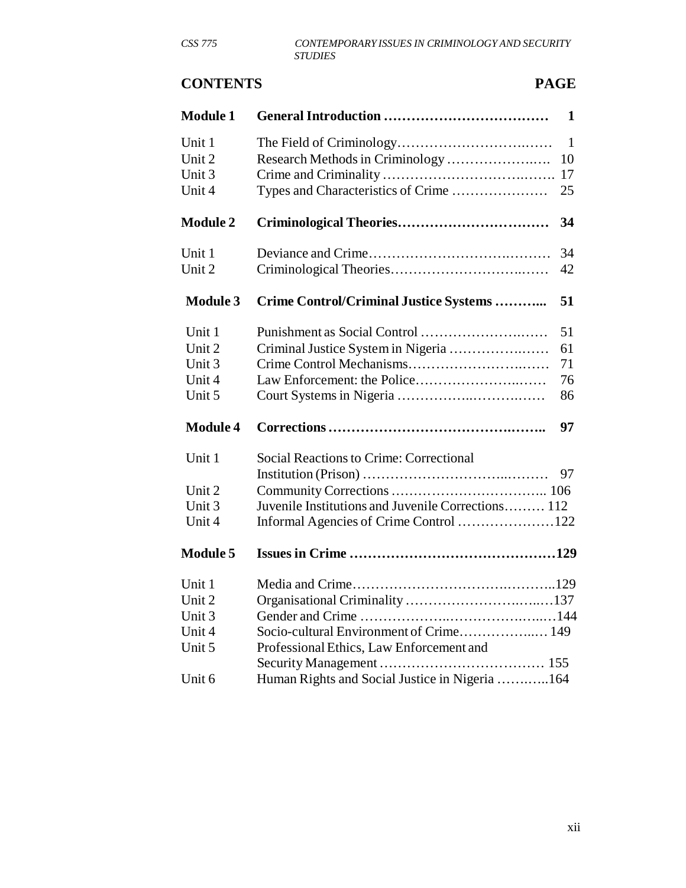## CONTENTS

| | | PAGE |
|---|---|---|
| **Module 1** | **General Introduction ………………………………** | **1** |
| Unit 1 | The Field of Criminology…………………………… | 1 |
| Unit 2 | Research Methods in Criminology ………………… | 10 |
| Unit 3 | Crime and Criminality ……………………………… | 17 |
| Unit 4 | Types and Characteristics of Crime ………………… | 25 |
| **Module 2** | **Criminological Theories……………………………** | **34** |
| Unit 1 | Deviance and Crime………………………………… | 34 |
| Unit 2 | Criminological Theories…………………………… | 42 |
| **Module 3** | **Crime Control/Criminal Justice Systems ………..** | **51** |
| Unit 1 | Punishment as Social Control ……………………… | 51 |
| Unit 2 | Criminal Justice System in Nigeria ………………… | 61 |
| Unit 3 | Crime Control Mechanisms………………………… | 71 |
| Unit 4 | Law Enforcement: the Police……………………… | 76 |
| Unit 5 | Court Systems in Nigeria …………………………… | 86 |
| **Module 4** | **Corrections ……………………………………….** | **97** |
| Unit 1 | Social Reactions to Crime: Correctional Institution (Prison) …………………………… | 97 |
| Unit 2 | Community Corrections ……………………………. | 106 |
| Unit 3 | Juvenile Institutions and Juvenile Corrections……… | 112 |
| Unit 4 | Informal Agencies of Crime Control ………………… | 122 |
| **Module 5** | **Issues in Crime ………………………………………** | **129** |
| Unit 1 | Media and Crime……………………………………. | 129 |
| Unit 2 | Organisational Criminality ………………………… | 137 |
| Unit 3 | Gender and Crime …………………………………… | 144 |
| Unit 4 | Socio-cultural Environment of Crime………………. | 149 |
| Unit 5 | Professional Ethics, Law Enforcement and Security Management ……………………………… | 155 |
| Unit 6 | Human Rights and Social Justice in Nigeria ……….. | 164 |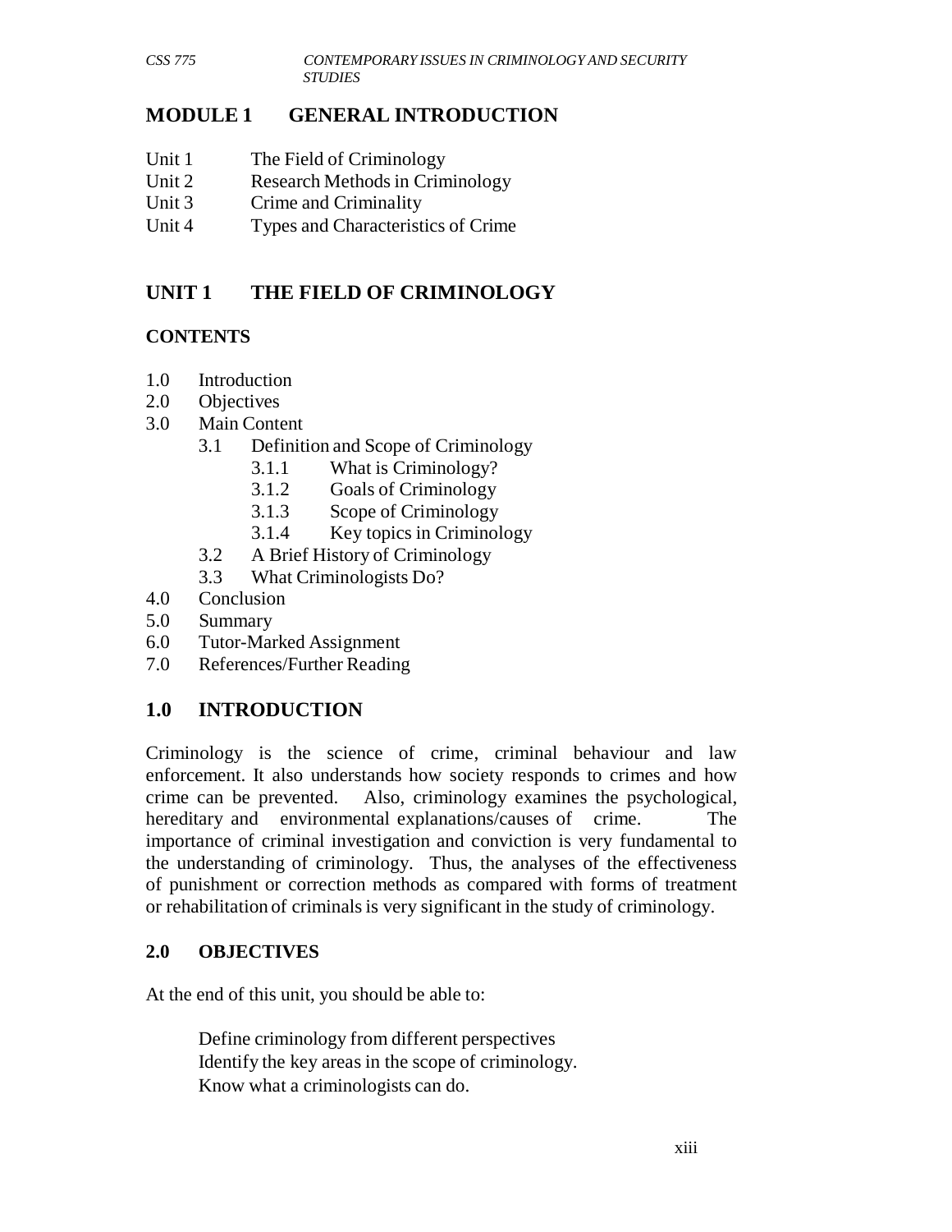# MODULE 1 GENERAL INTRODUCTION

Unit 1 The Field of Criminology
Unit 2 Research Methods in Criminology
Unit 3 Crime and Criminality
Unit 4 Types and Characteristics of Crime

## UNIT 1 THE FIELD OF CRIMINOLOGY

### CONTENTS

1.0 Introduction
2.0 Objectives
3.0 Main Content
 3.1 Definition and Scope of Criminology
  3.1.1 What is Criminology?
  3.1.2 Goals of Criminology
  3.1.3 Scope of Criminology
  3.1.4 Key topics in Criminology
 3.2 A Brief History of Criminology
 3.3 What Criminologists Do?
4.0 Conclusion
5.0 Summary
6.0 Tutor-Marked Assignment
7.0 References/Further Reading

## 1.0 INTRODUCTION

Criminology is the science of crime, criminal behaviour and law enforcement. It also understands how society responds to crimes and how crime can be prevented. Also, criminology examines the psychological, hereditary and environmental explanations/causes of crime. The importance of criminal investigation and conviction is very fundamental to the understanding of criminology. Thus, the analyses of the effectiveness of punishment or correction methods as compared with forms of treatment or rehabilitation of criminals is very significant in the study of criminology.

### 2.0 OBJECTIVES

At the end of this unit, you should be able to:

- Define criminology from different perspectives
- Identify the key areas in the scope of criminology.
- Know what a criminologists can do.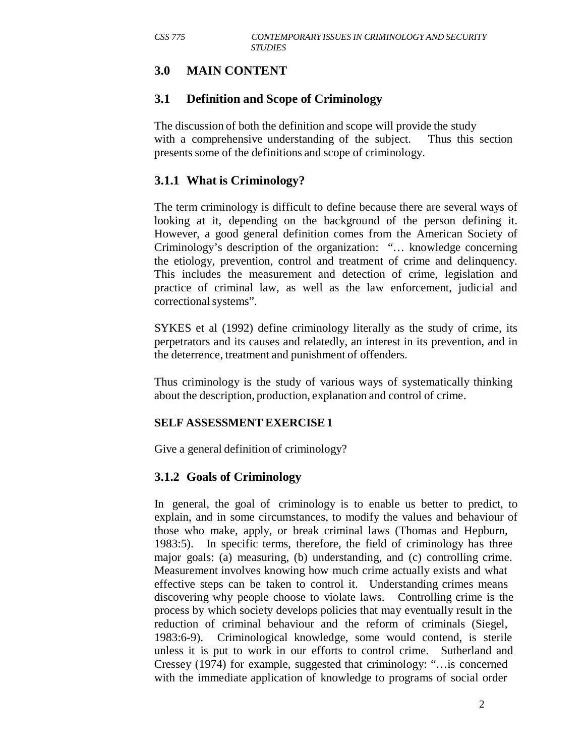## 3.0 MAIN CONTENT

### 3.1 Definition and Scope of Criminology

The discussion of both the definition and scope will provide the study with a comprehensive understanding of the subject. Thus this section presents some of the definitions and scope of criminology.

### 3.1.1 What is Criminology?

The term criminology is difficult to define because there are several ways of looking at it, depending on the background of the person defining it. However, a good general definition comes from the American Society of Criminology's description of the organization: "… knowledge concerning the etiology, prevention, control and treatment of crime and delinquency. This includes the measurement and detection of crime, legislation and practice of criminal law, as well as the law enforcement, judicial and correctional systems".

SYKES et al (1992) define criminology literally as the study of crime, its perpetrators and its causes and relatedly, an interest in its prevention, and in the deterrence, treatment and punishment of offenders.

Thus criminology is the study of various ways of systematically thinking about the description, production, explanation and control of crime.

**SELF ASSESSMENT EXERCISE 1**

Give a general definition of criminology?

### 3.1.2 Goals of Criminology

In general, the goal of criminology is to enable us better to predict, to explain, and in some circumstances, to modify the values and behaviour of those who make, apply, or break criminal laws (Thomas and Hepburn, 1983:5). In specific terms, therefore, the field of criminology has three major goals: (a) measuring, (b) understanding, and (c) controlling crime. Measurement involves knowing how much crime actually exists and what effective steps can be taken to control it. Understanding crimes means discovering why people choose to violate laws. Controlling crime is the process by which society develops policies that may eventually result in the reduction of criminal behaviour and the reform of criminals (Siegel, 1983:6-9). Criminological knowledge, some would contend, is sterile unless it is put to work in our efforts to control crime. Sutherland and Cressey (1974) for example, suggested that criminology: "…is concerned with the immediate application of knowledge to programs of social order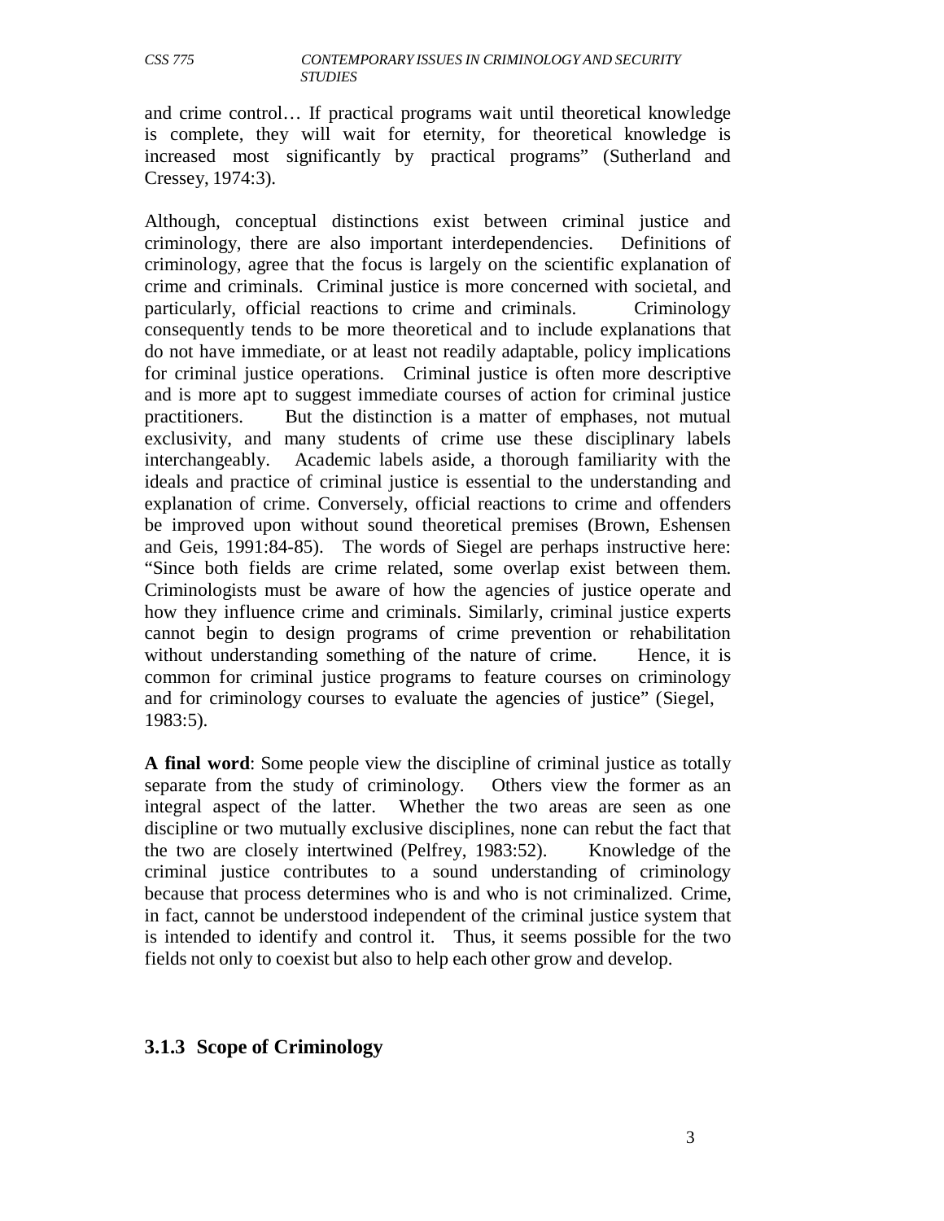and crime control… If practical programs wait until theoretical knowledge is complete, they will wait for eternity, for theoretical knowledge is increased most significantly by practical programs" (Sutherland and Cressey, 1974:3).

Although, conceptual distinctions exist between criminal justice and criminology, there are also important interdependencies. Definitions of criminology, agree that the focus is largely on the scientific explanation of crime and criminals. Criminal justice is more concerned with societal, and particularly, official reactions to crime and criminals. Criminology consequently tends to be more theoretical and to include explanations that do not have immediate, or at least not readily adaptable, policy implications for criminal justice operations. Criminal justice is often more descriptive and is more apt to suggest immediate courses of action for criminal justice practitioners. But the distinction is a matter of emphases, not mutual exclusivity, and many students of crime use these disciplinary labels interchangeably. Academic labels aside, a thorough familiarity with the ideals and practice of criminal justice is essential to the understanding and explanation of crime. Conversely, official reactions to crime and offenders be improved upon without sound theoretical premises (Brown, Eshensen and Geis, 1991:84-85). The words of Siegel are perhaps instructive here: "Since both fields are crime related, some overlap exist between them. Criminologists must be aware of how the agencies of justice operate and how they influence crime and criminals. Similarly, criminal justice experts cannot begin to design programs of crime prevention or rehabilitation without understanding something of the nature of crime. Hence, it is common for criminal justice programs to feature courses on criminology and for criminology courses to evaluate the agencies of justice" (Siegel, 1983:5).

**A final word**: Some people view the discipline of criminal justice as totally separate from the study of criminology. Others view the former as an integral aspect of the latter. Whether the two areas are seen as one discipline or two mutually exclusive disciplines, none can rebut the fact that the two are closely intertwined (Pelfrey, 1983:52). Knowledge of the criminal justice contributes to a sound understanding of criminology because that process determines who is and who is not criminalized. Crime, in fact, cannot be understood independent of the criminal justice system that is intended to identify and control it. Thus, it seems possible for the two fields not only to coexist but also to help each other grow and develop.

### 3.1.3 Scope of Criminology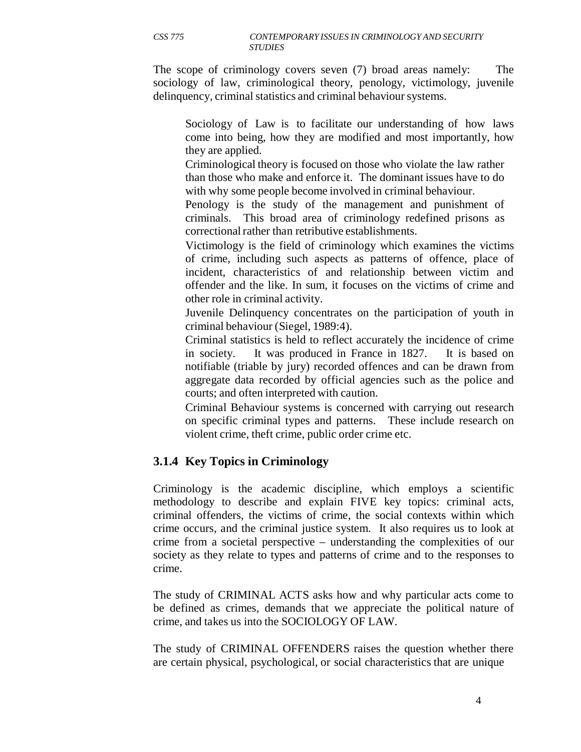The scope of criminology covers seven (7) broad areas namely: The sociology of law, criminological theory, penology, victimology, juvenile delinquency, criminal statistics and criminal behaviour systems.

Sociology of Law is to facilitate our understanding of how laws come into being, how they are modified and most importantly, how they are applied.

Criminological theory is focused on those who violate the law rather than those who make and enforce it. The dominant issues have to do with why some people become involved in criminal behaviour.

Penology is the study of the management and punishment of criminals. This broad area of criminology redefined prisons as correctional rather than retributive establishments.

Victimology is the field of criminology which examines the victims of crime, including such aspects as patterns of offence, place of incident, characteristics of and relationship between victim and offender and the like. In sum, it focuses on the victims of crime and other role in criminal activity.

Juvenile Delinquency concentrates on the participation of youth in criminal behaviour (Siegel, 1989:4).

Criminal statistics is held to reflect accurately the incidence of crime in society. It was produced in France in 1827. It is based on notifiable (triable by jury) recorded offences and can be drawn from aggregate data recorded by official agencies such as the police and courts; and often interpreted with caution.

Criminal Behaviour systems is concerned with carrying out research on specific criminal types and patterns. These include research on violent crime, theft crime, public order crime etc.

### 3.1.4 Key Topics in Criminology

Criminology is the academic discipline, which employs a scientific methodology to describe and explain FIVE key topics: criminal acts, criminal offenders, the victims of crime, the social contexts within which crime occurs, and the criminal justice system. It also requires us to look at crime from a societal perspective – understanding the complexities of our society as they relate to types and patterns of crime and to the responses to crime.

The study of CRIMINAL ACTS asks how and why particular acts come to be defined as crimes, demands that we appreciate the political nature of crime, and takes us into the SOCIOLOGY OF LAW.

The study of CRIMINAL OFFENDERS raises the question whether there are certain physical, psychological, or social characteristics that are unique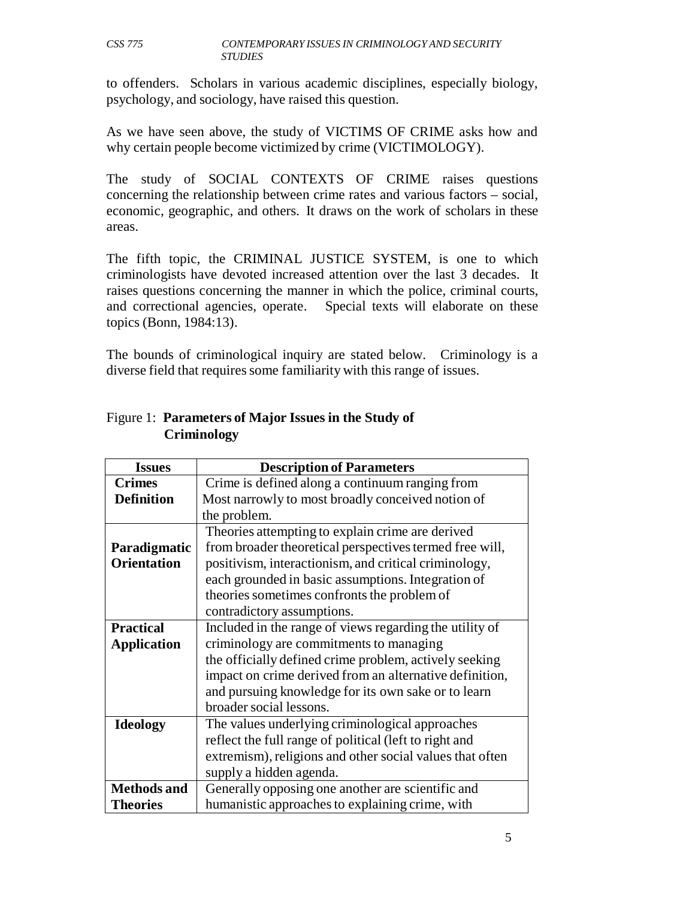to offenders. Scholars in various academic disciplines, especially biology, psychology, and sociology, have raised this question.

As we have seen above, the study of VICTIMS OF CRIME asks how and why certain people become victimized by crime (VICTIMOLOGY).

The study of SOCIAL CONTEXTS OF CRIME raises questions concerning the relationship between crime rates and various factors – social, economic, geographic, and others. It draws on the work of scholars in these areas.

The fifth topic, the CRIMINAL JUSTICE SYSTEM, is one to which criminologists have devoted increased attention over the last 3 decades. It raises questions concerning the manner in which the police, criminal courts, and correctional agencies, operate. Special texts will elaborate on these topics (Bonn, 1984:13).

The bounds of criminological inquiry are stated below. Criminology is a diverse field that requires some familiarity with this range of issues.

Figure 1: **Parameters of Major Issues in the Study of Criminology**

| Issues | Description of Parameters |
| --- | --- |
| **Crimes Definition** | Crime is defined along a continuum ranging from Most narrowly to most broadly conceived notion of the problem. |
| **Paradigmatic Orientation** | Theories attempting to explain crime are derived from broader theoretical perspectives termed free will, positivism, interactionism, and critical criminology, each grounded in basic assumptions. Integration of theories sometimes confronts the problem of contradictory assumptions. |
| **Practical Application** | Included in the range of views regarding the utility of criminology are commitments to managing the officially defined crime problem, actively seeking impact on crime derived from an alternative definition, and pursuing knowledge for its own sake or to learn broader social lessons. |
| **Ideology** | The values underlying criminological approaches reflect the full range of political (left to right and extremism), religions and other social values that often supply a hidden agenda. |
| **Methods and Theories** | Generally opposing one another are scientific and humanistic approaches to explaining crime, with |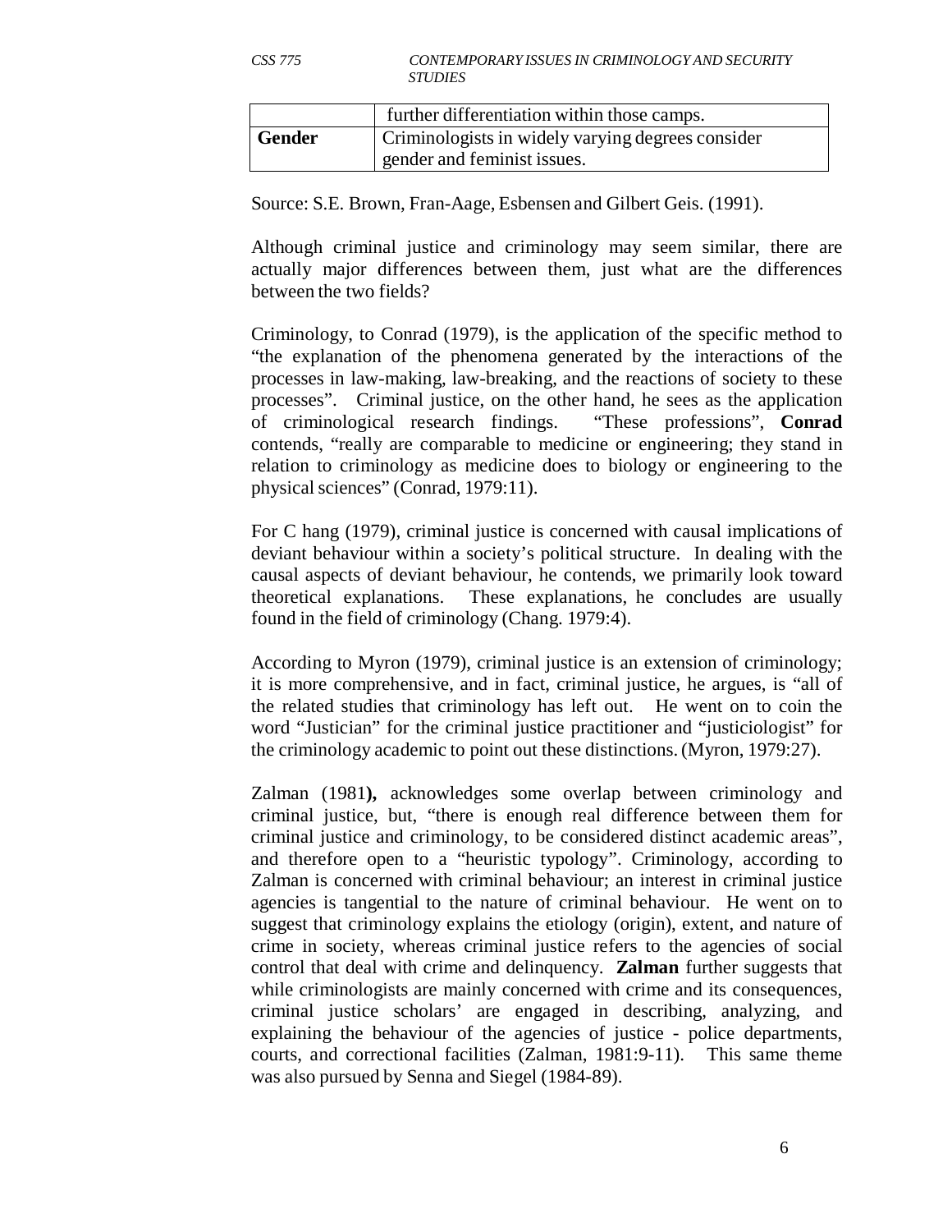|  | further differentiation within those camps. |
| --- | --- |
| **Gender** | Criminologists in widely varying degrees consider gender and feminist issues. |

Source: S.E. Brown, Fran-Aage, Esbensen and Gilbert Geis. (1991).

Although criminal justice and criminology may seem similar, there are actually major differences between them, just what are the differences between the two fields?

Criminology, to Conrad (1979), is the application of the specific method to "the explanation of the phenomena generated by the interactions of the processes in law-making, law-breaking, and the reactions of society to these processes". Criminal justice, on the other hand, he sees as the application of criminological research findings. "These professions", **Conrad** contends, "really are comparable to medicine or engineering; they stand in relation to criminology as medicine does to biology or engineering to the physical sciences" (Conrad, 1979:11).

For C hang (1979), criminal justice is concerned with causal implications of deviant behaviour within a society's political structure. In dealing with the causal aspects of deviant behaviour, he contends, we primarily look toward theoretical explanations. These explanations, he concludes are usually found in the field of criminology (Chang. 1979:4).

According to Myron (1979), criminal justice is an extension of criminology; it is more comprehensive, and in fact, criminal justice, he argues, is "all of the related studies that criminology has left out. He went on to coin the word "Justician" for the criminal justice practitioner and "justiciologist" for the criminology academic to point out these distinctions. (Myron, 1979:27).

Zalman (1981**),** acknowledges some overlap between criminology and criminal justice, but, "there is enough real difference between them for criminal justice and criminology, to be considered distinct academic areas", and therefore open to a "heuristic typology". Criminology, according to Zalman is concerned with criminal behaviour; an interest in criminal justice agencies is tangential to the nature of criminal behaviour. He went on to suggest that criminology explains the etiology (origin), extent, and nature of crime in society, whereas criminal justice refers to the agencies of social control that deal with crime and delinquency. **Zalman** further suggests that while criminologists are mainly concerned with crime and its consequences, criminal justice scholars' are engaged in describing, analyzing, and explaining the behaviour of the agencies of justice - police departments, courts, and correctional facilities (Zalman, 1981:9-11). This same theme was also pursued by Senna and Siegel (1984-89).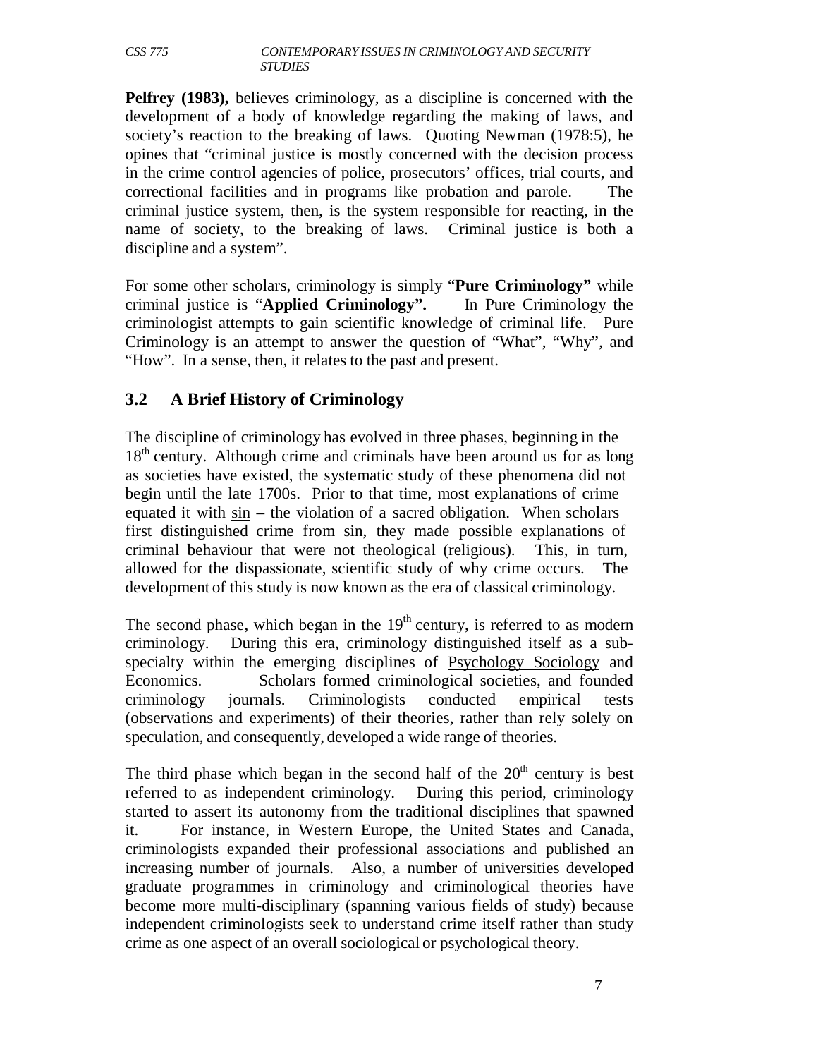**Pelfrey (1983),** believes criminology, as a discipline is concerned with the development of a body of knowledge regarding the making of laws, and society's reaction to the breaking of laws. Quoting Newman (1978:5), he opines that "criminal justice is mostly concerned with the decision process in the crime control agencies of police, prosecutors' offices, trial courts, and correctional facilities and in programs like probation and parole. The criminal justice system, then, is the system responsible for reacting, in the name of society, to the breaking of laws. Criminal justice is both a discipline and a system".

For some other scholars, criminology is simply "**Pure Criminology"** while criminal justice is "**Applied Criminology".** In Pure Criminology the criminologist attempts to gain scientific knowledge of criminal life. Pure Criminology is an attempt to answer the question of "What", "Why", and "How". In a sense, then, it relates to the past and present.

## 3.2 A Brief History of Criminology

The discipline of criminology has evolved in three phases, beginning in the 18th century. Although crime and criminals have been around us for as long as societies have existed, the systematic study of these phenomena did not begin until the late 1700s. Prior to that time, most explanations of crime equated it with sin – the violation of a sacred obligation. When scholars first distinguished crime from sin, they made possible explanations of criminal behaviour that were not theological (religious). This, in turn, allowed for the dispassionate, scientific study of why crime occurs. The development of this study is now known as the era of classical criminology.

The second phase, which began in the 19th century, is referred to as modern criminology. During this era, criminology distinguished itself as a sub-specialty within the emerging disciplines of Psychology Sociology and Economics. Scholars formed criminological societies, and founded criminology journals. Criminologists conducted empirical tests (observations and experiments) of their theories, rather than rely solely on speculation, and consequently, developed a wide range of theories.

The third phase which began in the second half of the 20th century is best referred to as independent criminology. During this period, criminology started to assert its autonomy from the traditional disciplines that spawned it. For instance, in Western Europe, the United States and Canada, criminologists expanded their professional associations and published an increasing number of journals. Also, a number of universities developed graduate programmes in criminology and criminological theories have become more multi-disciplinary (spanning various fields of study) because independent criminologists seek to understand crime itself rather than study crime as one aspect of an overall sociological or psychological theory.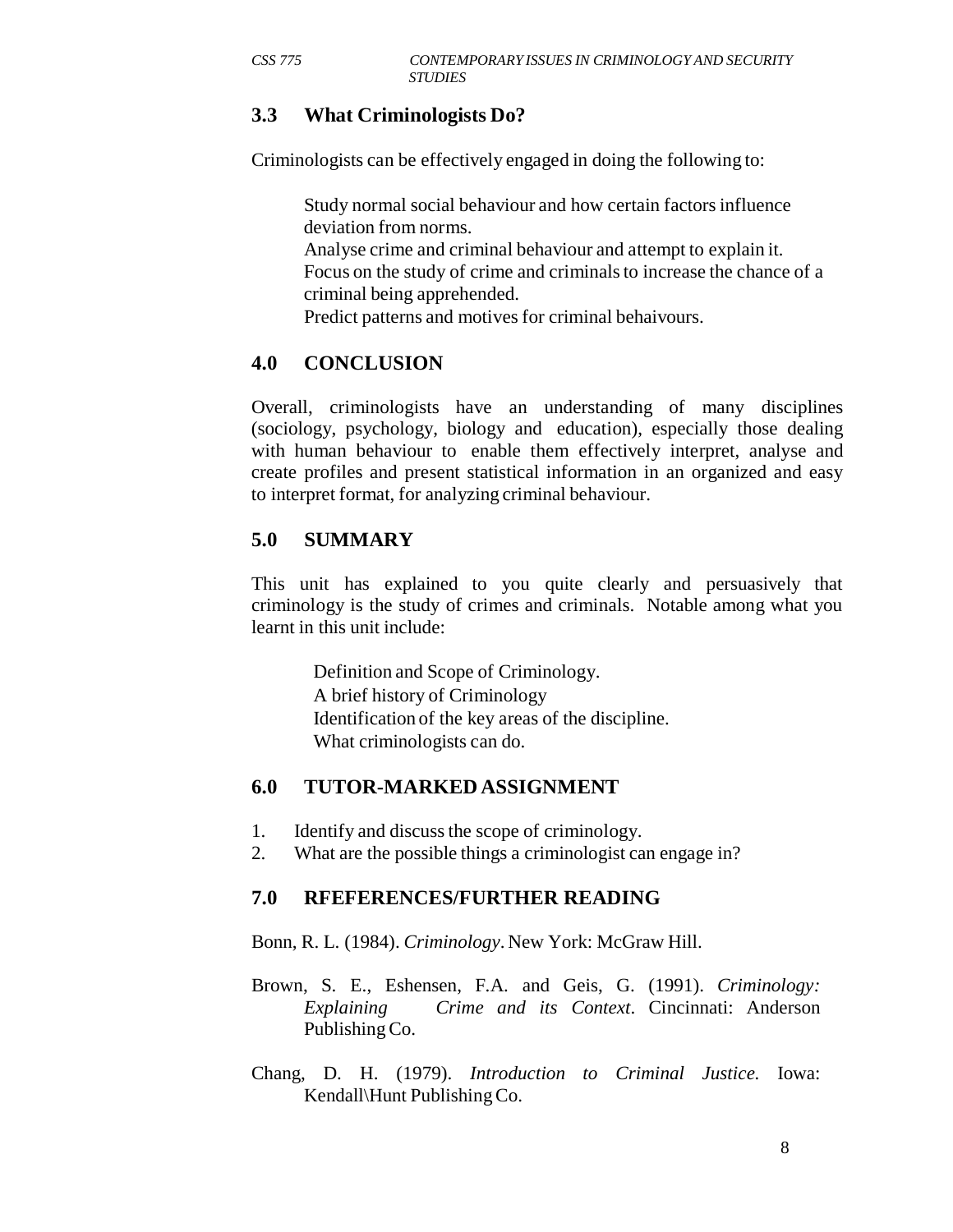## 3.3 What Criminologists Do?

Criminologists can be effectively engaged in doing the following to:

- Study normal social behaviour and how certain factors influence deviation from norms.
- Analyse crime and criminal behaviour and attempt to explain it.
- Focus on the study of crime and criminals to increase the chance of a criminal being apprehended.
- Predict patterns and motives for criminal behaivours.

## 4.0 CONCLUSION

Overall, criminologists have an understanding of many disciplines (sociology, psychology, biology and education), especially those dealing with human behaviour to enable them effectively interpret, analyse and create profiles and present statistical information in an organized and easy to interpret format, for analyzing criminal behaviour.

## 5.0 SUMMARY

This unit has explained to you quite clearly and persuasively that criminology is the study of crimes and criminals. Notable among what you learnt in this unit include:

- Definition and Scope of Criminology.
- A brief history of Criminology
- Identification of the key areas of the discipline.
- What criminologists can do.

## 6.0 TUTOR-MARKED ASSIGNMENT

1. Identify and discuss the scope of criminology.
2. What are the possible things a criminologist can engage in?

## 7.0 RFEFERENCES/FURTHER READING

Bonn, R. L. (1984). *Criminology*. New York: McGraw Hill.

Brown, S. E., Eshensen, F.A. and Geis, G. (1991). *Criminology: Explaining Crime and its Context*. Cincinnati: Anderson Publishing Co.

Chang, D. H. (1979). *Introduction to Criminal Justice.* Iowa: Kendall\Hunt Publishing Co.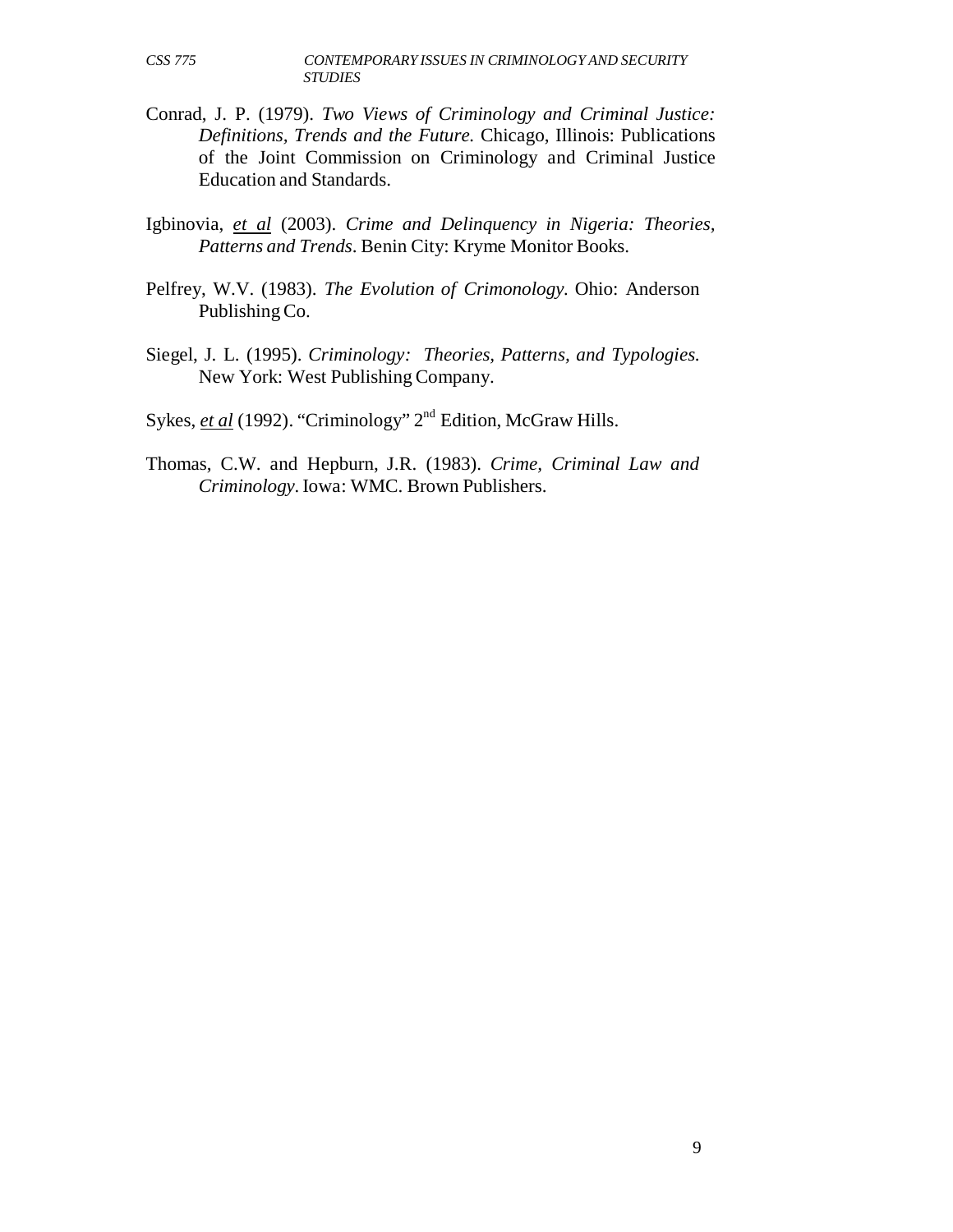Conrad, J. P. (1979). *Two Views of Criminology and Criminal Justice: Definitions, Trends and the Future.* Chicago, Illinois: Publications of the Joint Commission on Criminology and Criminal Justice Education and Standards.

Igbinovia, *et al* (2003). *Crime and Delinquency in Nigeria: Theories, Patterns and Trends*. Benin City: Kryme Monitor Books.

Pelfrey, W.V. (1983). *The Evolution of Crimonology.* Ohio: Anderson Publishing Co.

Siegel, J. L. (1995). *Criminology: Theories, Patterns, and Typologies.* New York: West Publishing Company.

Sykes, *et al* (1992). "Criminology" 2nd Edition, McGraw Hills.

Thomas, C.W. and Hepburn, J.R. (1983). *Crime, Criminal Law and Criminology*. Iowa: WMC. Brown Publishers.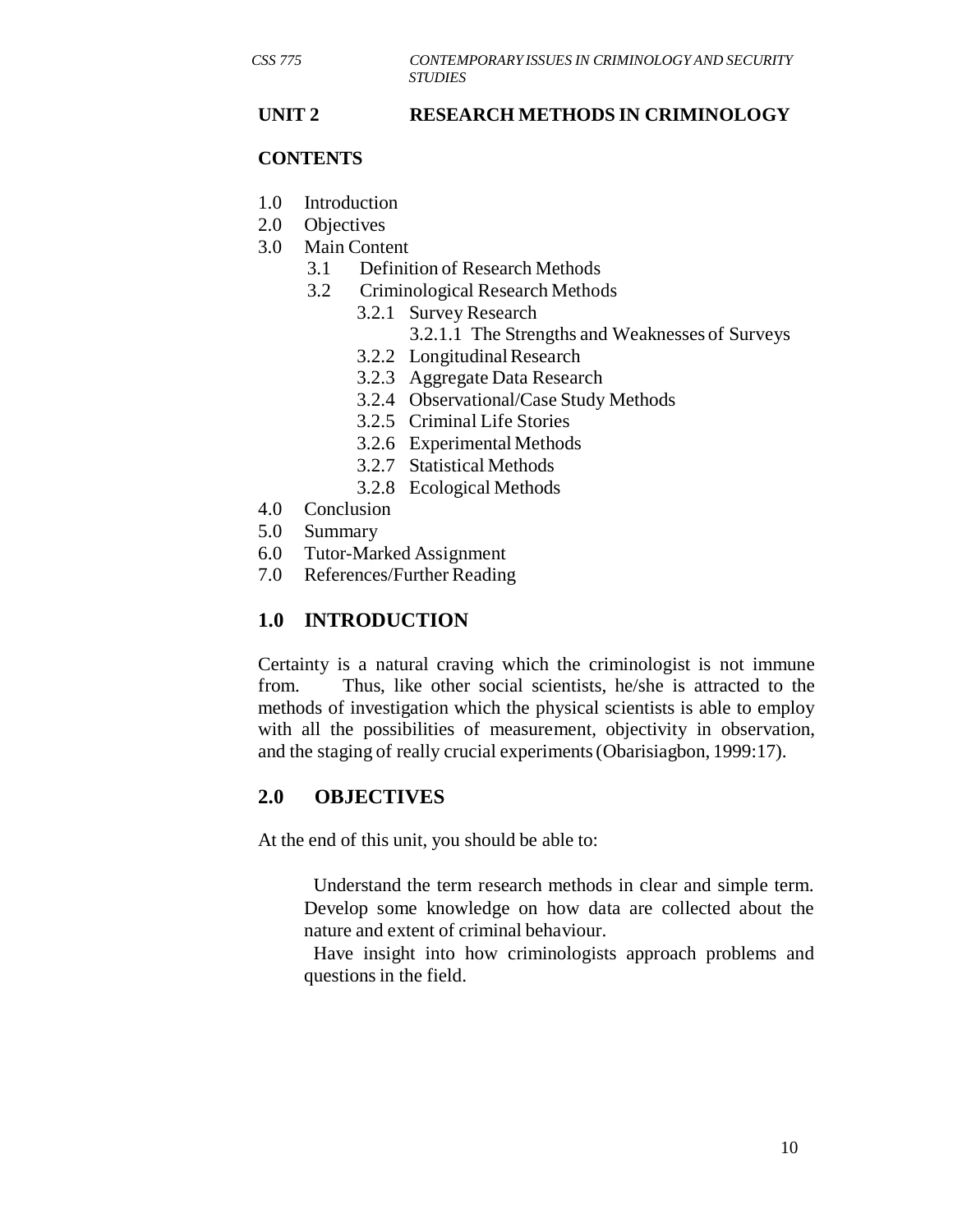## UNIT 2 RESEARCH METHODS IN CRIMINOLOGY

**CONTENTS**

1.0 Introduction
2.0 Objectives
3.0 Main Content
 3.1 Definition of Research Methods
 3.2 Criminological Research Methods
  3.2.1 Survey Research
   3.2.1.1 The Strengths and Weaknesses of Surveys
  3.2.2 Longitudinal Research
  3.2.3 Aggregate Data Research
  3.2.4 Observational/Case Study Methods
  3.2.5 Criminal Life Stories
  3.2.6 Experimental Methods
  3.2.7 Statistical Methods
  3.2.8 Ecological Methods
4.0 Conclusion
5.0 Summary
6.0 Tutor-Marked Assignment
7.0 References/Further Reading

## 1.0 INTRODUCTION

Certainty is a natural craving which the criminologist is not immune from. Thus, like other social scientists, he/she is attracted to the methods of investigation which the physical scientists is able to employ with all the possibilities of measurement, objectivity in observation, and the staging of really crucial experiments (Obarisiagbon, 1999:17).

## 2.0 OBJECTIVES

At the end of this unit, you should be able to:

- Understand the term research methods in clear and simple term.
- Develop some knowledge on how data are collected about the nature and extent of criminal behaviour.
- Have insight into how criminologists approach problems and questions in the field.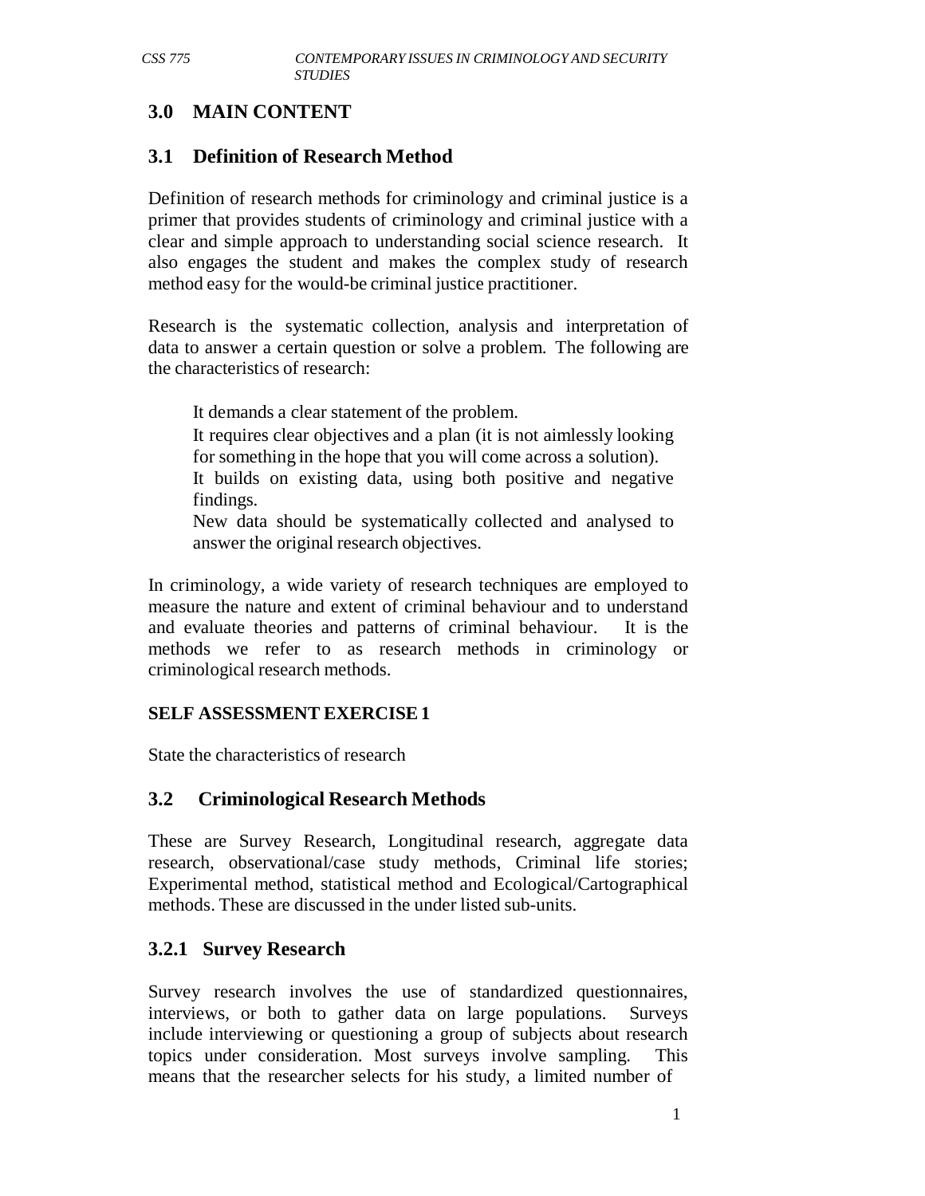## 3.0 MAIN CONTENT

### 3.1 Definition of Research Method

Definition of research methods for criminology and criminal justice is a primer that provides students of criminology and criminal justice with a clear and simple approach to understanding social science research. It also engages the student and makes the complex study of research method easy for the would-be criminal justice practitioner.

Research is the systematic collection, analysis and interpretation of data to answer a certain question or solve a problem. The following are the characteristics of research:

- It demands a clear statement of the problem.
- It requires clear objectives and a plan (it is not aimlessly looking for something in the hope that you will come across a solution).
- It builds on existing data, using both positive and negative findings.
- New data should be systematically collected and analysed to answer the original research objectives.

In criminology, a wide variety of research techniques are employed to measure the nature and extent of criminal behaviour and to understand and evaluate theories and patterns of criminal behaviour. It is the methods we refer to as research methods in criminology or criminological research methods.

**SELF ASSESSMENT EXERCISE 1**

State the characteristics of research

### 3.2 Criminological Research Methods

These are Survey Research, Longitudinal research, aggregate data research, observational/case study methods, Criminal life stories; Experimental method, statistical method and Ecological/Cartographical methods. These are discussed in the under listed sub-units.

#### 3.2.1 Survey Research

Survey research involves the use of standardized questionnaires, interviews, or both to gather data on large populations. Surveys include interviewing or questioning a group of subjects about research topics under consideration. Most surveys involve sampling. This means that the researcher selects for his study, a limited number of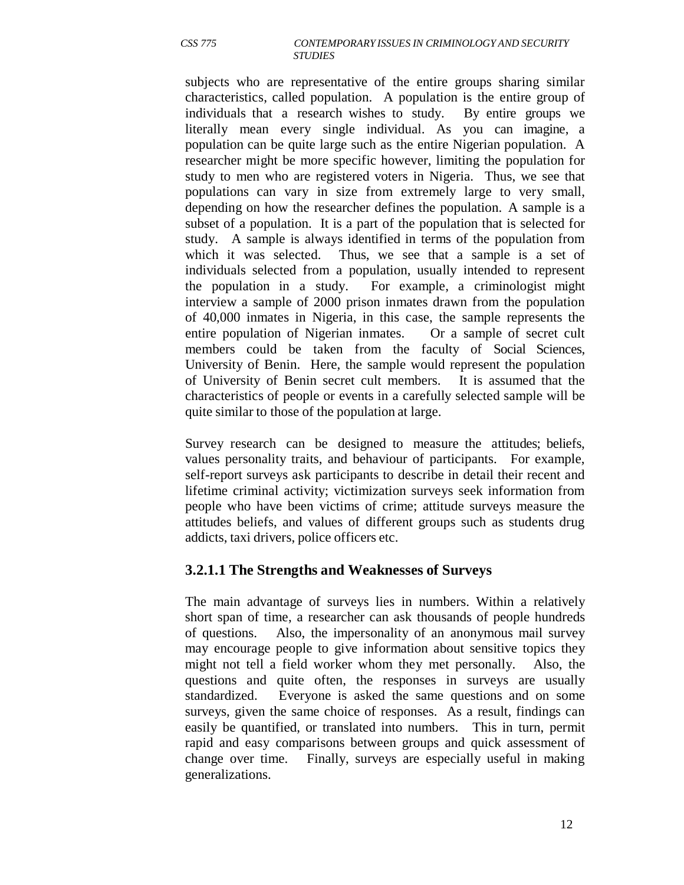subjects who are representative of the entire groups sharing similar characteristics, called population. A population is the entire group of individuals that a research wishes to study. By entire groups we literally mean every single individual. As you can imagine, a population can be quite large such as the entire Nigerian population. A researcher might be more specific however, limiting the population for study to men who are registered voters in Nigeria. Thus, we see that populations can vary in size from extremely large to very small, depending on how the researcher defines the population. A sample is a subset of a population. It is a part of the population that is selected for study. A sample is always identified in terms of the population from which it was selected. Thus, we see that a sample is a set of individuals selected from a population, usually intended to represent the population in a study. For example, a criminologist might interview a sample of 2000 prison inmates drawn from the population of 40,000 inmates in Nigeria, in this case, the sample represents the entire population of Nigerian inmates. Or a sample of secret cult members could be taken from the faculty of Social Sciences, University of Benin. Here, the sample would represent the population of University of Benin secret cult members. It is assumed that the characteristics of people or events in a carefully selected sample will be quite similar to those of the population at large.

Survey research can be designed to measure the attitudes; beliefs, values personality traits, and behaviour of participants. For example, self-report surveys ask participants to describe in detail their recent and lifetime criminal activity; victimization surveys seek information from people who have been victims of crime; attitude surveys measure the attitudes beliefs, and values of different groups such as students drug addicts, taxi drivers, police officers etc.

### 3.2.1.1 The Strengths and Weaknesses of Surveys

The main advantage of surveys lies in numbers. Within a relatively short span of time, a researcher can ask thousands of people hundreds of questions. Also, the impersonality of an anonymous mail survey may encourage people to give information about sensitive topics they might not tell a field worker whom they met personally. Also, the questions and quite often, the responses in surveys are usually standardized. Everyone is asked the same questions and on some surveys, given the same choice of responses. As a result, findings can easily be quantified, or translated into numbers. This in turn, permit rapid and easy comparisons between groups and quick assessment of change over time. Finally, surveys are especially useful in making generalizations.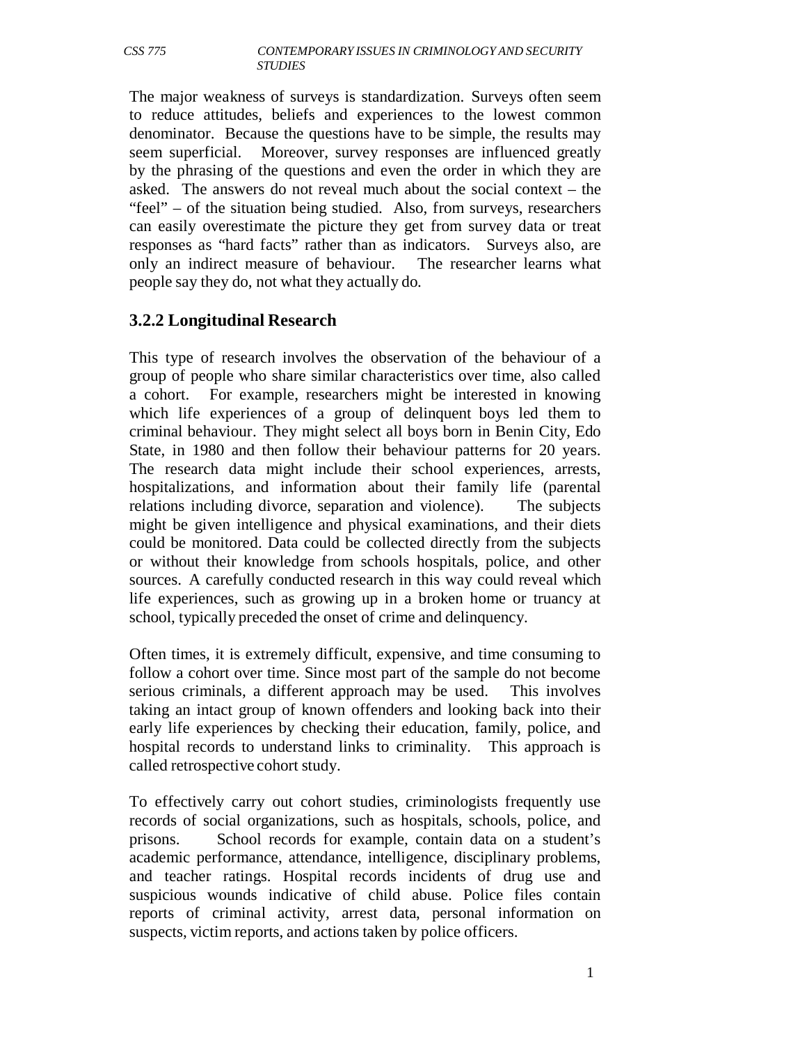The major weakness of surveys is standardization. Surveys often seem to reduce attitudes, beliefs and experiences to the lowest common denominator. Because the questions have to be simple, the results may seem superficial. Moreover, survey responses are influenced greatly by the phrasing of the questions and even the order in which they are asked. The answers do not reveal much about the social context – the "feel" – of the situation being studied. Also, from surveys, researchers can easily overestimate the picture they get from survey data or treat responses as "hard facts" rather than as indicators. Surveys also, are only an indirect measure of behaviour. The researcher learns what people say they do, not what they actually do.

### 3.2.2 Longitudinal Research

This type of research involves the observation of the behaviour of a group of people who share similar characteristics over time, also called a cohort. For example, researchers might be interested in knowing which life experiences of a group of delinquent boys led them to criminal behaviour. They might select all boys born in Benin City, Edo State, in 1980 and then follow their behaviour patterns for 20 years. The research data might include their school experiences, arrests, hospitalizations, and information about their family life (parental relations including divorce, separation and violence). The subjects might be given intelligence and physical examinations, and their diets could be monitored. Data could be collected directly from the subjects or without their knowledge from schools hospitals, police, and other sources. A carefully conducted research in this way could reveal which life experiences, such as growing up in a broken home or truancy at school, typically preceded the onset of crime and delinquency.

Often times, it is extremely difficult, expensive, and time consuming to follow a cohort over time. Since most part of the sample do not become serious criminals, a different approach may be used. This involves taking an intact group of known offenders and looking back into their early life experiences by checking their education, family, police, and hospital records to understand links to criminality. This approach is called retrospective cohort study.

To effectively carry out cohort studies, criminologists frequently use records of social organizations, such as hospitals, schools, police, and prisons. School records for example, contain data on a student's academic performance, attendance, intelligence, disciplinary problems, and teacher ratings. Hospital records incidents of drug use and suspicious wounds indicative of child abuse. Police files contain reports of criminal activity, arrest data, personal information on suspects, victim reports, and actions taken by police officers.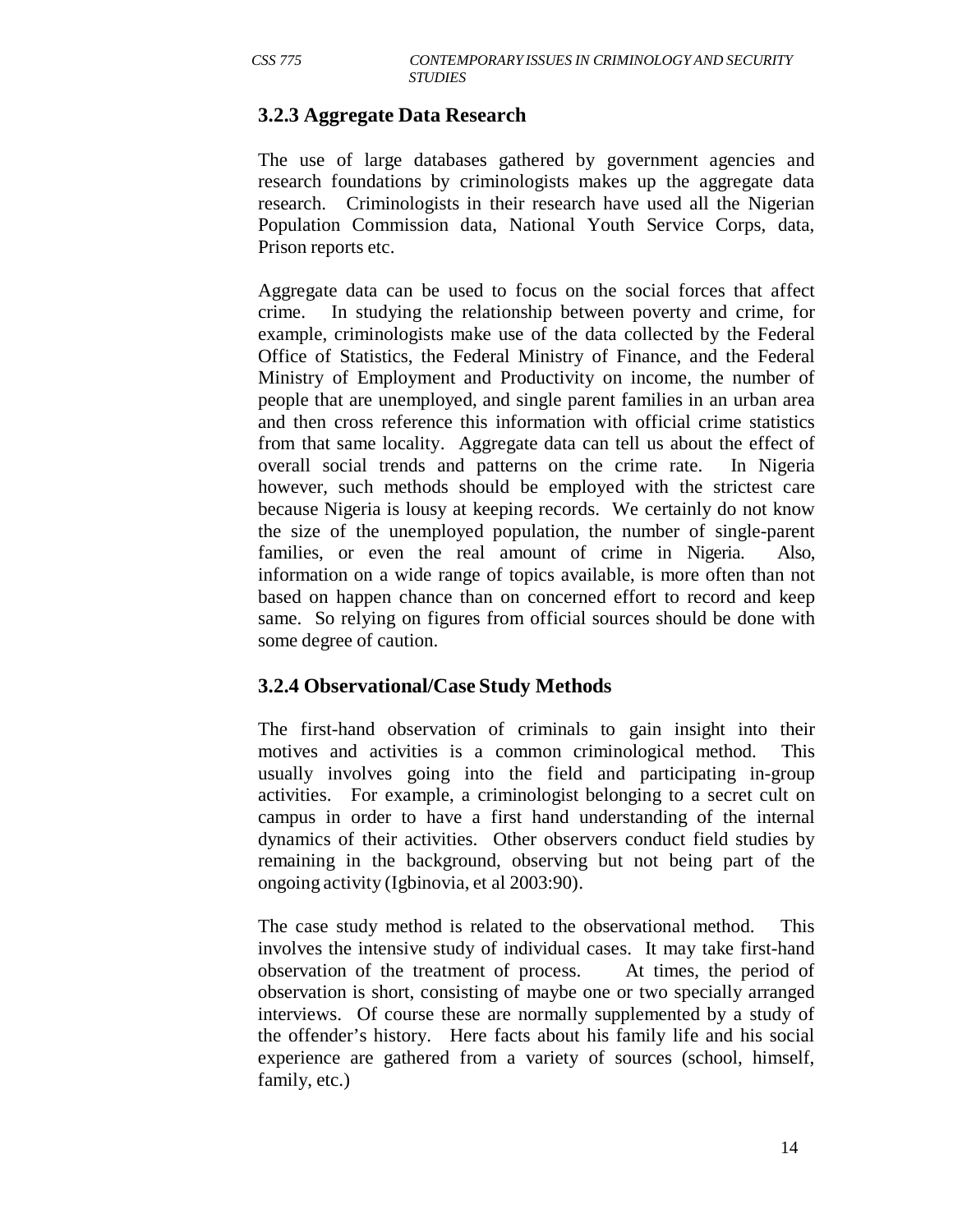### 3.2.3 Aggregate Data Research

The use of large databases gathered by government agencies and research foundations by criminologists makes up the aggregate data research. Criminologists in their research have used all the Nigerian Population Commission data, National Youth Service Corps, data, Prison reports etc.

Aggregate data can be used to focus on the social forces that affect crime. In studying the relationship between poverty and crime, for example, criminologists make use of the data collected by the Federal Office of Statistics, the Federal Ministry of Finance, and the Federal Ministry of Employment and Productivity on income, the number of people that are unemployed, and single parent families in an urban area and then cross reference this information with official crime statistics from that same locality. Aggregate data can tell us about the effect of overall social trends and patterns on the crime rate. In Nigeria however, such methods should be employed with the strictest care because Nigeria is lousy at keeping records. We certainly do not know the size of the unemployed population, the number of single-parent families, or even the real amount of crime in Nigeria. Also, information on a wide range of topics available, is more often than not based on happen chance than on concerned effort to record and keep same. So relying on figures from official sources should be done with some degree of caution.

### 3.2.4 Observational/Case Study Methods

The first-hand observation of criminals to gain insight into their motives and activities is a common criminological method. This usually involves going into the field and participating in-group activities. For example, a criminologist belonging to a secret cult on campus in order to have a first hand understanding of the internal dynamics of their activities. Other observers conduct field studies by remaining in the background, observing but not being part of the ongoing activity (Igbinovia, et al 2003:90).

The case study method is related to the observational method. This involves the intensive study of individual cases. It may take first-hand observation of the treatment of process. At times, the period of observation is short, consisting of maybe one or two specially arranged interviews. Of course these are normally supplemented by a study of the offender's history. Here facts about his family life and his social experience are gathered from a variety of sources (school, himself, family, etc.)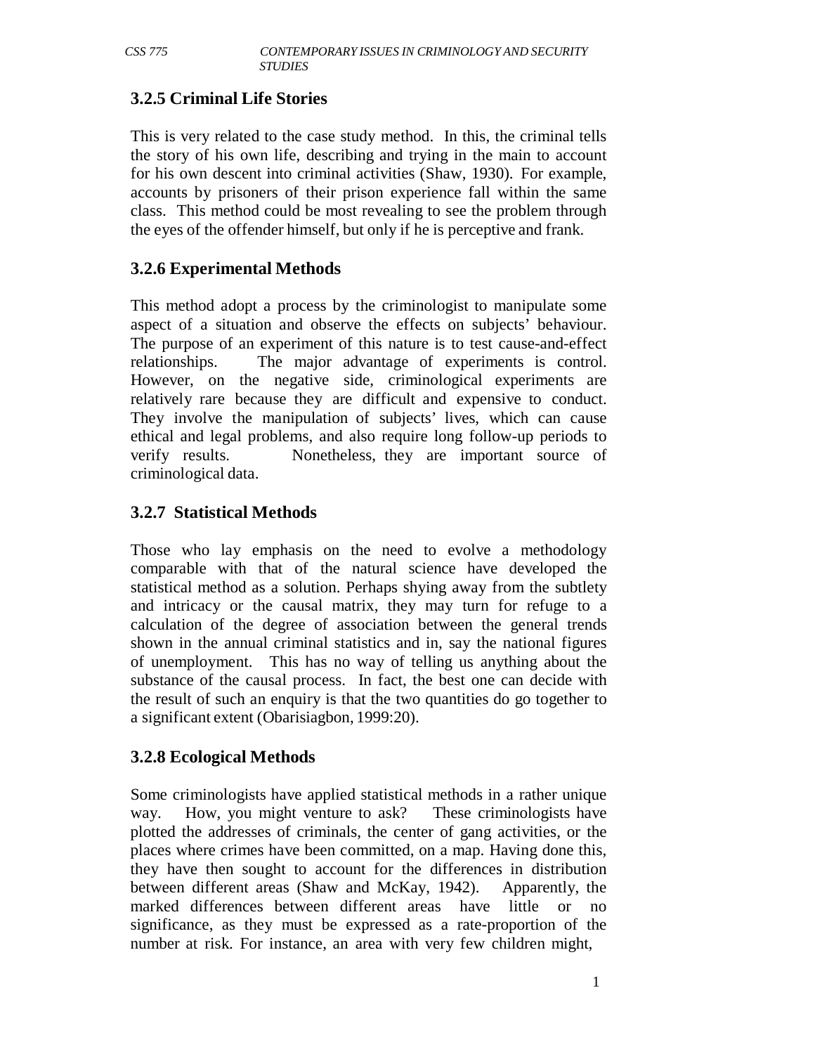### 3.2.5 Criminal Life Stories

This is very related to the case study method. In this, the criminal tells the story of his own life, describing and trying in the main to account for his own descent into criminal activities (Shaw, 1930). For example, accounts by prisoners of their prison experience fall within the same class. This method could be most revealing to see the problem through the eyes of the offender himself, but only if he is perceptive and frank.

### 3.2.6 Experimental Methods

This method adopt a process by the criminologist to manipulate some aspect of a situation and observe the effects on subjects' behaviour. The purpose of an experiment of this nature is to test cause-and-effect relationships. The major advantage of experiments is control. However, on the negative side, criminological experiments are relatively rare because they are difficult and expensive to conduct. They involve the manipulation of subjects' lives, which can cause ethical and legal problems, and also require long follow-up periods to verify results. Nonetheless, they are important source of criminological data.

### 3.2.7 Statistical Methods

Those who lay emphasis on the need to evolve a methodology comparable with that of the natural science have developed the statistical method as a solution. Perhaps shying away from the subtlety and intricacy or the causal matrix, they may turn for refuge to a calculation of the degree of association between the general trends shown in the annual criminal statistics and in, say the national figures of unemployment. This has no way of telling us anything about the substance of the causal process. In fact, the best one can decide with the result of such an enquiry is that the two quantities do go together to a significant extent (Obarisiagbon, 1999:20).

### 3.2.8 Ecological Methods

Some criminologists have applied statistical methods in a rather unique way. How, you might venture to ask? These criminologists have plotted the addresses of criminals, the center of gang activities, or the places where crimes have been committed, on a map. Having done this, they have then sought to account for the differences in distribution between different areas (Shaw and McKay, 1942). Apparently, the marked differences between different areas have little or no significance, as they must be expressed as a rate-proportion of the number at risk. For instance, an area with very few children might,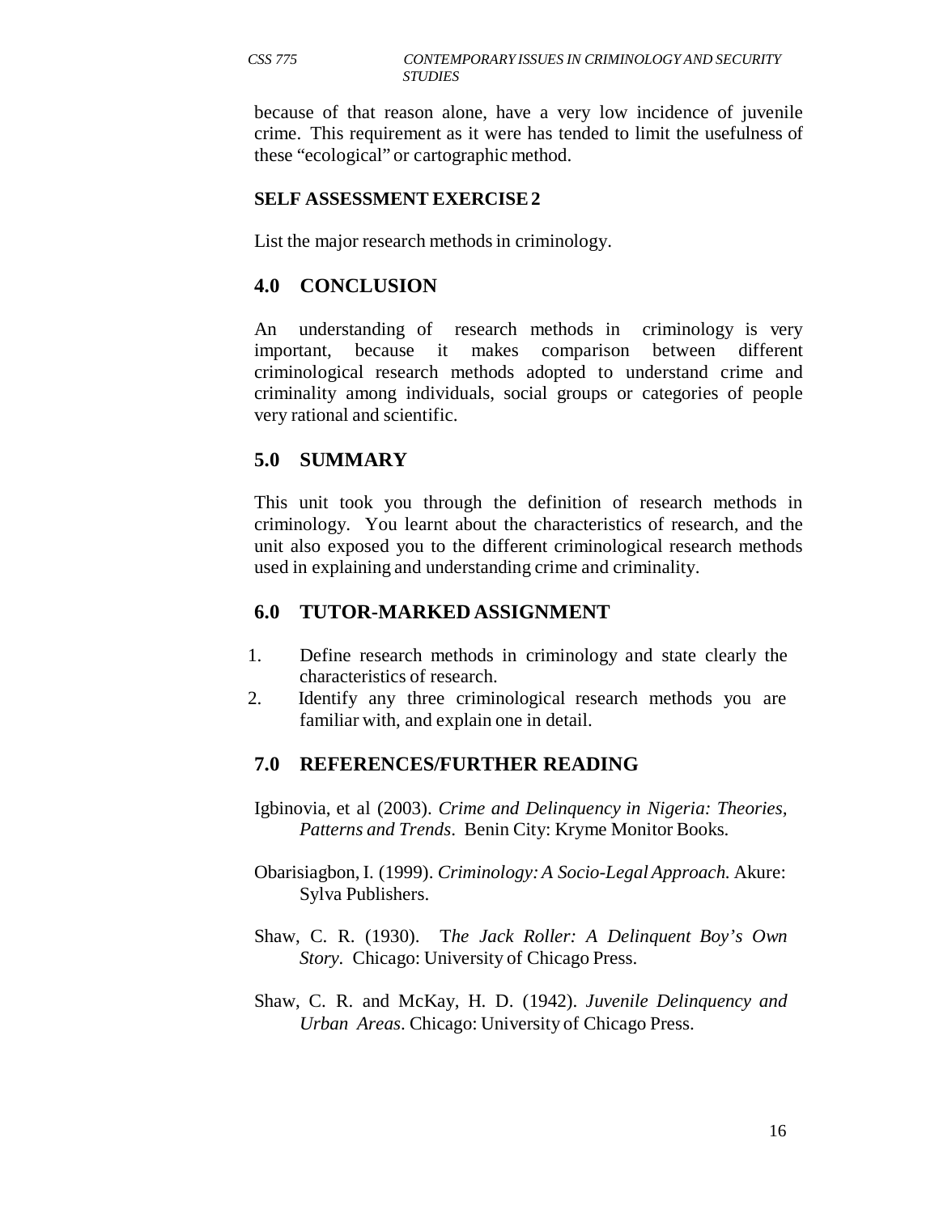because of that reason alone, have a very low incidence of juvenile crime. This requirement as it were has tended to limit the usefulness of these "ecological" or cartographic method.

**SELF ASSESSMENT EXERCISE 2**

List the major research methods in criminology.

## 4.0 CONCLUSION

An understanding of research methods in criminology is very important, because it makes comparison between different criminological research methods adopted to understand crime and criminality among individuals, social groups or categories of people very rational and scientific.

## 5.0 SUMMARY

This unit took you through the definition of research methods in criminology. You learnt about the characteristics of research, and the unit also exposed you to the different criminological research methods used in explaining and understanding crime and criminality.

## 6.0 TUTOR-MARKED ASSIGNMENT

1. Define research methods in criminology and state clearly the characteristics of research.
2. Identify any three criminological research methods you are familiar with, and explain one in detail.

## 7.0 REFERENCES/FURTHER READING

Igbinovia, et al (2003). *Crime and Delinquency in Nigeria: Theories, Patterns and Trends*. Benin City: Kryme Monitor Books.

Obarisiagbon, I. (1999). *Criminology: A Socio-Legal Approach.* Akure: Sylva Publishers.

Shaw, C. R. (1930). T*he Jack Roller: A Delinquent Boy's Own Story*. Chicago: University of Chicago Press.

Shaw, C. R. and McKay, H. D. (1942). *Juvenile Delinquency and Urban Areas*. Chicago: University of Chicago Press.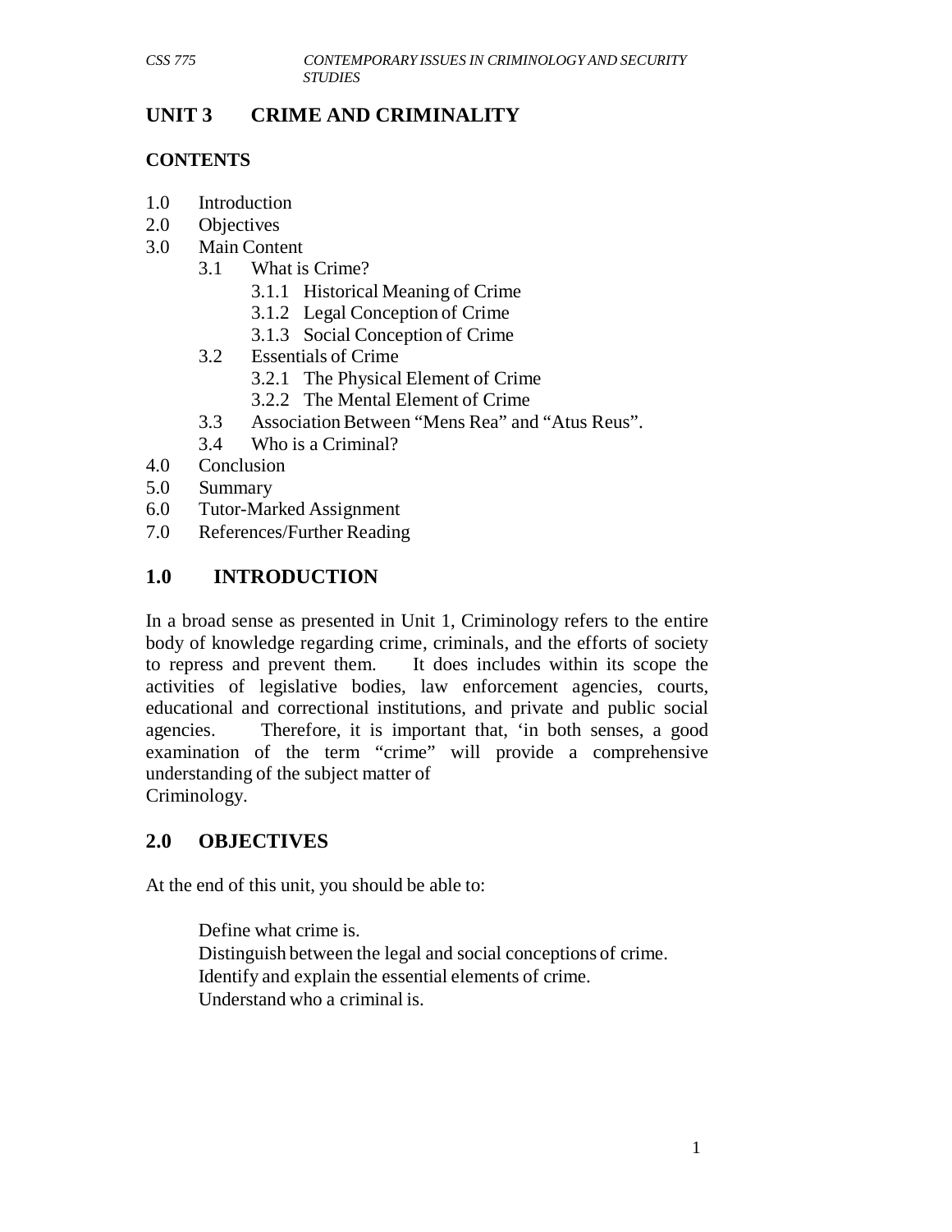## UNIT 3 CRIME AND CRIMINALITY

### CONTENTS

1.0 Introduction
2.0 Objectives
3.0 Main Content
  3.1 What is Crime?
    3.1.1 Historical Meaning of Crime
    3.1.2 Legal Conception of Crime
    3.1.3 Social Conception of Crime
  3.2 Essentials of Crime
    3.2.1 The Physical Element of Crime
    3.2.2 The Mental Element of Crime
  3.3 Association Between "Mens Rea" and "Atus Reus".
  3.4 Who is a Criminal?
4.0 Conclusion
5.0 Summary
6.0 Tutor-Marked Assignment
7.0 References/Further Reading

### 1.0 INTRODUCTION

In a broad sense as presented in Unit 1, Criminology refers to the entire body of knowledge regarding crime, criminals, and the efforts of society to repress and prevent them. It does includes within its scope the activities of legislative bodies, law enforcement agencies, courts, educational and correctional institutions, and private and public social agencies. Therefore, it is important that, 'in both senses, a good examination of the term "crime" will provide a comprehensive understanding of the subject matter of
Criminology.

### 2.0 OBJECTIVES

At the end of this unit, you should be able to:

- Define what crime is.
- Distinguish between the legal and social conceptions of crime.
- Identify and explain the essential elements of crime.
- Understand who a criminal is.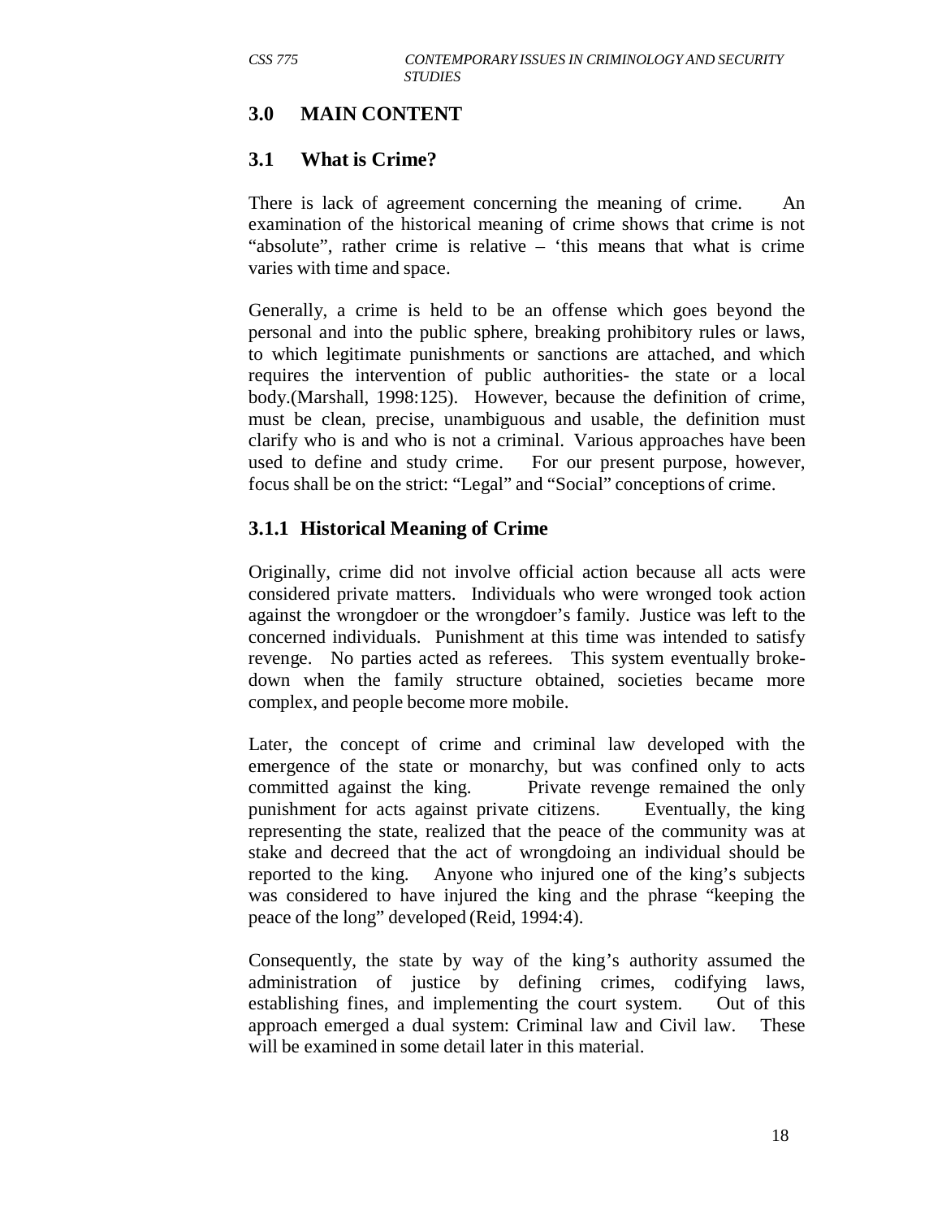## 3.0 MAIN CONTENT

### 3.1 What is Crime?

There is lack of agreement concerning the meaning of crime. An examination of the historical meaning of crime shows that crime is not "absolute", rather crime is relative – 'this means that what is crime varies with time and space.

Generally, a crime is held to be an offense which goes beyond the personal and into the public sphere, breaking prohibitory rules or laws, to which legitimate punishments or sanctions are attached, and which requires the intervention of public authorities- the state or a local body.(Marshall, 1998:125). However, because the definition of crime, must be clean, precise, unambiguous and usable, the definition must clarify who is and who is not a criminal. Various approaches have been used to define and study crime. For our present purpose, however, focus shall be on the strict: "Legal" and "Social" conceptions of crime.

### 3.1.1 Historical Meaning of Crime

Originally, crime did not involve official action because all acts were considered private matters. Individuals who were wronged took action against the wrongdoer or the wrongdoer's family. Justice was left to the concerned individuals. Punishment at this time was intended to satisfy revenge. No parties acted as referees. This system eventually broke-down when the family structure obtained, societies became more complex, and people become more mobile.

Later, the concept of crime and criminal law developed with the emergence of the state or monarchy, but was confined only to acts committed against the king. Private revenge remained the only punishment for acts against private citizens. Eventually, the king representing the state, realized that the peace of the community was at stake and decreed that the act of wrongdoing an individual should be reported to the king. Anyone who injured one of the king's subjects was considered to have injured the king and the phrase "keeping the peace of the long" developed (Reid, 1994:4).

Consequently, the state by way of the king's authority assumed the administration of justice by defining crimes, codifying laws, establishing fines, and implementing the court system. Out of this approach emerged a dual system: Criminal law and Civil law. These will be examined in some detail later in this material.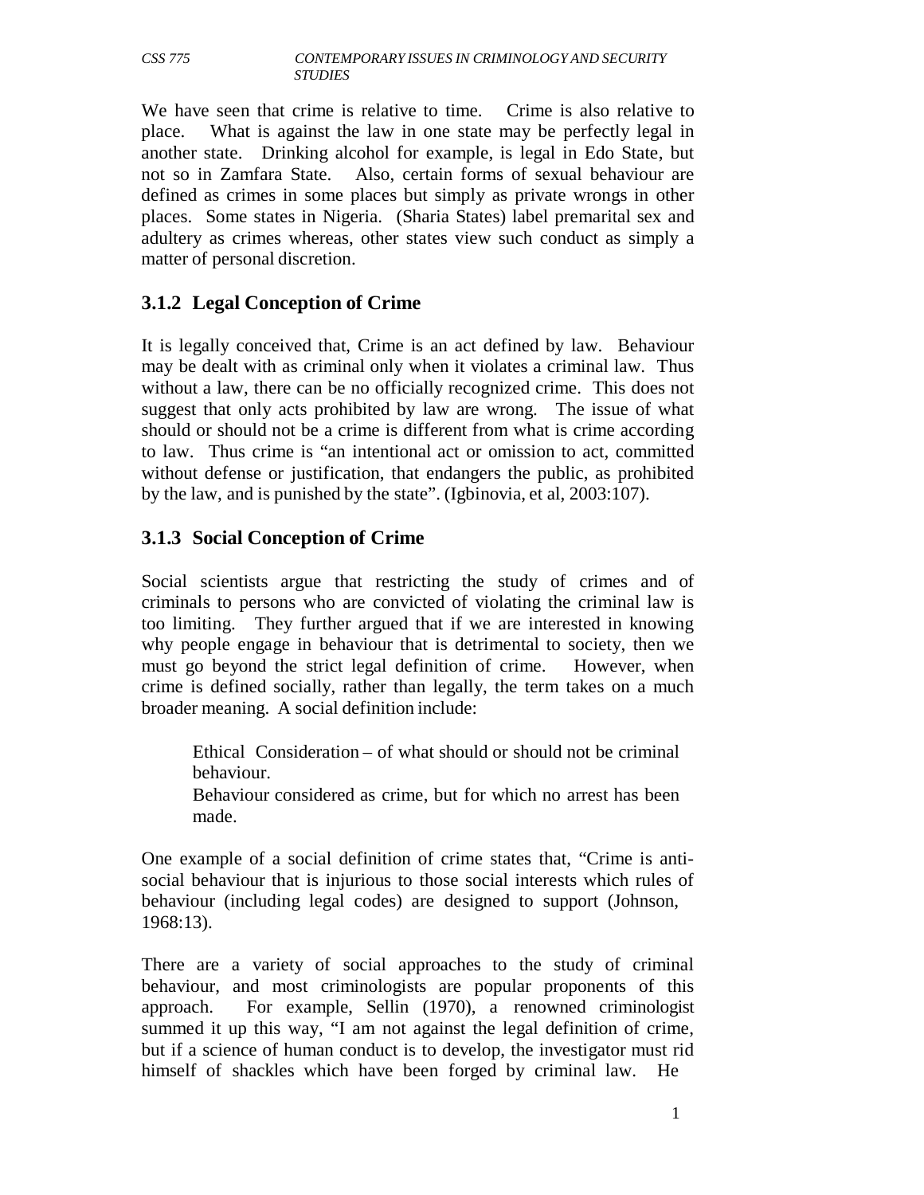We have seen that crime is relative to time. Crime is also relative to place. What is against the law in one state may be perfectly legal in another state. Drinking alcohol for example, is legal in Edo State, but not so in Zamfara State. Also, certain forms of sexual behaviour are defined as crimes in some places but simply as private wrongs in other places. Some states in Nigeria. (Sharia States) label premarital sex and adultery as crimes whereas, other states view such conduct as simply a matter of personal discretion.

### 3.1.2 Legal Conception of Crime

It is legally conceived that, Crime is an act defined by law. Behaviour may be dealt with as criminal only when it violates a criminal law. Thus without a law, there can be no officially recognized crime. This does not suggest that only acts prohibited by law are wrong. The issue of what should or should not be a crime is different from what is crime according to law. Thus crime is "an intentional act or omission to act, committed without defense or justification, that endangers the public, as prohibited by the law, and is punished by the state". (Igbinovia, et al, 2003:107).

### 3.1.3 Social Conception of Crime

Social scientists argue that restricting the study of crimes and of criminals to persons who are convicted of violating the criminal law is too limiting. They further argued that if we are interested in knowing why people engage in behaviour that is detrimental to society, then we must go beyond the strict legal definition of crime. However, when crime is defined socially, rather than legally, the term takes on a much broader meaning. A social definition include:

- Ethical Consideration – of what should or should not be criminal behaviour.
- Behaviour considered as crime, but for which no arrest has been made.

One example of a social definition of crime states that, "Crime is anti-social behaviour that is injurious to those social interests which rules of behaviour (including legal codes) are designed to support (Johnson, 1968:13).

There are a variety of social approaches to the study of criminal behaviour, and most criminologists are popular proponents of this approach. For example, Sellin (1970), a renowned criminologist summed it up this way, "I am not against the legal definition of crime, but if a science of human conduct is to develop, the investigator must rid himself of shackles which have been forged by criminal law. He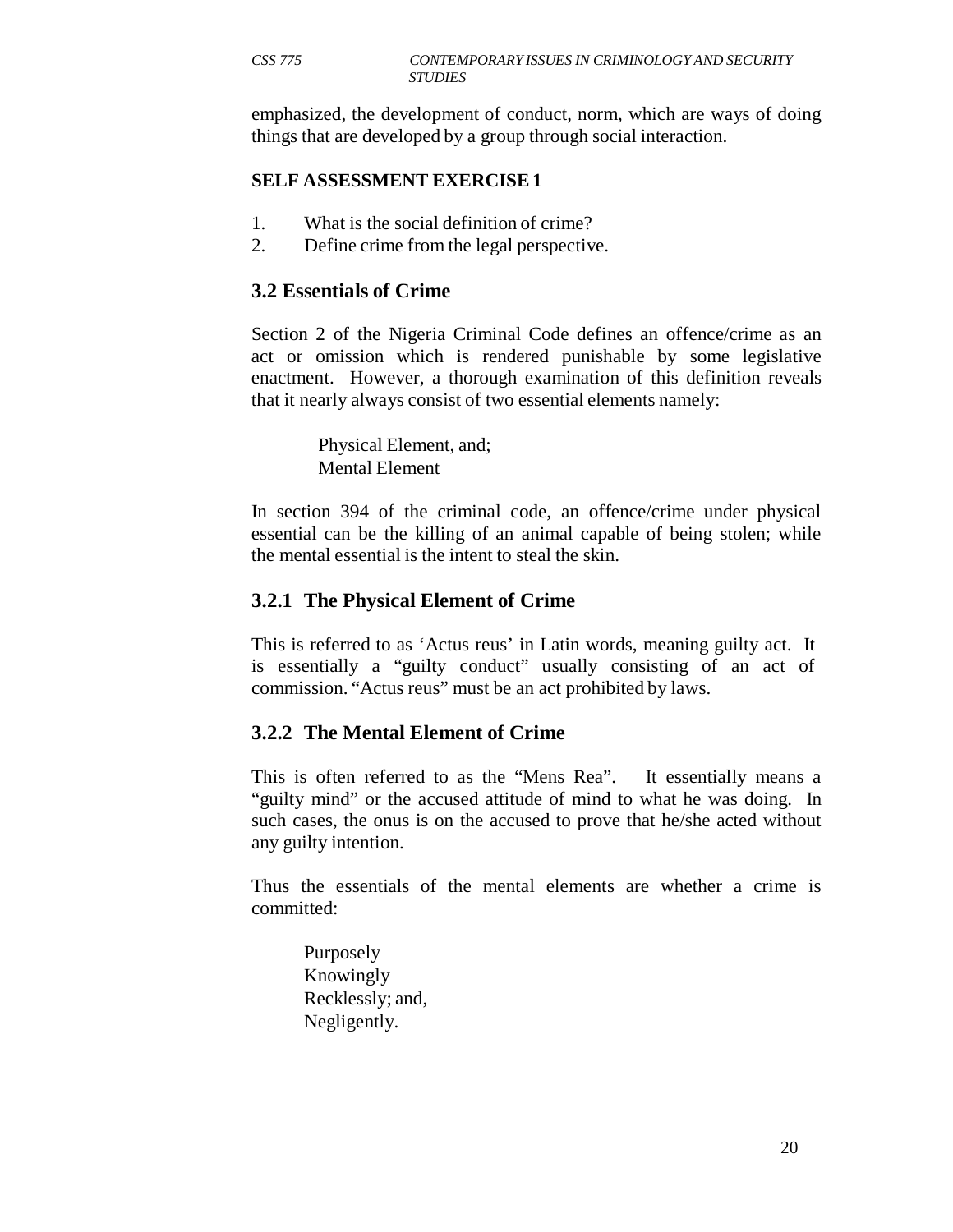emphasized, the development of conduct, norm, which are ways of doing things that are developed by a group through social interaction.

**SELF ASSESSMENT EXERCISE 1**

1. What is the social definition of crime?
2. Define crime from the legal perspective.

## 3.2 Essentials of Crime

Section 2 of the Nigeria Criminal Code defines an offence/crime as an act or omission which is rendered punishable by some legislative enactment. However, a thorough examination of this definition reveals that it nearly always consist of two essential elements namely:

- Physical Element, and;
- Mental Element

In section 394 of the criminal code, an offence/crime under physical essential can be the killing of an animal capable of being stolen; while the mental essential is the intent to steal the skin.

### 3.2.1 The Physical Element of Crime

This is referred to as 'Actus reus' in Latin words, meaning guilty act. It is essentially a "guilty conduct" usually consisting of an act of commission. "Actus reus" must be an act prohibited by laws.

### 3.2.2 The Mental Element of Crime

This is often referred to as the "Mens Rea". It essentially means a "guilty mind" or the accused attitude of mind to what he was doing. In such cases, the onus is on the accused to prove that he/she acted without any guilty intention.

Thus the essentials of the mental elements are whether a crime is committed:

- Purposely
- Knowingly
- Recklessly; and,
- Negligently.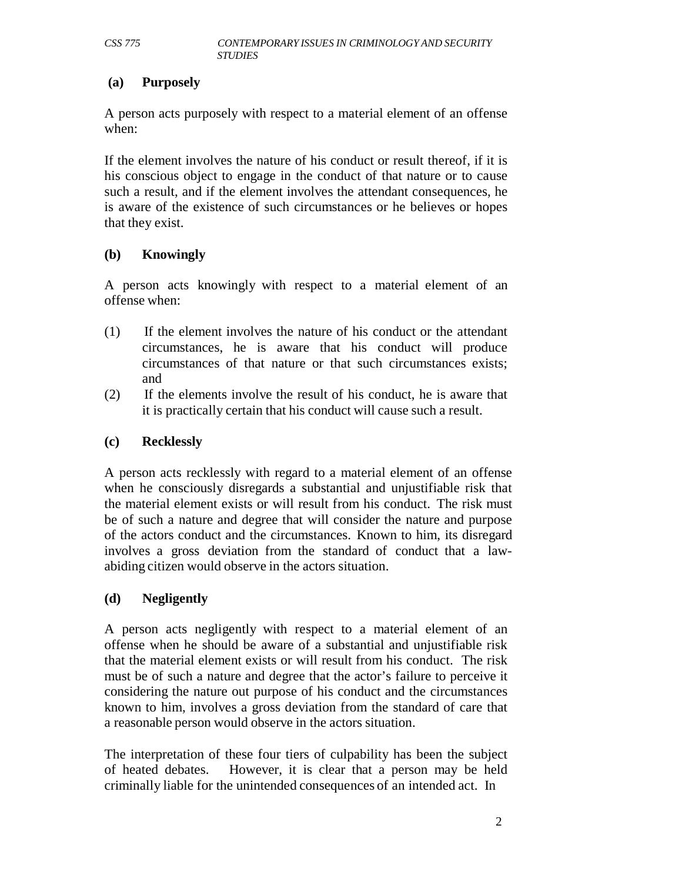**(a) Purposely**

A person acts purposely with respect to a material element of an offense when:

If the element involves the nature of his conduct or result thereof, if it is his conscious object to engage in the conduct of that nature or to cause such a result, and if the element involves the attendant consequences, he is aware of the existence of such circumstances or he believes or hopes that they exist.

**(b) Knowingly**

A person acts knowingly with respect to a material element of an offense when:

(1) If the element involves the nature of his conduct or the attendant circumstances, he is aware that his conduct will produce circumstances of that nature or that such circumstances exists; and

(2) If the elements involve the result of his conduct, he is aware that it is practically certain that his conduct will cause such a result.

**(c) Recklessly**

A person acts recklessly with regard to a material element of an offense when he consciously disregards a substantial and unjustifiable risk that the material element exists or will result from his conduct. The risk must be of such a nature and degree that will consider the nature and purpose of the actors conduct and the circumstances. Known to him, its disregard involves a gross deviation from the standard of conduct that a law-abiding citizen would observe in the actors situation.

**(d) Negligently**

A person acts negligently with respect to a material element of an offense when he should be aware of a substantial and unjustifiable risk that the material element exists or will result from his conduct. The risk must be of such a nature and degree that the actor's failure to perceive it considering the nature out purpose of his conduct and the circumstances known to him, involves a gross deviation from the standard of care that a reasonable person would observe in the actors situation.

The interpretation of these four tiers of culpability has been the subject of heated debates. However, it is clear that a person may be held criminally liable for the unintended consequences of an intended act. In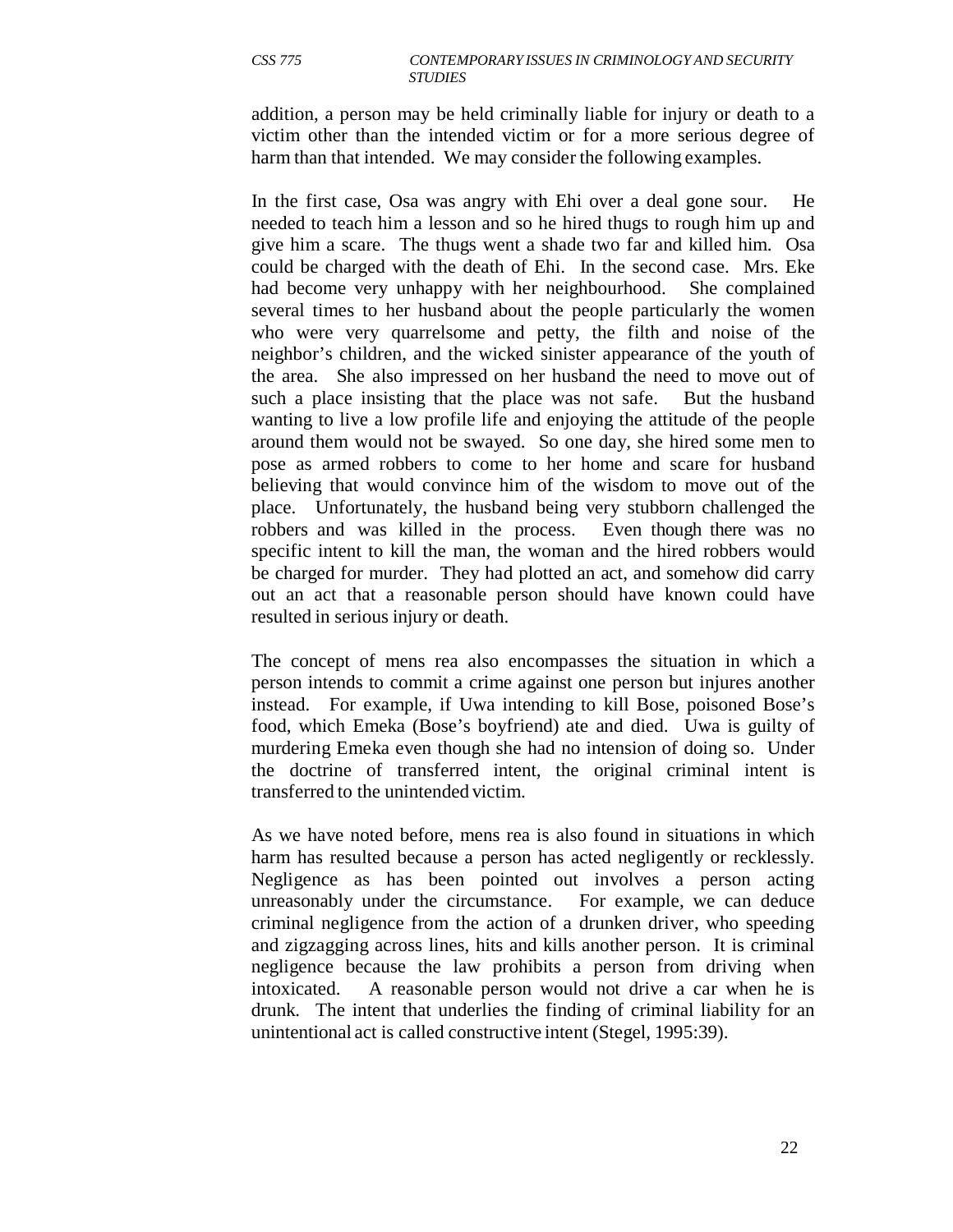addition, a person may be held criminally liable for injury or death to a victim other than the intended victim or for a more serious degree of harm than that intended. We may consider the following examples.

In the first case, Osa was angry with Ehi over a deal gone sour. He needed to teach him a lesson and so he hired thugs to rough him up and give him a scare. The thugs went a shade two far and killed him. Osa could be charged with the death of Ehi. In the second case. Mrs. Eke had become very unhappy with her neighbourhood. She complained several times to her husband about the people particularly the women who were very quarrelsome and petty, the filth and noise of the neighbor's children, and the wicked sinister appearance of the youth of the area. She also impressed on her husband the need to move out of such a place insisting that the place was not safe. But the husband wanting to live a low profile life and enjoying the attitude of the people around them would not be swayed. So one day, she hired some men to pose as armed robbers to come to her home and scare for husband believing that would convince him of the wisdom to move out of the place. Unfortunately, the husband being very stubborn challenged the robbers and was killed in the process. Even though there was no specific intent to kill the man, the woman and the hired robbers would be charged for murder. They had plotted an act, and somehow did carry out an act that a reasonable person should have known could have resulted in serious injury or death.

The concept of mens rea also encompasses the situation in which a person intends to commit a crime against one person but injures another instead. For example, if Uwa intending to kill Bose, poisoned Bose's food, which Emeka (Bose's boyfriend) ate and died. Uwa is guilty of murdering Emeka even though she had no intension of doing so. Under the doctrine of transferred intent, the original criminal intent is transferred to the unintended victim.

As we have noted before, mens rea is also found in situations in which harm has resulted because a person has acted negligently or recklessly. Negligence as has been pointed out involves a person acting unreasonably under the circumstance. For example, we can deduce criminal negligence from the action of a drunken driver, who speeding and zigzagging across lines, hits and kills another person. It is criminal negligence because the law prohibits a person from driving when intoxicated. A reasonable person would not drive a car when he is drunk. The intent that underlies the finding of criminal liability for an unintentional act is called constructive intent (Stegel, 1995:39).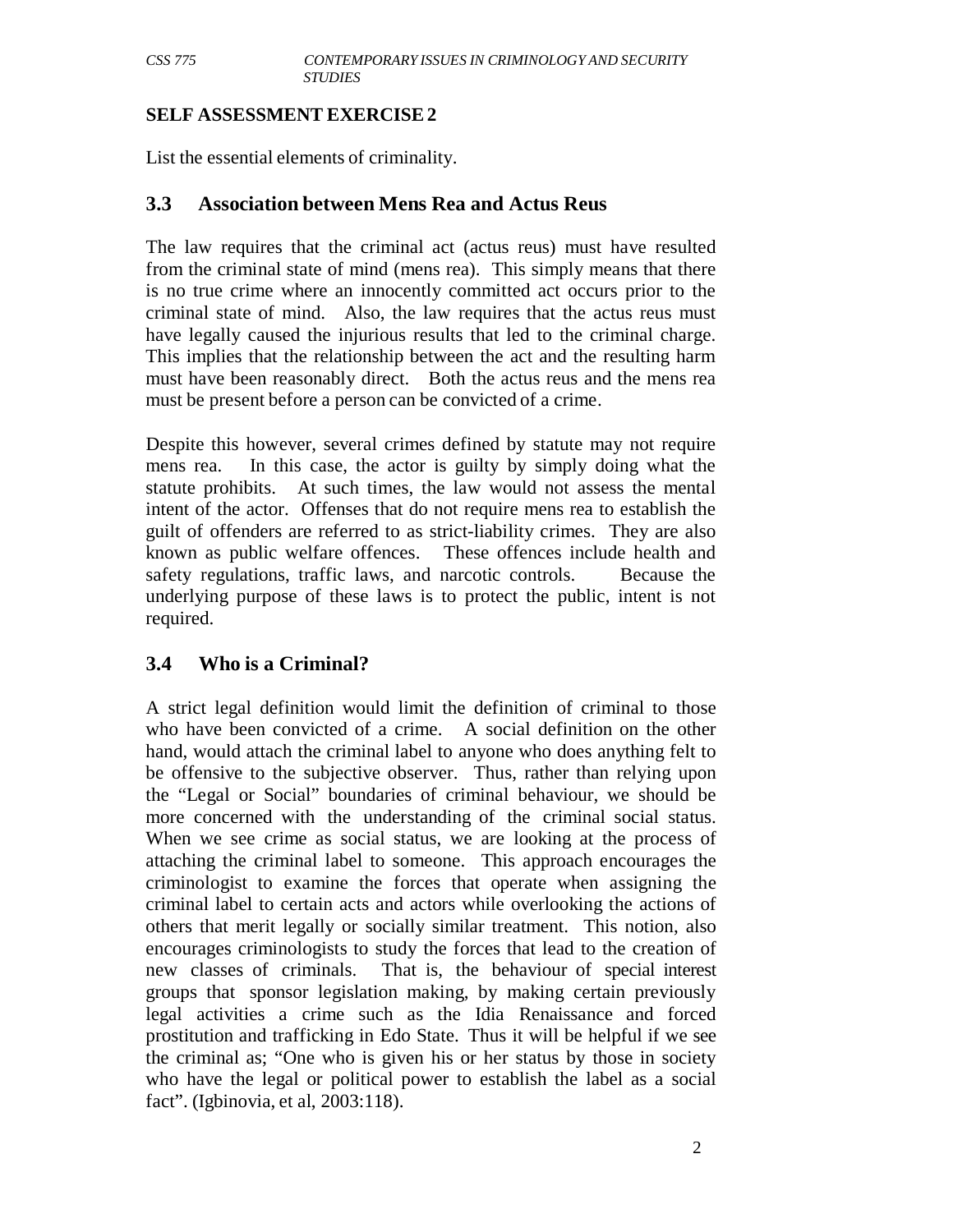**SELF ASSESSMENT EXERCISE 2**

List the essential elements of criminality.

## 3.3 Association between Mens Rea and Actus Reus

The law requires that the criminal act (actus reus) must have resulted from the criminal state of mind (mens rea). This simply means that there is no true crime where an innocently committed act occurs prior to the criminal state of mind. Also, the law requires that the actus reus must have legally caused the injurious results that led to the criminal charge. This implies that the relationship between the act and the resulting harm must have been reasonably direct. Both the actus reus and the mens rea must be present before a person can be convicted of a crime.

Despite this however, several crimes defined by statute may not require mens rea. In this case, the actor is guilty by simply doing what the statute prohibits. At such times, the law would not assess the mental intent of the actor. Offenses that do not require mens rea to establish the guilt of offenders are referred to as strict-liability crimes. They are also known as public welfare offences. These offences include health and safety regulations, traffic laws, and narcotic controls. Because the underlying purpose of these laws is to protect the public, intent is not required.

## 3.4 Who is a Criminal?

A strict legal definition would limit the definition of criminal to those who have been convicted of a crime. A social definition on the other hand, would attach the criminal label to anyone who does anything felt to be offensive to the subjective observer. Thus, rather than relying upon the "Legal or Social" boundaries of criminal behaviour, we should be more concerned with the understanding of the criminal social status. When we see crime as social status, we are looking at the process of attaching the criminal label to someone. This approach encourages the criminologist to examine the forces that operate when assigning the criminal label to certain acts and actors while overlooking the actions of others that merit legally or socially similar treatment. This notion, also encourages criminologists to study the forces that lead to the creation of new classes of criminals. That is, the behaviour of special interest groups that sponsor legislation making, by making certain previously legal activities a crime such as the Idia Renaissance and forced prostitution and trafficking in Edo State. Thus it will be helpful if we see the criminal as; "One who is given his or her status by those in society who have the legal or political power to establish the label as a social fact". (Igbinovia, et al, 2003:118).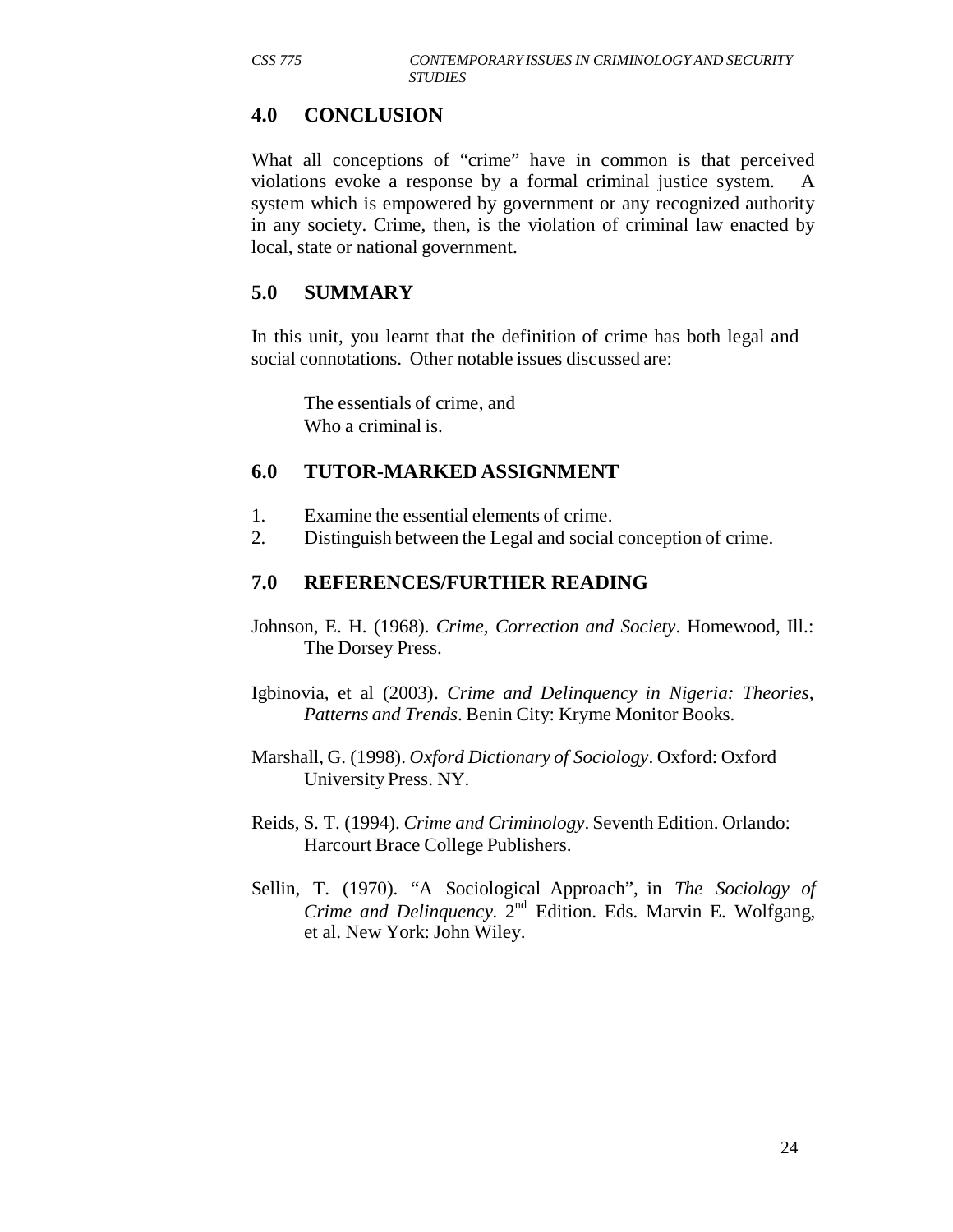## 4.0 CONCLUSION

What all conceptions of "crime" have in common is that perceived violations evoke a response by a formal criminal justice system. A system which is empowered by government or any recognized authority in any society. Crime, then, is the violation of criminal law enacted by local, state or national government.

## 5.0 SUMMARY

In this unit, you learnt that the definition of crime has both legal and social connotations. Other notable issues discussed are:

The essentials of crime, and
Who a criminal is.

## 6.0 TUTOR-MARKED ASSIGNMENT

1. Examine the essential elements of crime.
2. Distinguish between the Legal and social conception of crime.

## 7.0 REFERENCES/FURTHER READING

Johnson, E. H. (1968). *Crime, Correction and Society*. Homewood, Ill.: The Dorsey Press.

Igbinovia, et al (2003). *Crime and Delinquency in Nigeria: Theories, Patterns and Trends*. Benin City: Kryme Monitor Books.

Marshall, G. (1998). *Oxford Dictionary of Sociology*. Oxford: Oxford University Press. NY.

Reids, S. T. (1994). *Crime and Criminology*. Seventh Edition. Orlando: Harcourt Brace College Publishers.

Sellin, T. (1970). "A Sociological Approach", in *The Sociology of Crime and Delinquency*. 2nd Edition. Eds. Marvin E. Wolfgang, et al. New York: John Wiley.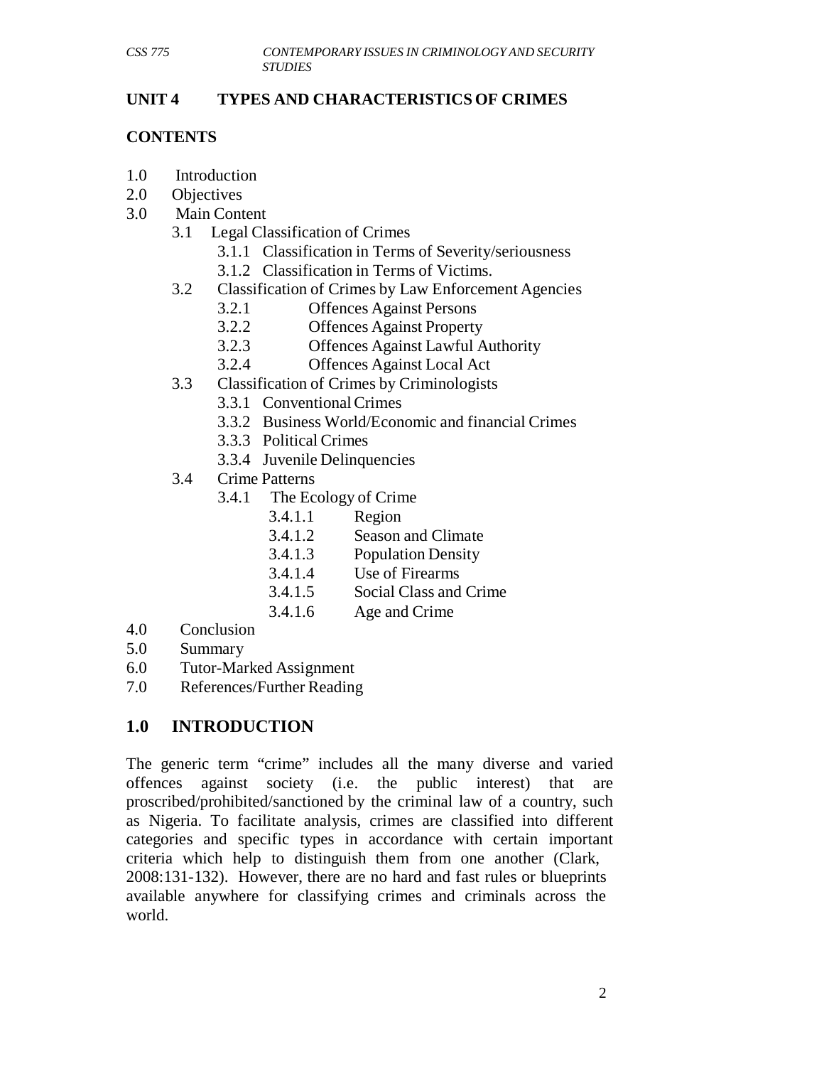## UNIT 4 TYPES AND CHARACTERISTICS OF CRIMES

### CONTENTS

- 1.0 Introduction
- 2.0 Objectives
- 3.0 Main Content
  - 3.1 Legal Classification of Crimes
    - 3.1.1 Classification in Terms of Severity/seriousness
    - 3.1.2 Classification in Terms of Victims.
  - 3.2 Classification of Crimes by Law Enforcement Agencies
    - 3.2.1 Offences Against Persons
    - 3.2.2 Offences Against Property
    - 3.2.3 Offences Against Lawful Authority
    - 3.2.4 Offences Against Local Act
  - 3.3 Classification of Crimes by Criminologists
    - 3.3.1 Conventional Crimes
    - 3.3.2 Business World/Economic and financial Crimes
    - 3.3.3 Political Crimes
    - 3.3.4 Juvenile Delinquencies
  - 3.4 Crime Patterns
    - 3.4.1 The Ecology of Crime
      - 3.4.1.1 Region
      - 3.4.1.2 Season and Climate
      - 3.4.1.3 Population Density
      - 3.4.1.4 Use of Firearms
      - 3.4.1.5 Social Class and Crime
      - 3.4.1.6 Age and Crime
- 4.0 Conclusion
- 5.0 Summary
- 6.0 Tutor-Marked Assignment
- 7.0 References/Further Reading

## 1.0 INTRODUCTION

The generic term "crime" includes all the many diverse and varied offences against society (i.e. the public interest) that are proscribed/prohibited/sanctioned by the criminal law of a country, such as Nigeria. To facilitate analysis, crimes are classified into different categories and specific types in accordance with certain important criteria which help to distinguish them from one another (Clark, 2008:131-132). However, there are no hard and fast rules or blueprints available anywhere for classifying crimes and criminals across the world.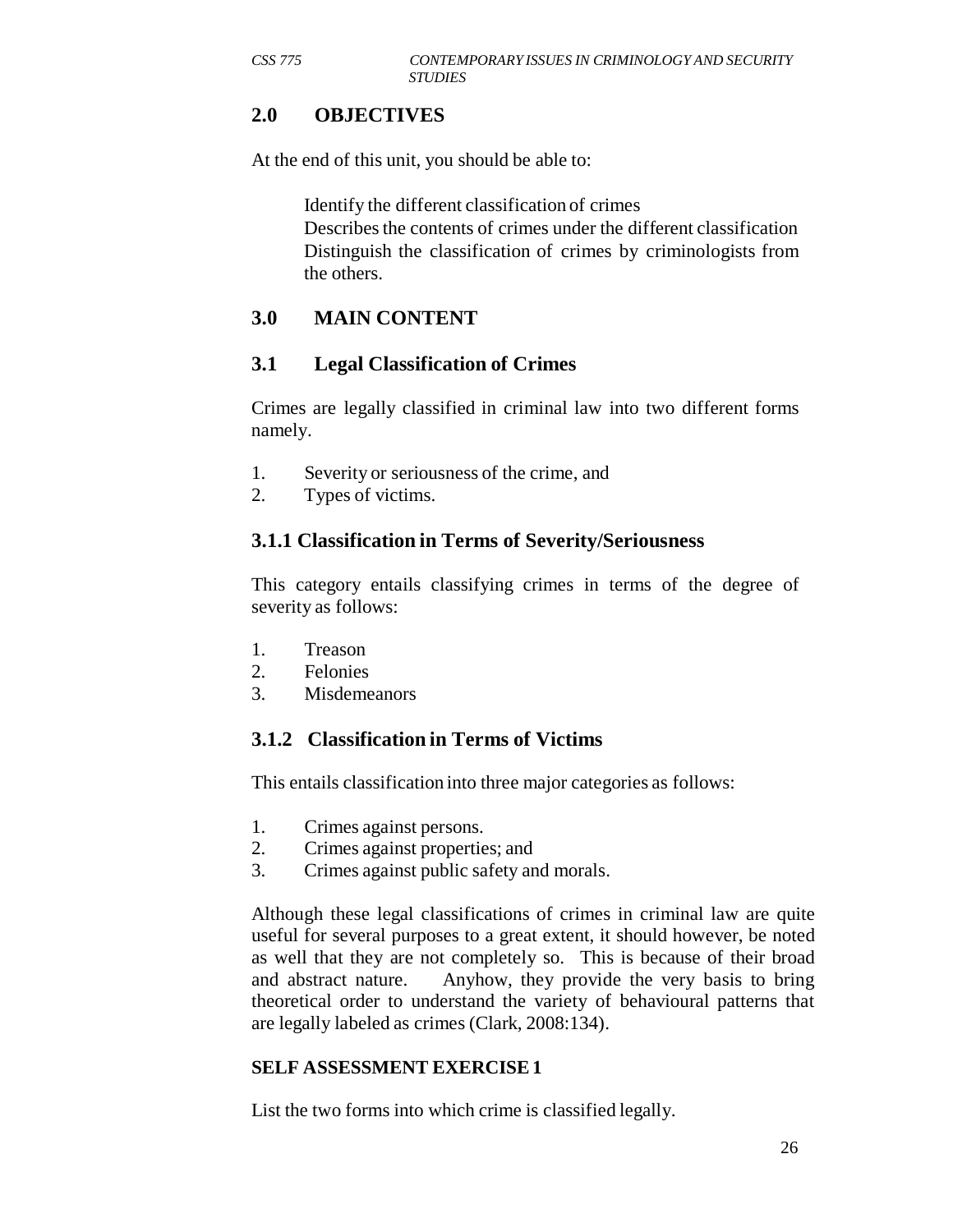## 2.0 OBJECTIVES

At the end of this unit, you should be able to:

- Identify the different classification of crimes
- Describes the contents of crimes under the different classification
- Distinguish the classification of crimes by criminologists from the others.

## 3.0 MAIN CONTENT

### 3.1 Legal Classification of Crimes

Crimes are legally classified in criminal law into two different forms namely.

1. Severity or seriousness of the crime, and
2. Types of victims.

#### 3.1.1 Classification in Terms of Severity/Seriousness

This category entails classifying crimes in terms of the degree of severity as follows:

1. Treason
2. Felonies
3. Misdemeanors

#### 3.1.2 Classification in Terms of Victims

This entails classification into three major categories as follows:

1. Crimes against persons.
2. Crimes against properties; and
3. Crimes against public safety and morals.

Although these legal classifications of crimes in criminal law are quite useful for several purposes to a great extent, it should however, be noted as well that they are not completely so. This is because of their broad and abstract nature. Anyhow, they provide the very basis to bring theoretical order to understand the variety of behavioural patterns that are legally labeled as crimes (Clark, 2008:134).

**SELF ASSESSMENT EXERCISE 1**

List the two forms into which crime is classified legally.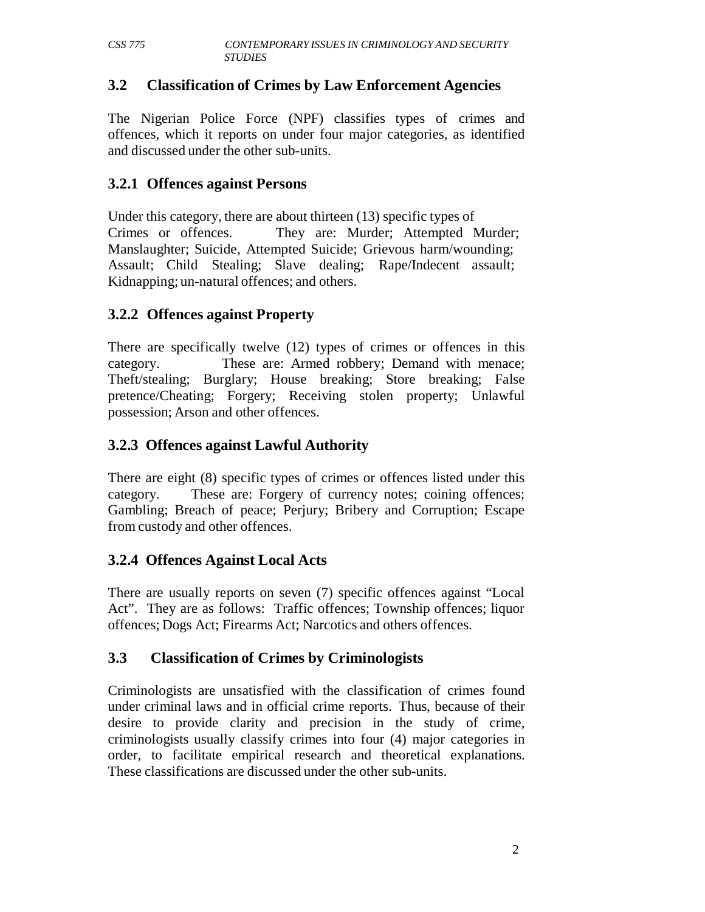## 3.2 Classification of Crimes by Law Enforcement Agencies

The Nigerian Police Force (NPF) classifies types of crimes and offences, which it reports on under four major categories, as identified and discussed under the other sub-units.

### 3.2.1 Offences against Persons

Under this category, there are about thirteen (13) specific types of Crimes or offences. They are: Murder; Attempted Murder; Manslaughter; Suicide, Attempted Suicide; Grievous harm/wounding; Assault; Child Stealing; Slave dealing; Rape/Indecent assault; Kidnapping; un-natural offences; and others.

### 3.2.2 Offences against Property

There are specifically twelve (12) types of crimes or offences in this category. These are: Armed robbery; Demand with menace; Theft/stealing; Burglary; House breaking; Store breaking; False pretence/Cheating; Forgery; Receiving stolen property; Unlawful possession; Arson and other offences.

### 3.2.3 Offences against Lawful Authority

There are eight (8) specific types of crimes or offences listed under this category. These are: Forgery of currency notes; coining offences; Gambling; Breach of peace; Perjury; Bribery and Corruption; Escape from custody and other offences.

### 3.2.4 Offences Against Local Acts

There are usually reports on seven (7) specific offences against "Local Act". They are as follows: Traffic offences; Township offences; liquor offences; Dogs Act; Firearms Act; Narcotics and others offences.

## 3.3 Classification of Crimes by Criminologists

Criminologists are unsatisfied with the classification of crimes found under criminal laws and in official crime reports. Thus, because of their desire to provide clarity and precision in the study of crime, criminologists usually classify crimes into four (4) major categories in order, to facilitate empirical research and theoretical explanations. These classifications are discussed under the other sub-units.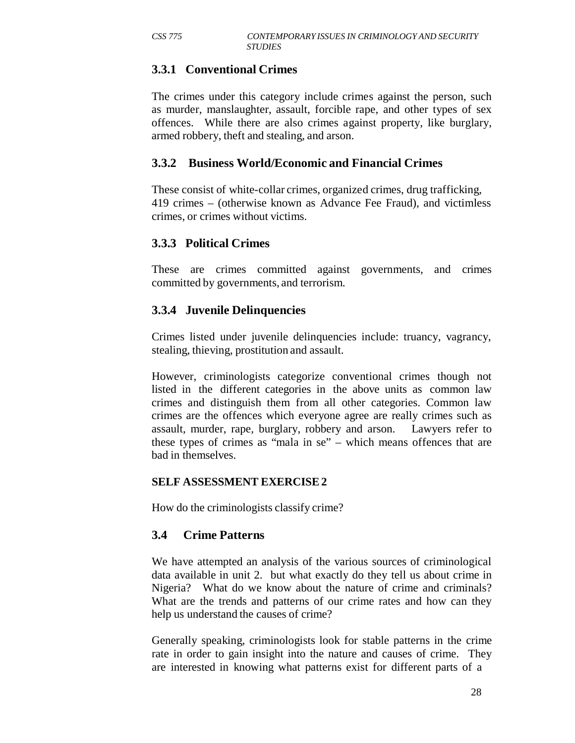### 3.3.1 Conventional Crimes

The crimes under this category include crimes against the person, such as murder, manslaughter, assault, forcible rape, and other types of sex offences. While there are also crimes against property, like burglary, armed robbery, theft and stealing, and arson.

### 3.3.2 Business World/Economic and Financial Crimes

These consist of white-collar crimes, organized crimes, drug trafficking, 419 crimes – (otherwise known as Advance Fee Fraud), and victimless crimes, or crimes without victims.

### 3.3.3 Political Crimes

These are crimes committed against governments, and crimes committed by governments, and terrorism.

### 3.3.4 Juvenile Delinquencies

Crimes listed under juvenile delinquencies include: truancy, vagrancy, stealing, thieving, prostitution and assault.

However, criminologists categorize conventional crimes though not listed in the different categories in the above units as common law crimes and distinguish them from all other categories. Common law crimes are the offences which everyone agree are really crimes such as assault, murder, rape, burglary, robbery and arson. Lawyers refer to these types of crimes as "mala in se" – which means offences that are bad in themselves.

**SELF ASSESSMENT EXERCISE 2**

How do the criminologists classify crime?

## 3.4 Crime Patterns

We have attempted an analysis of the various sources of criminological data available in unit 2. but what exactly do they tell us about crime in Nigeria? What do we know about the nature of crime and criminals? What are the trends and patterns of our crime rates and how can they help us understand the causes of crime?

Generally speaking, criminologists look for stable patterns in the crime rate in order to gain insight into the nature and causes of crime. They are interested in knowing what patterns exist for different parts of a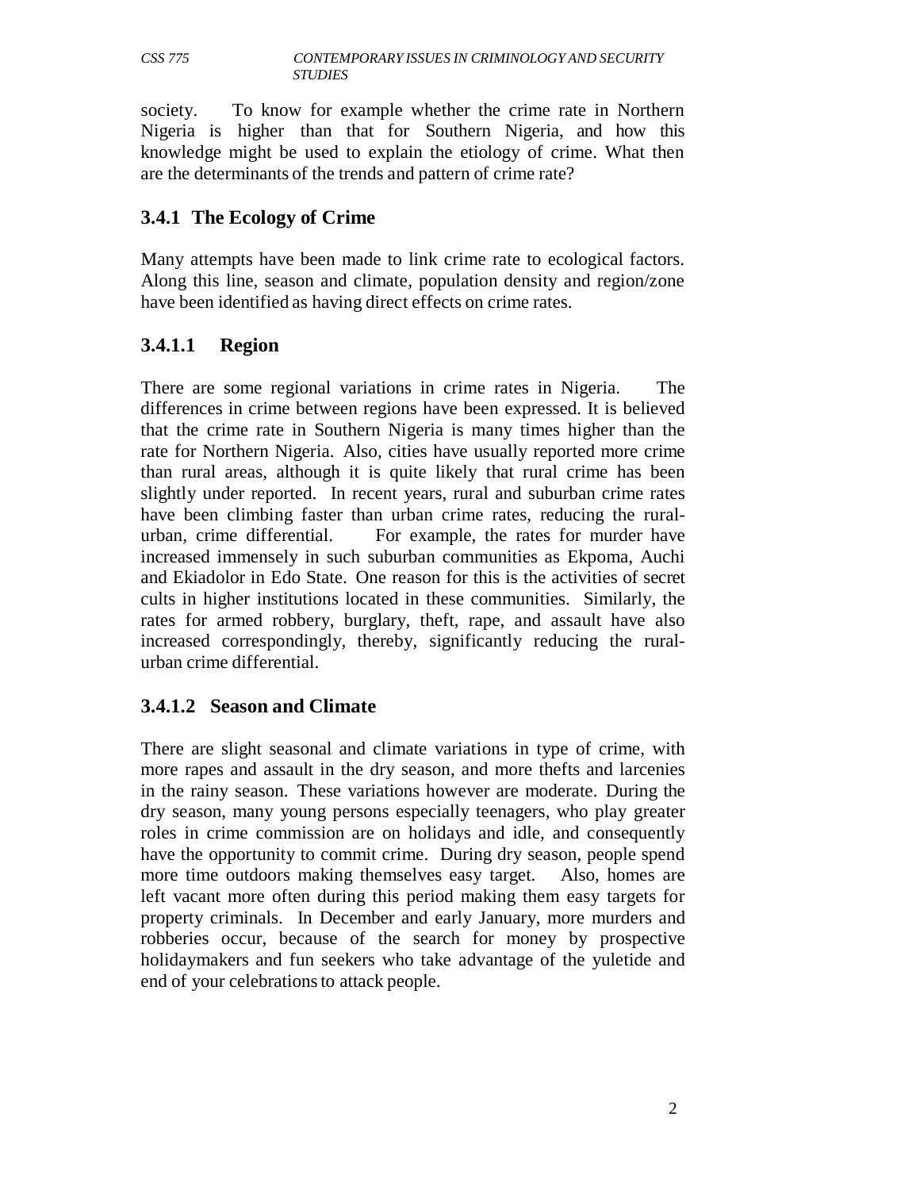society. To know for example whether the crime rate in Northern Nigeria is higher than that for Southern Nigeria, and how this knowledge might be used to explain the etiology of crime. What then are the determinants of the trends and pattern of crime rate?

### 3.4.1 The Ecology of Crime

Many attempts have been made to link crime rate to ecological factors. Along this line, season and climate, population density and region/zone have been identified as having direct effects on crime rates.

#### 3.4.1.1 Region

There are some regional variations in crime rates in Nigeria. The differences in crime between regions have been expressed. It is believed that the crime rate in Southern Nigeria is many times higher than the rate for Northern Nigeria. Also, cities have usually reported more crime than rural areas, although it is quite likely that rural crime has been slightly under reported. In recent years, rural and suburban crime rates have been climbing faster than urban crime rates, reducing the rural-urban, crime differential. For example, the rates for murder have increased immensely in such suburban communities as Ekpoma, Auchi and Ekiadolor in Edo State. One reason for this is the activities of secret cults in higher institutions located in these communities. Similarly, the rates for armed robbery, burglary, theft, rape, and assault have also increased correspondingly, thereby, significantly reducing the rural-urban crime differential.

#### 3.4.1.2 Season and Climate

There are slight seasonal and climate variations in type of crime, with more rapes and assault in the dry season, and more thefts and larcenies in the rainy season. These variations however are moderate. During the dry season, many young persons especially teenagers, who play greater roles in crime commission are on holidays and idle, and consequently have the opportunity to commit crime. During dry season, people spend more time outdoors making themselves easy target. Also, homes are left vacant more often during this period making them easy targets for property criminals. In December and early January, more murders and robberies occur, because of the search for money by prospective holidaymakers and fun seekers who take advantage of the yuletide and end of your celebrations to attack people.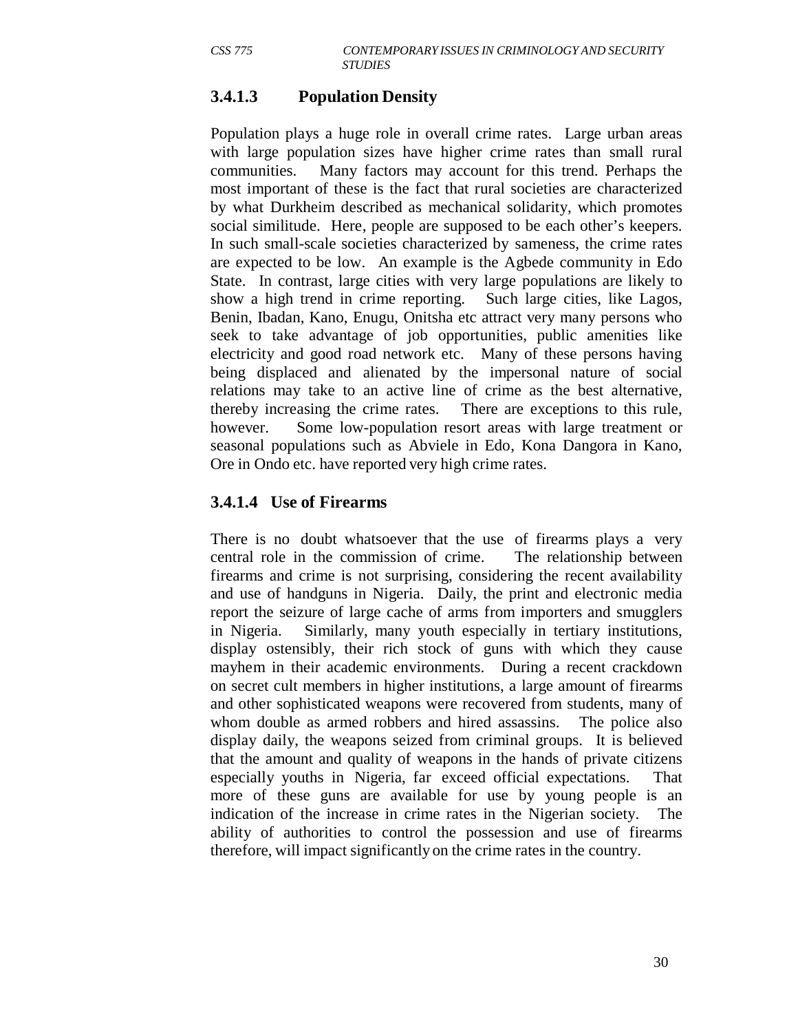### 3.4.1.3 Population Density

Population plays a huge role in overall crime rates. Large urban areas with large population sizes have higher crime rates than small rural communities. Many factors may account for this trend. Perhaps the most important of these is the fact that rural societies are characterized by what Durkheim described as mechanical solidarity, which promotes social similitude. Here, people are supposed to be each other's keepers. In such small-scale societies characterized by sameness, the crime rates are expected to be low. An example is the Agbede community in Edo State. In contrast, large cities with very large populations are likely to show a high trend in crime reporting. Such large cities, like Lagos, Benin, Ibadan, Kano, Enugu, Onitsha etc attract very many persons who seek to take advantage of job opportunities, public amenities like electricity and good road network etc. Many of these persons having being displaced and alienated by the impersonal nature of social relations may take to an active line of crime as the best alternative, thereby increasing the crime rates. There are exceptions to this rule, however. Some low-population resort areas with large treatment or seasonal populations such as Abviele in Edo, Kona Dangora in Kano, Ore in Ondo etc. have reported very high crime rates.

### 3.4.1.4 Use of Firearms

There is no doubt whatsoever that the use of firearms plays a very central role in the commission of crime. The relationship between firearms and crime is not surprising, considering the recent availability and use of handguns in Nigeria. Daily, the print and electronic media report the seizure of large cache of arms from importers and smugglers in Nigeria. Similarly, many youth especially in tertiary institutions, display ostensibly, their rich stock of guns with which they cause mayhem in their academic environments. During a recent crackdown on secret cult members in higher institutions, a large amount of firearms and other sophisticated weapons were recovered from students, many of whom double as armed robbers and hired assassins. The police also display daily, the weapons seized from criminal groups. It is believed that the amount and quality of weapons in the hands of private citizens especially youths in Nigeria, far exceed official expectations. That more of these guns are available for use by young people is an indication of the increase in crime rates in the Nigerian society. The ability of authorities to control the possession and use of firearms therefore, will impact significantly on the crime rates in the country.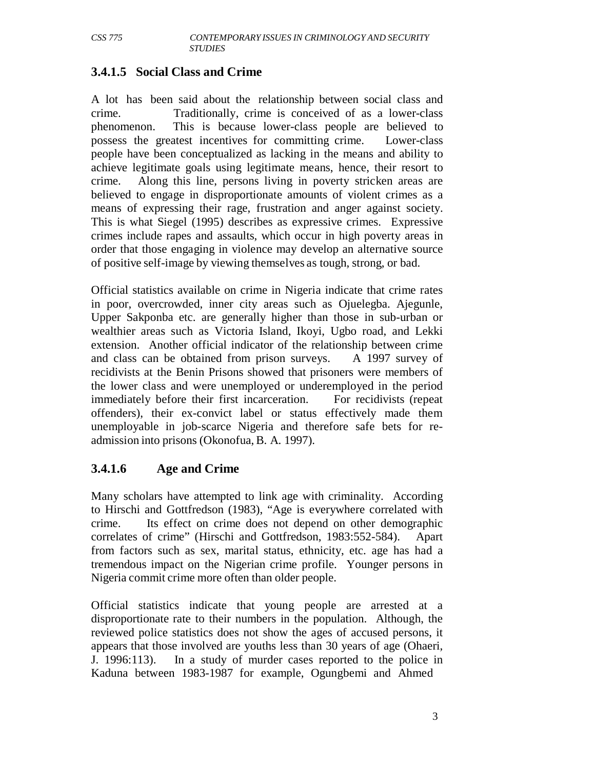### 3.4.1.5 Social Class and Crime

A lot has been said about the relationship between social class and crime. Traditionally, crime is conceived of as a lower-class phenomenon. This is because lower-class people are believed to possess the greatest incentives for committing crime. Lower-class people have been conceptualized as lacking in the means and ability to achieve legitimate goals using legitimate means, hence, their resort to crime. Along this line, persons living in poverty stricken areas are believed to engage in disproportionate amounts of violent crimes as a means of expressing their rage, frustration and anger against society. This is what Siegel (1995) describes as expressive crimes. Expressive crimes include rapes and assaults, which occur in high poverty areas in order that those engaging in violence may develop an alternative source of positive self-image by viewing themselves as tough, strong, or bad.

Official statistics available on crime in Nigeria indicate that crime rates in poor, overcrowded, inner city areas such as Ojuelegba. Ajegunle, Upper Sakponba etc. are generally higher than those in sub-urban or wealthier areas such as Victoria Island, Ikoyi, Ugbo road, and Lekki extension. Another official indicator of the relationship between crime and class can be obtained from prison surveys. A 1997 survey of recidivists at the Benin Prisons showed that prisoners were members of the lower class and were unemployed or underemployed in the period immediately before their first incarceration. For recidivists (repeat offenders), their ex-convict label or status effectively made them unemployable in job-scarce Nigeria and therefore safe bets for re-admission into prisons (Okonofua, B. A. 1997).

### 3.4.1.6 Age and Crime

Many scholars have attempted to link age with criminality. According to Hirschi and Gottfredson (1983), "Age is everywhere correlated with crime. Its effect on crime does not depend on other demographic correlates of crime" (Hirschi and Gottfredson, 1983:552-584). Apart from factors such as sex, marital status, ethnicity, etc. age has had a tremendous impact on the Nigerian crime profile. Younger persons in Nigeria commit crime more often than older people.

Official statistics indicate that young people are arrested at a disproportionate rate to their numbers in the population. Although, the reviewed police statistics does not show the ages of accused persons, it appears that those involved are youths less than 30 years of age (Ohaeri, J. 1996:113). In a study of murder cases reported to the police in Kaduna between 1983-1987 for example, Ogungbemi and Ahmed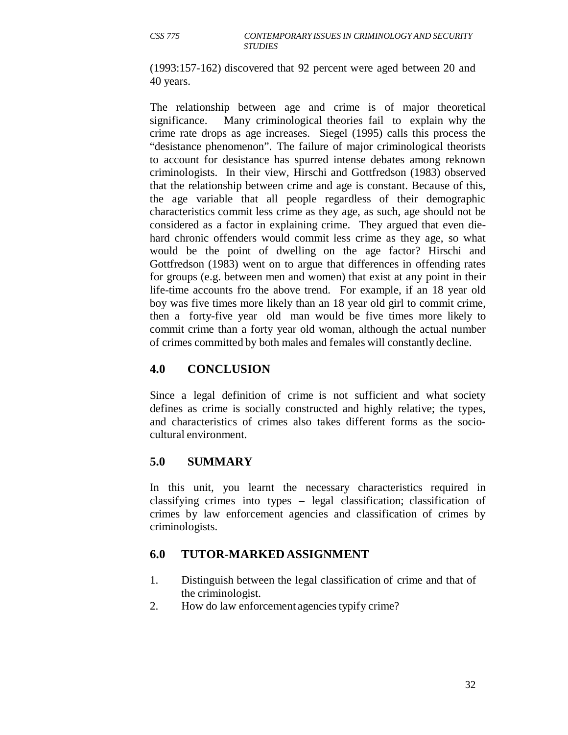(1993:157-162) discovered that 92 percent were aged between 20 and 40 years.

The relationship between age and crime is of major theoretical significance. Many criminological theories fail to explain why the crime rate drops as age increases. Siegel (1995) calls this process the "desistance phenomenon". The failure of major criminological theorists to account for desistance has spurred intense debates among reknown criminologists. In their view, Hirschi and Gottfredson (1983) observed that the relationship between crime and age is constant. Because of this, the age variable that all people regardless of their demographic characteristics commit less crime as they age, as such, age should not be considered as a factor in explaining crime. They argued that even die-hard chronic offenders would commit less crime as they age, so what would be the point of dwelling on the age factor? Hirschi and Gottfredson (1983) went on to argue that differences in offending rates for groups (e.g. between men and women) that exist at any point in their life-time accounts fro the above trend. For example, if an 18 year old boy was five times more likely than an 18 year old girl to commit crime, then a forty-five year old man would be five times more likely to commit crime than a forty year old woman, although the actual number of crimes committed by both males and females will constantly decline.

## 4.0 CONCLUSION

Since a legal definition of crime is not sufficient and what society defines as crime is socially constructed and highly relative; the types, and characteristics of crimes also takes different forms as the socio-cultural environment.

## 5.0 SUMMARY

In this unit, you learnt the necessary characteristics required in classifying crimes into types – legal classification; classification of crimes by law enforcement agencies and classification of crimes by criminologists.

## 6.0 TUTOR-MARKED ASSIGNMENT

1. Distinguish between the legal classification of crime and that of the criminologist.
2. How do law enforcement agencies typify crime?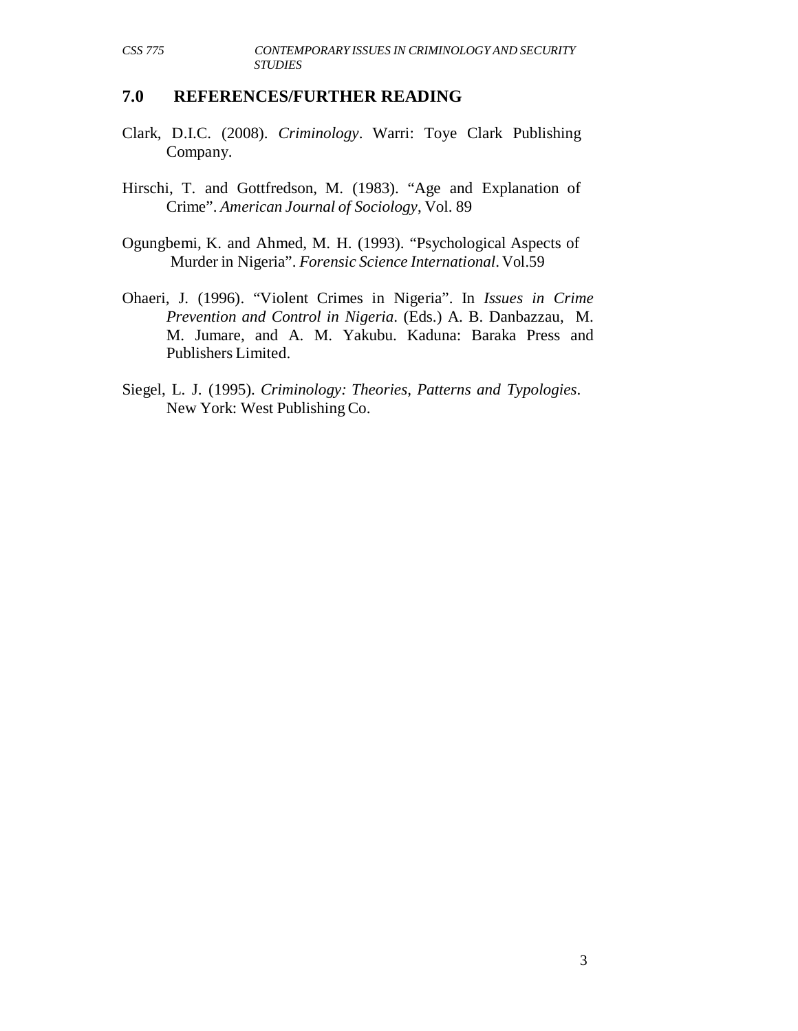## 7.0 REFERENCES/FURTHER READING

Clark, D.I.C. (2008). *Criminology*. Warri: Toye Clark Publishing Company.

Hirschi, T. and Gottfredson, M. (1983). "Age and Explanation of Crime". *American Journal of Sociology*, Vol. 89

Ogungbemi, K. and Ahmed, M. H. (1993). "Psychological Aspects of Murder in Nigeria". *Forensic Science International*. Vol.59

Ohaeri, J. (1996). "Violent Crimes in Nigeria". In *Issues in Crime Prevention and Control in Nigeria*. (Eds.) A. B. Danbazzau, M. M. Jumare, and A. M. Yakubu. Kaduna: Baraka Press and Publishers Limited.

Siegel, L. J. (1995). *Criminology: Theories, Patterns and Typologies*. New York: West Publishing Co.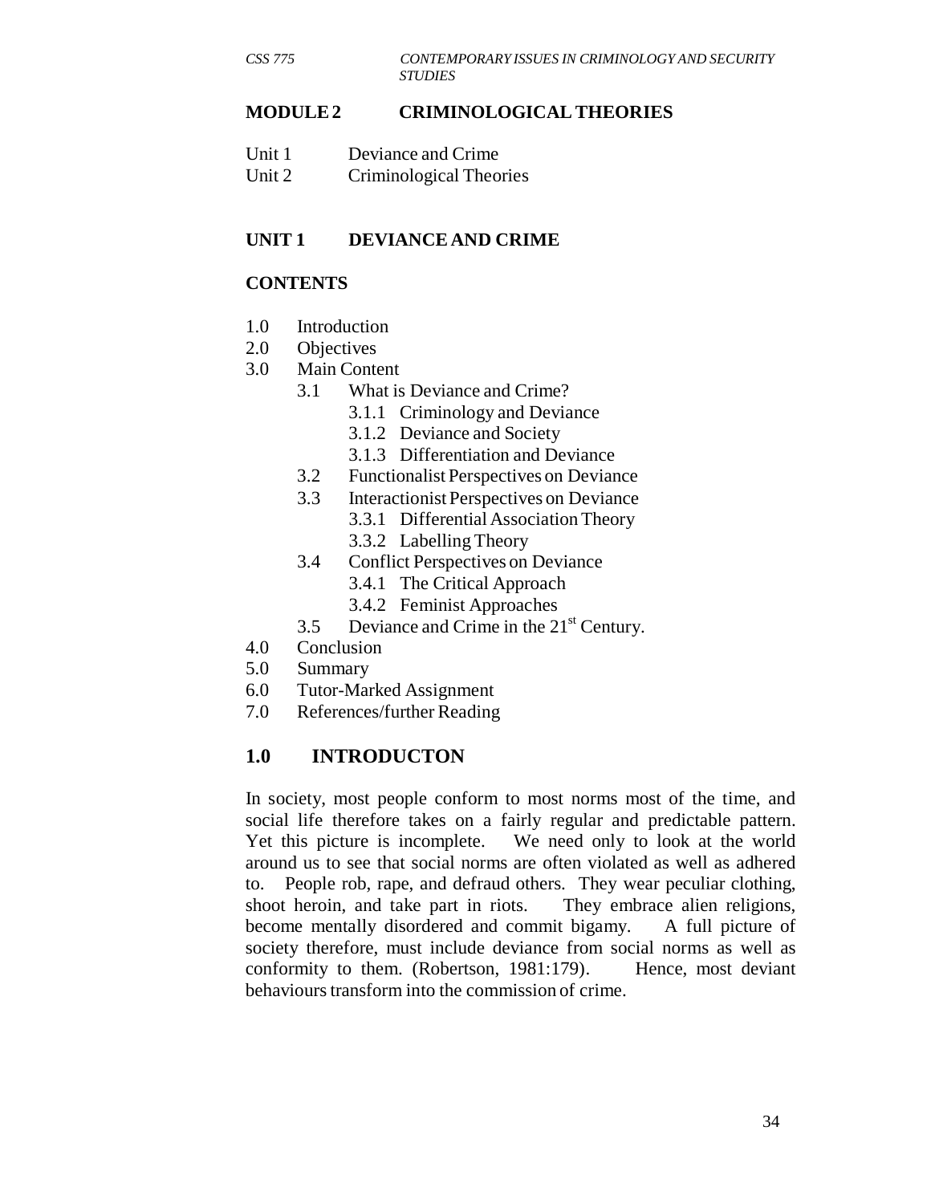## MODULE 2 CRIMINOLOGICAL THEORIES

Unit 1 Deviance and Crime
Unit 2 Criminological Theories

## UNIT 1 DEVIANCE AND CRIME

### CONTENTS

1.0 Introduction
2.0 Objectives
3.0 Main Content
- 3.1 What is Deviance and Crime?
  - 3.1.1 Criminology and Deviance
  - 3.1.2 Deviance and Society
  - 3.1.3 Differentiation and Deviance
- 3.2 Functionalist Perspectives on Deviance
- 3.3 Interactionist Perspectives on Deviance
  - 3.3.1 Differential Association Theory
  - 3.3.2 Labelling Theory
- 3.4 Conflict Perspectives on Deviance
  - 3.4.1 The Critical Approach
  - 3.4.2 Feminist Approaches
- 3.5 Deviance and Crime in the 21st Century.

4.0 Conclusion
5.0 Summary
6.0 Tutor-Marked Assignment
7.0 References/further Reading

## 1.0 INTRODUCTON

In society, most people conform to most norms most of the time, and social life therefore takes on a fairly regular and predictable pattern. Yet this picture is incomplete. We need only to look at the world around us to see that social norms are often violated as well as adhered to. People rob, rape, and defraud others. They wear peculiar clothing, shoot heroin, and take part in riots. They embrace alien religions, become mentally disordered and commit bigamy. A full picture of society therefore, must include deviance from social norms as well as conformity to them. (Robertson, 1981:179). Hence, most deviant behaviours transform into the commission of crime.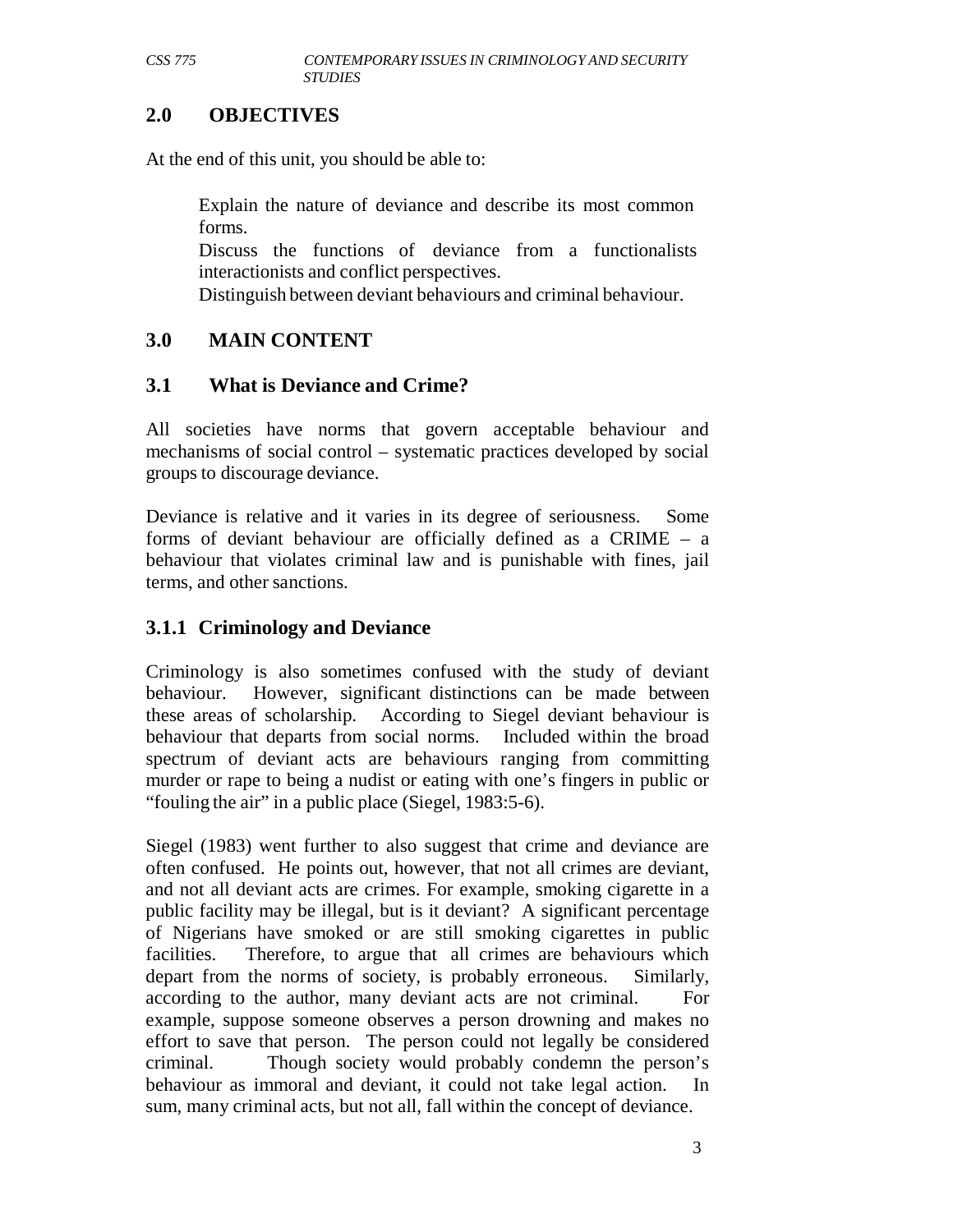## 2.0 OBJECTIVES

At the end of this unit, you should be able to:

- Explain the nature of deviance and describe its most common forms.
- Discuss the functions of deviance from a functionalists interactionists and conflict perspectives.
- Distinguish between deviant behaviours and criminal behaviour.

## 3.0 MAIN CONTENT

### 3.1 What is Deviance and Crime?

All societies have norms that govern acceptable behaviour and mechanisms of social control – systematic practices developed by social groups to discourage deviance.

Deviance is relative and it varies in its degree of seriousness. Some forms of deviant behaviour are officially defined as a CRIME – a behaviour that violates criminal law and is punishable with fines, jail terms, and other sanctions.

#### 3.1.1 Criminology and Deviance

Criminology is also sometimes confused with the study of deviant behaviour. However, significant distinctions can be made between these areas of scholarship. According to Siegel deviant behaviour is behaviour that departs from social norms. Included within the broad spectrum of deviant acts are behaviours ranging from committing murder or rape to being a nudist or eating with one's fingers in public or "fouling the air" in a public place (Siegel, 1983:5-6).

Siegel (1983) went further to also suggest that crime and deviance are often confused. He points out, however, that not all crimes are deviant, and not all deviant acts are crimes. For example, smoking cigarette in a public facility may be illegal, but is it deviant? A significant percentage of Nigerians have smoked or are still smoking cigarettes in public facilities. Therefore, to argue that all crimes are behaviours which depart from the norms of society, is probably erroneous. Similarly, according to the author, many deviant acts are not criminal. For example, suppose someone observes a person drowning and makes no effort to save that person. The person could not legally be considered criminal. Though society would probably condemn the person's behaviour as immoral and deviant, it could not take legal action. In sum, many criminal acts, but not all, fall within the concept of deviance.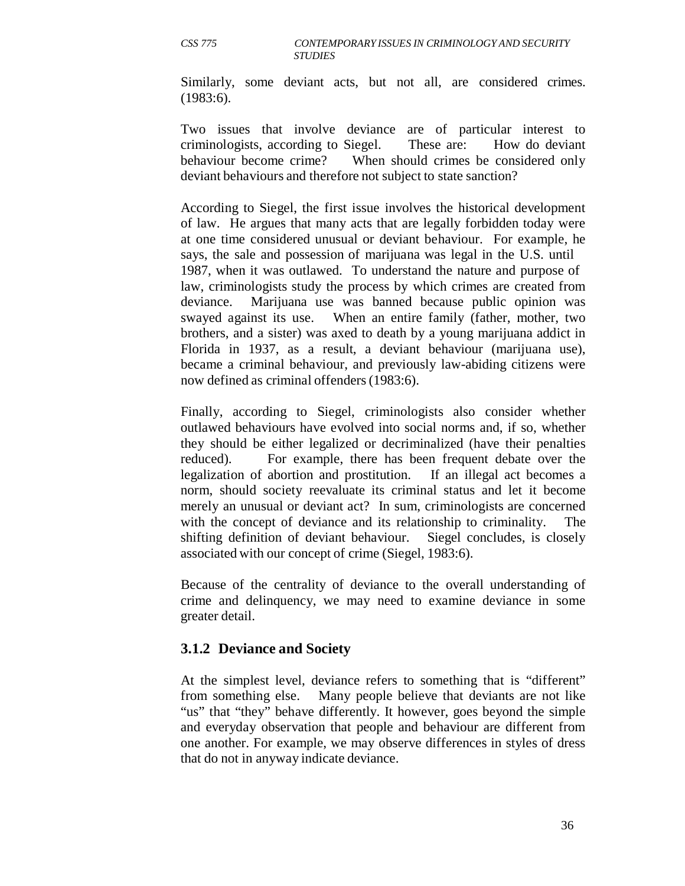Similarly, some deviant acts, but not all, are considered crimes. (1983:6).

Two issues that involve deviance are of particular interest to criminologists, according to Siegel. These are: How do deviant behaviour become crime? When should crimes be considered only deviant behaviours and therefore not subject to state sanction?

According to Siegel, the first issue involves the historical development of law. He argues that many acts that are legally forbidden today were at one time considered unusual or deviant behaviour. For example, he says, the sale and possession of marijuana was legal in the U.S. until 1987, when it was outlawed. To understand the nature and purpose of law, criminologists study the process by which crimes are created from deviance. Marijuana use was banned because public opinion was swayed against its use. When an entire family (father, mother, two brothers, and a sister) was axed to death by a young marijuana addict in Florida in 1937, as a result, a deviant behaviour (marijuana use), became a criminal behaviour, and previously law-abiding citizens were now defined as criminal offenders (1983:6).

Finally, according to Siegel, criminologists also consider whether outlawed behaviours have evolved into social norms and, if so, whether they should be either legalized or decriminalized (have their penalties reduced). For example, there has been frequent debate over the legalization of abortion and prostitution. If an illegal act becomes a norm, should society reevaluate its criminal status and let it become merely an unusual or deviant act? In sum, criminologists are concerned with the concept of deviance and its relationship to criminality. The shifting definition of deviant behaviour. Siegel concludes, is closely associated with our concept of crime (Siegel, 1983:6).

Because of the centrality of deviance to the overall understanding of crime and delinquency, we may need to examine deviance in some greater detail.

### 3.1.2 Deviance and Society

At the simplest level, deviance refers to something that is "different" from something else. Many people believe that deviants are not like "us" that "they" behave differently. It however, goes beyond the simple and everyday observation that people and behaviour are different from one another. For example, we may observe differences in styles of dress that do not in anyway indicate deviance.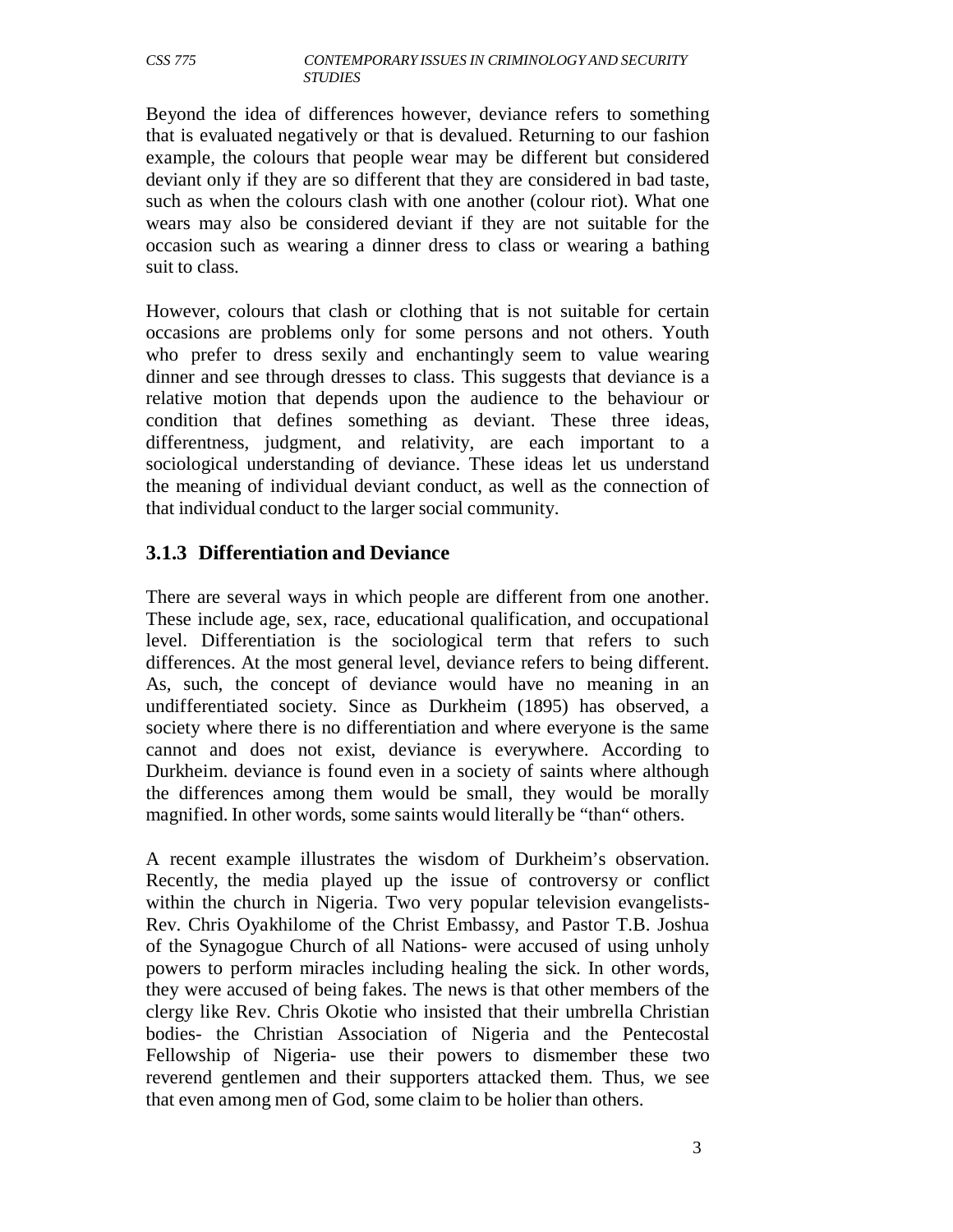Beyond the idea of differences however, deviance refers to something that is evaluated negatively or that is devalued. Returning to our fashion example, the colours that people wear may be different but considered deviant only if they are so different that they are considered in bad taste, such as when the colours clash with one another (colour riot). What one wears may also be considered deviant if they are not suitable for the occasion such as wearing a dinner dress to class or wearing a bathing suit to class.

However, colours that clash or clothing that is not suitable for certain occasions are problems only for some persons and not others. Youth who prefer to dress sexily and enchantingly seem to value wearing dinner and see through dresses to class. This suggests that deviance is a relative motion that depends upon the audience to the behaviour or condition that defines something as deviant. These three ideas, differentness, judgment, and relativity, are each important to a sociological understanding of deviance. These ideas let us understand the meaning of individual deviant conduct, as well as the connection of that individual conduct to the larger social community.

### 3.1.3 Differentiation and Deviance

There are several ways in which people are different from one another. These include age, sex, race, educational qualification, and occupational level. Differentiation is the sociological term that refers to such differences. At the most general level, deviance refers to being different. As, such, the concept of deviance would have no meaning in an undifferentiated society. Since as Durkheim (1895) has observed, a society where there is no differentiation and where everyone is the same cannot and does not exist, deviance is everywhere. According to Durkheim. deviance is found even in a society of saints where although the differences among them would be small, they would be morally magnified. In other words, some saints would literally be "than" others.

A recent example illustrates the wisdom of Durkheim's observation. Recently, the media played up the issue of controversy or conflict within the church in Nigeria. Two very popular television evangelists- Rev. Chris Oyakhilome of the Christ Embassy, and Pastor T.B. Joshua of the Synagogue Church of all Nations- were accused of using unholy powers to perform miracles including healing the sick. In other words, they were accused of being fakes. The news is that other members of the clergy like Rev. Chris Okotie who insisted that their umbrella Christian bodies- the Christian Association of Nigeria and the Pentecostal Fellowship of Nigeria- use their powers to dismember these two reverend gentlemen and their supporters attacked them. Thus, we see that even among men of God, some claim to be holier than others.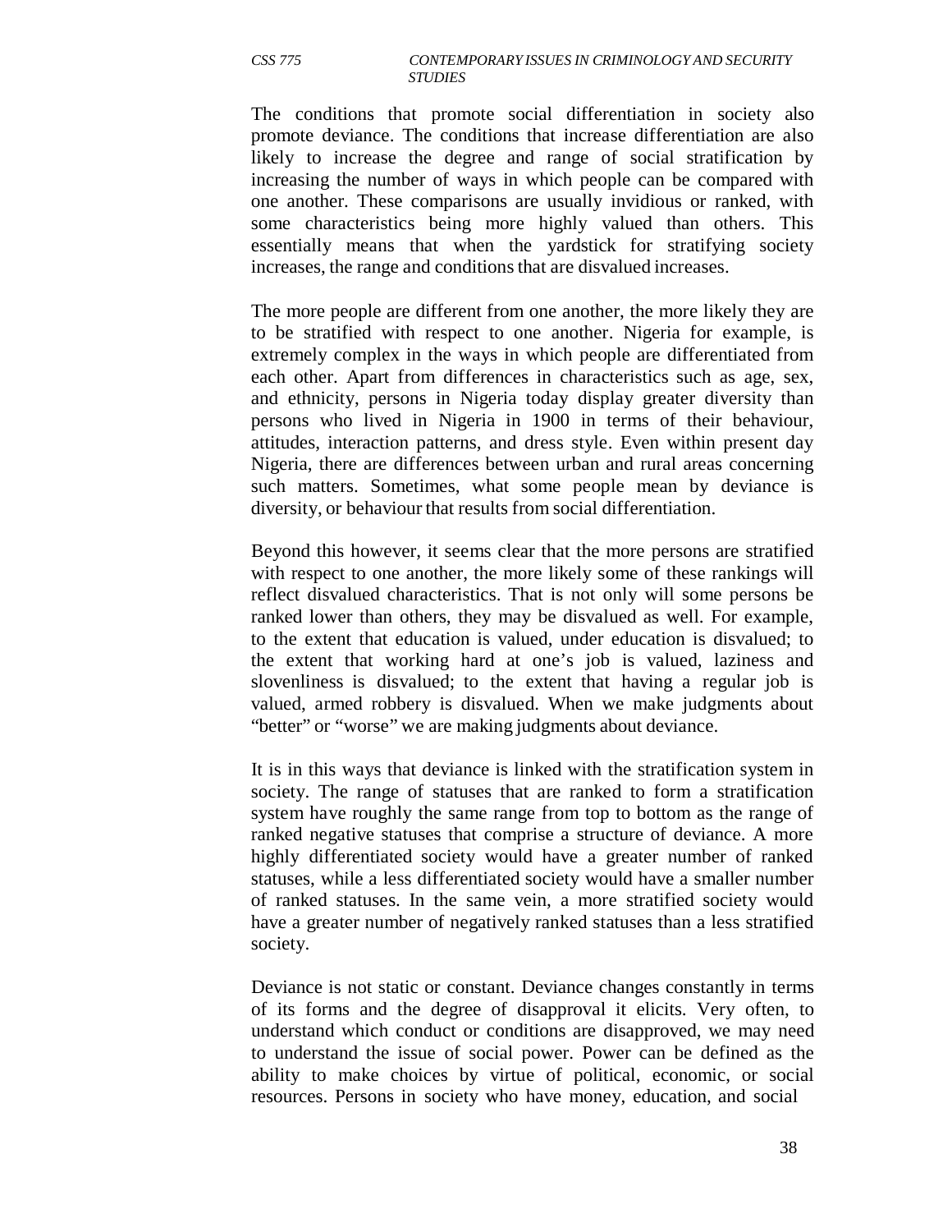The conditions that promote social differentiation in society also promote deviance. The conditions that increase differentiation are also likely to increase the degree and range of social stratification by increasing the number of ways in which people can be compared with one another. These comparisons are usually invidious or ranked, with some characteristics being more highly valued than others. This essentially means that when the yardstick for stratifying society increases, the range and conditions that are disvalued increases.

The more people are different from one another, the more likely they are to be stratified with respect to one another. Nigeria for example, is extremely complex in the ways in which people are differentiated from each other. Apart from differences in characteristics such as age, sex, and ethnicity, persons in Nigeria today display greater diversity than persons who lived in Nigeria in 1900 in terms of their behaviour, attitudes, interaction patterns, and dress style. Even within present day Nigeria, there are differences between urban and rural areas concerning such matters. Sometimes, what some people mean by deviance is diversity, or behaviour that results from social differentiation.

Beyond this however, it seems clear that the more persons are stratified with respect to one another, the more likely some of these rankings will reflect disvalued characteristics. That is not only will some persons be ranked lower than others, they may be disvalued as well. For example, to the extent that education is valued, under education is disvalued; to the extent that working hard at one's job is valued, laziness and slovenliness is disvalued; to the extent that having a regular job is valued, armed robbery is disvalued. When we make judgments about "better" or "worse" we are making judgments about deviance.

It is in this ways that deviance is linked with the stratification system in society. The range of statuses that are ranked to form a stratification system have roughly the same range from top to bottom as the range of ranked negative statuses that comprise a structure of deviance. A more highly differentiated society would have a greater number of ranked statuses, while a less differentiated society would have a smaller number of ranked statuses. In the same vein, a more stratified society would have a greater number of negatively ranked statuses than a less stratified society.

Deviance is not static or constant. Deviance changes constantly in terms of its forms and the degree of disapproval it elicits. Very often, to understand which conduct or conditions are disapproved, we may need to understand the issue of social power. Power can be defined as the ability to make choices by virtue of political, economic, or social resources. Persons in society who have money, education, and social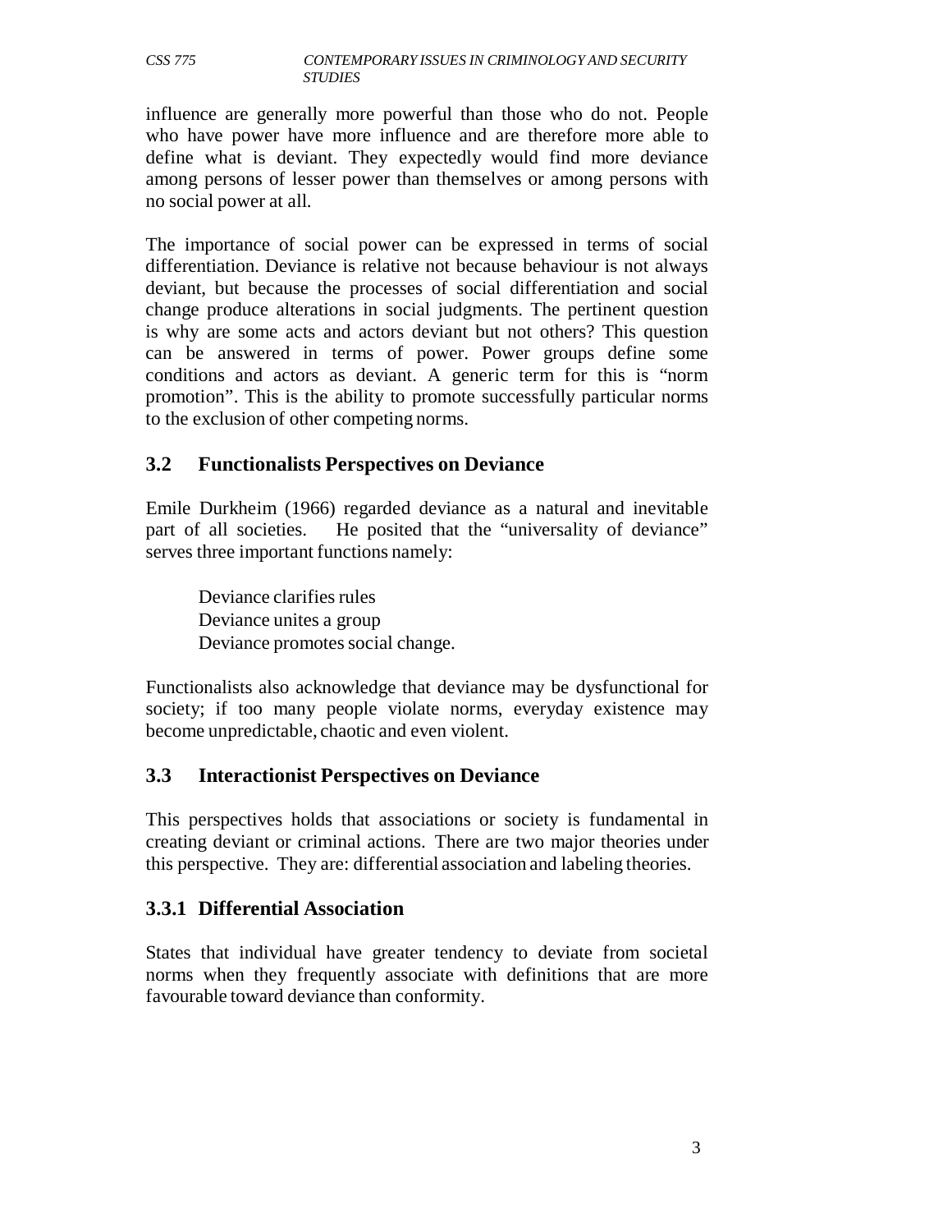influence are generally more powerful than those who do not. People who have power have more influence and are therefore more able to define what is deviant. They expectedly would find more deviance among persons of lesser power than themselves or among persons with no social power at all.

The importance of social power can be expressed in terms of social differentiation. Deviance is relative not because behaviour is not always deviant, but because the processes of social differentiation and social change produce alterations in social judgments. The pertinent question is why are some acts and actors deviant but not others? This question can be answered in terms of power. Power groups define some conditions and actors as deviant. A generic term for this is "norm promotion". This is the ability to promote successfully particular norms to the exclusion of other competing norms.

### 3.2 Functionalists Perspectives on Deviance

Emile Durkheim (1966) regarded deviance as a natural and inevitable part of all societies. He posited that the "universality of deviance" serves three important functions namely:

- Deviance clarifies rules
- Deviance unites a group
- Deviance promotes social change.

Functionalists also acknowledge that deviance may be dysfunctional for society; if too many people violate norms, everyday existence may become unpredictable, chaotic and even violent.

### 3.3 Interactionist Perspectives on Deviance

This perspectives holds that associations or society is fundamental in creating deviant or criminal actions. There are two major theories under this perspective. They are: differential association and labeling theories.

#### 3.3.1 Differential Association

States that individual have greater tendency to deviate from societal norms when they frequently associate with definitions that are more favourable toward deviance than conformity.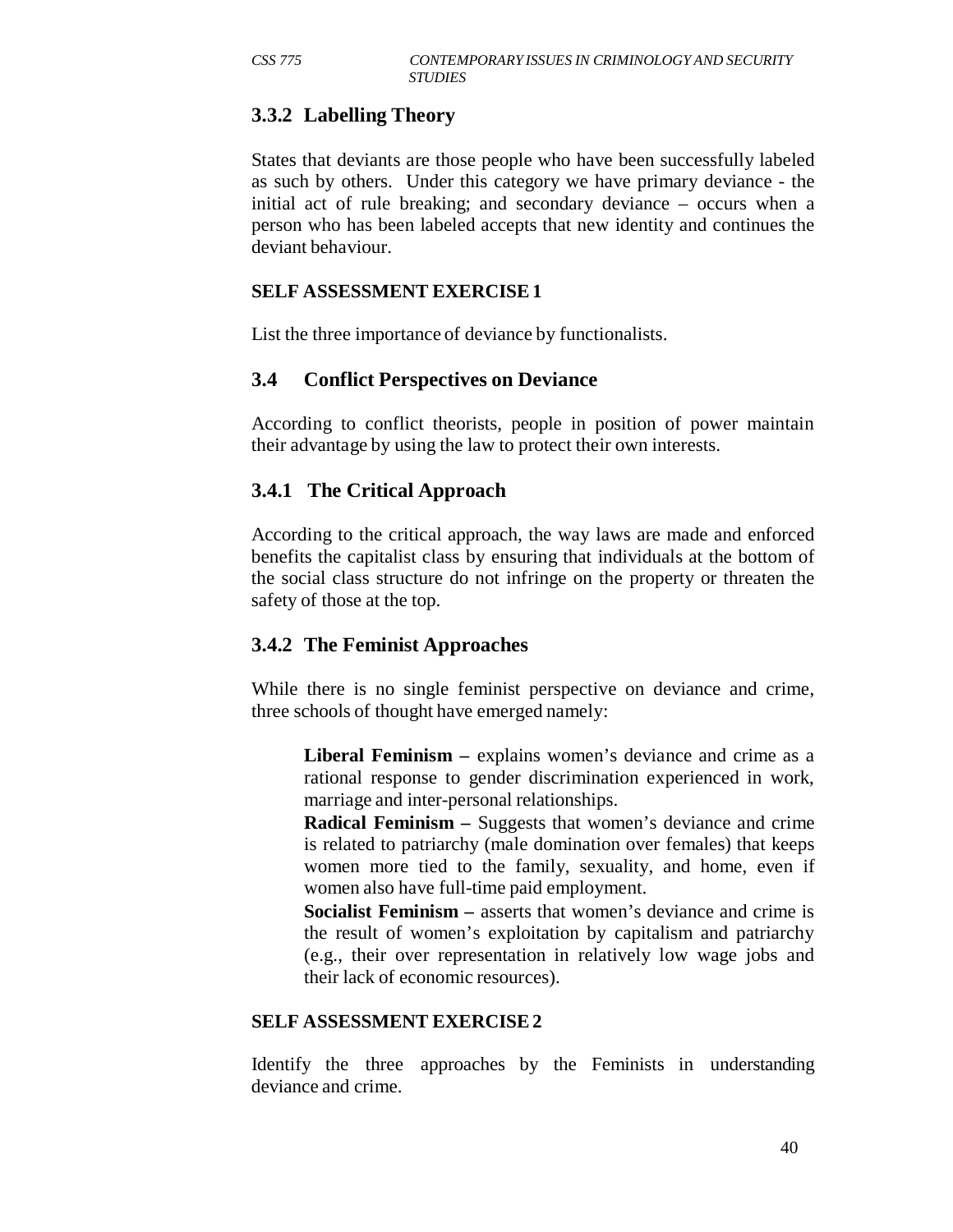### 3.3.2 Labelling Theory

States that deviants are those people who have been successfully labeled as such by others. Under this category we have primary deviance - the initial act of rule breaking; and secondary deviance – occurs when a person who has been labeled accepts that new identity and continues the deviant behaviour.

**SELF ASSESSMENT EXERCISE 1**

List the three importance of deviance by functionalists.

## 3.4 Conflict Perspectives on Deviance

According to conflict theorists, people in position of power maintain their advantage by using the law to protect their own interests.

### 3.4.1 The Critical Approach

According to the critical approach, the way laws are made and enforced benefits the capitalist class by ensuring that individuals at the bottom of the social class structure do not infringe on the property or threaten the safety of those at the top.

### 3.4.2 The Feminist Approaches

While there is no single feminist perspective on deviance and crime, three schools of thought have emerged namely:

**Liberal Feminism –** explains women's deviance and crime as a rational response to gender discrimination experienced in work, marriage and inter-personal relationships.

**Radical Feminism –** Suggests that women's deviance and crime is related to patriarchy (male domination over females) that keeps women more tied to the family, sexuality, and home, even if women also have full-time paid employment.

**Socialist Feminism –** asserts that women's deviance and crime is the result of women's exploitation by capitalism and patriarchy (e.g., their over representation in relatively low wage jobs and their lack of economic resources).

**SELF ASSESSMENT EXERCISE 2**

Identify the three approaches by the Feminists in understanding deviance and crime.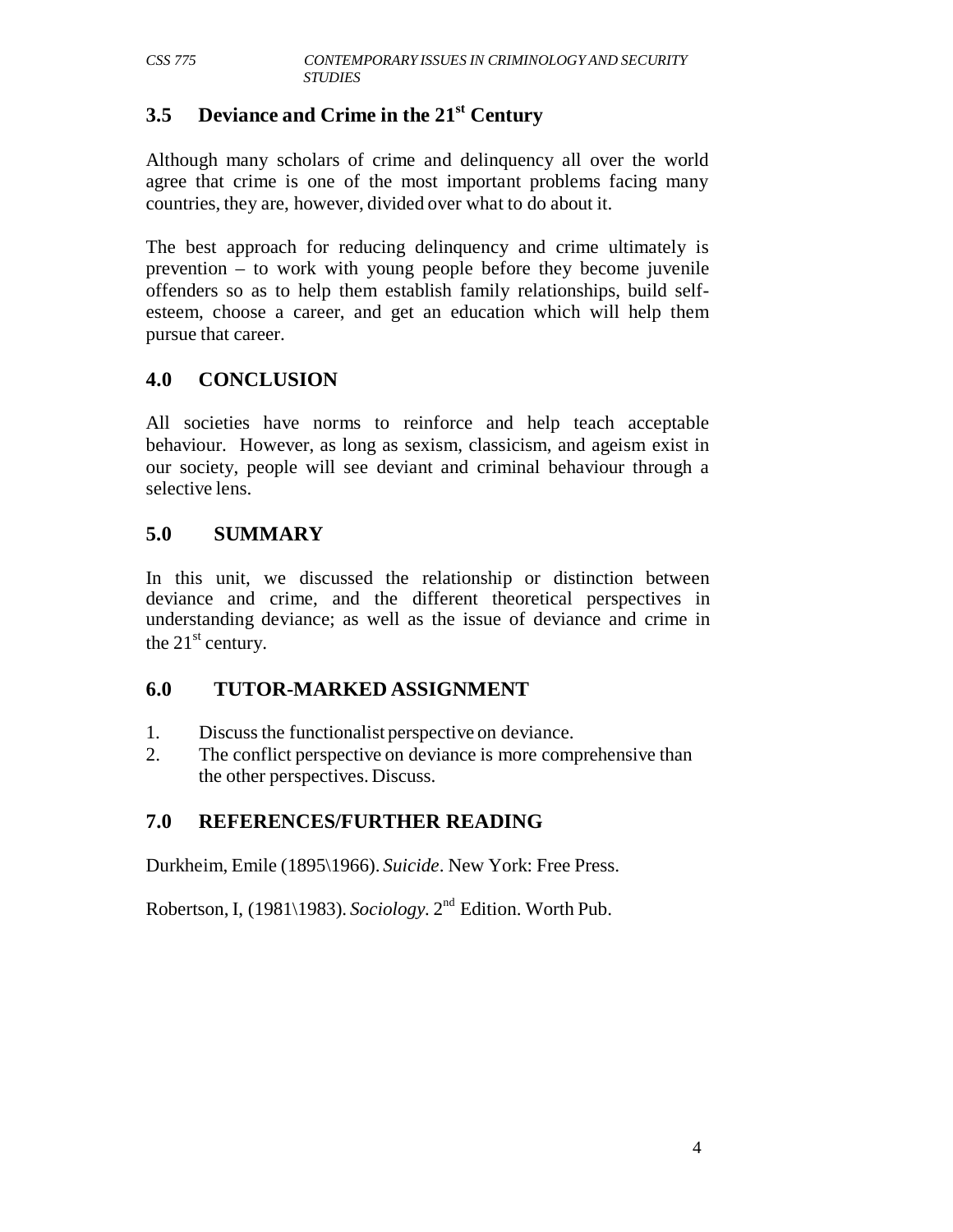## 3.5 Deviance and Crime in the 21st Century

Although many scholars of crime and delinquency all over the world agree that crime is one of the most important problems facing many countries, they are, however, divided over what to do about it.

The best approach for reducing delinquency and crime ultimately is prevention – to work with young people before they become juvenile offenders so as to help them establish family relationships, build self-esteem, choose a career, and get an education which will help them pursue that career.

## 4.0 CONCLUSION

All societies have norms to reinforce and help teach acceptable behaviour. However, as long as sexism, classicism, and ageism exist in our society, people will see deviant and criminal behaviour through a selective lens.

## 5.0 SUMMARY

In this unit, we discussed the relationship or distinction between deviance and crime, and the different theoretical perspectives in understanding deviance; as well as the issue of deviance and crime in the 21st century.

## 6.0 TUTOR-MARKED ASSIGNMENT

1. Discuss the functionalist perspective on deviance.
2. The conflict perspective on deviance is more comprehensive than the other perspectives. Discuss.

## 7.0 REFERENCES/FURTHER READING

Durkheim, Emile (1895\1966). *Suicide*. New York: Free Press.

Robertson, I, (1981\1983). *Sociology*. 2nd Edition. Worth Pub.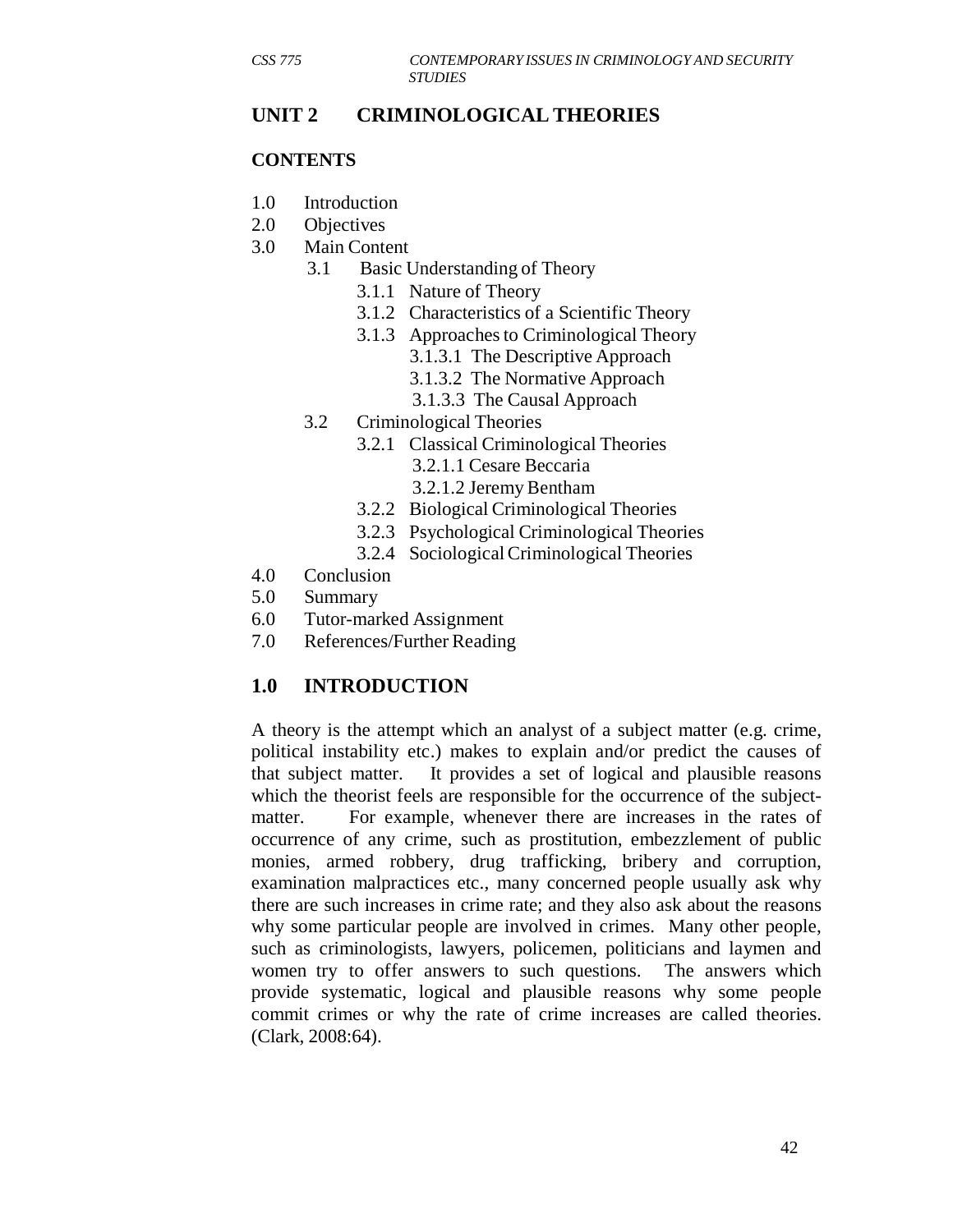## UNIT 2 CRIMINOLOGICAL THEORIES

### CONTENTS

- 1.0 Introduction
- 2.0 Objectives
- 3.0 Main Content
  - 3.1 Basic Understanding of Theory
    - 3.1.1 Nature of Theory
    - 3.1.2 Characteristics of a Scientific Theory
    - 3.1.3 Approaches to Criminological Theory
      - 3.1.3.1 The Descriptive Approach
      - 3.1.3.2 The Normative Approach
      - 3.1.3.3 The Causal Approach
  - 3.2 Criminological Theories
    - 3.2.1 Classical Criminological Theories
      - 3.2.1.1 Cesare Beccaria
      - 3.2.1.2 Jeremy Bentham
    - 3.2.2 Biological Criminological Theories
    - 3.2.3 Psychological Criminological Theories
    - 3.2.4 Sociological Criminological Theories
- 4.0 Conclusion
- 5.0 Summary
- 6.0 Tutor-marked Assignment
- 7.0 References/Further Reading

## 1.0 INTRODUCTION

A theory is the attempt which an analyst of a subject matter (e.g. crime, political instability etc.) makes to explain and/or predict the causes of that subject matter. It provides a set of logical and plausible reasons which the theorist feels are responsible for the occurrence of the subject-matter. For example, whenever there are increases in the rates of occurrence of any crime, such as prostitution, embezzlement of public monies, armed robbery, drug trafficking, bribery and corruption, examination malpractices etc., many concerned people usually ask why there are such increases in crime rate; and they also ask about the reasons why some particular people are involved in crimes. Many other people, such as criminologists, lawyers, policemen, politicians and laymen and women try to offer answers to such questions. The answers which provide systematic, logical and plausible reasons why some people commit crimes or why the rate of crime increases are called theories. (Clark, 2008:64).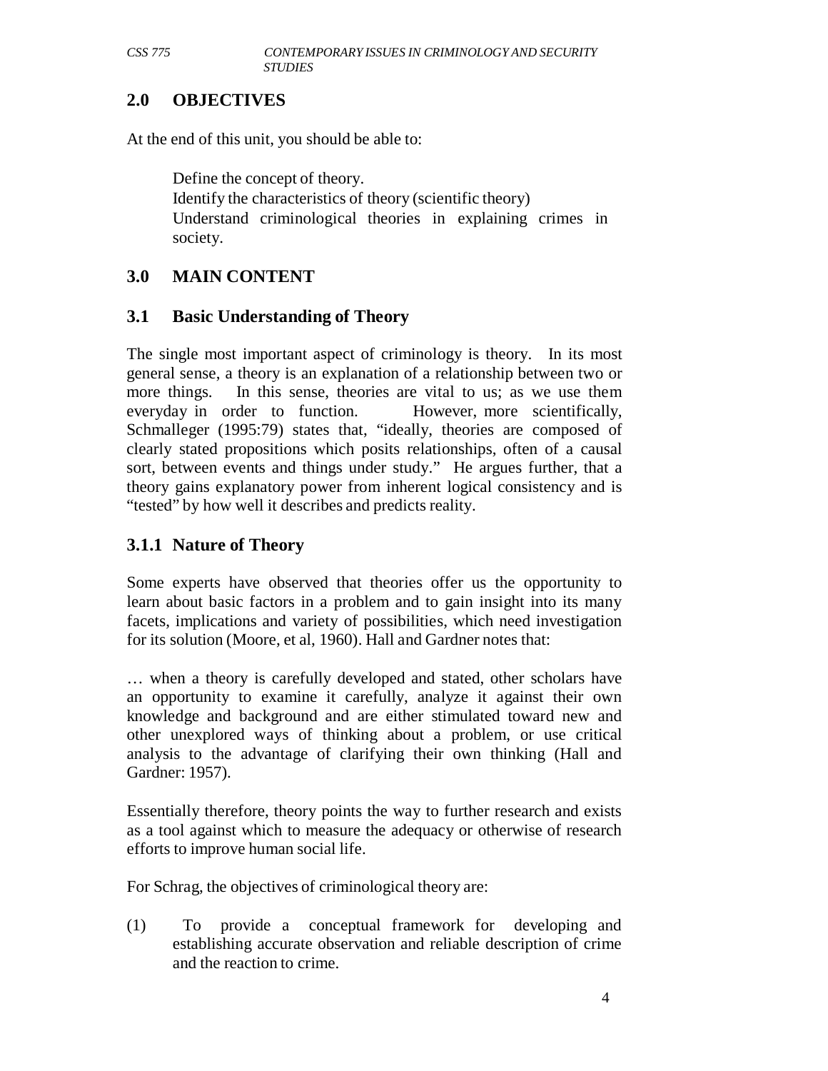## 2.0 OBJECTIVES

At the end of this unit, you should be able to:

- Define the concept of theory.
- Identify the characteristics of theory (scientific theory)
- Understand criminological theories in explaining crimes in society.

## 3.0 MAIN CONTENT

### 3.1 Basic Understanding of Theory

The single most important aspect of criminology is theory. In its most general sense, a theory is an explanation of a relationship between two or more things. In this sense, theories are vital to us; as we use them everyday in order to function. However, more scientifically, Schmalleger (1995:79) states that, "ideally, theories are composed of clearly stated propositions which posits relationships, often of a causal sort, between events and things under study." He argues further, that a theory gains explanatory power from inherent logical consistency and is "tested" by how well it describes and predicts reality.

### 3.1.1 Nature of Theory

Some experts have observed that theories offer us the opportunity to learn about basic factors in a problem and to gain insight into its many facets, implications and variety of possibilities, which need investigation for its solution (Moore, et al, 1960). Hall and Gardner notes that:

> … when a theory is carefully developed and stated, other scholars have an opportunity to examine it carefully, analyze it against their own knowledge and background and are either stimulated toward new and other unexplored ways of thinking about a problem, or use critical analysis to the advantage of clarifying their own thinking (Hall and Gardner: 1957).

Essentially therefore, theory points the way to further research and exists as a tool against which to measure the adequacy or otherwise of research efforts to improve human social life.

For Schrag, the objectives of criminological theory are:

(1) To provide a conceptual framework for developing and establishing accurate observation and reliable description of crime and the reaction to crime.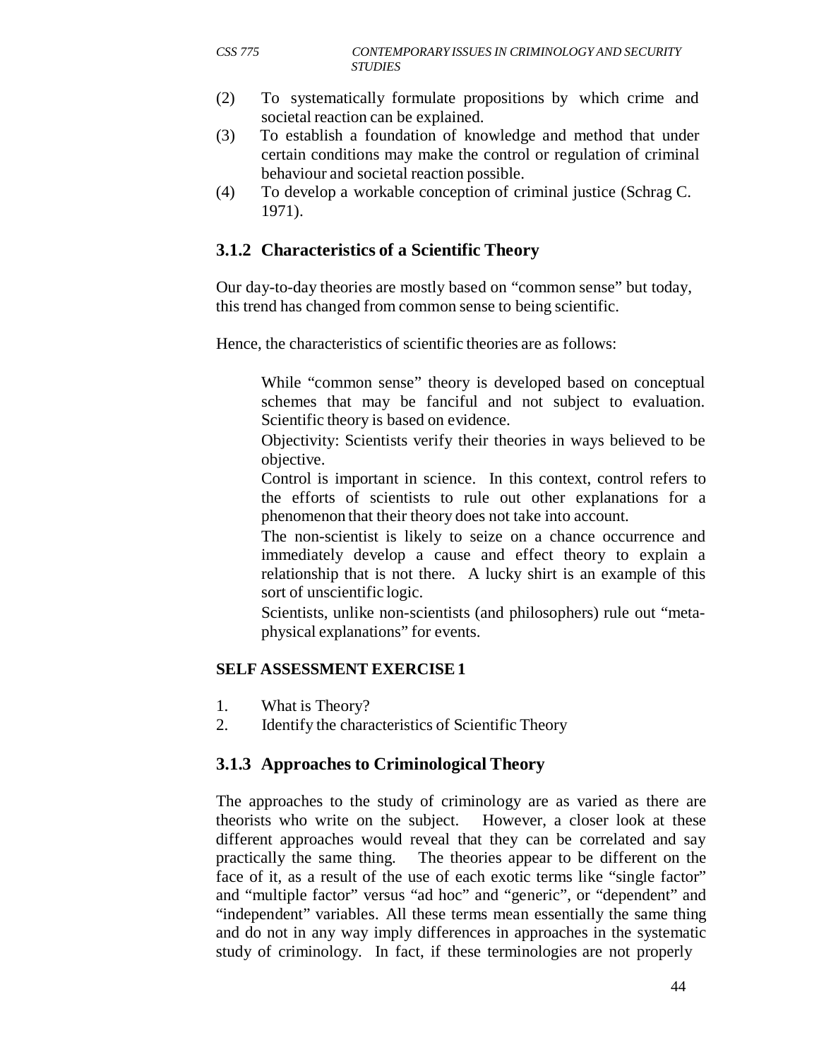(2) To systematically formulate propositions by which crime and societal reaction can be explained.

(3) To establish a foundation of knowledge and method that under certain conditions may make the control or regulation of criminal behaviour and societal reaction possible.

(4) To develop a workable conception of criminal justice (Schrag C. 1971).

### 3.1.2 Characteristics of a Scientific Theory

Our day-to-day theories are mostly based on "common sense" but today, this trend has changed from common sense to being scientific.

Hence, the characteristics of scientific theories are as follows:

While "common sense" theory is developed based on conceptual schemes that may be fanciful and not subject to evaluation. Scientific theory is based on evidence.

Objectivity: Scientists verify their theories in ways believed to be objective.

Control is important in science. In this context, control refers to the efforts of scientists to rule out other explanations for a phenomenon that their theory does not take into account.

The non-scientist is likely to seize on a chance occurrence and immediately develop a cause and effect theory to explain a relationship that is not there. A lucky shirt is an example of this sort of unscientific logic.

Scientists, unlike non-scientists (and philosophers) rule out "meta-physical explanations" for events.

**SELF ASSESSMENT EXERCISE 1**

1. What is Theory?
2. Identify the characteristics of Scientific Theory

### 3.1.3 Approaches to Criminological Theory

The approaches to the study of criminology are as varied as there are theorists who write on the subject. However, a closer look at these different approaches would reveal that they can be correlated and say practically the same thing. The theories appear to be different on the face of it, as a result of the use of each exotic terms like "single factor" and "multiple factor" versus "ad hoc" and "generic", or "dependent" and "independent" variables. All these terms mean essentially the same thing and do not in any way imply differences in approaches in the systematic study of criminology. In fact, if these terminologies are not properly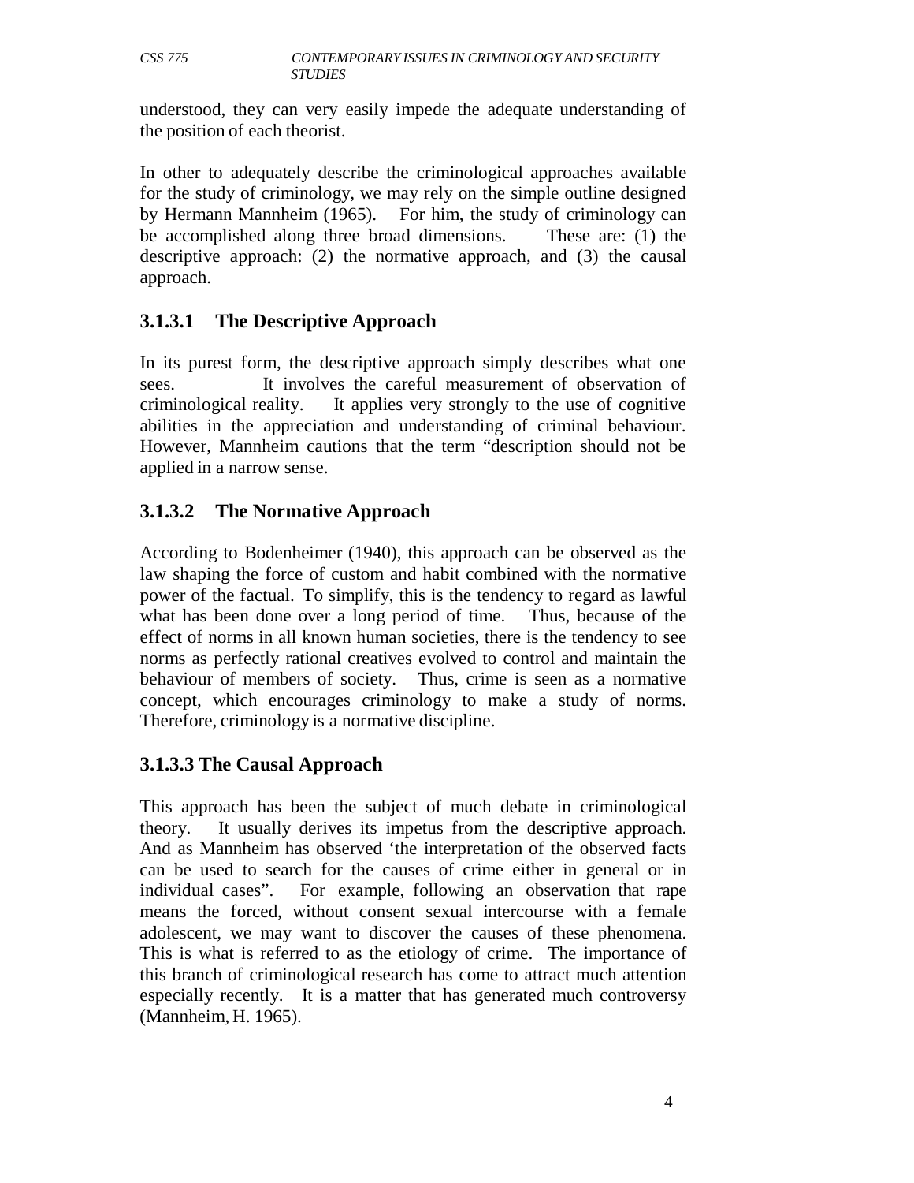understood, they can very easily impede the adequate understanding of the position of each theorist.

In other to adequately describe the criminological approaches available for the study of criminology, we may rely on the simple outline designed by Hermann Mannheim (1965). For him, the study of criminology can be accomplished along three broad dimensions. These are: (1) the descriptive approach: (2) the normative approach, and (3) the causal approach.

### 3.1.3.1 The Descriptive Approach

In its purest form, the descriptive approach simply describes what one sees. It involves the careful measurement of observation of criminological reality. It applies very strongly to the use of cognitive abilities in the appreciation and understanding of criminal behaviour. However, Mannheim cautions that the term "description should not be applied in a narrow sense.

### 3.1.3.2 The Normative Approach

According to Bodenheimer (1940), this approach can be observed as the law shaping the force of custom and habit combined with the normative power of the factual. To simplify, this is the tendency to regard as lawful what has been done over a long period of time. Thus, because of the effect of norms in all known human societies, there is the tendency to see norms as perfectly rational creatives evolved to control and maintain the behaviour of members of society. Thus, crime is seen as a normative concept, which encourages criminology to make a study of norms. Therefore, criminology is a normative discipline.

### 3.1.3.3 The Causal Approach

This approach has been the subject of much debate in criminological theory. It usually derives its impetus from the descriptive approach. And as Mannheim has observed 'the interpretation of the observed facts can be used to search for the causes of crime either in general or in individual cases". For example, following an observation that rape means the forced, without consent sexual intercourse with a female adolescent, we may want to discover the causes of these phenomena. This is what is referred to as the etiology of crime. The importance of this branch of criminological research has come to attract much attention especially recently. It is a matter that has generated much controversy (Mannheim, H. 1965).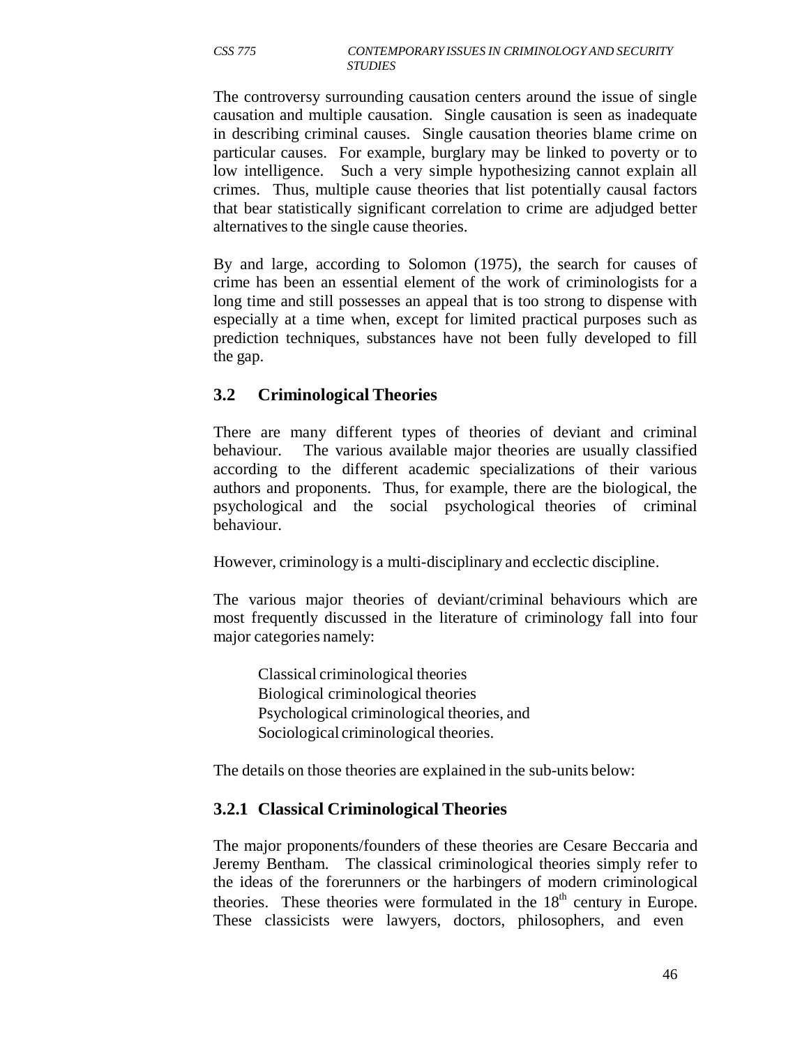The controversy surrounding causation centers around the issue of single causation and multiple causation. Single causation is seen as inadequate in describing criminal causes. Single causation theories blame crime on particular causes. For example, burglary may be linked to poverty or to low intelligence. Such a very simple hypothesizing cannot explain all crimes. Thus, multiple cause theories that list potentially causal factors that bear statistically significant correlation to crime are adjudged better alternatives to the single cause theories.

By and large, according to Solomon (1975), the search for causes of crime has been an essential element of the work of criminologists for a long time and still possesses an appeal that is too strong to dispense with especially at a time when, except for limited practical purposes such as prediction techniques, substances have not been fully developed to fill the gap.

### 3.2 Criminological Theories

There are many different types of theories of deviant and criminal behaviour. The various available major theories are usually classified according to the different academic specializations of their various authors and proponents. Thus, for example, there are the biological, the psychological and the social psychological theories of criminal behaviour.

However, criminology is a multi-disciplinary and ecclectic discipline.

The various major theories of deviant/criminal behaviours which are most frequently discussed in the literature of criminology fall into four major categories namely:

Classical criminological theories
Biological criminological theories
Psychological criminological theories, and
Sociological criminological theories.

The details on those theories are explained in the sub-units below:

#### 3.2.1 Classical Criminological Theories

The major proponents/founders of these theories are Cesare Beccaria and Jeremy Bentham. The classical criminological theories simply refer to the ideas of the forerunners or the harbingers of modern criminological theories. These theories were formulated in the $18^{th}$ century in Europe. These classicists were lawyers, doctors, philosophers, and even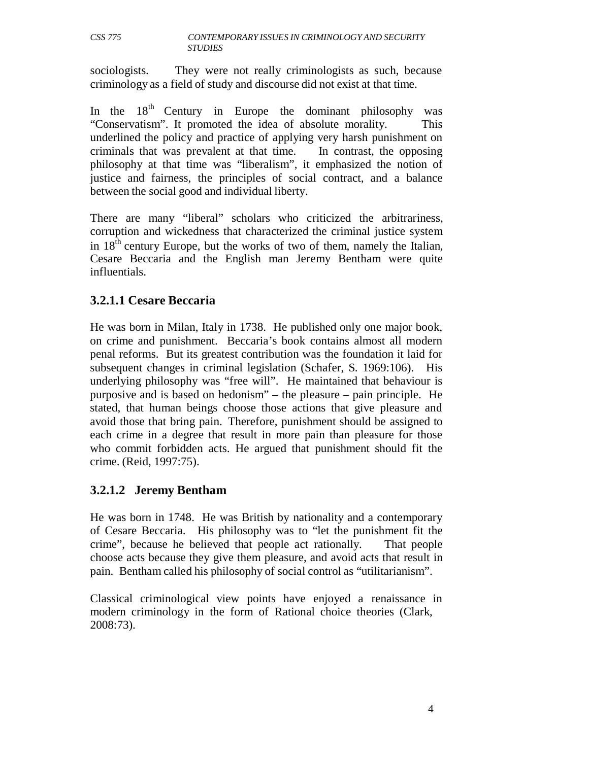sociologists. They were not really criminologists as such, because criminology as a field of study and discourse did not exist at that time.

In the 18th Century in Europe the dominant philosophy was "Conservatism". It promoted the idea of absolute morality. This underlined the policy and practice of applying very harsh punishment on criminals that was prevalent at that time. In contrast, the opposing philosophy at that time was "liberalism", it emphasized the notion of justice and fairness, the principles of social contract, and a balance between the social good and individual liberty.

There are many "liberal" scholars who criticized the arbitrariness, corruption and wickedness that characterized the criminal justice system in 18th century Europe, but the works of two of them, namely the Italian, Cesare Beccaria and the English man Jeremy Bentham were quite influentials.

### 3.2.1.1 Cesare Beccaria

He was born in Milan, Italy in 1738. He published only one major book, on crime and punishment. Beccaria's book contains almost all modern penal reforms. But its greatest contribution was the foundation it laid for subsequent changes in criminal legislation (Schafer, S. 1969:106). His underlying philosophy was "free will". He maintained that behaviour is purposive and is based on hedonism" – the pleasure – pain principle. He stated, that human beings choose those actions that give pleasure and avoid those that bring pain. Therefore, punishment should be assigned to each crime in a degree that result in more pain than pleasure for those who commit forbidden acts. He argued that punishment should fit the crime. (Reid, 1997:75).

### 3.2.1.2 Jeremy Bentham

He was born in 1748. He was British by nationality and a contemporary of Cesare Beccaria. His philosophy was to "let the punishment fit the crime", because he believed that people act rationally. That people choose acts because they give them pleasure, and avoid acts that result in pain. Bentham called his philosophy of social control as "utilitarianism".

Classical criminological view points have enjoyed a renaissance in modern criminology in the form of Rational choice theories (Clark, 2008:73).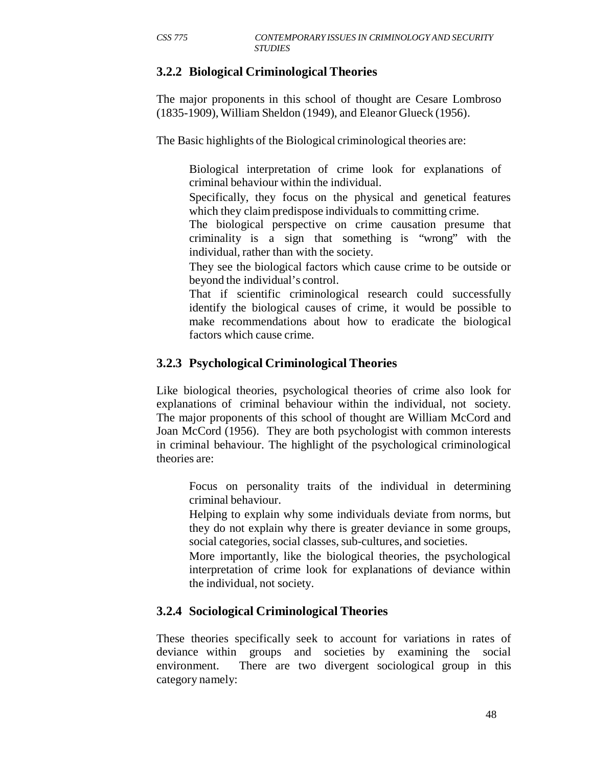### 3.2.2 Biological Criminological Theories

The major proponents in this school of thought are Cesare Lombroso (1835-1909), William Sheldon (1949), and Eleanor Glueck (1956).

The Basic highlights of the Biological criminological theories are:

- Biological interpretation of crime look for explanations of criminal behaviour within the individual.
- Specifically, they focus on the physical and genetical features which they claim predispose individuals to committing crime.
- The biological perspective on crime causation presume that criminality is a sign that something is "wrong" with the individual, rather than with the society.
- They see the biological factors which cause crime to be outside or beyond the individual's control.
- That if scientific criminological research could successfully identify the biological causes of crime, it would be possible to make recommendations about how to eradicate the biological factors which cause crime.

### 3.2.3 Psychological Criminological Theories

Like biological theories, psychological theories of crime also look for explanations of criminal behaviour within the individual, not society. The major proponents of this school of thought are William McCord and Joan McCord (1956). They are both psychologist with common interests in criminal behaviour. The highlight of the psychological criminological theories are:

- Focus on personality traits of the individual in determining criminal behaviour.
- Helping to explain why some individuals deviate from norms, but they do not explain why there is greater deviance in some groups, social categories, social classes, sub-cultures, and societies.
- More importantly, like the biological theories, the psychological interpretation of crime look for explanations of deviance within the individual, not society.

### 3.2.4 Sociological Criminological Theories

These theories specifically seek to account for variations in rates of deviance within groups and societies by examining the social environment. There are two divergent sociological group in this category namely: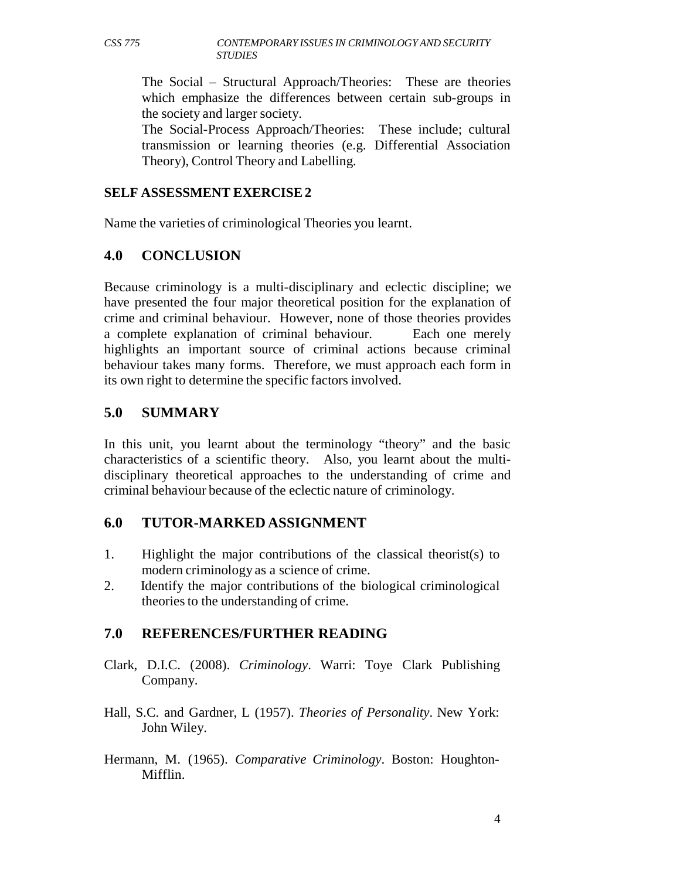The Social – Structural Approach/Theories: These are theories which emphasize the differences between certain sub-groups in the society and larger society.

The Social-Process Approach/Theories: These include; cultural transmission or learning theories (e.g. Differential Association Theory), Control Theory and Labelling.

**SELF ASSESSMENT EXERCISE 2**

Name the varieties of criminological Theories you learnt.

## 4.0 CONCLUSION

Because criminology is a multi-disciplinary and eclectic discipline; we have presented the four major theoretical position for the explanation of crime and criminal behaviour. However, none of those theories provides a complete explanation of criminal behaviour. Each one merely highlights an important source of criminal actions because criminal behaviour takes many forms. Therefore, we must approach each form in its own right to determine the specific factors involved.

## 5.0 SUMMARY

In this unit, you learnt about the terminology "theory" and the basic characteristics of a scientific theory. Also, you learnt about the multi-disciplinary theoretical approaches to the understanding of crime and criminal behaviour because of the eclectic nature of criminology.

## 6.0 TUTOR-MARKED ASSIGNMENT

1. Highlight the major contributions of the classical theorist(s) to modern criminology as a science of crime.
2. Identify the major contributions of the biological criminological theories to the understanding of crime.

## 7.0 REFERENCES/FURTHER READING

Clark, D.I.C. (2008). *Criminology*. Warri: Toye Clark Publishing Company.

Hall, S.C. and Gardner, L (1957). *Theories of Personality*. New York: John Wiley.

Hermann, M. (1965). *Comparative Criminology*. Boston: Houghton-Mifflin.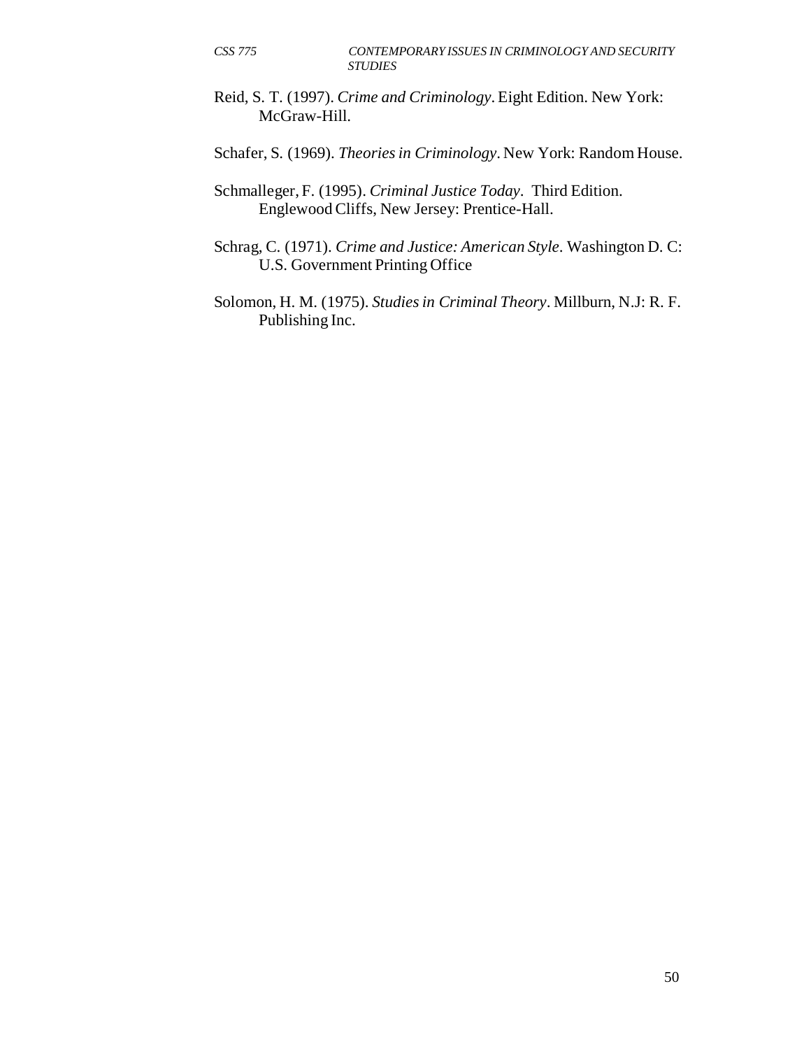Reid, S. T. (1997). *Crime and Criminology*. Eight Edition. New York: McGraw-Hill.

Schafer, S. (1969). *Theories in Criminology*. New York: Random House.

Schmalleger, F. (1995). *Criminal Justice Today*. Third Edition. Englewood Cliffs, New Jersey: Prentice-Hall.

Schrag, C. (1971). *Crime and Justice: American Style*. Washington D. C: U.S. Government Printing Office

Solomon, H. M. (1975). *Studies in Criminal Theory*. Millburn, N.J: R. F. Publishing Inc.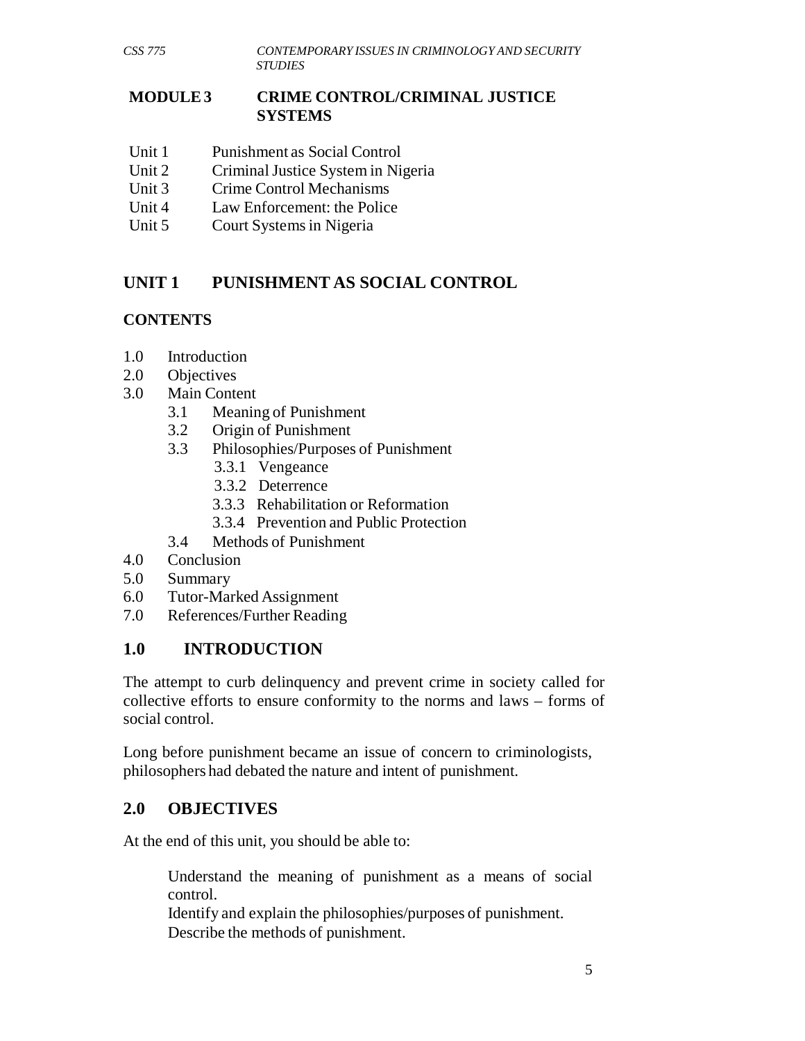## MODULE 3 CRIME CONTROL/CRIMINAL JUSTICE SYSTEMS

- Unit 1 Punishment as Social Control
- Unit 2 Criminal Justice System in Nigeria
- Unit 3 Crime Control Mechanisms
- Unit 4 Law Enforcement: the Police
- Unit 5 Court Systems in Nigeria

# UNIT 1 PUNISHMENT AS SOCIAL CONTROL

**CONTENTS**

- 1.0 Introduction
- 2.0 Objectives
- 3.0 Main Content
  - 3.1 Meaning of Punishment
  - 3.2 Origin of Punishment
  - 3.3 Philosophies/Purposes of Punishment
    - 3.3.1 Vengeance
    - 3.3.2 Deterrence
    - 3.3.3 Rehabilitation or Reformation
    - 3.3.4 Prevention and Public Protection
  - 3.4 Methods of Punishment
- 4.0 Conclusion
- 5.0 Summary
- 6.0 Tutor-Marked Assignment
- 7.0 References/Further Reading

## 1.0 INTRODUCTION

The attempt to curb delinquency and prevent crime in society called for collective efforts to ensure conformity to the norms and laws – forms of social control.

Long before punishment became an issue of concern to criminologists, philosophers had debated the nature and intent of punishment.

## 2.0 OBJECTIVES

At the end of this unit, you should be able to:

- Understand the meaning of punishment as a means of social control.
- Identify and explain the philosophies/purposes of punishment.
- Describe the methods of punishment.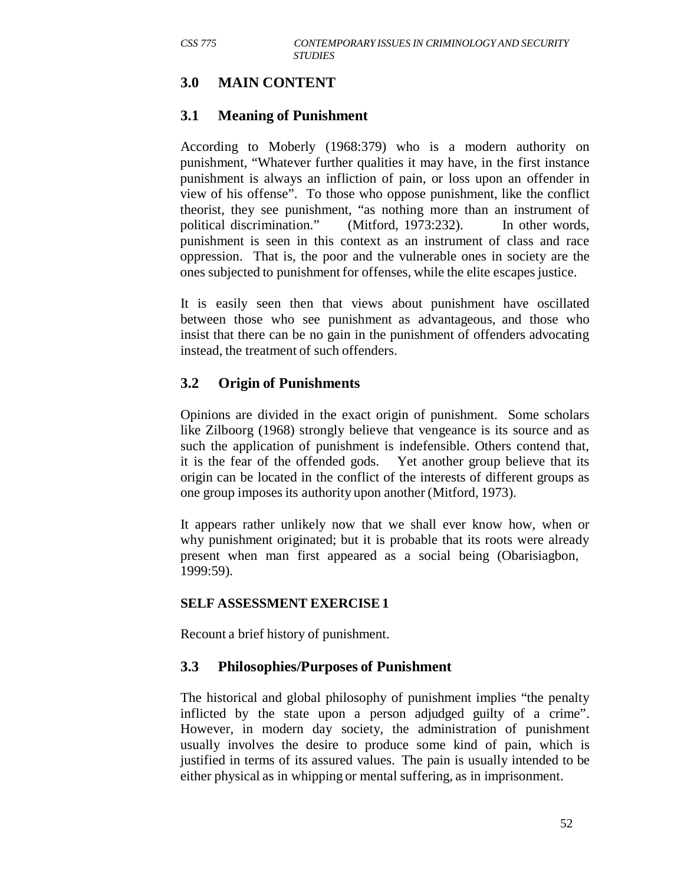## 3.0 MAIN CONTENT

### 3.1 Meaning of Punishment

According to Moberly (1968:379) who is a modern authority on punishment, "Whatever further qualities it may have, in the first instance punishment is always an infliction of pain, or loss upon an offender in view of his offense". To those who oppose punishment, like the conflict theorist, they see punishment, "as nothing more than an instrument of political discrimination." (Mitford, 1973:232). In other words, punishment is seen in this context as an instrument of class and race oppression. That is, the poor and the vulnerable ones in society are the ones subjected to punishment for offenses, while the elite escapes justice.

It is easily seen then that views about punishment have oscillated between those who see punishment as advantageous, and those who insist that there can be no gain in the punishment of offenders advocating instead, the treatment of such offenders.

### 3.2 Origin of Punishments

Opinions are divided in the exact origin of punishment. Some scholars like Zilboorg (1968) strongly believe that vengeance is its source and as such the application of punishment is indefensible. Others contend that, it is the fear of the offended gods. Yet another group believe that its origin can be located in the conflict of the interests of different groups as one group imposes its authority upon another (Mitford, 1973).

It appears rather unlikely now that we shall ever know how, when or why punishment originated; but it is probable that its roots were already present when man first appeared as a social being (Obarisiagbon, 1999:59).

**SELF ASSESSMENT EXERCISE 1**

Recount a brief history of punishment.

### 3.3 Philosophies/Purposes of Punishment

The historical and global philosophy of punishment implies "the penalty inflicted by the state upon a person adjudged guilty of a crime". However, in modern day society, the administration of punishment usually involves the desire to produce some kind of pain, which is justified in terms of its assured values. The pain is usually intended to be either physical as in whipping or mental suffering, as in imprisonment.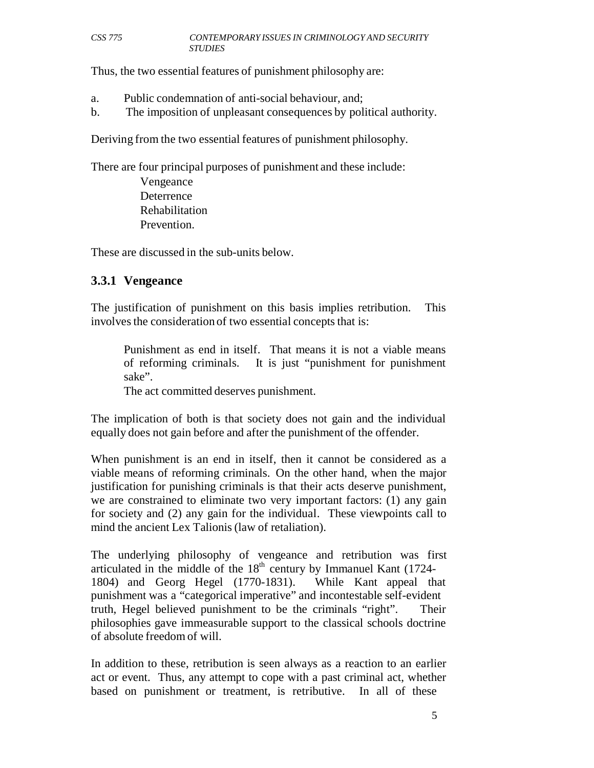Thus, the two essential features of punishment philosophy are:

a. Public condemnation of anti-social behaviour, and;
b. The imposition of unpleasant consequences by political authority.

Deriving from the two essential features of punishment philosophy.

There are four principal purposes of punishment and these include:

- Vengeance
- Deterrence
- Rehabilitation
- Prevention.

These are discussed in the sub-units below.

### 3.3.1 Vengeance

The justification of punishment on this basis implies retribution. This involves the consideration of two essential concepts that is:

> Punishment as end in itself. That means it is not a viable means of reforming criminals. It is just "punishment for punishment sake".
>
> The act committed deserves punishment.

The implication of both is that society does not gain and the individual equally does not gain before and after the punishment of the offender.

When punishment is an end in itself, then it cannot be considered as a viable means of reforming criminals. On the other hand, when the major justification for punishing criminals is that their acts deserve punishment, we are constrained to eliminate two very important factors: (1) any gain for society and (2) any gain for the individual. These viewpoints call to mind the ancient Lex Talionis (law of retaliation).

The underlying philosophy of vengeance and retribution was first articulated in the middle of the 18th century by Immanuel Kant (1724-1804) and Georg Hegel (1770-1831). While Kant appeal that punishment was a "categorical imperative" and incontestable self-evident truth, Hegel believed punishment to be the criminals "right". Their philosophies gave immeasurable support to the classical schools doctrine of absolute freedom of will.

In addition to these, retribution is seen always as a reaction to an earlier act or event. Thus, any attempt to cope with a past criminal act, whether based on punishment or treatment, is retributive. In all of these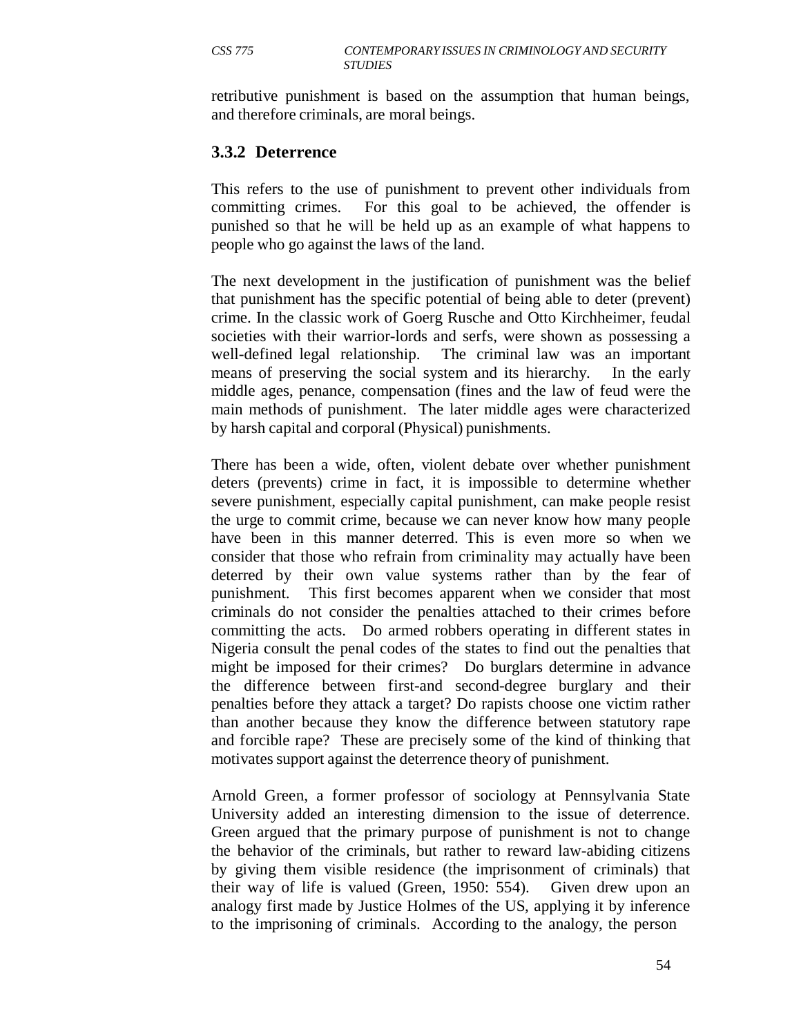retributive punishment is based on the assumption that human beings, and therefore criminals, are moral beings.

### 3.3.2 Deterrence

This refers to the use of punishment to prevent other individuals from committing crimes. For this goal to be achieved, the offender is punished so that he will be held up as an example of what happens to people who go against the laws of the land.

The next development in the justification of punishment was the belief that punishment has the specific potential of being able to deter (prevent) crime. In the classic work of Goerg Rusche and Otto Kirchheimer, feudal societies with their warrior-lords and serfs, were shown as possessing a well-defined legal relationship. The criminal law was an important means of preserving the social system and its hierarchy. In the early middle ages, penance, compensation (fines and the law of feud were the main methods of punishment. The later middle ages were characterized by harsh capital and corporal (Physical) punishments.

There has been a wide, often, violent debate over whether punishment deters (prevents) crime in fact, it is impossible to determine whether severe punishment, especially capital punishment, can make people resist the urge to commit crime, because we can never know how many people have been in this manner deterred. This is even more so when we consider that those who refrain from criminality may actually have been deterred by their own value systems rather than by the fear of punishment. This first becomes apparent when we consider that most criminals do not consider the penalties attached to their crimes before committing the acts. Do armed robbers operating in different states in Nigeria consult the penal codes of the states to find out the penalties that might be imposed for their crimes? Do burglars determine in advance the difference between first-and second-degree burglary and their penalties before they attack a target? Do rapists choose one victim rather than another because they know the difference between statutory rape and forcible rape? These are precisely some of the kind of thinking that motivates support against the deterrence theory of punishment.

Arnold Green, a former professor of sociology at Pennsylvania State University added an interesting dimension to the issue of deterrence. Green argued that the primary purpose of punishment is not to change the behavior of the criminals, but rather to reward law-abiding citizens by giving them visible residence (the imprisonment of criminals) that their way of life is valued (Green, 1950: 554). Given drew upon an analogy first made by Justice Holmes of the US, applying it by inference to the imprisoning of criminals. According to the analogy, the person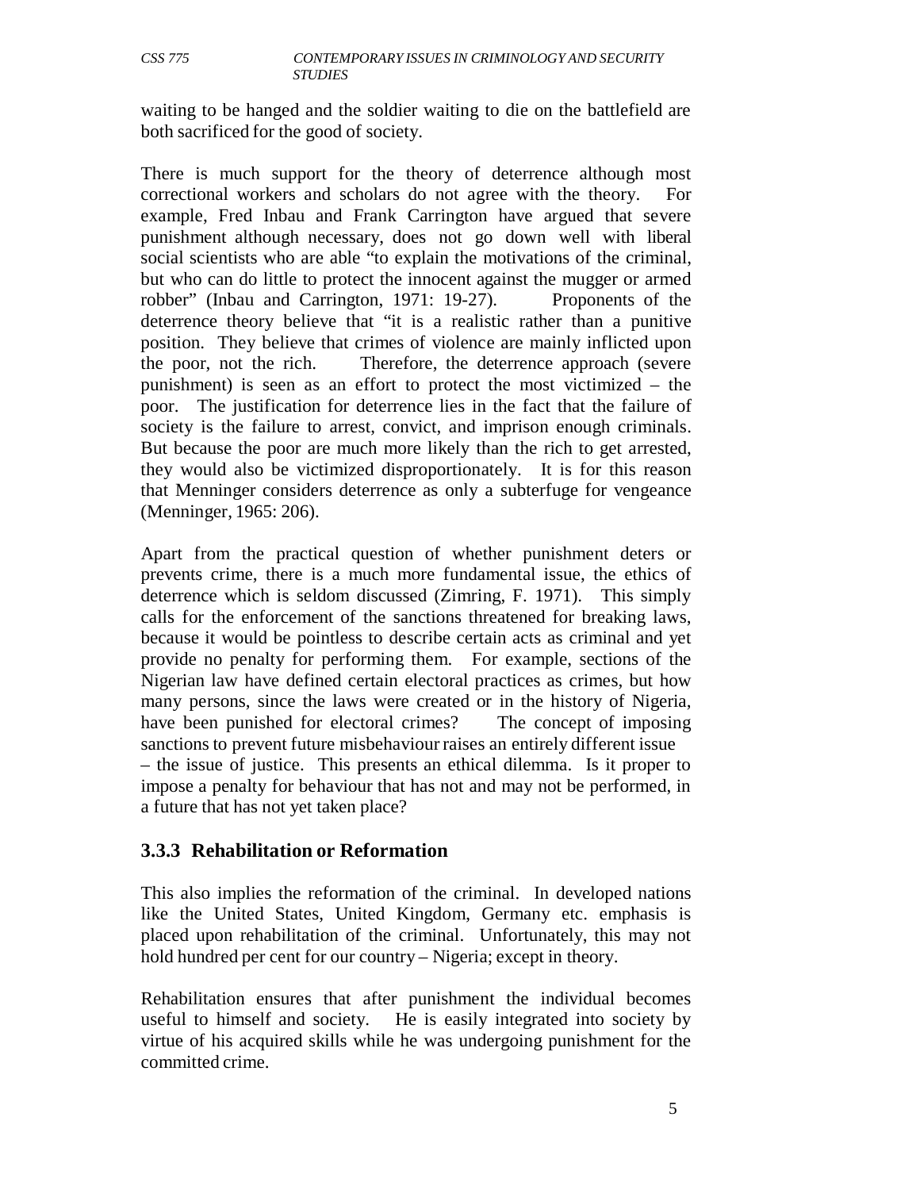waiting to be hanged and the soldier waiting to die on the battlefield are both sacrificed for the good of society.

There is much support for the theory of deterrence although most correctional workers and scholars do not agree with the theory. For example, Fred Inbau and Frank Carrington have argued that severe punishment although necessary, does not go down well with liberal social scientists who are able "to explain the motivations of the criminal, but who can do little to protect the innocent against the mugger or armed robber" (Inbau and Carrington, 1971: 19-27). Proponents of the deterrence theory believe that "it is a realistic rather than a punitive position. They believe that crimes of violence are mainly inflicted upon the poor, not the rich. Therefore, the deterrence approach (severe punishment) is seen as an effort to protect the most victimized – the poor. The justification for deterrence lies in the fact that the failure of society is the failure to arrest, convict, and imprison enough criminals. But because the poor are much more likely than the rich to get arrested, they would also be victimized disproportionately. It is for this reason that Menninger considers deterrence as only a subterfuge for vengeance (Menninger, 1965: 206).

Apart from the practical question of whether punishment deters or prevents crime, there is a much more fundamental issue, the ethics of deterrence which is seldom discussed (Zimring, F. 1971). This simply calls for the enforcement of the sanctions threatened for breaking laws, because it would be pointless to describe certain acts as criminal and yet provide no penalty for performing them. For example, sections of the Nigerian law have defined certain electoral practices as crimes, but how many persons, since the laws were created or in the history of Nigeria, have been punished for electoral crimes? The concept of imposing sanctions to prevent future misbehaviour raises an entirely different issue – the issue of justice. This presents an ethical dilemma. Is it proper to impose a penalty for behaviour that has not and may not be performed, in a future that has not yet taken place?

### 3.3.3 Rehabilitation or Reformation

This also implies the reformation of the criminal. In developed nations like the United States, United Kingdom, Germany etc. emphasis is placed upon rehabilitation of the criminal. Unfortunately, this may not hold hundred per cent for our country – Nigeria; except in theory.

Rehabilitation ensures that after punishment the individual becomes useful to himself and society. He is easily integrated into society by virtue of his acquired skills while he was undergoing punishment for the committed crime.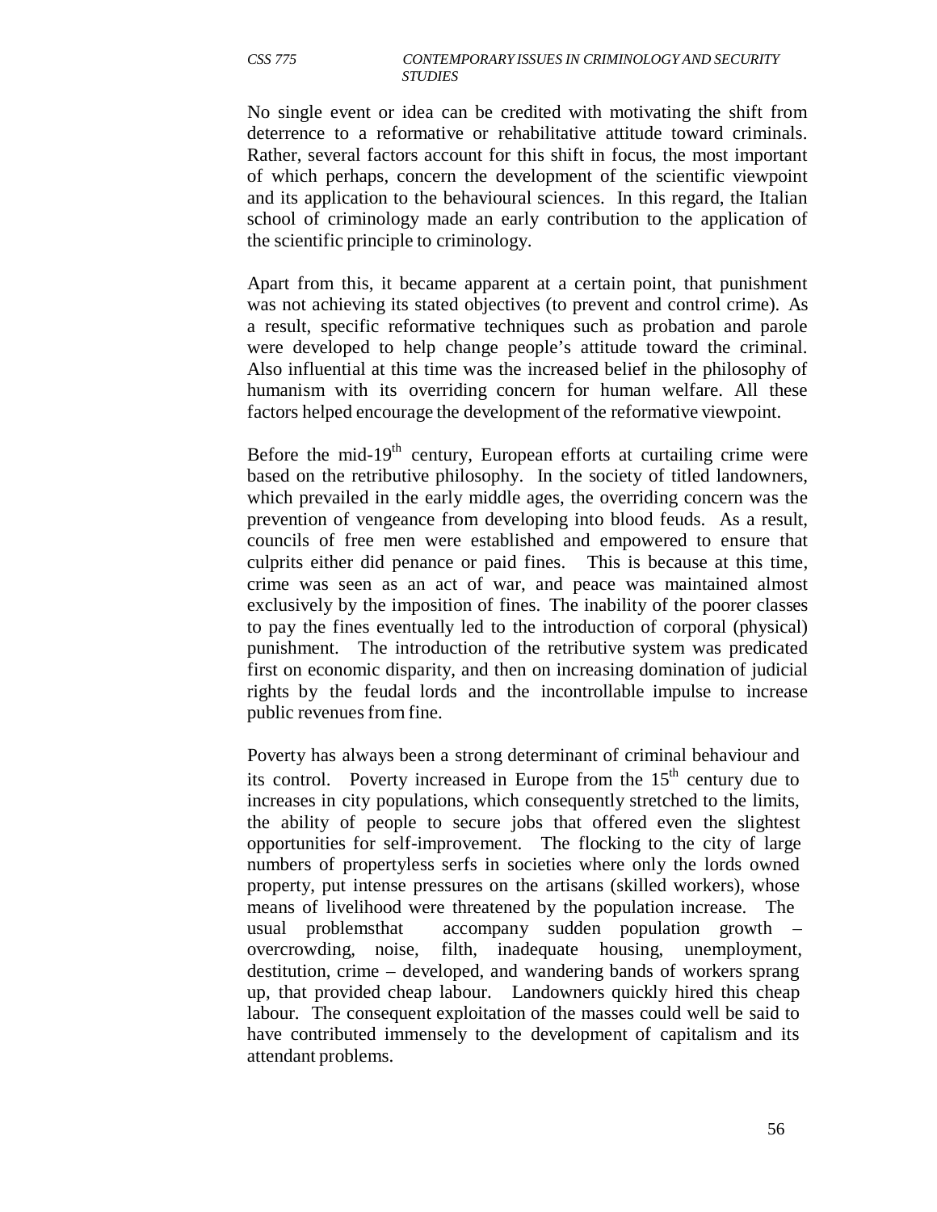No single event or idea can be credited with motivating the shift from deterrence to a reformative or rehabilitative attitude toward criminals. Rather, several factors account for this shift in focus, the most important of which perhaps, concern the development of the scientific viewpoint and its application to the behavioural sciences. In this regard, the Italian school of criminology made an early contribution to the application of the scientific principle to criminology.

Apart from this, it became apparent at a certain point, that punishment was not achieving its stated objectives (to prevent and control crime). As a result, specific reformative techniques such as probation and parole were developed to help change people's attitude toward the criminal. Also influential at this time was the increased belief in the philosophy of humanism with its overriding concern for human welfare. All these factors helped encourage the development of the reformative viewpoint.

Before the mid-19th century, European efforts at curtailing crime were based on the retributive philosophy. In the society of titled landowners, which prevailed in the early middle ages, the overriding concern was the prevention of vengeance from developing into blood feuds. As a result, councils of free men were established and empowered to ensure that culprits either did penance or paid fines. This is because at this time, crime was seen as an act of war, and peace was maintained almost exclusively by the imposition of fines. The inability of the poorer classes to pay the fines eventually led to the introduction of corporal (physical) punishment. The introduction of the retributive system was predicated first on economic disparity, and then on increasing domination of judicial rights by the feudal lords and the incontrollable impulse to increase public revenues from fine.

Poverty has always been a strong determinant of criminal behaviour and its control. Poverty increased in Europe from the 15th century due to increases in city populations, which consequently stretched to the limits, the ability of people to secure jobs that offered even the slightest opportunities for self-improvement. The flocking to the city of large numbers of propertyless serfs in societies where only the lords owned property, put intense pressures on the artisans (skilled workers), whose means of livelihood were threatened by the population increase. The usual problemsthat accompany sudden population growth – overcrowding, noise, filth, inadequate housing, unemployment, destitution, crime – developed, and wandering bands of workers sprang up, that provided cheap labour. Landowners quickly hired this cheap labour. The consequent exploitation of the masses could well be said to have contributed immensely to the development of capitalism and its attendant problems.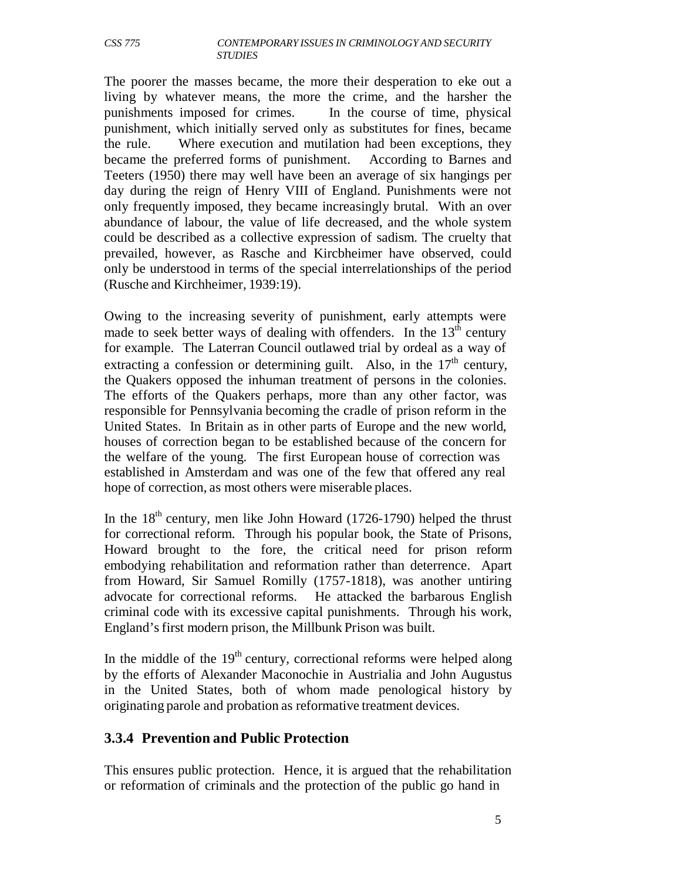The poorer the masses became, the more their desperation to eke out a living by whatever means, the more the crime, and the harsher the punishments imposed for crimes. In the course of time, physical punishment, which initially served only as substitutes for fines, became the rule. Where execution and mutilation had been exceptions, they became the preferred forms of punishment. According to Barnes and Teeters (1950) there may well have been an average of six hangings per day during the reign of Henry VIII of England. Punishments were not only frequently imposed, they became increasingly brutal. With an over abundance of labour, the value of life decreased, and the whole system could be described as a collective expression of sadism. The cruelty that prevailed, however, as Rasche and Kircbheimer have observed, could only be understood in terms of the special interrelationships of the period (Rusche and Kirchheimer, 1939:19).

Owing to the increasing severity of punishment, early attempts were made to seek better ways of dealing with offenders. In the 13th century for example. The Laterran Council outlawed trial by ordeal as a way of extracting a confession or determining guilt. Also, in the 17th century, the Quakers opposed the inhuman treatment of persons in the colonies. The efforts of the Quakers perhaps, more than any other factor, was responsible for Pennsylvania becoming the cradle of prison reform in the United States. In Britain as in other parts of Europe and the new world, houses of correction began to be established because of the concern for the welfare of the young. The first European house of correction was established in Amsterdam and was one of the few that offered any real hope of correction, as most others were miserable places.

In the 18th century, men like John Howard (1726-1790) helped the thrust for correctional reform. Through his popular book, the State of Prisons, Howard brought to the fore, the critical need for prison reform embodying rehabilitation and reformation rather than deterrence. Apart from Howard, Sir Samuel Romilly (1757-1818), was another untiring advocate for correctional reforms. He attacked the barbarous English criminal code with its excessive capital punishments. Through his work, England's first modern prison, the Millbunk Prison was built.

In the middle of the 19th century, correctional reforms were helped along by the efforts of Alexander Maconochie in Austrialia and John Augustus in the United States, both of whom made penological history by originating parole and probation as reformative treatment devices.

### 3.3.4 Prevention and Public Protection

This ensures public protection. Hence, it is argued that the rehabilitation or reformation of criminals and the protection of the public go hand in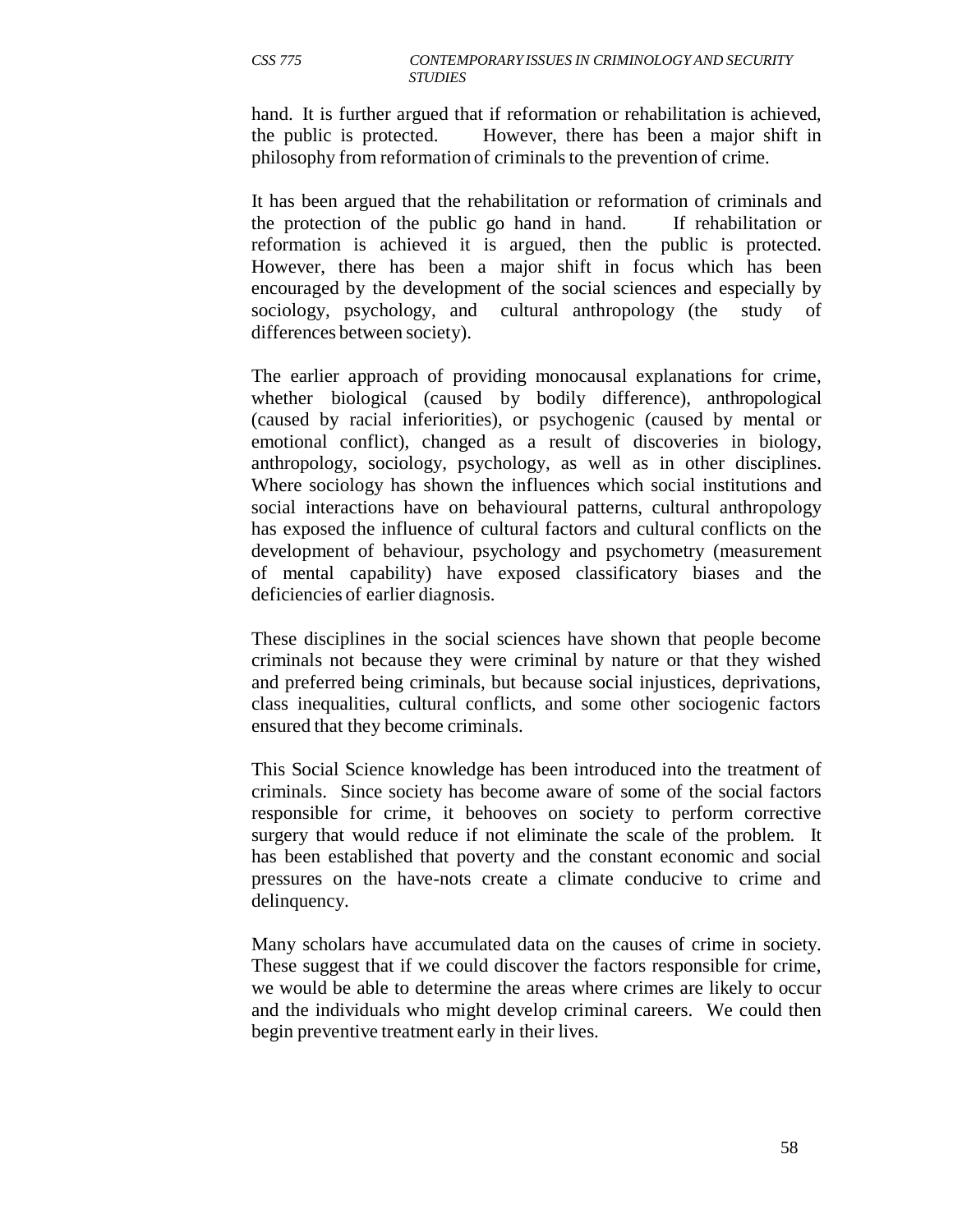hand. It is further argued that if reformation or rehabilitation is achieved, the public is protected. However, there has been a major shift in philosophy from reformation of criminals to the prevention of crime.

It has been argued that the rehabilitation or reformation of criminals and the protection of the public go hand in hand. If rehabilitation or reformation is achieved it is argued, then the public is protected. However, there has been a major shift in focus which has been encouraged by the development of the social sciences and especially by sociology, psychology, and cultural anthropology (the study of differences between society).

The earlier approach of providing monocausal explanations for crime, whether biological (caused by bodily difference), anthropological (caused by racial inferiorities), or psychogenic (caused by mental or emotional conflict), changed as a result of discoveries in biology, anthropology, sociology, psychology, as well as in other disciplines. Where sociology has shown the influences which social institutions and social interactions have on behavioural patterns, cultural anthropology has exposed the influence of cultural factors and cultural conflicts on the development of behaviour, psychology and psychometry (measurement of mental capability) have exposed classificatory biases and the deficiencies of earlier diagnosis.

These disciplines in the social sciences have shown that people become criminals not because they were criminal by nature or that they wished and preferred being criminals, but because social injustices, deprivations, class inequalities, cultural conflicts, and some other sociogenic factors ensured that they become criminals.

This Social Science knowledge has been introduced into the treatment of criminals. Since society has become aware of some of the social factors responsible for crime, it behooves on society to perform corrective surgery that would reduce if not eliminate the scale of the problem. It has been established that poverty and the constant economic and social pressures on the have-nots create a climate conducive to crime and delinquency.

Many scholars have accumulated data on the causes of crime in society. These suggest that if we could discover the factors responsible for crime, we would be able to determine the areas where crimes are likely to occur and the individuals who might develop criminal careers. We could then begin preventive treatment early in their lives.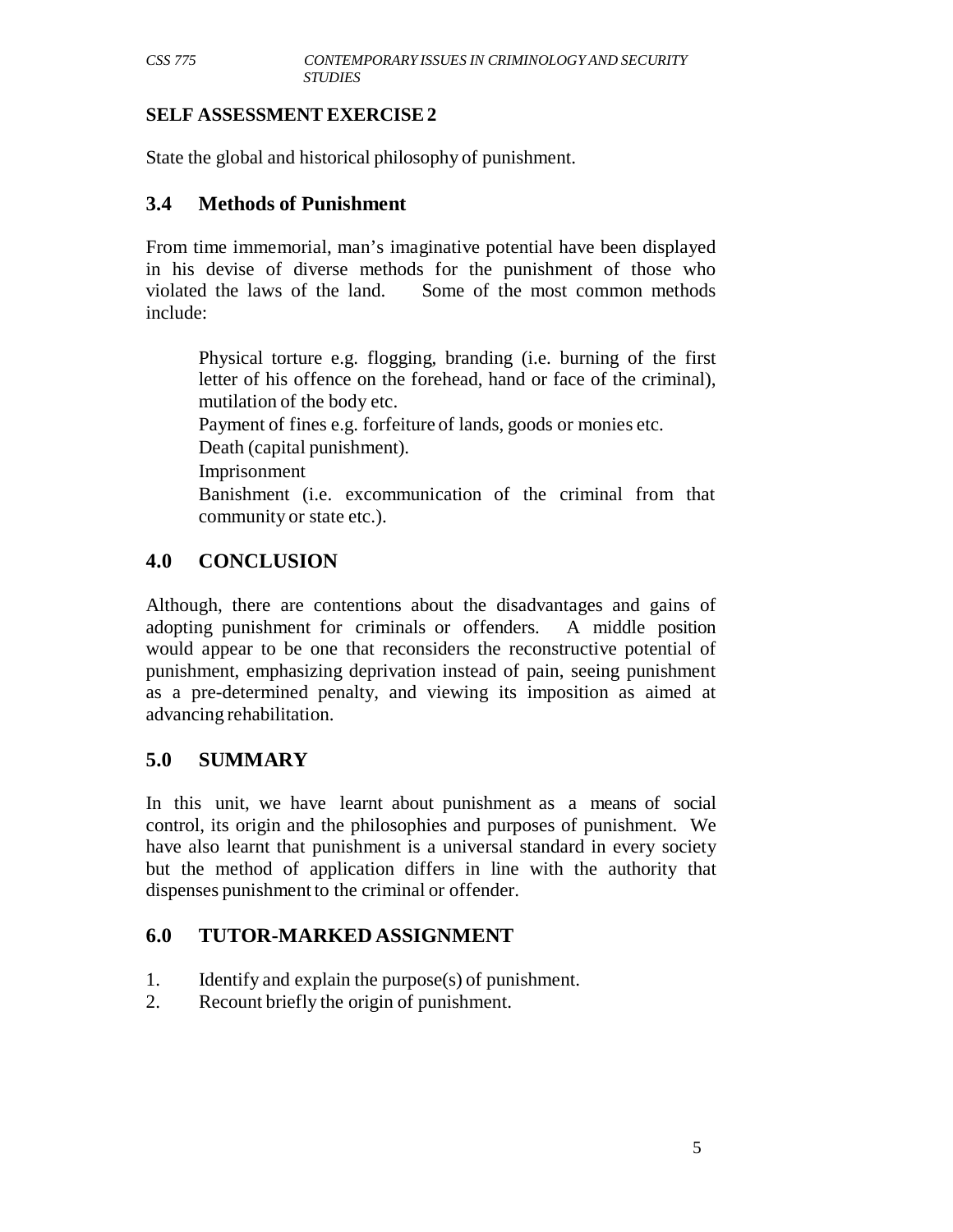**SELF ASSESSMENT EXERCISE 2**

State the global and historical philosophy of punishment.

## 3.4 Methods of Punishment

From time immemorial, man's imaginative potential have been displayed in his devise of diverse methods for the punishment of those who violated the laws of the land. Some of the most common methods include:

Physical torture e.g. flogging, branding (i.e. burning of the first letter of his offence on the forehead, hand or face of the criminal), mutilation of the body etc.

Payment of fines e.g. forfeiture of lands, goods or monies etc.

Death (capital punishment).

Imprisonment

Banishment (i.e. excommunication of the criminal from that community or state etc.).

## 4.0 CONCLUSION

Although, there are contentions about the disadvantages and gains of adopting punishment for criminals or offenders. A middle position would appear to be one that reconsiders the reconstructive potential of punishment, emphasizing deprivation instead of pain, seeing punishment as a pre-determined penalty, and viewing its imposition as aimed at advancing rehabilitation.

## 5.0 SUMMARY

In this unit, we have learnt about punishment as a means of social control, its origin and the philosophies and purposes of punishment. We have also learnt that punishment is a universal standard in every society but the method of application differs in line with the authority that dispenses punishment to the criminal or offender.

## 6.0 TUTOR-MARKED ASSIGNMENT

1. Identify and explain the purpose(s) of punishment.
2. Recount briefly the origin of punishment.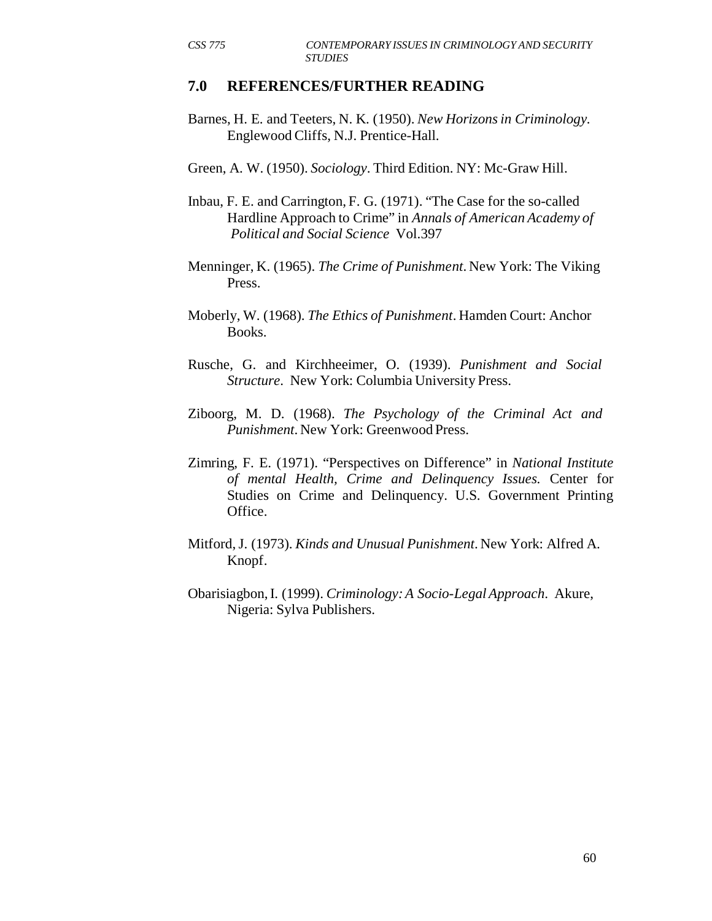## 7.0 REFERENCES/FURTHER READING

Barnes, H. E. and Teeters, N. K. (1950). *New Horizons in Criminology.* Englewood Cliffs, N.J. Prentice-Hall.

Green, A. W. (1950). *Sociology*. Third Edition. NY: Mc-Graw Hill.

Inbau, F. E. and Carrington, F. G. (1971). "The Case for the so-called Hardline Approach to Crime" in *Annals of American Academy of Political and Social Science* Vol.397

Menninger, K. (1965). *The Crime of Punishment*. New York: The Viking Press.

Moberly, W. (1968). *The Ethics of Punishment*. Hamden Court: Anchor Books.

Rusche, G. and Kirchheeimer, O. (1939). *Punishment and Social Structure*. New York: Columbia University Press.

Ziboorg, M. D. (1968). *The Psychology of the Criminal Act and Punishment*. New York: Greenwood Press.

Zimring, F. E. (1971). "Perspectives on Difference" in *National Institute of mental Health, Crime and Delinquency Issues.* Center for Studies on Crime and Delinquency. U.S. Government Printing Office.

Mitford, J. (1973). *Kinds and Unusual Punishment*. New York: Alfred A. Knopf.

Obarisiagbon, I. (1999). *Criminology: A Socio-Legal Approach*. Akure, Nigeria: Sylva Publishers.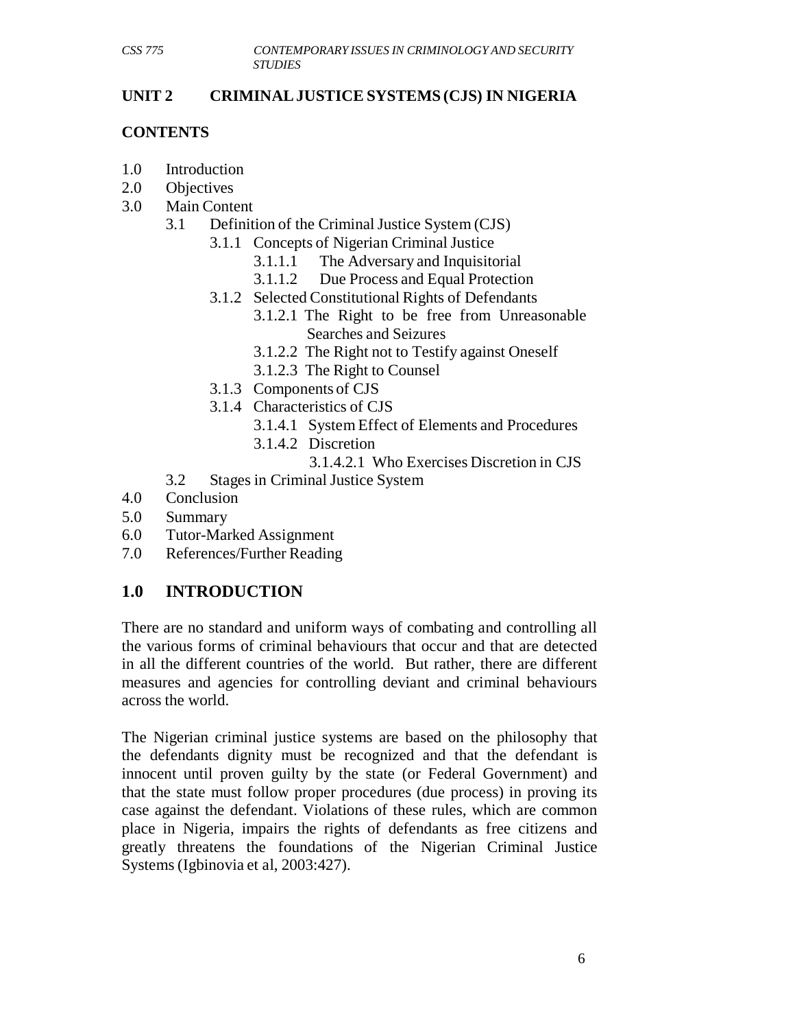## UNIT 2 CRIMINAL JUSTICE SYSTEMS (CJS) IN NIGERIA

### CONTENTS

- 1.0 Introduction
- 2.0 Objectives
- 3.0 Main Content
    - 3.1 Definition of the Criminal Justice System (CJS)
        - 3.1.1 Concepts of Nigerian Criminal Justice
            - 3.1.1.1 The Adversary and Inquisitorial
            - 3.1.1.2 Due Process and Equal Protection
        - 3.1.2 Selected Constitutional Rights of Defendants
            - 3.1.2.1 The Right to be free from Unreasonable Searches and Seizures
            - 3.1.2.2 The Right not to Testify against Oneself
            - 3.1.2.3 The Right to Counsel
        - 3.1.3 Components of CJS
        - 3.1.4 Characteristics of CJS
            - 3.1.4.1 System Effect of Elements and Procedures
            - 3.1.4.2 Discretion
                - 3.1.4.2.1 Who Exercises Discretion in CJS
    - 3.2 Stages in Criminal Justice System
- 4.0 Conclusion
- 5.0 Summary
- 6.0 Tutor-Marked Assignment
- 7.0 References/Further Reading

## 1.0 INTRODUCTION

There are no standard and uniform ways of combating and controlling all the various forms of criminal behaviours that occur and that are detected in all the different countries of the world. But rather, there are different measures and agencies for controlling deviant and criminal behaviours across the world.

The Nigerian criminal justice systems are based on the philosophy that the defendants dignity must be recognized and that the defendant is innocent until proven guilty by the state (or Federal Government) and that the state must follow proper procedures (due process) in proving its case against the defendant. Violations of these rules, which are common place in Nigeria, impairs the rights of defendants as free citizens and greatly threatens the foundations of the Nigerian Criminal Justice Systems (Igbinovia et al, 2003:427).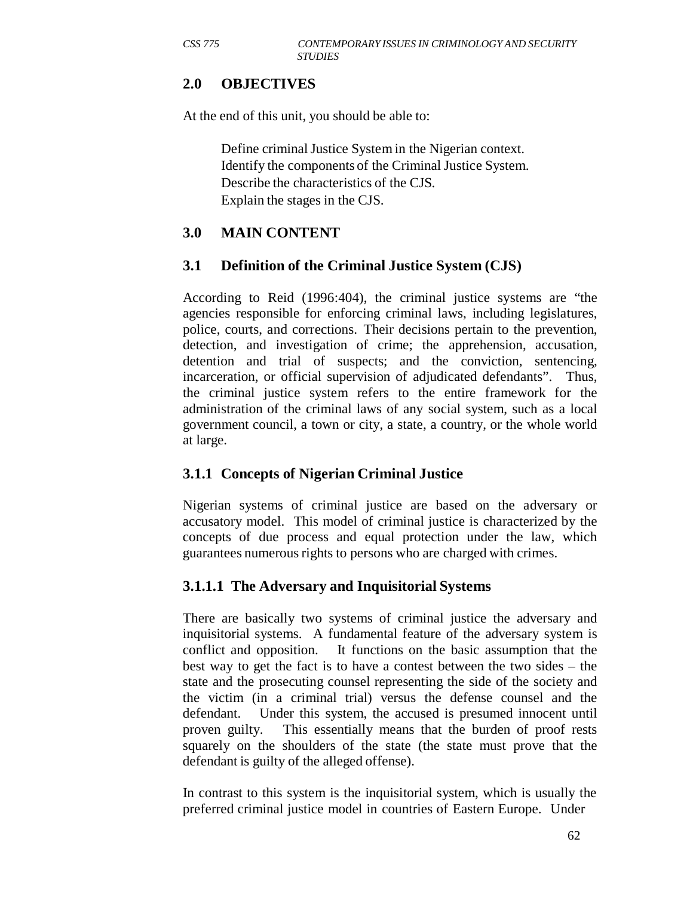## 2.0 OBJECTIVES

At the end of this unit, you should be able to:

- Define criminal Justice System in the Nigerian context.
- Identify the components of the Criminal Justice System.
- Describe the characteristics of the CJS.
- Explain the stages in the CJS.

## 3.0 MAIN CONTENT

### 3.1 Definition of the Criminal Justice System (CJS)

According to Reid (1996:404), the criminal justice systems are "the agencies responsible for enforcing criminal laws, including legislatures, police, courts, and corrections. Their decisions pertain to the prevention, detection, and investigation of crime; the apprehension, accusation, detention and trial of suspects; and the conviction, sentencing, incarceration, or official supervision of adjudicated defendants". Thus, the criminal justice system refers to the entire framework for the administration of the criminal laws of any social system, such as a local government council, a town or city, a state, a country, or the whole world at large.

### 3.1.1 Concepts of Nigerian Criminal Justice

Nigerian systems of criminal justice are based on the adversary or accusatory model. This model of criminal justice is characterized by the concepts of due process and equal protection under the law, which guarantees numerous rights to persons who are charged with crimes.

#### 3.1.1.1 The Adversary and Inquisitorial Systems

There are basically two systems of criminal justice the adversary and inquisitorial systems. A fundamental feature of the adversary system is conflict and opposition. It functions on the basic assumption that the best way to get the fact is to have a contest between the two sides – the state and the prosecuting counsel representing the side of the society and the victim (in a criminal trial) versus the defense counsel and the defendant. Under this system, the accused is presumed innocent until proven guilty. This essentially means that the burden of proof rests squarely on the shoulders of the state (the state must prove that the defendant is guilty of the alleged offense).

In contrast to this system is the inquisitorial system, which is usually the preferred criminal justice model in countries of Eastern Europe. Under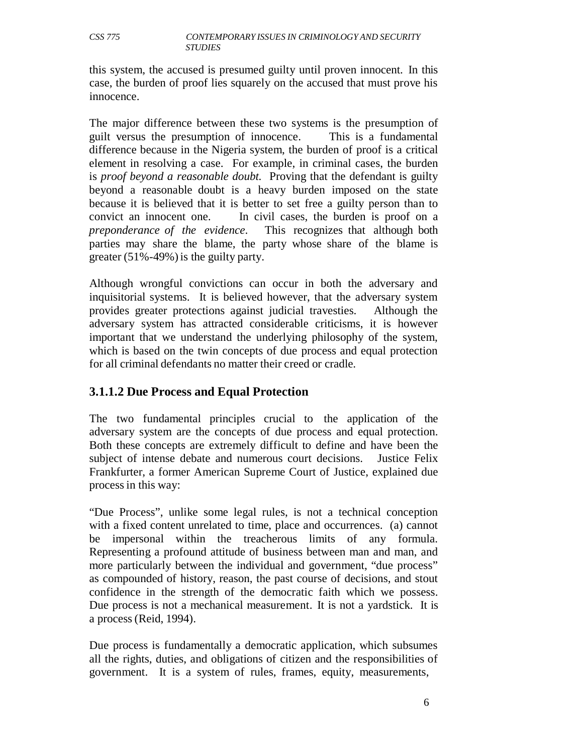this system, the accused is presumed guilty until proven innocent. In this case, the burden of proof lies squarely on the accused that must prove his innocence.

The major difference between these two systems is the presumption of guilt versus the presumption of innocence. This is a fundamental difference because in the Nigeria system, the burden of proof is a critical element in resolving a case. For example, in criminal cases, the burden is *proof beyond a reasonable doubt.* Proving that the defendant is guilty beyond a reasonable doubt is a heavy burden imposed on the state because it is believed that it is better to set free a guilty person than to convict an innocent one. In civil cases, the burden is proof on a *preponderance of the evidence*. This recognizes that although both parties may share the blame, the party whose share of the blame is greater (51%-49%) is the guilty party.

Although wrongful convictions can occur in both the adversary and inquisitorial systems. It is believed however, that the adversary system provides greater protections against judicial travesties. Although the adversary system has attracted considerable criticisms, it is however important that we understand the underlying philosophy of the system, which is based on the twin concepts of due process and equal protection for all criminal defendants no matter their creed or cradle.

### 3.1.1.2 Due Process and Equal Protection

The two fundamental principles crucial to the application of the adversary system are the concepts of due process and equal protection. Both these concepts are extremely difficult to define and have been the subject of intense debate and numerous court decisions. Justice Felix Frankfurter, a former American Supreme Court of Justice, explained due process in this way:

"Due Process", unlike some legal rules, is not a technical conception with a fixed content unrelated to time, place and occurrences. (a) cannot be impersonal within the treacherous limits of any formula. Representing a profound attitude of business between man and man, and more particularly between the individual and government, "due process" as compounded of history, reason, the past course of decisions, and stout confidence in the strength of the democratic faith which we possess. Due process is not a mechanical measurement. It is not a yardstick. It is a process (Reid, 1994).

Due process is fundamentally a democratic application, which subsumes all the rights, duties, and obligations of citizen and the responsibilities of government. It is a system of rules, frames, equity, measurements,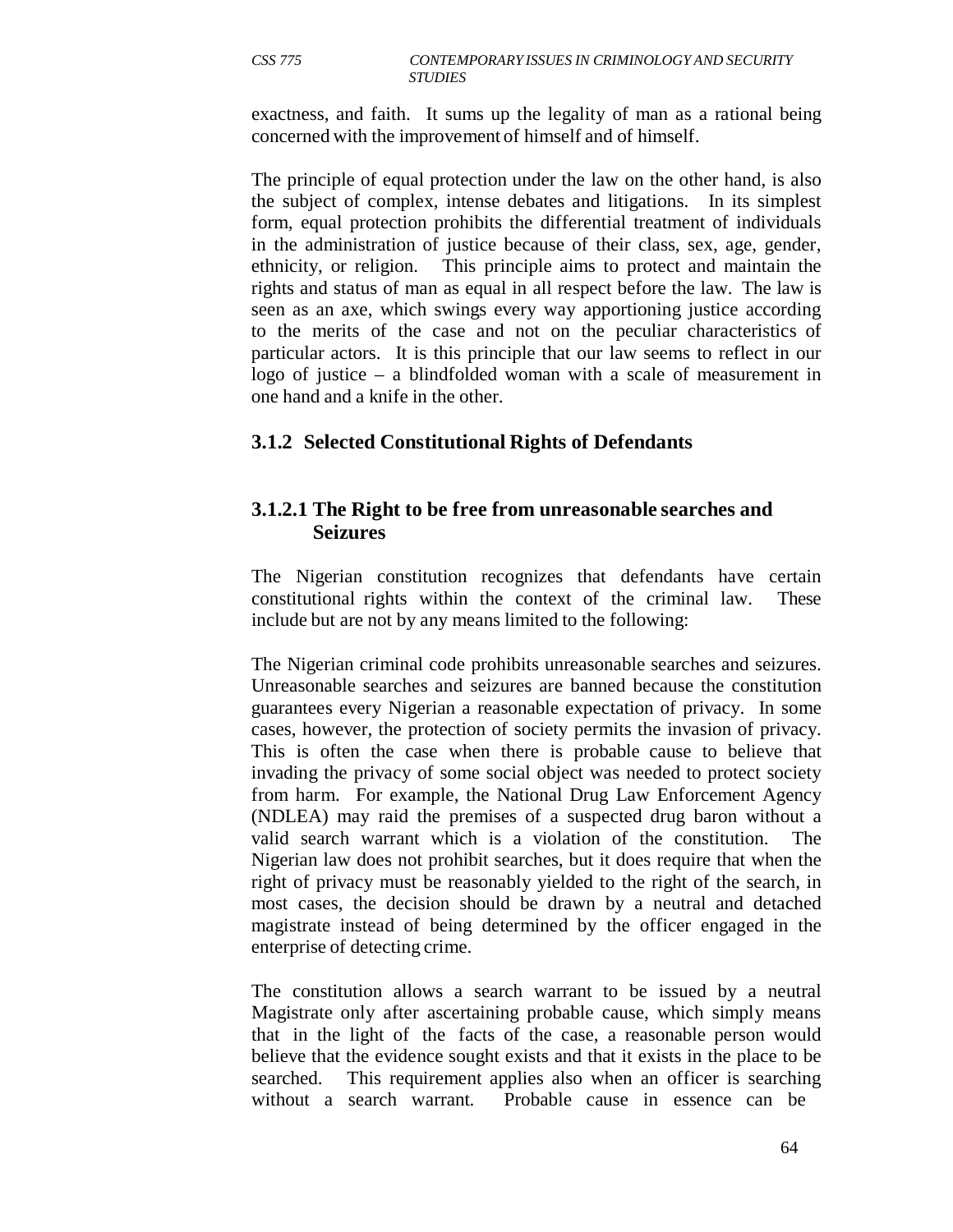exactness, and faith. It sums up the legality of man as a rational being concerned with the improvement of himself and of himself.

The principle of equal protection under the law on the other hand, is also the subject of complex, intense debates and litigations. In its simplest form, equal protection prohibits the differential treatment of individuals in the administration of justice because of their class, sex, age, gender, ethnicity, or religion. This principle aims to protect and maintain the rights and status of man as equal in all respect before the law. The law is seen as an axe, which swings every way apportioning justice according to the merits of the case and not on the peculiar characteristics of particular actors. It is this principle that our law seems to reflect in our logo of justice – a blindfolded woman with a scale of measurement in one hand and a knife in the other.

### 3.1.2 Selected Constitutional Rights of Defendants

#### 3.1.2.1 The Right to be free from unreasonable searches and Seizures

The Nigerian constitution recognizes that defendants have certain constitutional rights within the context of the criminal law. These include but are not by any means limited to the following:

The Nigerian criminal code prohibits unreasonable searches and seizures. Unreasonable searches and seizures are banned because the constitution guarantees every Nigerian a reasonable expectation of privacy. In some cases, however, the protection of society permits the invasion of privacy. This is often the case when there is probable cause to believe that invading the privacy of some social object was needed to protect society from harm. For example, the National Drug Law Enforcement Agency (NDLEA) may raid the premises of a suspected drug baron without a valid search warrant which is a violation of the constitution. The Nigerian law does not prohibit searches, but it does require that when the right of privacy must be reasonably yielded to the right of the search, in most cases, the decision should be drawn by a neutral and detached magistrate instead of being determined by the officer engaged in the enterprise of detecting crime.

The constitution allows a search warrant to be issued by a neutral Magistrate only after ascertaining probable cause, which simply means that in the light of the facts of the case, a reasonable person would believe that the evidence sought exists and that it exists in the place to be searched. This requirement applies also when an officer is searching without a search warrant. Probable cause in essence can be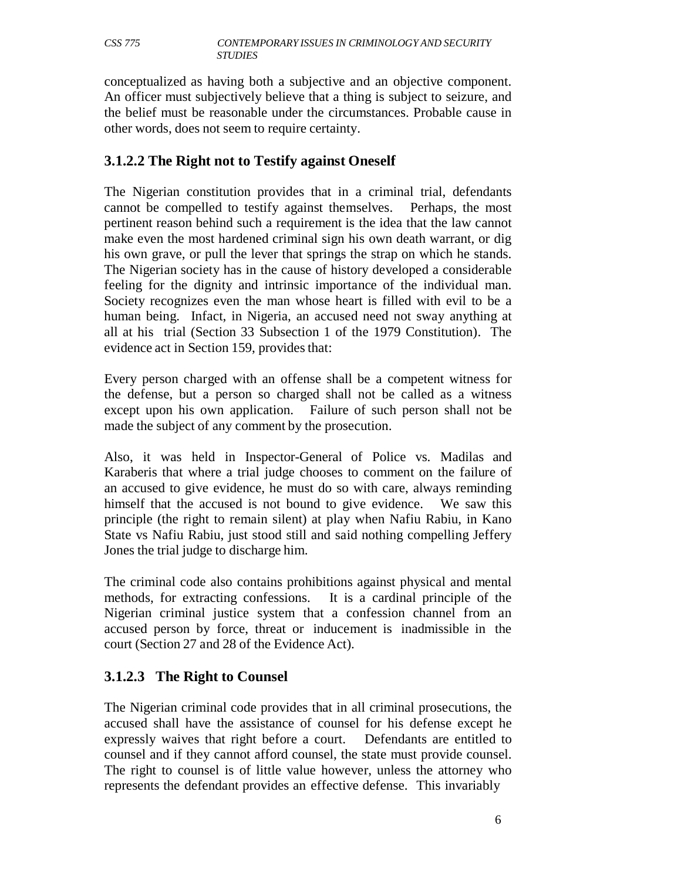conceptualized as having both a subjective and an objective component. An officer must subjectively believe that a thing is subject to seizure, and the belief must be reasonable under the circumstances. Probable cause in other words, does not seem to require certainty.

### 3.1.2.2 The Right not to Testify against Oneself

The Nigerian constitution provides that in a criminal trial, defendants cannot be compelled to testify against themselves. Perhaps, the most pertinent reason behind such a requirement is the idea that the law cannot make even the most hardened criminal sign his own death warrant, or dig his own grave, or pull the lever that springs the strap on which he stands. The Nigerian society has in the cause of history developed a considerable feeling for the dignity and intrinsic importance of the individual man. Society recognizes even the man whose heart is filled with evil to be a human being. Infact, in Nigeria, an accused need not sway anything at all at his trial (Section 33 Subsection 1 of the 1979 Constitution). The evidence act in Section 159, provides that:

Every person charged with an offense shall be a competent witness for the defense, but a person so charged shall not be called as a witness except upon his own application. Failure of such person shall not be made the subject of any comment by the prosecution.

Also, it was held in Inspector-General of Police vs. Madilas and Karaberis that where a trial judge chooses to comment on the failure of an accused to give evidence, he must do so with care, always reminding himself that the accused is not bound to give evidence. We saw this principle (the right to remain silent) at play when Nafiu Rabiu, in Kano State vs Nafiu Rabiu, just stood still and said nothing compelling Jeffery Jones the trial judge to discharge him.

The criminal code also contains prohibitions against physical and mental methods, for extracting confessions. It is a cardinal principle of the Nigerian criminal justice system that a confession channel from an accused person by force, threat or inducement is inadmissible in the court (Section 27 and 28 of the Evidence Act).

### 3.1.2.3 The Right to Counsel

The Nigerian criminal code provides that in all criminal prosecutions, the accused shall have the assistance of counsel for his defense except he expressly waives that right before a court. Defendants are entitled to counsel and if they cannot afford counsel, the state must provide counsel. The right to counsel is of little value however, unless the attorney who represents the defendant provides an effective defense. This invariably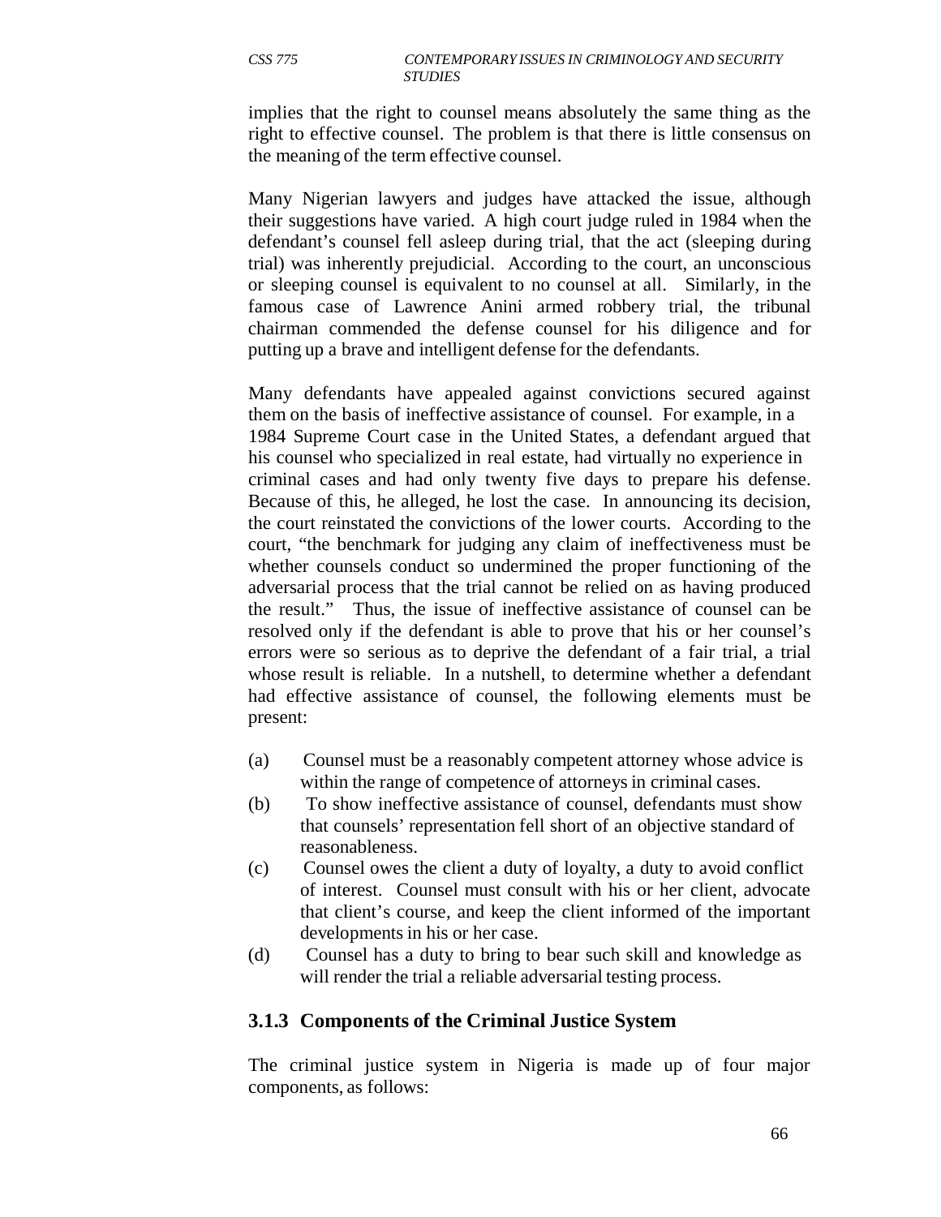implies that the right to counsel means absolutely the same thing as the right to effective counsel. The problem is that there is little consensus on the meaning of the term effective counsel.

Many Nigerian lawyers and judges have attacked the issue, although their suggestions have varied. A high court judge ruled in 1984 when the defendant's counsel fell asleep during trial, that the act (sleeping during trial) was inherently prejudicial. According to the court, an unconscious or sleeping counsel is equivalent to no counsel at all. Similarly, in the famous case of Lawrence Anini armed robbery trial, the tribunal chairman commended the defense counsel for his diligence and for putting up a brave and intelligent defense for the defendants.

Many defendants have appealed against convictions secured against them on the basis of ineffective assistance of counsel. For example, in a 1984 Supreme Court case in the United States, a defendant argued that his counsel who specialized in real estate, had virtually no experience in criminal cases and had only twenty five days to prepare his defense. Because of this, he alleged, he lost the case. In announcing its decision, the court reinstated the convictions of the lower courts. According to the court, "the benchmark for judging any claim of ineffectiveness must be whether counsels conduct so undermined the proper functioning of the adversarial process that the trial cannot be relied on as having produced the result." Thus, the issue of ineffective assistance of counsel can be resolved only if the defendant is able to prove that his or her counsel's errors were so serious as to deprive the defendant of a fair trial, a trial whose result is reliable. In a nutshell, to determine whether a defendant had effective assistance of counsel, the following elements must be present:

(a) Counsel must be a reasonably competent attorney whose advice is within the range of competence of attorneys in criminal cases.
(b) To show ineffective assistance of counsel, defendants must show that counsels' representation fell short of an objective standard of reasonableness.
(c) Counsel owes the client a duty of loyalty, a duty to avoid conflict of interest. Counsel must consult with his or her client, advocate that client's course, and keep the client informed of the important developments in his or her case.
(d) Counsel has a duty to bring to bear such skill and knowledge as will render the trial a reliable adversarial testing process.

### 3.1.3 Components of the Criminal Justice System

The criminal justice system in Nigeria is made up of four major components, as follows: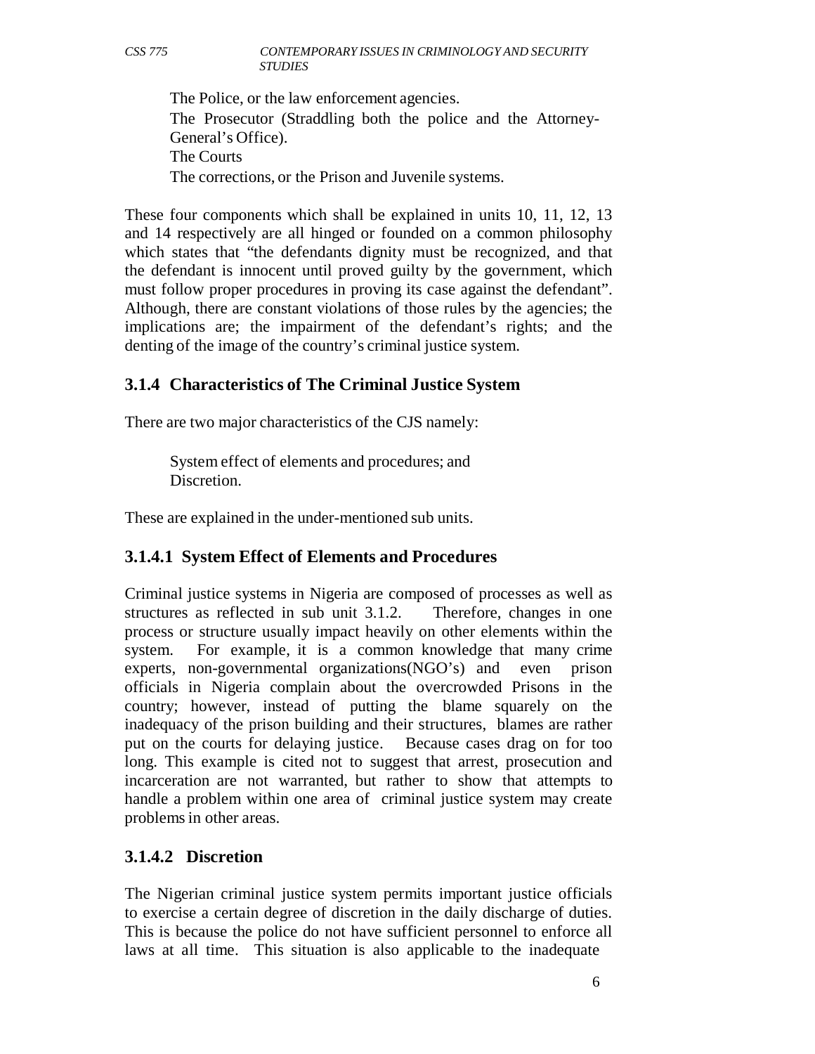The Police, or the law enforcement agencies.
The Prosecutor (Straddling both the police and the Attorney-General's Office).
The Courts
The corrections, or the Prison and Juvenile systems.

These four components which shall be explained in units 10, 11, 12, 13 and 14 respectively are all hinged or founded on a common philosophy which states that "the defendants dignity must be recognized, and that the defendant is innocent until proved guilty by the government, which must follow proper procedures in proving its case against the defendant". Although, there are constant violations of those rules by the agencies; the implications are; the impairment of the defendant's rights; and the denting of the image of the country's criminal justice system.

### 3.1.4 Characteristics of The Criminal Justice System

There are two major characteristics of the CJS namely:

System effect of elements and procedures; and
Discretion.

These are explained in the under-mentioned sub units.

#### 3.1.4.1 System Effect of Elements and Procedures

Criminal justice systems in Nigeria are composed of processes as well as structures as reflected in sub unit 3.1.2. Therefore, changes in one process or structure usually impact heavily on other elements within the system. For example, it is a common knowledge that many crime experts, non-governmental organizations(NGO's) and even prison officials in Nigeria complain about the overcrowded Prisons in the country; however, instead of putting the blame squarely on the inadequacy of the prison building and their structures, blames are rather put on the courts for delaying justice. Because cases drag on for too long. This example is cited not to suggest that arrest, prosecution and incarceration are not warranted, but rather to show that attempts to handle a problem within one area of criminal justice system may create problems in other areas.

#### 3.1.4.2 Discretion

The Nigerian criminal justice system permits important justice officials to exercise a certain degree of discretion in the daily discharge of duties. This is because the police do not have sufficient personnel to enforce all laws at all time. This situation is also applicable to the inadequate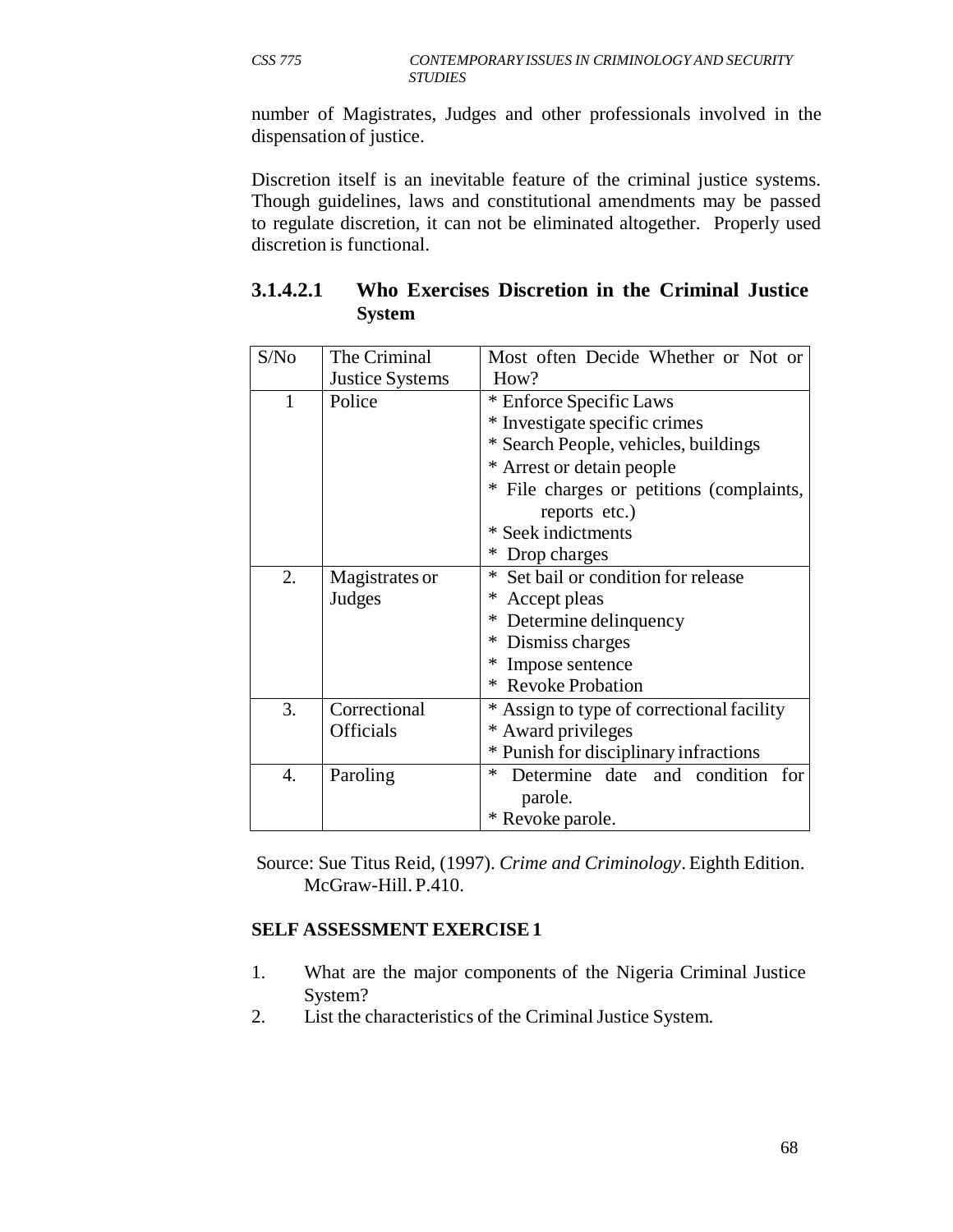number of Magistrates, Judges and other professionals involved in the dispensation of justice.

Discretion itself is an inevitable feature of the criminal justice systems. Though guidelines, laws and constitutional amendments may be passed to regulate discretion, it can not be eliminated altogether. Properly used discretion is functional.

### 3.1.4.2.1 Who Exercises Discretion in the Criminal Justice System

| S/No | The Criminal Justice Systems | Most often Decide Whether or Not or How? |
|---|---|---|
| 1 | Police | * Enforce Specific Laws<br>* Investigate specific crimes<br>* Search People, vehicles, buildings<br>* Arrest or detain people<br>* File charges or petitions (complaints, reports etc.)<br>* Seek indictments<br>* Drop charges |
| 2. | Magistrates or Judges | * Set bail or condition for release<br>* Accept pleas<br>* Determine delinquency<br>* Dismiss charges<br>* Impose sentence<br>* Revoke Probation |
| 3. | Correctional Officials | * Assign to type of correctional facility<br>* Award privileges<br>* Punish for disciplinary infractions |
| 4. | Paroling | * Determine date and condition for parole.<br>* Revoke parole. |

Source: Sue Titus Reid, (1997). *Crime and Criminology*. Eighth Edition. McGraw-Hill. P.410.

**SELF ASSESSMENT EXERCISE 1**

1. What are the major components of the Nigeria Criminal Justice System?
2. List the characteristics of the Criminal Justice System.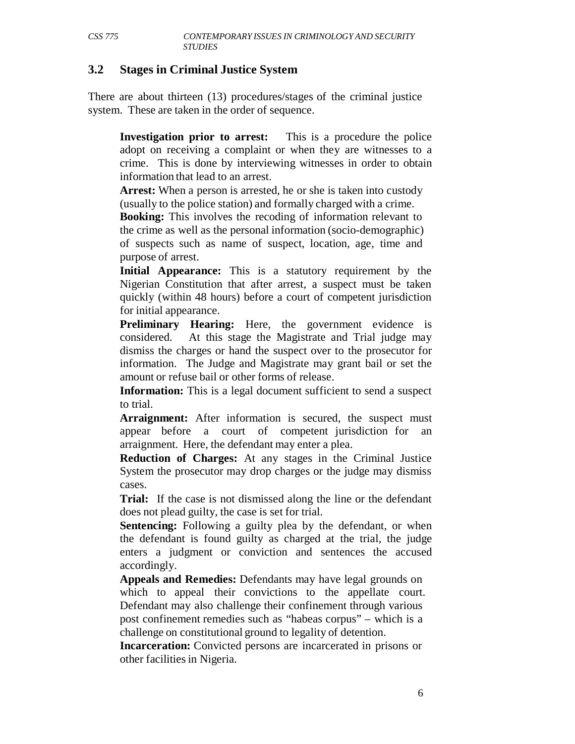### 3.2 Stages in Criminal Justice System

There are about thirteen (13) procedures/stages of the criminal justice system. These are taken in the order of sequence.

**Investigation prior to arrest:** This is a procedure the police adopt on receiving a complaint or when they are witnesses to a crime. This is done by interviewing witnesses in order to obtain information that lead to an arrest.

**Arrest:** When a person is arrested, he or she is taken into custody (usually to the police station) and formally charged with a crime.

**Booking:** This involves the recoding of information relevant to the crime as well as the personal information (socio-demographic) of suspects such as name of suspect, location, age, time and purpose of arrest.

**Initial Appearance:** This is a statutory requirement by the Nigerian Constitution that after arrest, a suspect must be taken quickly (within 48 hours) before a court of competent jurisdiction for initial appearance.

**Preliminary Hearing:** Here, the government evidence is considered. At this stage the Magistrate and Trial judge may dismiss the charges or hand the suspect over to the prosecutor for information. The Judge and Magistrate may grant bail or set the amount or refuse bail or other forms of release.

**Information:** This is a legal document sufficient to send a suspect to trial.

**Arraignment:** After information is secured, the suspect must appear before a court of competent jurisdiction for an arraignment. Here, the defendant may enter a plea.

**Reduction of Charges:** At any stages in the Criminal Justice System the prosecutor may drop charges or the judge may dismiss cases.

**Trial:** If the case is not dismissed along the line or the defendant does not plead guilty, the case is set for trial.

**Sentencing:** Following a guilty plea by the defendant, or when the defendant is found guilty as charged at the trial, the judge enters a judgment or conviction and sentences the accused accordingly.

**Appeals and Remedies:** Defendants may have legal grounds on which to appeal their convictions to the appellate court. Defendant may also challenge their confinement through various post confinement remedies such as "habeas corpus" – which is a challenge on constitutional ground to legality of detention.

**Incarceration:** Convicted persons are incarcerated in prisons or other facilities in Nigeria.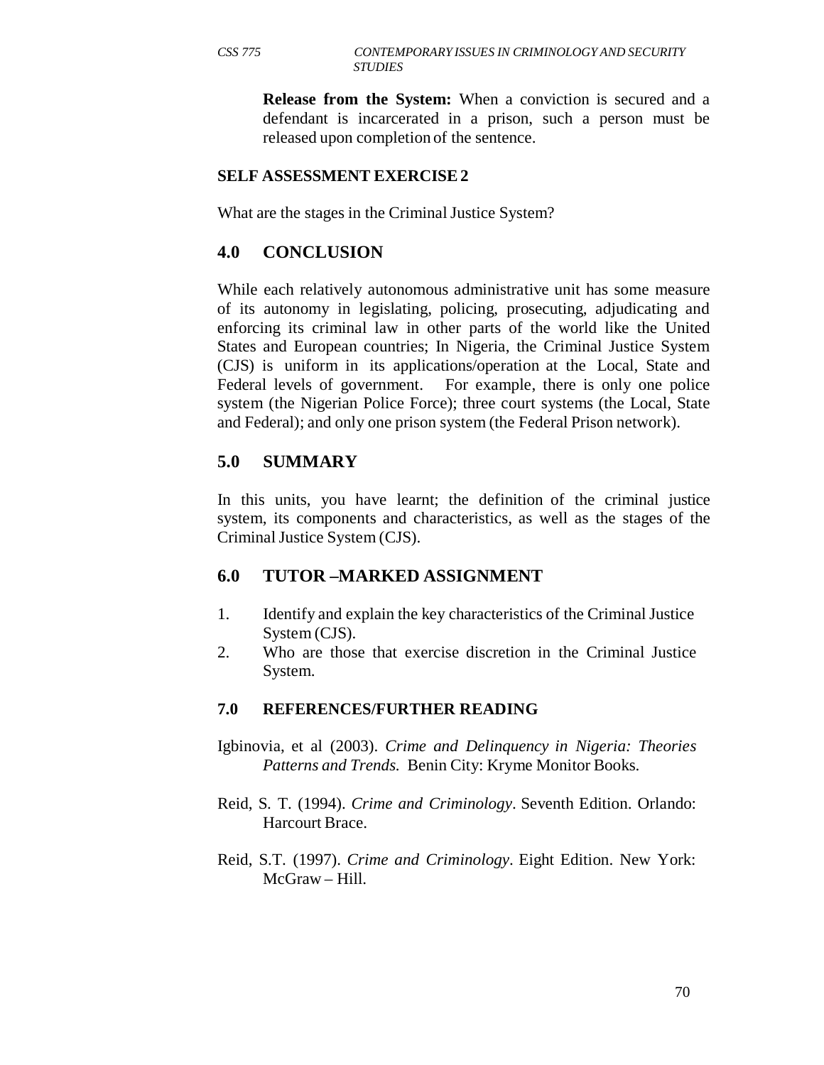**Release from the System:** When a conviction is secured and a defendant is incarcerated in a prison, such a person must be released upon completion of the sentence.

**SELF ASSESSMENT EXERCISE 2**

What are the stages in the Criminal Justice System?

## 4.0 CONCLUSION

While each relatively autonomous administrative unit has some measure of its autonomy in legislating, policing, prosecuting, adjudicating and enforcing its criminal law in other parts of the world like the United States and European countries; In Nigeria, the Criminal Justice System (CJS) is uniform in its applications/operation at the Local, State and Federal levels of government. For example, there is only one police system (the Nigerian Police Force); three court systems (the Local, State and Federal); and only one prison system (the Federal Prison network).

## 5.0 SUMMARY

In this units, you have learnt; the definition of the criminal justice system, its components and characteristics, as well as the stages of the Criminal Justice System (CJS).

## 6.0 TUTOR –MARKED ASSIGNMENT

1. Identify and explain the key characteristics of the Criminal Justice System (CJS).
2. Who are those that exercise discretion in the Criminal Justice System.

### 7.0 REFERENCES/FURTHER READING

Igbinovia, et al (2003). *Crime and Delinquency in Nigeria: Theories Patterns and Trends.* Benin City: Kryme Monitor Books.

Reid, S. T. (1994). *Crime and Criminology*. Seventh Edition. Orlando: Harcourt Brace.

Reid, S.T. (1997). *Crime and Criminology*. Eight Edition. New York: McGraw – Hill.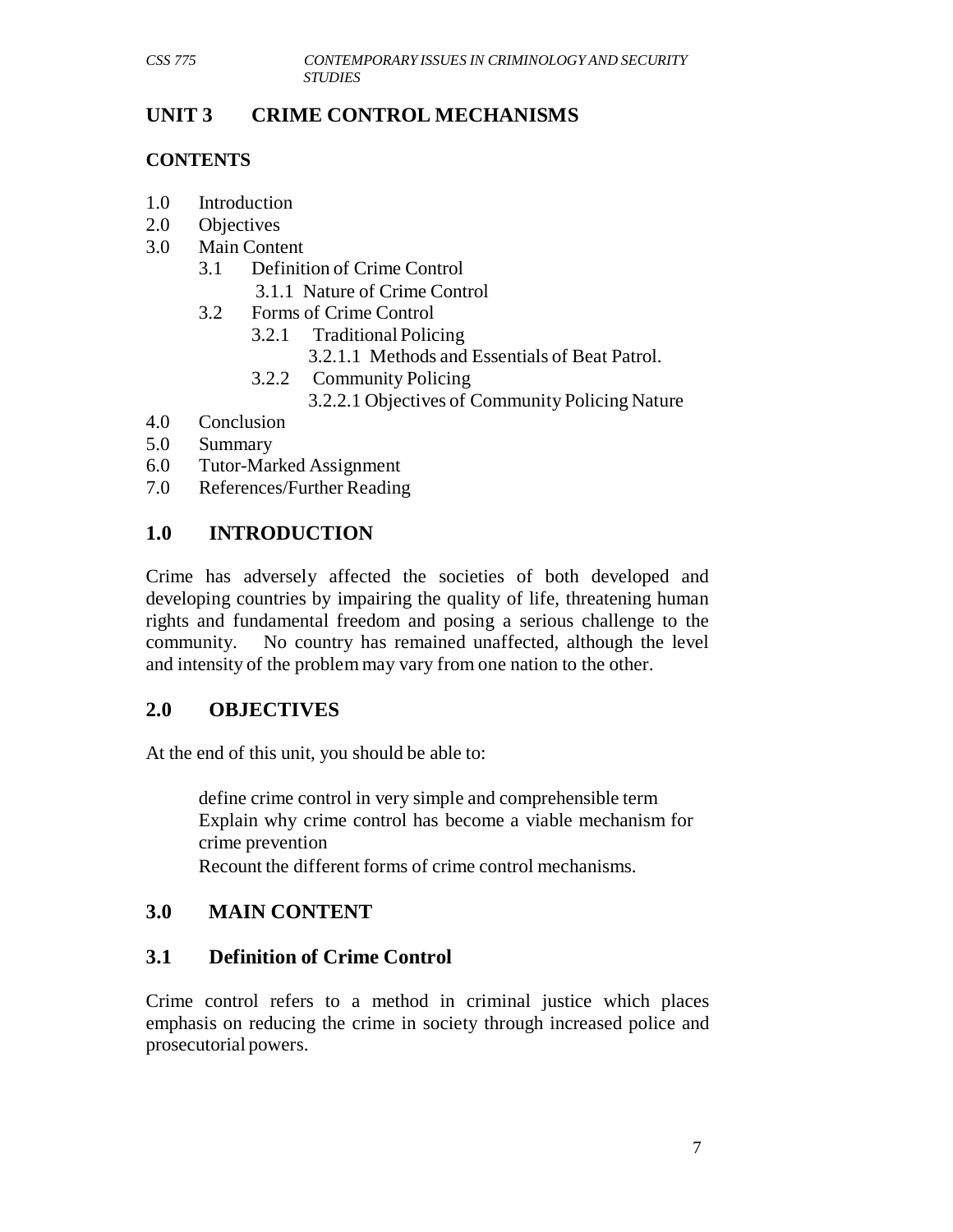# UNIT 3 CRIME CONTROL MECHANISMS

## CONTENTS

1.0 Introduction
2.0 Objectives
3.0 Main Content
   3.1 Definition of Crime Control
      3.1.1 Nature of Crime Control
   3.2 Forms of Crime Control
      3.2.1 Traditional Policing
         3.2.1.1 Methods and Essentials of Beat Patrol.
      3.2.2 Community Policing
         3.2.2.1 Objectives of Community Policing Nature
4.0 Conclusion
5.0 Summary
6.0 Tutor-Marked Assignment
7.0 References/Further Reading

## 1.0 INTRODUCTION

Crime has adversely affected the societies of both developed and developing countries by impairing the quality of life, threatening human rights and fundamental freedom and posing a serious challenge to the community. No country has remained unaffected, although the level and intensity of the problem may vary from one nation to the other.

## 2.0 OBJECTIVES

At the end of this unit, you should be able to:

- define crime control in very simple and comprehensible term
- Explain why crime control has become a viable mechanism for crime prevention
- Recount the different forms of crime control mechanisms.

## 3.0 MAIN CONTENT

### 3.1 Definition of Crime Control

Crime control refers to a method in criminal justice which places emphasis on reducing the crime in society through increased police and prosecutorial powers.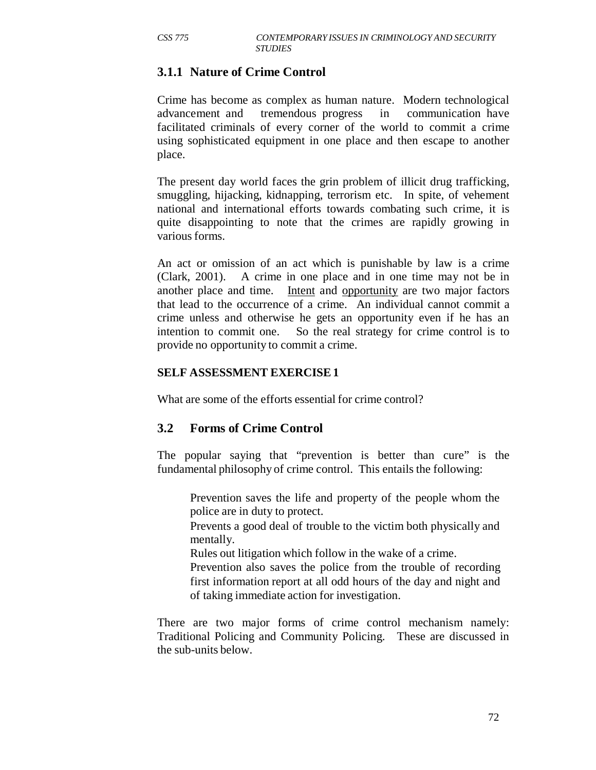### 3.1.1 Nature of Crime Control

Crime has become as complex as human nature. Modern technological advancement and tremendous progress in communication have facilitated criminals of every corner of the world to commit a crime using sophisticated equipment in one place and then escape to another place.

The present day world faces the grin problem of illicit drug trafficking, smuggling, hijacking, kidnapping, terrorism etc. In spite, of vehement national and international efforts towards combating such crime, it is quite disappointing to note that the crimes are rapidly growing in various forms.

An act or omission of an act which is punishable by law is a crime (Clark, 2001). A crime in one place and in one time may not be in another place and time. Intent and opportunity are two major factors that lead to the occurrence of a crime. An individual cannot commit a crime unless and otherwise he gets an opportunity even if he has an intention to commit one. So the real strategy for crime control is to provide no opportunity to commit a crime.

**SELF ASSESSMENT EXERCISE 1**

What are some of the efforts essential for crime control?

## 3.2 Forms of Crime Control

The popular saying that "prevention is better than cure" is the fundamental philosophy of crime control. This entails the following:

- Prevention saves the life and property of the people whom the police are in duty to protect.
- Prevents a good deal of trouble to the victim both physically and mentally.
- Rules out litigation which follow in the wake of a crime.
- Prevention also saves the police from the trouble of recording first information report at all odd hours of the day and night and of taking immediate action for investigation.

There are two major forms of crime control mechanism namely: Traditional Policing and Community Policing. These are discussed in the sub-units below.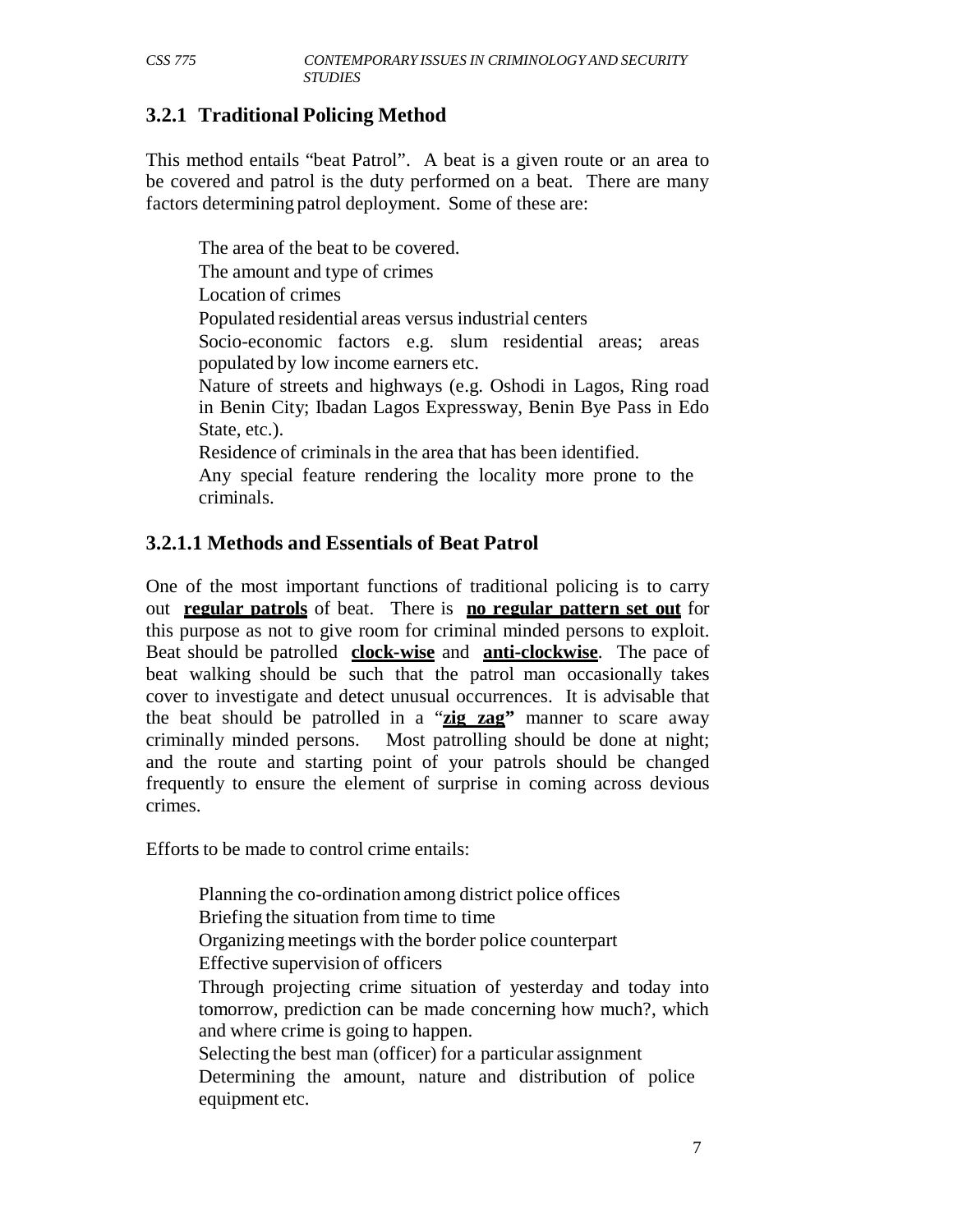### 3.2.1 Traditional Policing Method

This method entails "beat Patrol". A beat is a given route or an area to be covered and patrol is the duty performed on a beat. There are many factors determining patrol deployment. Some of these are:

- The area of the beat to be covered.
- The amount and type of crimes
- Location of crimes
- Populated residential areas versus industrial centers
- Socio-economic factors e.g. slum residential areas; areas populated by low income earners etc.
- Nature of streets and highways (e.g. Oshodi in Lagos, Ring road in Benin City; Ibadan Lagos Expressway, Benin Bye Pass in Edo State, etc.).
- Residence of criminals in the area that has been identified.
- Any special feature rendering the locality more prone to the criminals.

#### 3.2.1.1 Methods and Essentials of Beat Patrol

One of the most important functions of traditional policing is to carry out **regular patrols** of beat. There is **no regular pattern set out** for this purpose as not to give room for criminal minded persons to exploit. Beat should be patrolled **clock-wise** and **anti-clockwise**. The pace of beat walking should be such that the patrol man occasionally takes cover to investigate and detect unusual occurrences. It is advisable that the beat should be patrolled in a "**zig zag"** manner to scare away criminally minded persons. Most patrolling should be done at night; and the route and starting point of your patrols should be changed frequently to ensure the element of surprise in coming across devious crimes.

Efforts to be made to control crime entails:

- Planning the co-ordination among district police offices
- Briefing the situation from time to time
- Organizing meetings with the border police counterpart
- Effective supervision of officers
- Through projecting crime situation of yesterday and today into tomorrow, prediction can be made concerning how much?, which and where crime is going to happen.
- Selecting the best man (officer) for a particular assignment
- Determining the amount, nature and distribution of police equipment etc.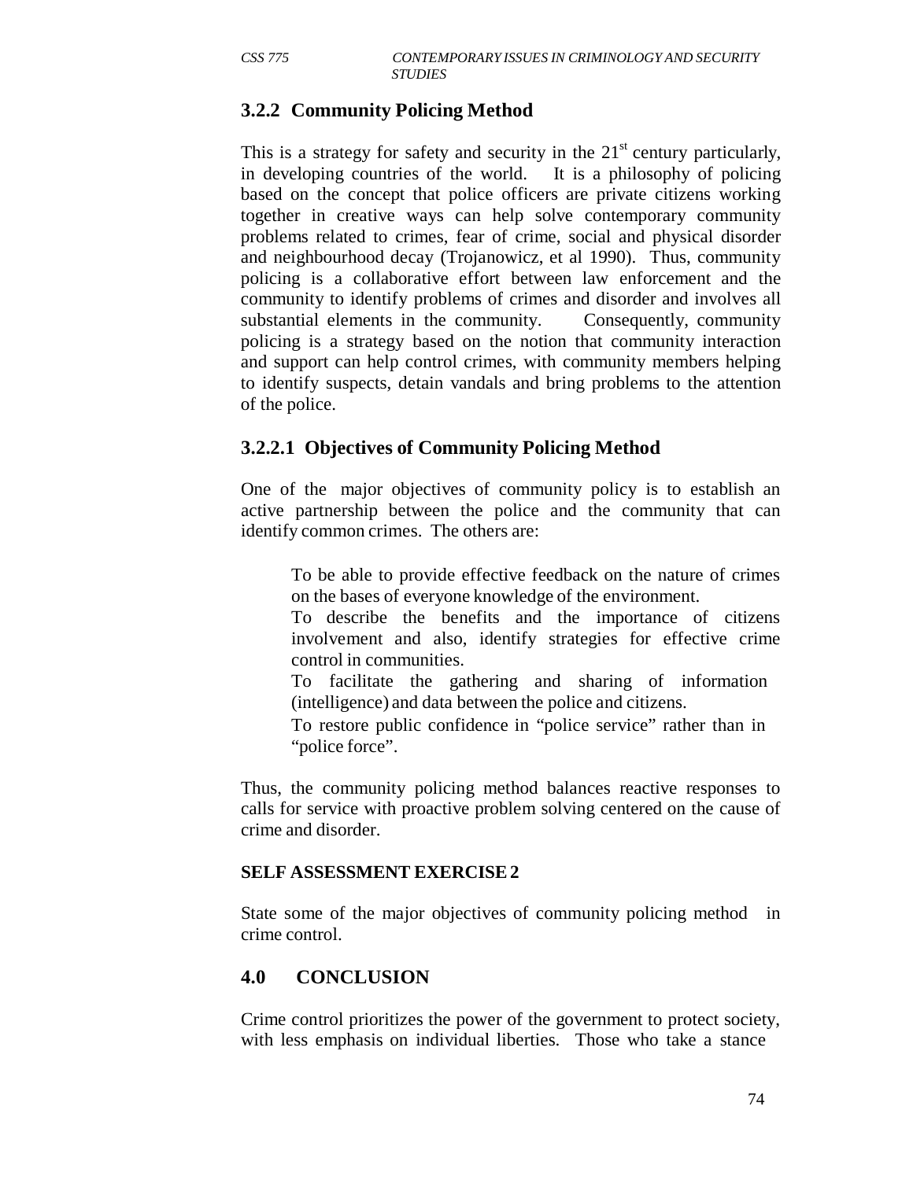### 3.2.2 Community Policing Method

This is a strategy for safety and security in the 21st century particularly, in developing countries of the world. It is a philosophy of policing based on the concept that police officers are private citizens working together in creative ways can help solve contemporary community problems related to crimes, fear of crime, social and physical disorder and neighbourhood decay (Trojanowicz, et al 1990). Thus, community policing is a collaborative effort between law enforcement and the community to identify problems of crimes and disorder and involves all substantial elements in the community. Consequently, community policing is a strategy based on the notion that community interaction and support can help control crimes, with community members helping to identify suspects, detain vandals and bring problems to the attention of the police.

#### 3.2.2.1 Objectives of Community Policing Method

One of the major objectives of community policy is to establish an active partnership between the police and the community that can identify common crimes. The others are:

- To be able to provide effective feedback on the nature of crimes on the bases of everyone knowledge of the environment.
- To describe the benefits and the importance of citizens involvement and also, identify strategies for effective crime control in communities.
- To facilitate the gathering and sharing of information (intelligence) and data between the police and citizens.
- To restore public confidence in "police service" rather than in "police force".

Thus, the community policing method balances reactive responses to calls for service with proactive problem solving centered on the cause of crime and disorder.

**SELF ASSESSMENT EXERCISE 2**

State some of the major objectives of community policing method in crime control.

## 4.0 CONCLUSION

Crime control prioritizes the power of the government to protect society, with less emphasis on individual liberties. Those who take a stance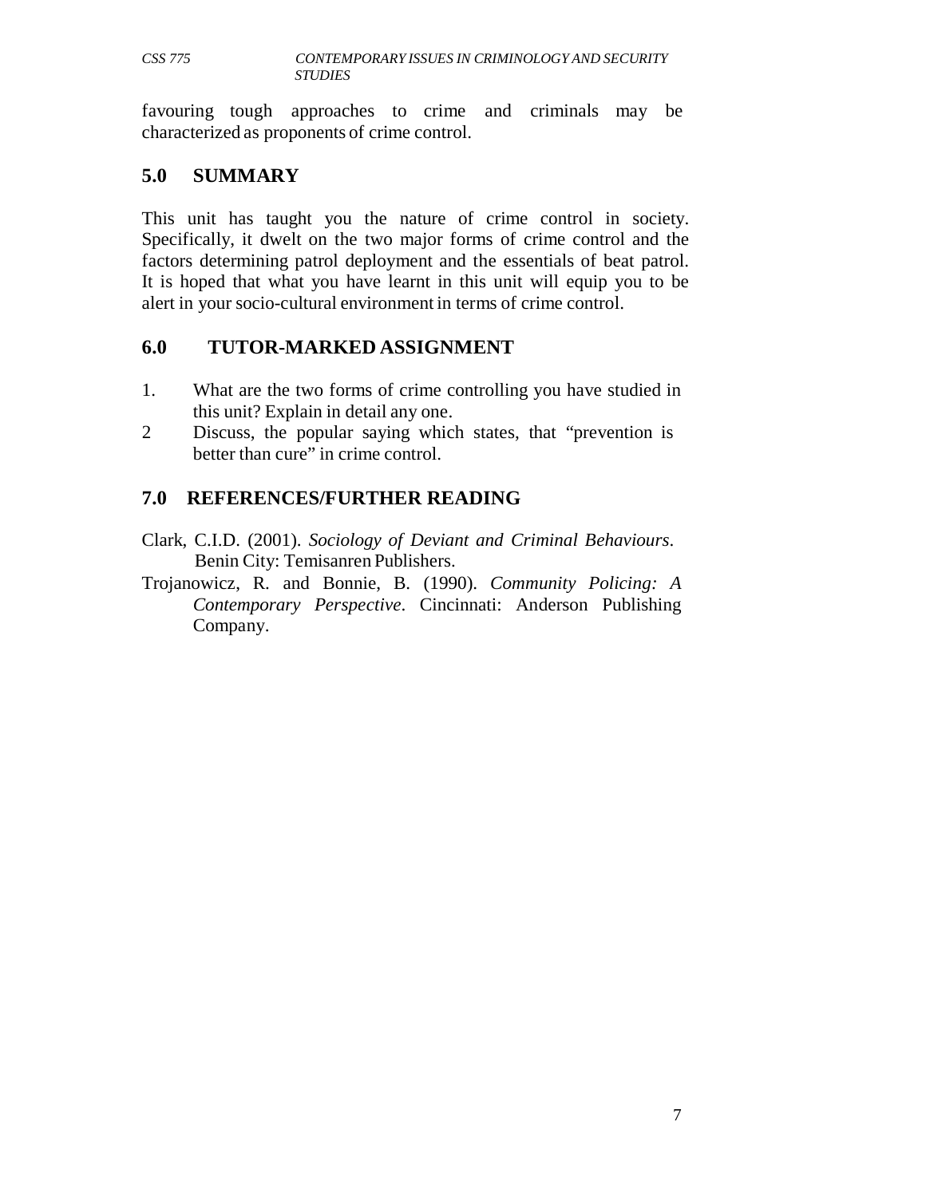favouring tough approaches to crime and criminals may be characterized as proponents of crime control.

## 5.0 SUMMARY

This unit has taught you the nature of crime control in society. Specifically, it dwelt on the two major forms of crime control and the factors determining patrol deployment and the essentials of beat patrol. It is hoped that what you have learnt in this unit will equip you to be alert in your socio-cultural environment in terms of crime control.

## 6.0 TUTOR-MARKED ASSIGNMENT

1. What are the two forms of crime controlling you have studied in this unit? Explain in detail any one.
2. Discuss, the popular saying which states, that "prevention is better than cure" in crime control.

## 7.0 REFERENCES/FURTHER READING

Clark, C.I.D. (2001). *Sociology of Deviant and Criminal Behaviours*. Benin City: Temisanren Publishers.

Trojanowicz, R. and Bonnie, B. (1990). *Community Policing: A Contemporary Perspective*. Cincinnati: Anderson Publishing Company.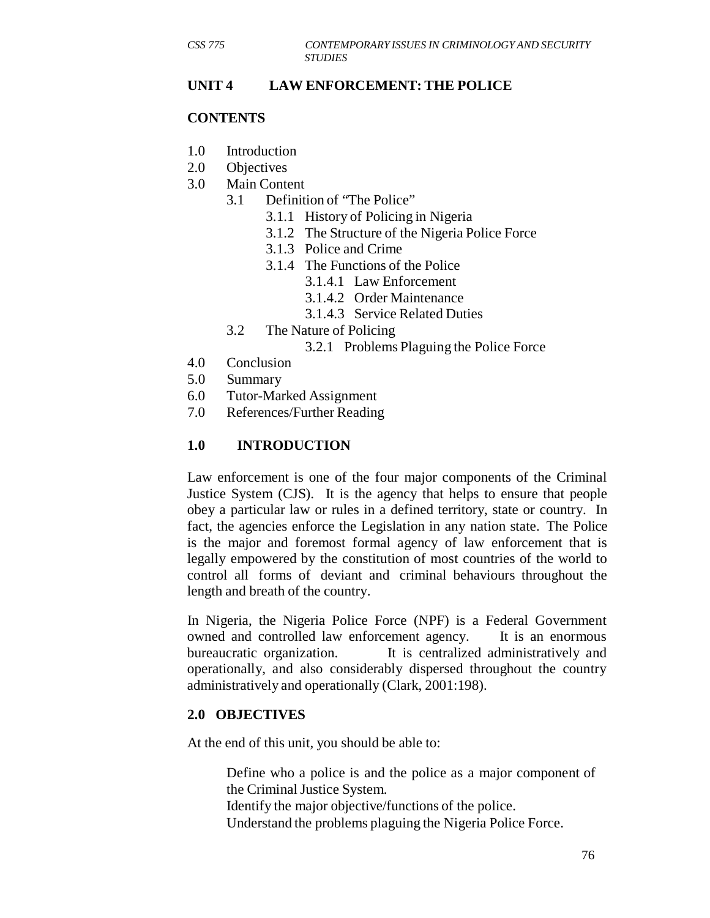## UNIT 4 LAW ENFORCEMENT: THE POLICE

### CONTENTS

1.0 Introduction
2.0 Objectives
3.0 Main Content
   - 3.1 Definition of "The Police"
     - 3.1.1 History of Policing in Nigeria
     - 3.1.2 The Structure of the Nigeria Police Force
     - 3.1.3 Police and Crime
     - 3.1.4 The Functions of the Police
       - 3.1.4.1 Law Enforcement
       - 3.1.4.2 Order Maintenance
       - 3.1.4.3 Service Related Duties
   - 3.2 The Nature of Policing
     - 3.2.1 Problems Plaguing the Police Force

4.0 Conclusion
5.0 Summary
6.0 Tutor-Marked Assignment
7.0 References/Further Reading

### 1.0 INTRODUCTION

Law enforcement is one of the four major components of the Criminal Justice System (CJS). It is the agency that helps to ensure that people obey a particular law or rules in a defined territory, state or country. In fact, the agencies enforce the Legislation in any nation state. The Police is the major and foremost formal agency of law enforcement that is legally empowered by the constitution of most countries of the world to control all forms of deviant and criminal behaviours throughout the length and breath of the country.

In Nigeria, the Nigeria Police Force (NPF) is a Federal Government owned and controlled law enforcement agency. It is an enormous bureaucratic organization. It is centralized administratively and operationally, and also considerably dispersed throughout the country administratively and operationally (Clark, 2001:198).

### 2.0 OBJECTIVES

At the end of this unit, you should be able to:

- Define who a police is and the police as a major component of the Criminal Justice System.
- Identify the major objective/functions of the police.
- Understand the problems plaguing the Nigeria Police Force.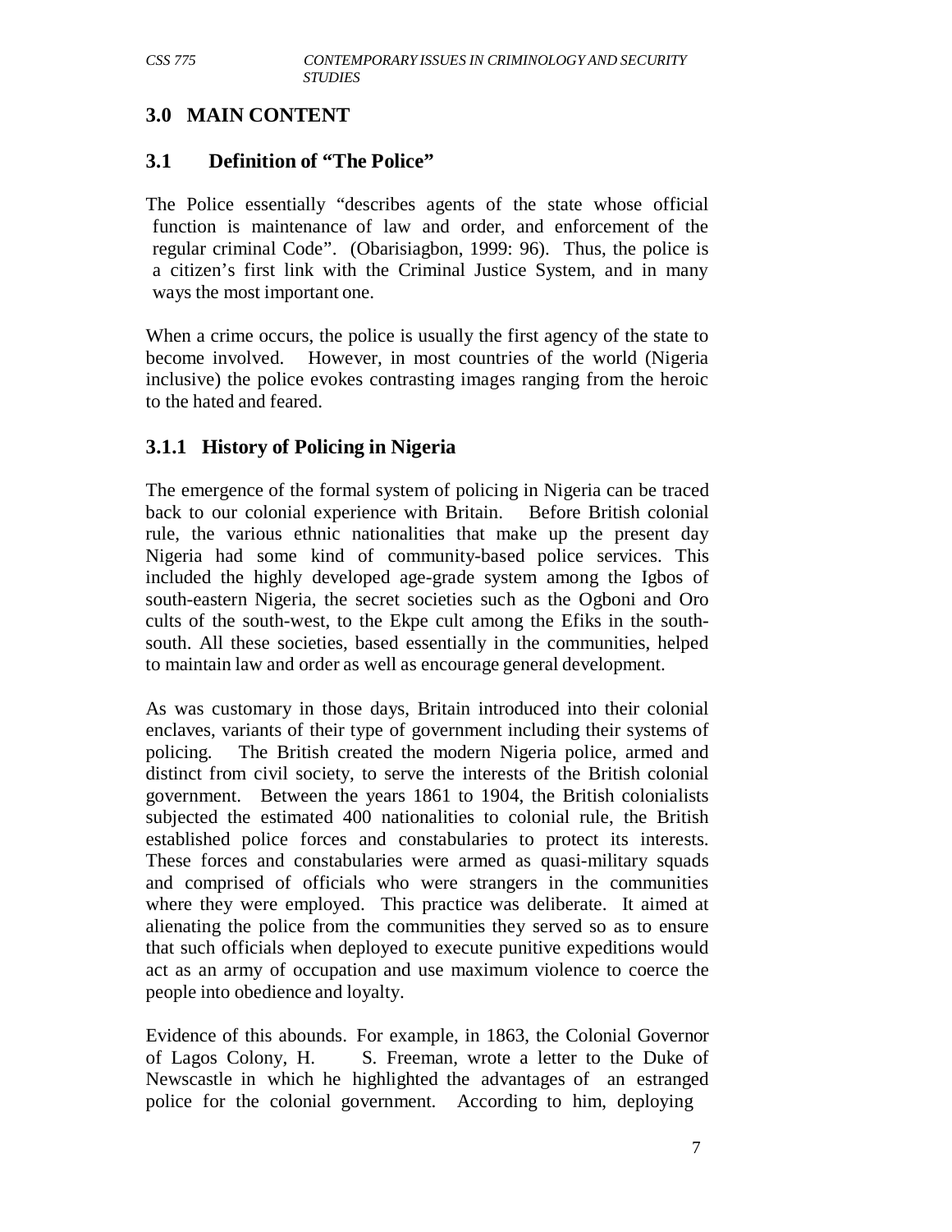## 3.0 MAIN CONTENT

### 3.1 Definition of "The Police"

The Police essentially "describes agents of the state whose official function is maintenance of law and order, and enforcement of the regular criminal Code". (Obarisiagbon, 1999: 96). Thus, the police is a citizen's first link with the Criminal Justice System, and in many ways the most important one.

When a crime occurs, the police is usually the first agency of the state to become involved. However, in most countries of the world (Nigeria inclusive) the police evokes contrasting images ranging from the heroic to the hated and feared.

#### 3.1.1 History of Policing in Nigeria

The emergence of the formal system of policing in Nigeria can be traced back to our colonial experience with Britain. Before British colonial rule, the various ethnic nationalities that make up the present day Nigeria had some kind of community-based police services. This included the highly developed age-grade system among the Igbos of south-eastern Nigeria, the secret societies such as the Ogboni and Oro cults of the south-west, to the Ekpe cult among the Efiks in the south-south. All these societies, based essentially in the communities, helped to maintain law and order as well as encourage general development.

As was customary in those days, Britain introduced into their colonial enclaves, variants of their type of government including their systems of policing. The British created the modern Nigeria police, armed and distinct from civil society, to serve the interests of the British colonial government. Between the years 1861 to 1904, the British colonialists subjected the estimated 400 nationalities to colonial rule, the British established police forces and constabularies to protect its interests. These forces and constabularies were armed as quasi-military squads and comprised of officials who were strangers in the communities where they were employed. This practice was deliberate. It aimed at alienating the police from the communities they served so as to ensure that such officials when deployed to execute punitive expeditions would act as an army of occupation and use maximum violence to coerce the people into obedience and loyalty.

Evidence of this abounds. For example, in 1863, the Colonial Governor of Lagos Colony, H. S. Freeman, wrote a letter to the Duke of Newscastle in which he highlighted the advantages of an estranged police for the colonial government. According to him, deploying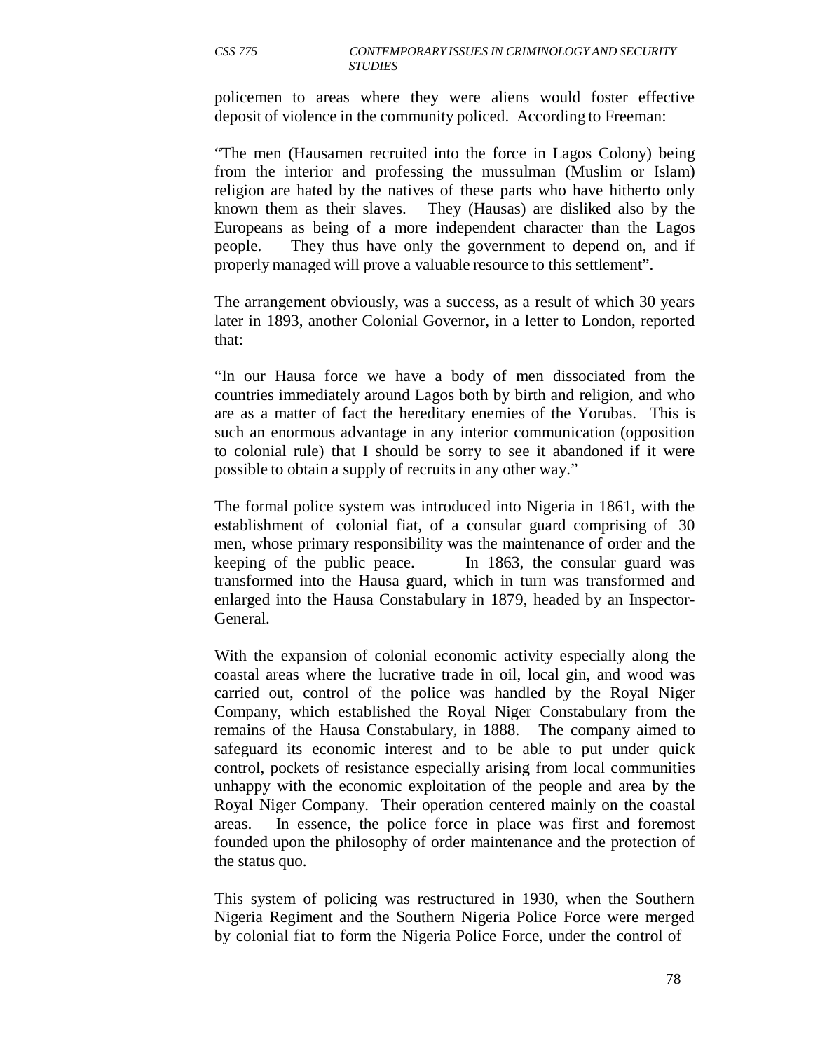policemen to areas where they were aliens would foster effective deposit of violence in the community policed. According to Freeman:

"The men (Hausamen recruited into the force in Lagos Colony) being from the interior and professing the mussulman (Muslim or Islam) religion are hated by the natives of these parts who have hitherto only known them as their slaves. They (Hausas) are disliked also by the Europeans as being of a more independent character than the Lagos people. They thus have only the government to depend on, and if properly managed will prove a valuable resource to this settlement".

The arrangement obviously, was a success, as a result of which 30 years later in 1893, another Colonial Governor, in a letter to London, reported that:

"In our Hausa force we have a body of men dissociated from the countries immediately around Lagos both by birth and religion, and who are as a matter of fact the hereditary enemies of the Yorubas. This is such an enormous advantage in any interior communication (opposition to colonial rule) that I should be sorry to see it abandoned if it were possible to obtain a supply of recruits in any other way."

The formal police system was introduced into Nigeria in 1861, with the establishment of colonial fiat, of a consular guard comprising of 30 men, whose primary responsibility was the maintenance of order and the keeping of the public peace. In 1863, the consular guard was transformed into the Hausa guard, which in turn was transformed and enlarged into the Hausa Constabulary in 1879, headed by an Inspector-General.

With the expansion of colonial economic activity especially along the coastal areas where the lucrative trade in oil, local gin, and wood was carried out, control of the police was handled by the Royal Niger Company, which established the Royal Niger Constabulary from the remains of the Hausa Constabulary, in 1888. The company aimed to safeguard its economic interest and to be able to put under quick control, pockets of resistance especially arising from local communities unhappy with the economic exploitation of the people and area by the Royal Niger Company. Their operation centered mainly on the coastal areas. In essence, the police force in place was first and foremost founded upon the philosophy of order maintenance and the protection of the status quo.

This system of policing was restructured in 1930, when the Southern Nigeria Regiment and the Southern Nigeria Police Force were merged by colonial fiat to form the Nigeria Police Force, under the control of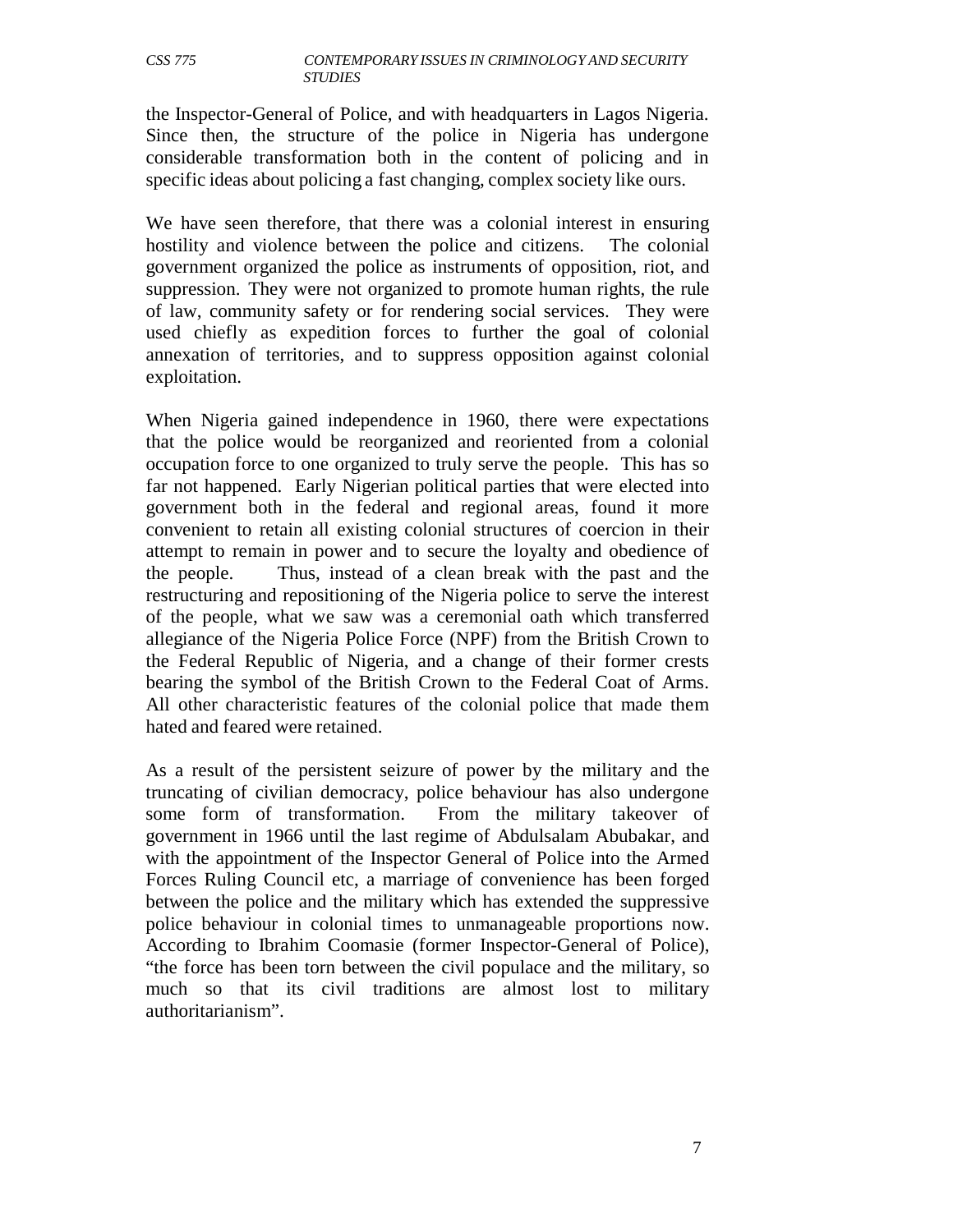the Inspector-General of Police, and with headquarters in Lagos Nigeria. Since then, the structure of the police in Nigeria has undergone considerable transformation both in the content of policing and in specific ideas about policing a fast changing, complex society like ours.

We have seen therefore, that there was a colonial interest in ensuring hostility and violence between the police and citizens. The colonial government organized the police as instruments of opposition, riot, and suppression. They were not organized to promote human rights, the rule of law, community safety or for rendering social services. They were used chiefly as expedition forces to further the goal of colonial annexation of territories, and to suppress opposition against colonial exploitation.

When Nigeria gained independence in 1960, there were expectations that the police would be reorganized and reoriented from a colonial occupation force to one organized to truly serve the people. This has so far not happened. Early Nigerian political parties that were elected into government both in the federal and regional areas, found it more convenient to retain all existing colonial structures of coercion in their attempt to remain in power and to secure the loyalty and obedience of the people. Thus, instead of a clean break with the past and the restructuring and repositioning of the Nigeria police to serve the interest of the people, what we saw was a ceremonial oath which transferred allegiance of the Nigeria Police Force (NPF) from the British Crown to the Federal Republic of Nigeria, and a change of their former crests bearing the symbol of the British Crown to the Federal Coat of Arms. All other characteristic features of the colonial police that made them hated and feared were retained.

As a result of the persistent seizure of power by the military and the truncating of civilian democracy, police behaviour has also undergone some form of transformation. From the military takeover of government in 1966 until the last regime of Abdulsalam Abubakar, and with the appointment of the Inspector General of Police into the Armed Forces Ruling Council etc, a marriage of convenience has been forged between the police and the military which has extended the suppressive police behaviour in colonial times to unmanageable proportions now. According to Ibrahim Coomasie (former Inspector-General of Police), "the force has been torn between the civil populace and the military, so much so that its civil traditions are almost lost to military authoritarianism".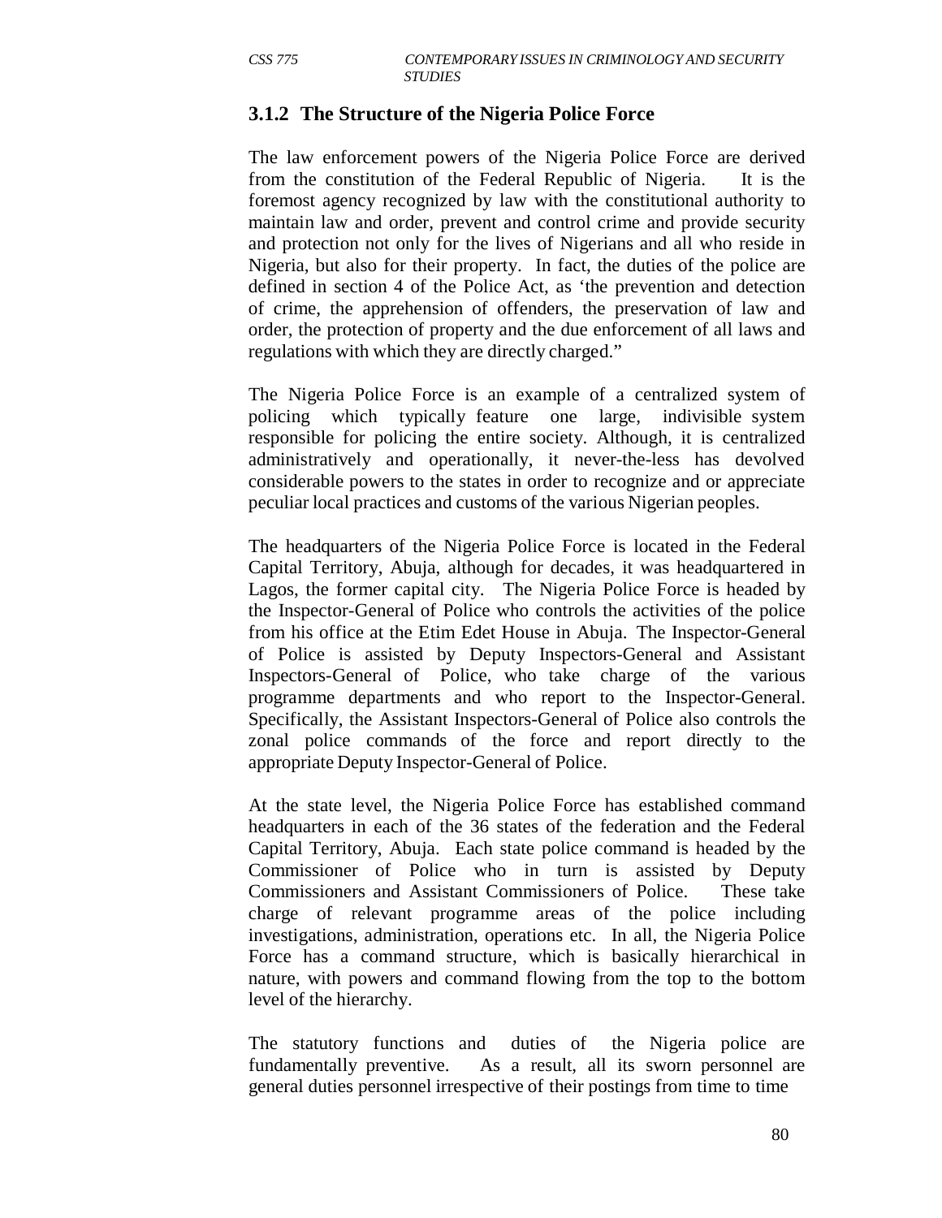### 3.1.2 The Structure of the Nigeria Police Force

The law enforcement powers of the Nigeria Police Force are derived from the constitution of the Federal Republic of Nigeria. It is the foremost agency recognized by law with the constitutional authority to maintain law and order, prevent and control crime and provide security and protection not only for the lives of Nigerians and all who reside in Nigeria, but also for their property. In fact, the duties of the police are defined in section 4 of the Police Act, as 'the prevention and detection of crime, the apprehension of offenders, the preservation of law and order, the protection of property and the due enforcement of all laws and regulations with which they are directly charged."

The Nigeria Police Force is an example of a centralized system of policing which typically feature one large, indivisible system responsible for policing the entire society. Although, it is centralized administratively and operationally, it never-the-less has devolved considerable powers to the states in order to recognize and or appreciate peculiar local practices and customs of the various Nigerian peoples.

The headquarters of the Nigeria Police Force is located in the Federal Capital Territory, Abuja, although for decades, it was headquartered in Lagos, the former capital city. The Nigeria Police Force is headed by the Inspector-General of Police who controls the activities of the police from his office at the Etim Edet House in Abuja. The Inspector-General of Police is assisted by Deputy Inspectors-General and Assistant Inspectors-General of Police, who take charge of the various programme departments and who report to the Inspector-General. Specifically, the Assistant Inspectors-General of Police also controls the zonal police commands of the force and report directly to the appropriate Deputy Inspector-General of Police.

At the state level, the Nigeria Police Force has established command headquarters in each of the 36 states of the federation and the Federal Capital Territory, Abuja. Each state police command is headed by the Commissioner of Police who in turn is assisted by Deputy Commissioners and Assistant Commissioners of Police. These take charge of relevant programme areas of the police including investigations, administration, operations etc. In all, the Nigeria Police Force has a command structure, which is basically hierarchical in nature, with powers and command flowing from the top to the bottom level of the hierarchy.

The statutory functions and duties of the Nigeria police are fundamentally preventive. As a result, all its sworn personnel are general duties personnel irrespective of their postings from time to time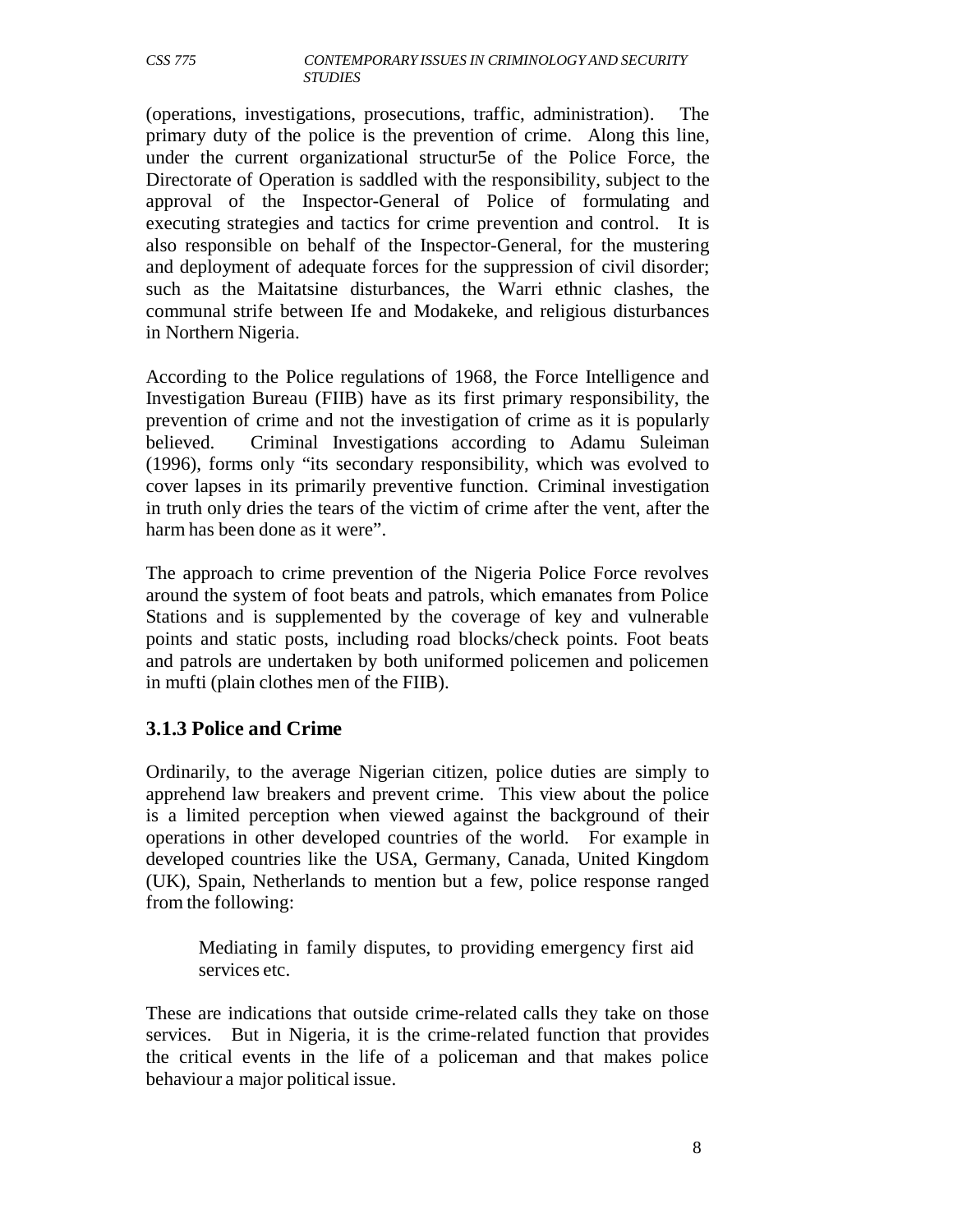(operations, investigations, prosecutions, traffic, administration). The primary duty of the police is the prevention of crime. Along this line, under the current organizational structur5e of the Police Force, the Directorate of Operation is saddled with the responsibility, subject to the approval of the Inspector-General of Police of formulating and executing strategies and tactics for crime prevention and control. It is also responsible on behalf of the Inspector-General, for the mustering and deployment of adequate forces for the suppression of civil disorder; such as the Maitatsine disturbances, the Warri ethnic clashes, the communal strife between Ife and Modakeke, and religious disturbances in Northern Nigeria.

According to the Police regulations of 1968, the Force Intelligence and Investigation Bureau (FIIB) have as its first primary responsibility, the prevention of crime and not the investigation of crime as it is popularly believed. Criminal Investigations according to Adamu Suleiman (1996), forms only "its secondary responsibility, which was evolved to cover lapses in its primarily preventive function. Criminal investigation in truth only dries the tears of the victim of crime after the vent, after the harm has been done as it were".

The approach to crime prevention of the Nigeria Police Force revolves around the system of foot beats and patrols, which emanates from Police Stations and is supplemented by the coverage of key and vulnerable points and static posts, including road blocks/check points. Foot beats and patrols are undertaken by both uniformed policemen and policemen in mufti (plain clothes men of the FIIB).

### 3.1.3 Police and Crime

Ordinarily, to the average Nigerian citizen, police duties are simply to apprehend law breakers and prevent crime. This view about the police is a limited perception when viewed against the background of their operations in other developed countries of the world. For example in developed countries like the USA, Germany, Canada, United Kingdom (UK), Spain, Netherlands to mention but a few, police response ranged from the following:

> Mediating in family disputes, to providing emergency first aid services etc.

These are indications that outside crime-related calls they take on those services. But in Nigeria, it is the crime-related function that provides the critical events in the life of a policeman and that makes police behaviour a major political issue.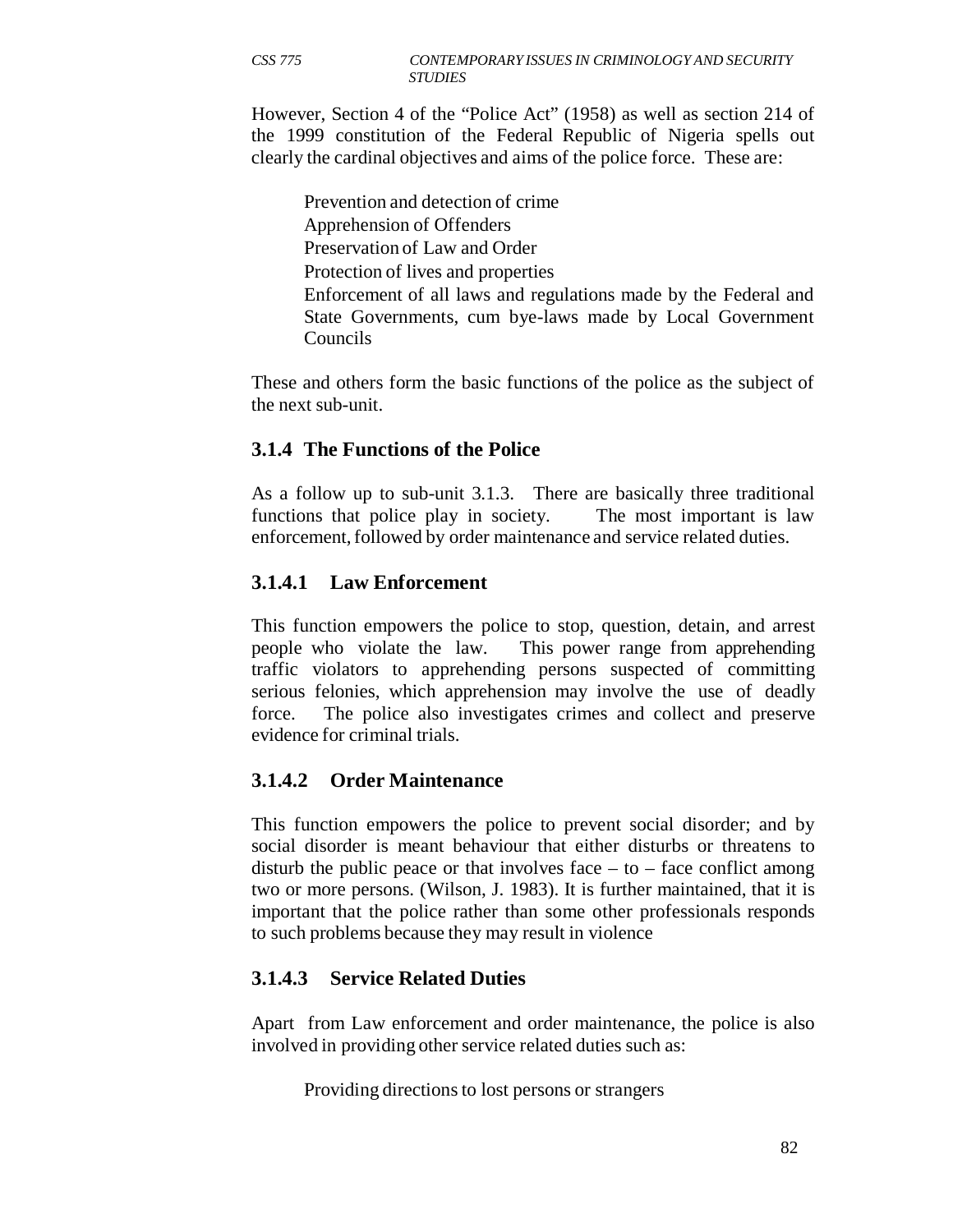However, Section 4 of the "Police Act" (1958) as well as section 214 of the 1999 constitution of the Federal Republic of Nigeria spells out clearly the cardinal objectives and aims of the police force. These are:

- Prevention and detection of crime
- Apprehension of Offenders
- Preservation of Law and Order
- Protection of lives and properties
- Enforcement of all laws and regulations made by the Federal and State Governments, cum bye-laws made by Local Government Councils

These and others form the basic functions of the police as the subject of the next sub-unit.

### 3.1.4 The Functions of the Police

As a follow up to sub-unit 3.1.3. There are basically three traditional functions that police play in society. The most important is law enforcement, followed by order maintenance and service related duties.

#### 3.1.4.1 Law Enforcement

This function empowers the police to stop, question, detain, and arrest people who violate the law. This power range from apprehending traffic violators to apprehending persons suspected of committing serious felonies, which apprehension may involve the use of deadly force. The police also investigates crimes and collect and preserve evidence for criminal trials.

#### 3.1.4.2 Order Maintenance

This function empowers the police to prevent social disorder; and by social disorder is meant behaviour that either disturbs or threatens to disturb the public peace or that involves face – to – face conflict among two or more persons. (Wilson, J. 1983). It is further maintained, that it is important that the police rather than some other professionals responds to such problems because they may result in violence

#### 3.1.4.3 Service Related Duties

Apart from Law enforcement and order maintenance, the police is also involved in providing other service related duties such as:

- Providing directions to lost persons or strangers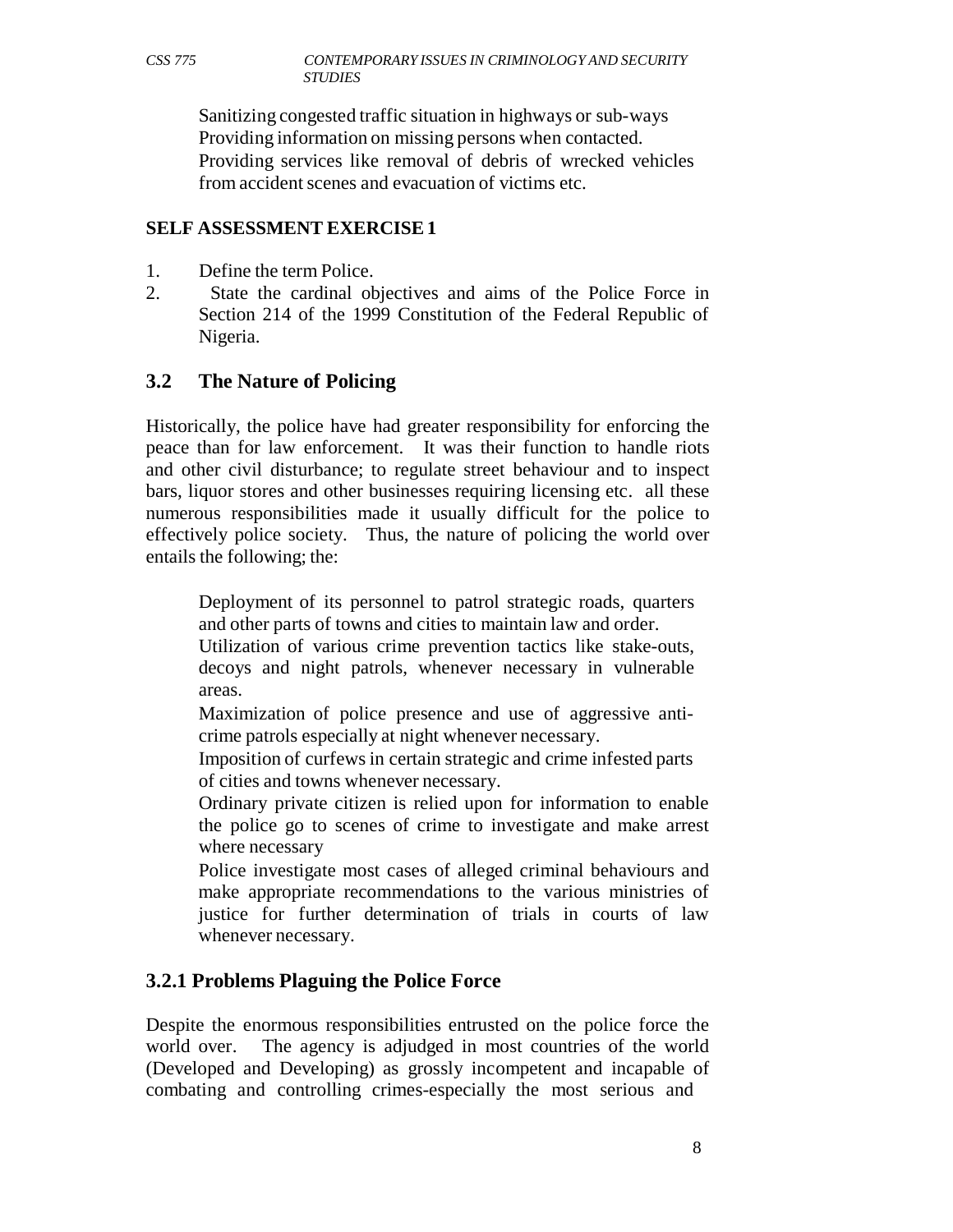Sanitizing congested traffic situation in highways or sub-ways
Providing information on missing persons when contacted.
Providing services like removal of debris of wrecked vehicles from accident scenes and evacuation of victims etc.

**SELF ASSESSMENT EXERCISE 1**

1. Define the term Police.
2. State the cardinal objectives and aims of the Police Force in Section 214 of the 1999 Constitution of the Federal Republic of Nigeria.

## 3.2 The Nature of Policing

Historically, the police have had greater responsibility for enforcing the peace than for law enforcement. It was their function to handle riots and other civil disturbance; to regulate street behaviour and to inspect bars, liquor stores and other businesses requiring licensing etc. all these numerous responsibilities made it usually difficult for the police to effectively police society. Thus, the nature of policing the world over entails the following; the:

Deployment of its personnel to patrol strategic roads, quarters and other parts of towns and cities to maintain law and order.
Utilization of various crime prevention tactics like stake-outs, decoys and night patrols, whenever necessary in vulnerable areas.
Maximization of police presence and use of aggressive anti-crime patrols especially at night whenever necessary.
Imposition of curfews in certain strategic and crime infested parts of cities and towns whenever necessary.
Ordinary private citizen is relied upon for information to enable the police go to scenes of crime to investigate and make arrest where necessary
Police investigate most cases of alleged criminal behaviours and make appropriate recommendations to the various ministries of justice for further determination of trials in courts of law whenever necessary.

### 3.2.1 Problems Plaguing the Police Force

Despite the enormous responsibilities entrusted on the police force the world over. The agency is adjudged in most countries of the world (Developed and Developing) as grossly incompetent and incapable of combating and controlling crimes-especially the most serious and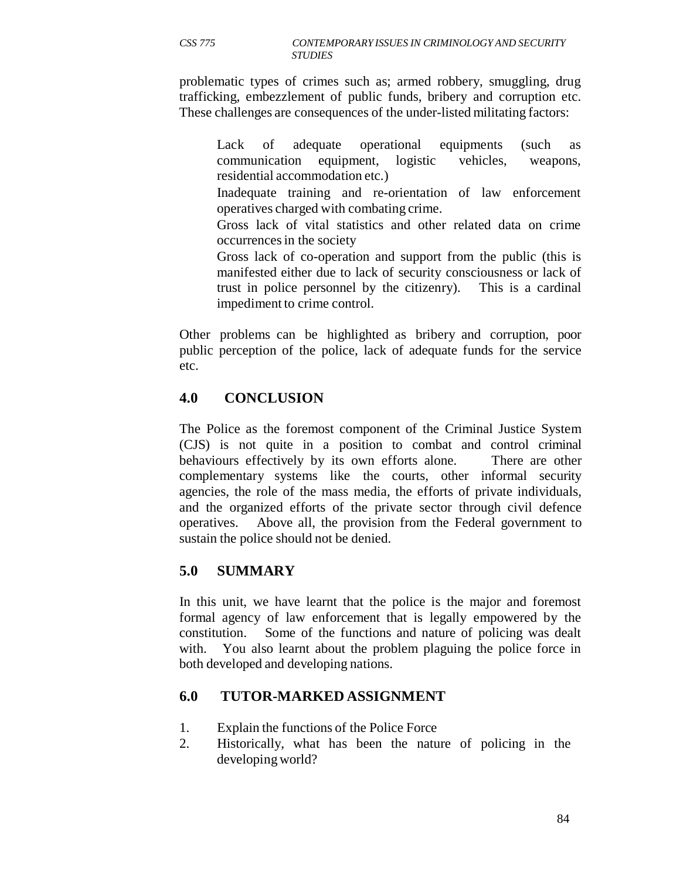problematic types of crimes such as; armed robbery, smuggling, drug trafficking, embezzlement of public funds, bribery and corruption etc. These challenges are consequences of the under-listed militating factors:

- Lack of adequate operational equipments (such as communication equipment, logistic vehicles, weapons, residential accommodation etc.)
- Inadequate training and re-orientation of law enforcement operatives charged with combating crime.
- Gross lack of vital statistics and other related data on crime occurrences in the society
- Gross lack of co-operation and support from the public (this is manifested either due to lack of security consciousness or lack of trust in police personnel by the citizenry). This is a cardinal impediment to crime control.

Other problems can be highlighted as bribery and corruption, poor public perception of the police, lack of adequate funds for the service etc.

## 4.0 CONCLUSION

The Police as the foremost component of the Criminal Justice System (CJS) is not quite in a position to combat and control criminal behaviours effectively by its own efforts alone. There are other complementary systems like the courts, other informal security agencies, the role of the mass media, the efforts of private individuals, and the organized efforts of the private sector through civil defence operatives. Above all, the provision from the Federal government to sustain the police should not be denied.

## 5.0 SUMMARY

In this unit, we have learnt that the police is the major and foremost formal agency of law enforcement that is legally empowered by the constitution. Some of the functions and nature of policing was dealt with. You also learnt about the problem plaguing the police force in both developed and developing nations.

## 6.0 TUTOR-MARKED ASSIGNMENT

1. Explain the functions of the Police Force
2. Historically, what has been the nature of policing in the developing world?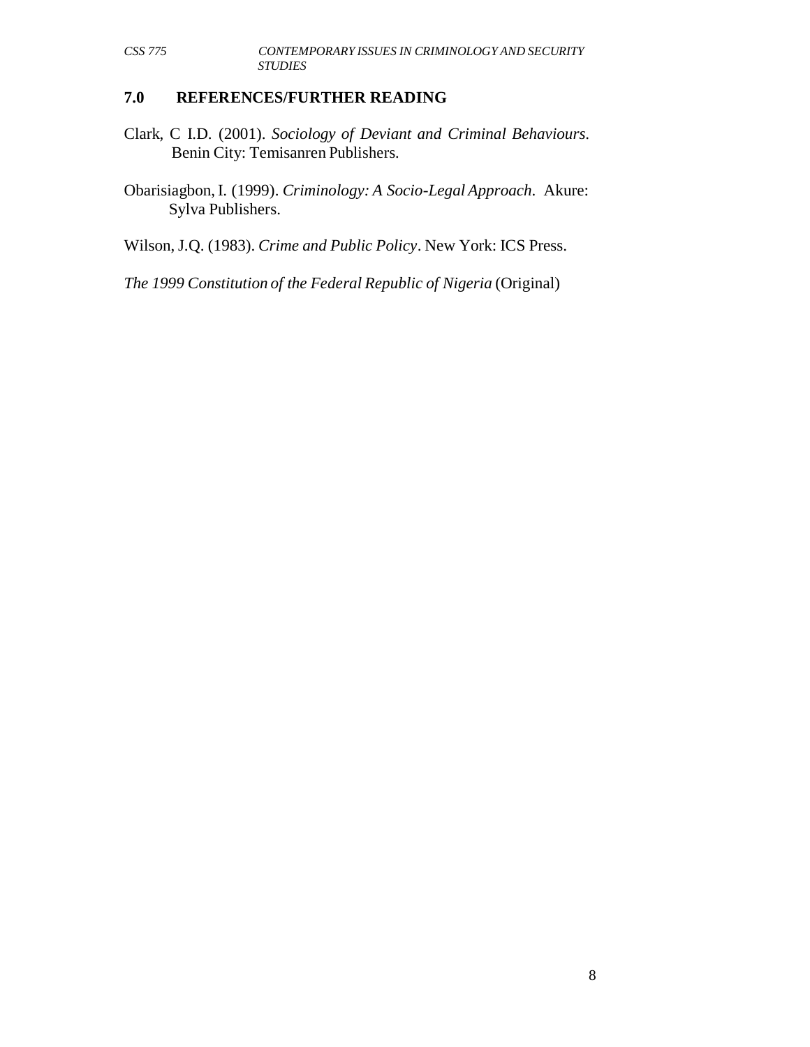## 7.0 REFERENCES/FURTHER READING

Clark, C I.D. (2001). *Sociology of Deviant and Criminal Behaviours*. Benin City: Temisanren Publishers.

Obarisiagbon, I. (1999). *Criminology: A Socio-Legal Approach*. Akure: Sylva Publishers.

Wilson, J.Q. (1983). *Crime and Public Policy*. New York: ICS Press.

*The 1999 Constitution of the Federal Republic of Nigeria* (Original)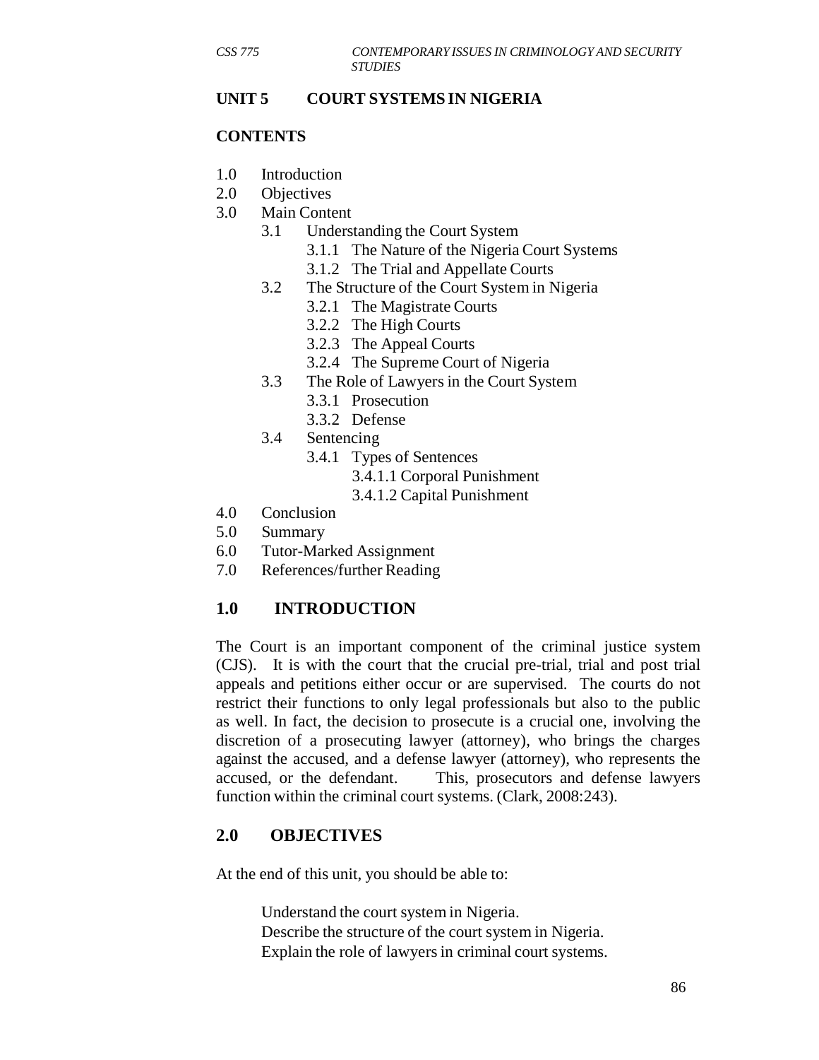## UNIT 5 COURT SYSTEMS IN NIGERIA

### CONTENTS

1.0 Introduction
2.0 Objectives
3.0 Main Content
  3.1 Understanding the Court System
    3.1.1 The Nature of the Nigeria Court Systems
    3.1.2 The Trial and Appellate Courts
  3.2 The Structure of the Court System in Nigeria
    3.2.1 The Magistrate Courts
    3.2.2 The High Courts
    3.2.3 The Appeal Courts
    3.2.4 The Supreme Court of Nigeria
  3.3 The Role of Lawyers in the Court System
    3.3.1 Prosecution
    3.3.2 Defense
  3.4 Sentencing
    3.4.1 Types of Sentences
      3.4.1.1 Corporal Punishment
      3.4.1.2 Capital Punishment
4.0 Conclusion
5.0 Summary
6.0 Tutor-Marked Assignment
7.0 References/further Reading

## 1.0 INTRODUCTION

The Court is an important component of the criminal justice system (CJS). It is with the court that the crucial pre-trial, trial and post trial appeals and petitions either occur or are supervised. The courts do not restrict their functions to only legal professionals but also to the public as well. In fact, the decision to prosecute is a crucial one, involving the discretion of a prosecuting lawyer (attorney), who brings the charges against the accused, and a defense lawyer (attorney), who represents the accused, or the defendant. This, prosecutors and defense lawyers function within the criminal court systems. (Clark, 2008:243).

## 2.0 OBJECTIVES

At the end of this unit, you should be able to:

- Understand the court system in Nigeria.
- Describe the structure of the court system in Nigeria.
- Explain the role of lawyers in criminal court systems.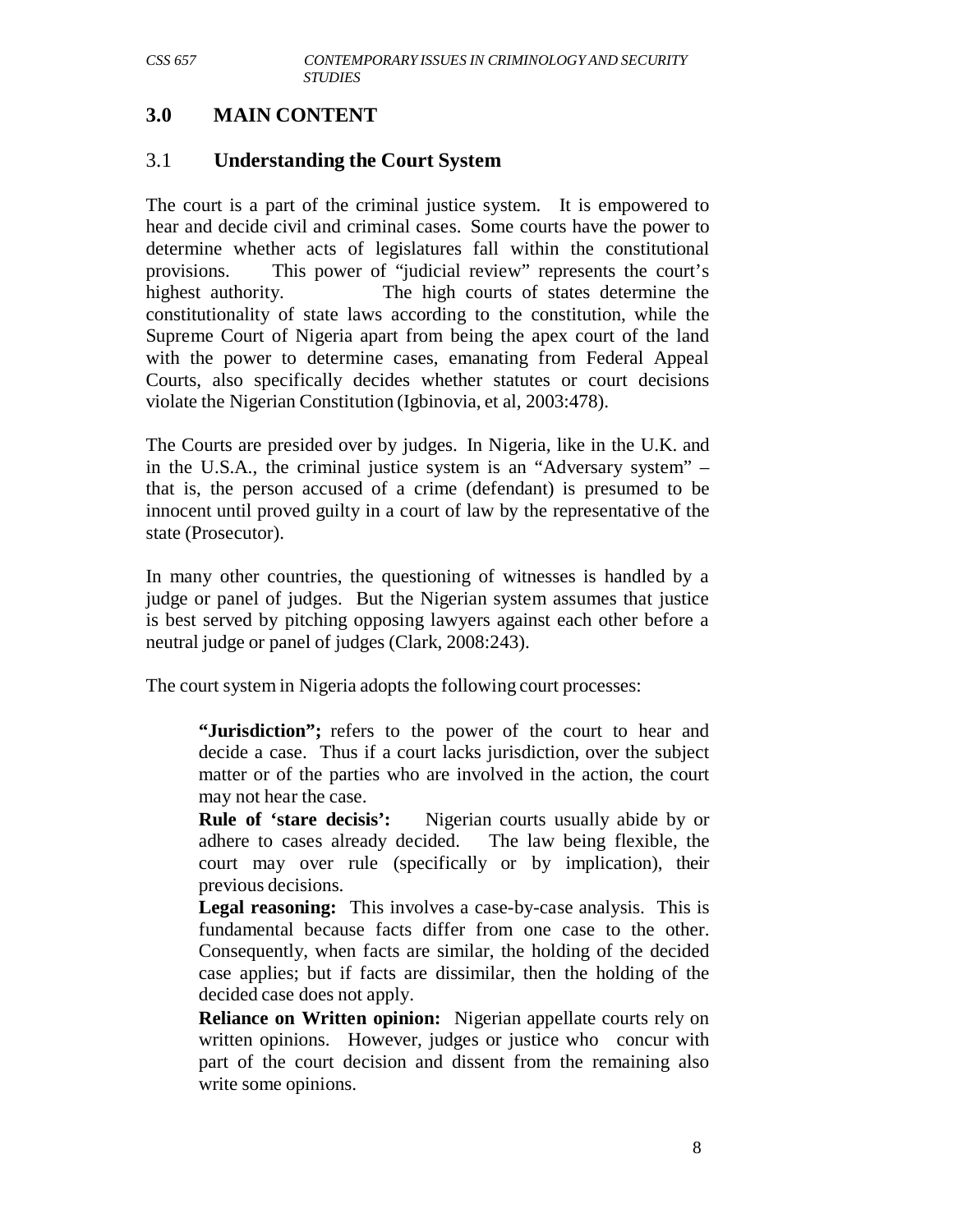## 3.0 MAIN CONTENT

### 3.1 Understanding the Court System

The court is a part of the criminal justice system. It is empowered to hear and decide civil and criminal cases. Some courts have the power to determine whether acts of legislatures fall within the constitutional provisions. This power of "judicial review" represents the court's highest authority. The high courts of states determine the constitutionality of state laws according to the constitution, while the Supreme Court of Nigeria apart from being the apex court of the land with the power to determine cases, emanating from Federal Appeal Courts, also specifically decides whether statutes or court decisions violate the Nigerian Constitution (Igbinovia, et al, 2003:478).

The Courts are presided over by judges. In Nigeria, like in the U.K. and in the U.S.A., the criminal justice system is an "Adversary system" – that is, the person accused of a crime (defendant) is presumed to be innocent until proved guilty in a court of law by the representative of the state (Prosecutor).

In many other countries, the questioning of witnesses is handled by a judge or panel of judges. But the Nigerian system assumes that justice is best served by pitching opposing lawyers against each other before a neutral judge or panel of judges (Clark, 2008:243).

The court system in Nigeria adopts the following court processes:

**"Jurisdiction";** refers to the power of the court to hear and decide a case. Thus if a court lacks jurisdiction, over the subject matter or of the parties who are involved in the action, the court may not hear the case.

**Rule of 'stare decisis':** Nigerian courts usually abide by or adhere to cases already decided. The law being flexible, the court may over rule (specifically or by implication), their previous decisions.

**Legal reasoning:** This involves a case-by-case analysis. This is fundamental because facts differ from one case to the other. Consequently, when facts are similar, the holding of the decided case applies; but if facts are dissimilar, then the holding of the decided case does not apply.

**Reliance on Written opinion:** Nigerian appellate courts rely on written opinions. However, judges or justice who concur with part of the court decision and dissent from the remaining also write some opinions.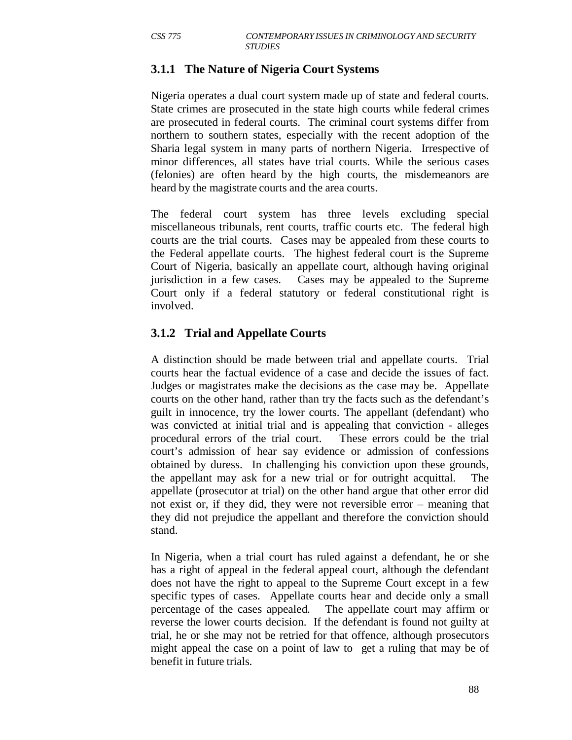### 3.1.1 The Nature of Nigeria Court Systems

Nigeria operates a dual court system made up of state and federal courts. State crimes are prosecuted in the state high courts while federal crimes are prosecuted in federal courts. The criminal court systems differ from northern to southern states, especially with the recent adoption of the Sharia legal system in many parts of northern Nigeria. Irrespective of minor differences, all states have trial courts. While the serious cases (felonies) are often heard by the high courts, the misdemeanors are heard by the magistrate courts and the area courts.

The federal court system has three levels excluding special miscellaneous tribunals, rent courts, traffic courts etc. The federal high courts are the trial courts. Cases may be appealed from these courts to the Federal appellate courts. The highest federal court is the Supreme Court of Nigeria, basically an appellate court, although having original jurisdiction in a few cases. Cases may be appealed to the Supreme Court only if a federal statutory or federal constitutional right is involved.

### 3.1.2 Trial and Appellate Courts

A distinction should be made between trial and appellate courts. Trial courts hear the factual evidence of a case and decide the issues of fact. Judges or magistrates make the decisions as the case may be. Appellate courts on the other hand, rather than try the facts such as the defendant's guilt in innocence, try the lower courts. The appellant (defendant) who was convicted at initial trial and is appealing that conviction - alleges procedural errors of the trial court. These errors could be the trial court's admission of hear say evidence or admission of confessions obtained by duress. In challenging his conviction upon these grounds, the appellant may ask for a new trial or for outright acquittal. The appellate (prosecutor at trial) on the other hand argue that other error did not exist or, if they did, they were not reversible error – meaning that they did not prejudice the appellant and therefore the conviction should stand.

In Nigeria, when a trial court has ruled against a defendant, he or she has a right of appeal in the federal appeal court, although the defendant does not have the right to appeal to the Supreme Court except in a few specific types of cases. Appellate courts hear and decide only a small percentage of the cases appealed. The appellate court may affirm or reverse the lower courts decision. If the defendant is found not guilty at trial, he or she may not be retried for that offence, although prosecutors might appeal the case on a point of law to get a ruling that may be of benefit in future trials.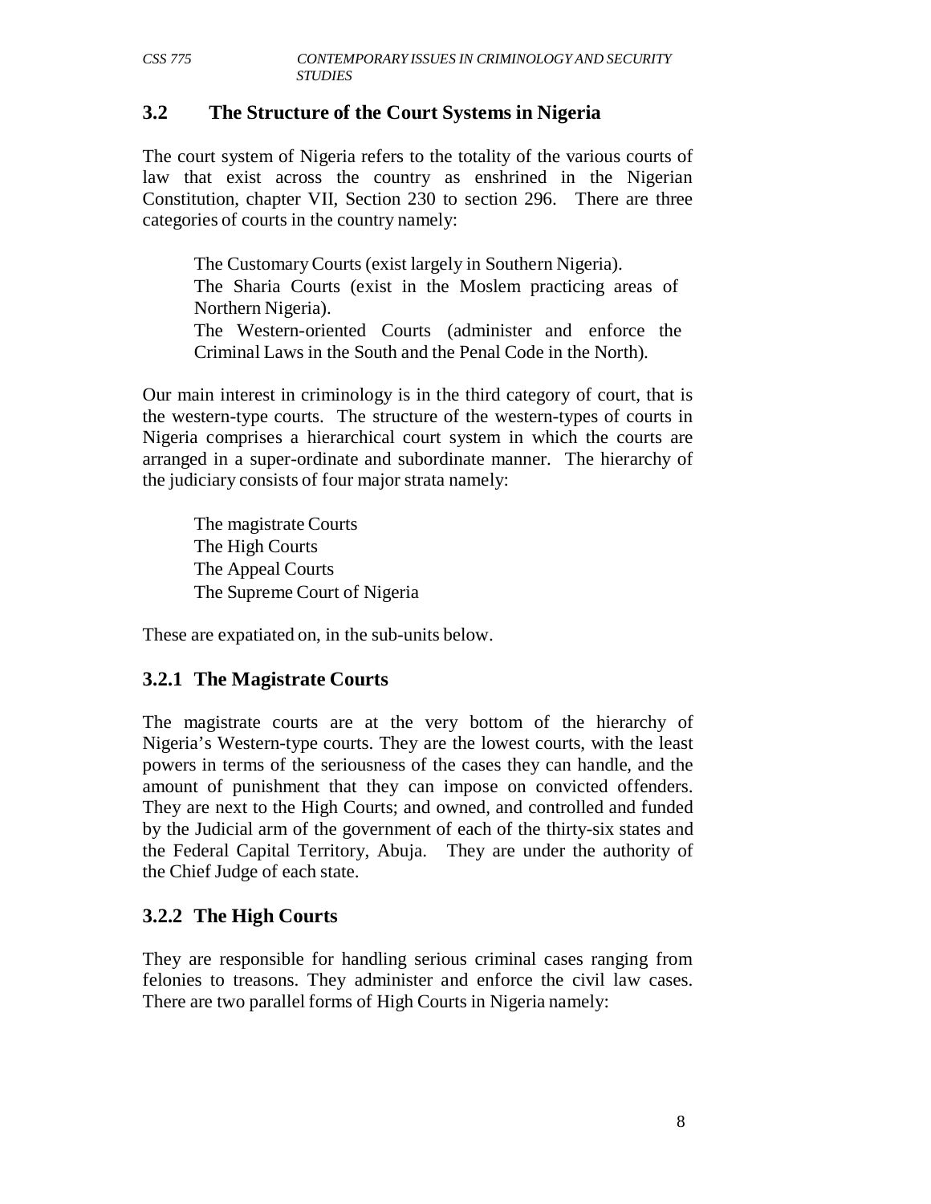## 3.2 The Structure of the Court Systems in Nigeria

The court system of Nigeria refers to the totality of the various courts of law that exist across the country as enshrined in the Nigerian Constitution, chapter VII, Section 230 to section 296. There are three categories of courts in the country namely:

- The Customary Courts (exist largely in Southern Nigeria).
- The Sharia Courts (exist in the Moslem practicing areas of Northern Nigeria).
- The Western-oriented Courts (administer and enforce the Criminal Laws in the South and the Penal Code in the North).

Our main interest in criminology is in the third category of court, that is the western-type courts. The structure of the western-types of courts in Nigeria comprises a hierarchical court system in which the courts are arranged in a super-ordinate and subordinate manner. The hierarchy of the judiciary consists of four major strata namely:

- The magistrate Courts
- The High Courts
- The Appeal Courts
- The Supreme Court of Nigeria

These are expatiated on, in the sub-units below.

### 3.2.1 The Magistrate Courts

The magistrate courts are at the very bottom of the hierarchy of Nigeria's Western-type courts. They are the lowest courts, with the least powers in terms of the seriousness of the cases they can handle, and the amount of punishment that they can impose on convicted offenders. They are next to the High Courts; and owned, and controlled and funded by the Judicial arm of the government of each of the thirty-six states and the Federal Capital Territory, Abuja. They are under the authority of the Chief Judge of each state.

### 3.2.2 The High Courts

They are responsible for handling serious criminal cases ranging from felonies to treasons. They administer and enforce the civil law cases. There are two parallel forms of High Courts in Nigeria namely: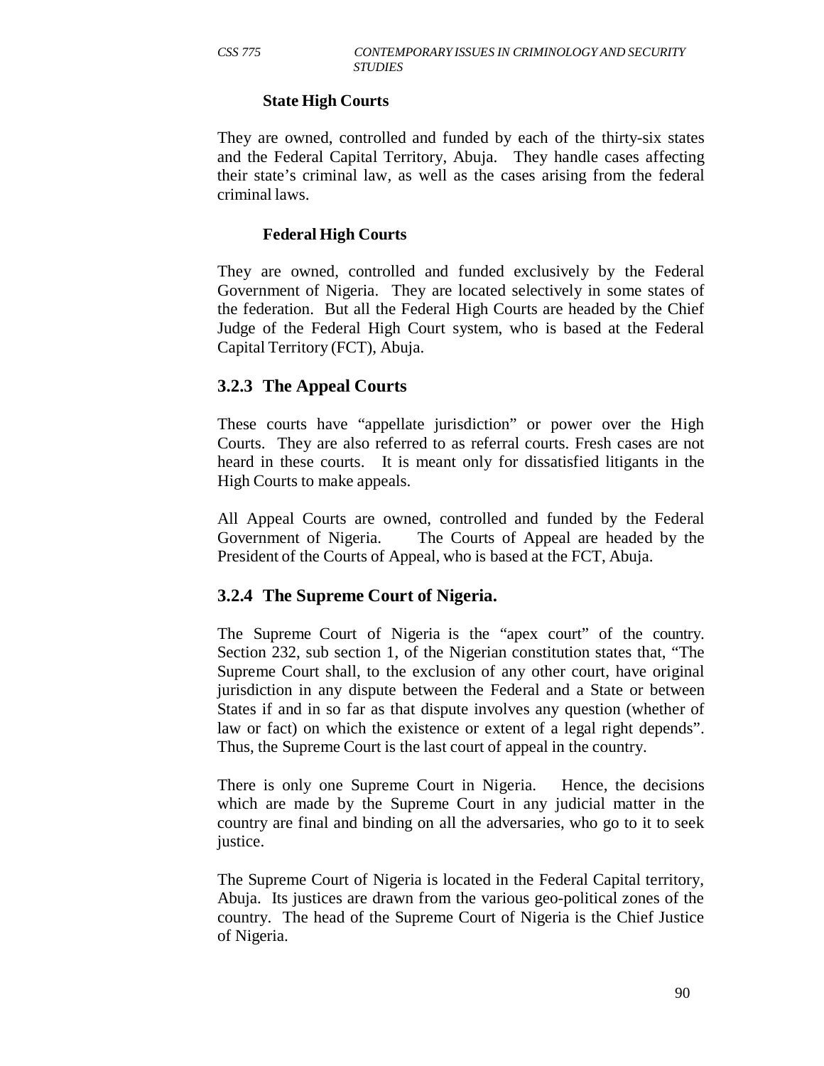**State High Courts**

They are owned, controlled and funded by each of the thirty-six states and the Federal Capital Territory, Abuja. They handle cases affecting their state's criminal law, as well as the cases arising from the federal criminal laws.

**Federal High Courts**

They are owned, controlled and funded exclusively by the Federal Government of Nigeria. They are located selectively in some states of the federation. But all the Federal High Courts are headed by the Chief Judge of the Federal High Court system, who is based at the Federal Capital Territory (FCT), Abuja.

### 3.2.3 The Appeal Courts

These courts have "appellate jurisdiction" or power over the High Courts. They are also referred to as referral courts. Fresh cases are not heard in these courts. It is meant only for dissatisfied litigants in the High Courts to make appeals.

All Appeal Courts are owned, controlled and funded by the Federal Government of Nigeria. The Courts of Appeal are headed by the President of the Courts of Appeal, who is based at the FCT, Abuja.

### 3.2.4 The Supreme Court of Nigeria.

The Supreme Court of Nigeria is the "apex court" of the country. Section 232, sub section 1, of the Nigerian constitution states that, "The Supreme Court shall, to the exclusion of any other court, have original jurisdiction in any dispute between the Federal and a State or between States if and in so far as that dispute involves any question (whether of law or fact) on which the existence or extent of a legal right depends". Thus, the Supreme Court is the last court of appeal in the country.

There is only one Supreme Court in Nigeria. Hence, the decisions which are made by the Supreme Court in any judicial matter in the country are final and binding on all the adversaries, who go to it to seek justice.

The Supreme Court of Nigeria is located in the Federal Capital territory, Abuja. Its justices are drawn from the various geo-political zones of the country. The head of the Supreme Court of Nigeria is the Chief Justice of Nigeria.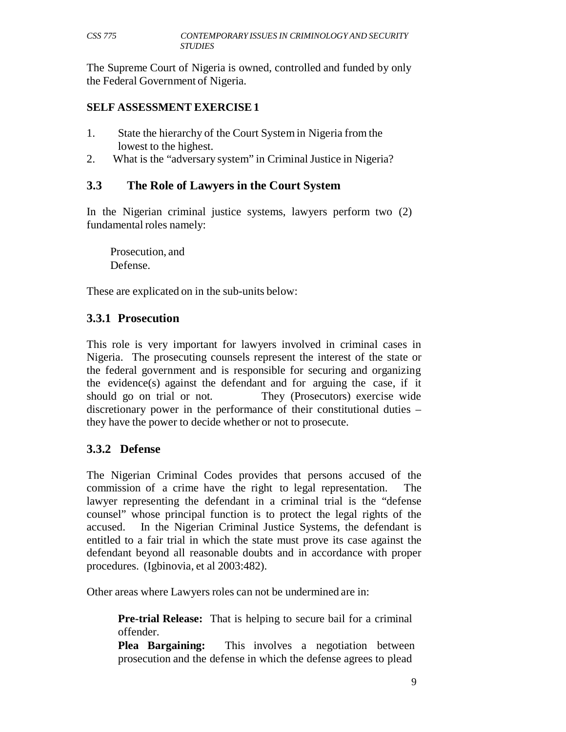The Supreme Court of Nigeria is owned, controlled and funded by only the Federal Government of Nigeria.

**SELF ASSESSMENT EXERCISE 1**

1. State the hierarchy of the Court System in Nigeria from the lowest to the highest.
2. What is the "adversary system" in Criminal Justice in Nigeria?

## 3.3 The Role of Lawyers in the Court System

In the Nigerian criminal justice systems, lawyers perform two (2) fundamental roles namely:

Prosecution, and
Defense.

These are explicated on in the sub-units below:

### 3.3.1 Prosecution

This role is very important for lawyers involved in criminal cases in Nigeria. The prosecuting counsels represent the interest of the state or the federal government and is responsible for securing and organizing the evidence(s) against the defendant and for arguing the case, if it should go on trial or not. They (Prosecutors) exercise wide discretionary power in the performance of their constitutional duties – they have the power to decide whether or not to prosecute.

### 3.3.2 Defense

The Nigerian Criminal Codes provides that persons accused of the commission of a crime have the right to legal representation. The lawyer representing the defendant in a criminal trial is the "defense counsel" whose principal function is to protect the legal rights of the accused. In the Nigerian Criminal Justice Systems, the defendant is entitled to a fair trial in which the state must prove its case against the defendant beyond all reasonable doubts and in accordance with proper procedures. (Igbinovia, et al 2003:482).

Other areas where Lawyers roles can not be undermined are in:

**Pre-trial Release:** That is helping to secure bail for a criminal offender.
**Plea Bargaining:** This involves a negotiation between prosecution and the defense in which the defense agrees to plead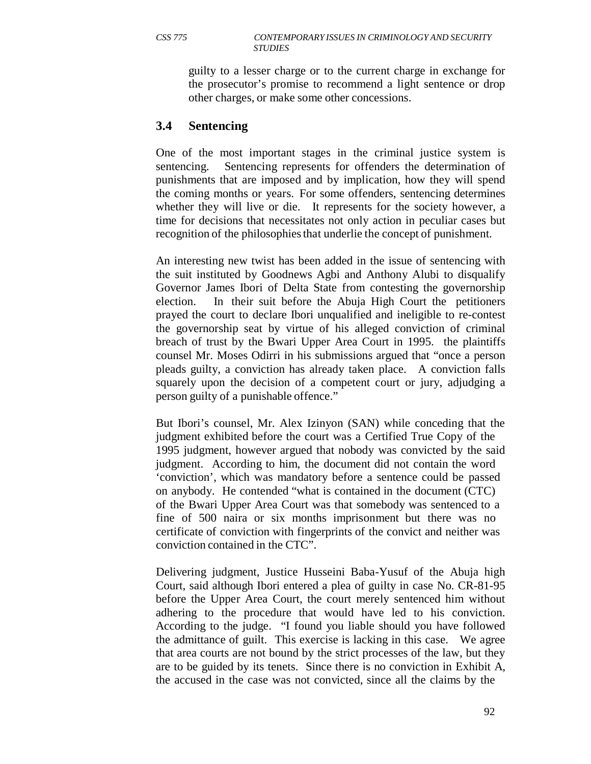guilty to a lesser charge or to the current charge in exchange for the prosecutor's promise to recommend a light sentence or drop other charges, or make some other concessions.

### 3.4 Sentencing

One of the most important stages in the criminal justice system is sentencing. Sentencing represents for offenders the determination of punishments that are imposed and by implication, how they will spend the coming months or years. For some offenders, sentencing determines whether they will live or die. It represents for the society however, a time for decisions that necessitates not only action in peculiar cases but recognition of the philosophies that underlie the concept of punishment.

An interesting new twist has been added in the issue of sentencing with the suit instituted by Goodnews Agbi and Anthony Alubi to disqualify Governor James Ibori of Delta State from contesting the governorship election. In their suit before the Abuja High Court the petitioners prayed the court to declare Ibori unqualified and ineligible to re-contest the governorship seat by virtue of his alleged conviction of criminal breach of trust by the Bwari Upper Area Court in 1995. the plaintiffs counsel Mr. Moses Odirri in his submissions argued that "once a person pleads guilty, a conviction has already taken place. A conviction falls squarely upon the decision of a competent court or jury, adjudging a person guilty of a punishable offence."

But Ibori's counsel, Mr. Alex Izinyon (SAN) while conceding that the judgment exhibited before the court was a Certified True Copy of the 1995 judgment, however argued that nobody was convicted by the said judgment. According to him, the document did not contain the word 'conviction', which was mandatory before a sentence could be passed on anybody. He contended "what is contained in the document (CTC) of the Bwari Upper Area Court was that somebody was sentenced to a fine of 500 naira or six months imprisonment but there was no certificate of conviction with fingerprints of the convict and neither was conviction contained in the CTC".

Delivering judgment, Justice Husseini Baba-Yusuf of the Abuja high Court, said although Ibori entered a plea of guilty in case No. CR-81-95 before the Upper Area Court, the court merely sentenced him without adhering to the procedure that would have led to his conviction. According to the judge. "I found you liable should you have followed the admittance of guilt. This exercise is lacking in this case. We agree that area courts are not bound by the strict processes of the law, but they are to be guided by its tenets. Since there is no conviction in Exhibit A, the accused in the case was not convicted, since all the claims by the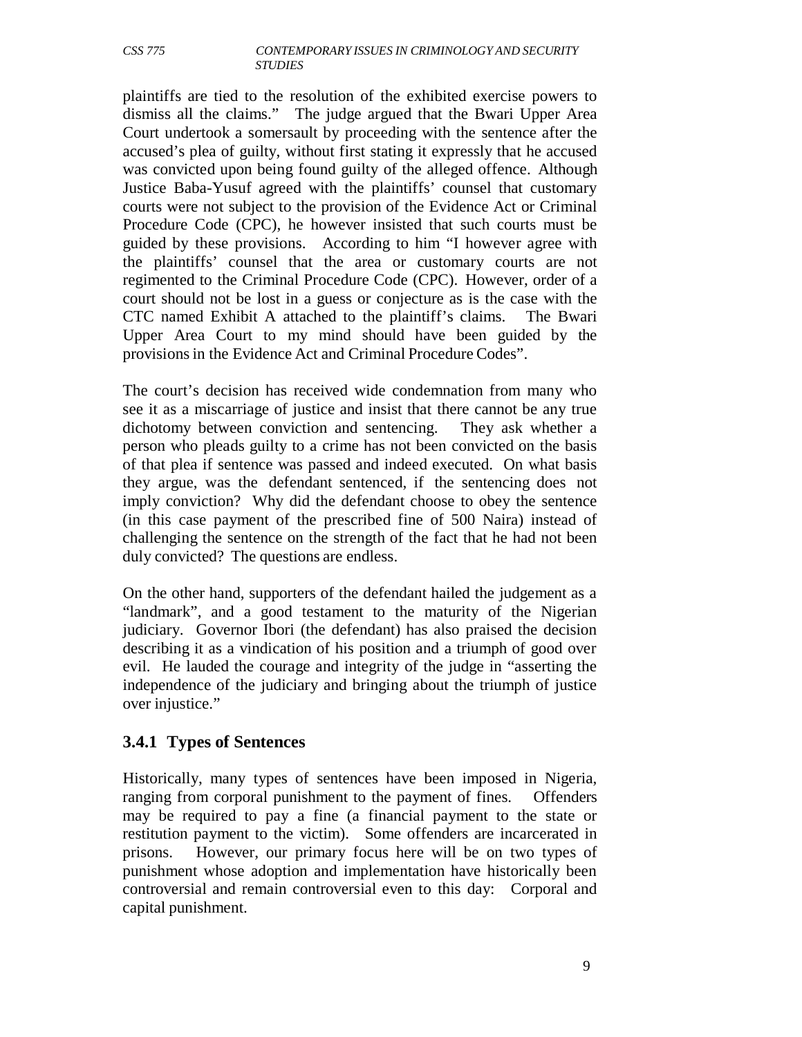plaintiffs are tied to the resolution of the exhibited exercise powers to dismiss all the claims." The judge argued that the Bwari Upper Area Court undertook a somersault by proceeding with the sentence after the accused's plea of guilty, without first stating it expressly that he accused was convicted upon being found guilty of the alleged offence. Although Justice Baba-Yusuf agreed with the plaintiffs' counsel that customary courts were not subject to the provision of the Evidence Act or Criminal Procedure Code (CPC), he however insisted that such courts must be guided by these provisions. According to him "I however agree with the plaintiffs' counsel that the area or customary courts are not regimented to the Criminal Procedure Code (CPC). However, order of a court should not be lost in a guess or conjecture as is the case with the CTC named Exhibit A attached to the plaintiff's claims. The Bwari Upper Area Court to my mind should have been guided by the provisions in the Evidence Act and Criminal Procedure Codes".

The court's decision has received wide condemnation from many who see it as a miscarriage of justice and insist that there cannot be any true dichotomy between conviction and sentencing. They ask whether a person who pleads guilty to a crime has not been convicted on the basis of that plea if sentence was passed and indeed executed. On what basis they argue, was the defendant sentenced, if the sentencing does not imply conviction? Why did the defendant choose to obey the sentence (in this case payment of the prescribed fine of 500 Naira) instead of challenging the sentence on the strength of the fact that he had not been duly convicted? The questions are endless.

On the other hand, supporters of the defendant hailed the judgement as a "landmark", and a good testament to the maturity of the Nigerian judiciary. Governor Ibori (the defendant) has also praised the decision describing it as a vindication of his position and a triumph of good over evil. He lauded the courage and integrity of the judge in "asserting the independence of the judiciary and bringing about the triumph of justice over injustice."

### 3.4.1 Types of Sentences

Historically, many types of sentences have been imposed in Nigeria, ranging from corporal punishment to the payment of fines. Offenders may be required to pay a fine (a financial payment to the state or restitution payment to the victim). Some offenders are incarcerated in prisons. However, our primary focus here will be on two types of punishment whose adoption and implementation have historically been controversial and remain controversial even to this day: Corporal and capital punishment.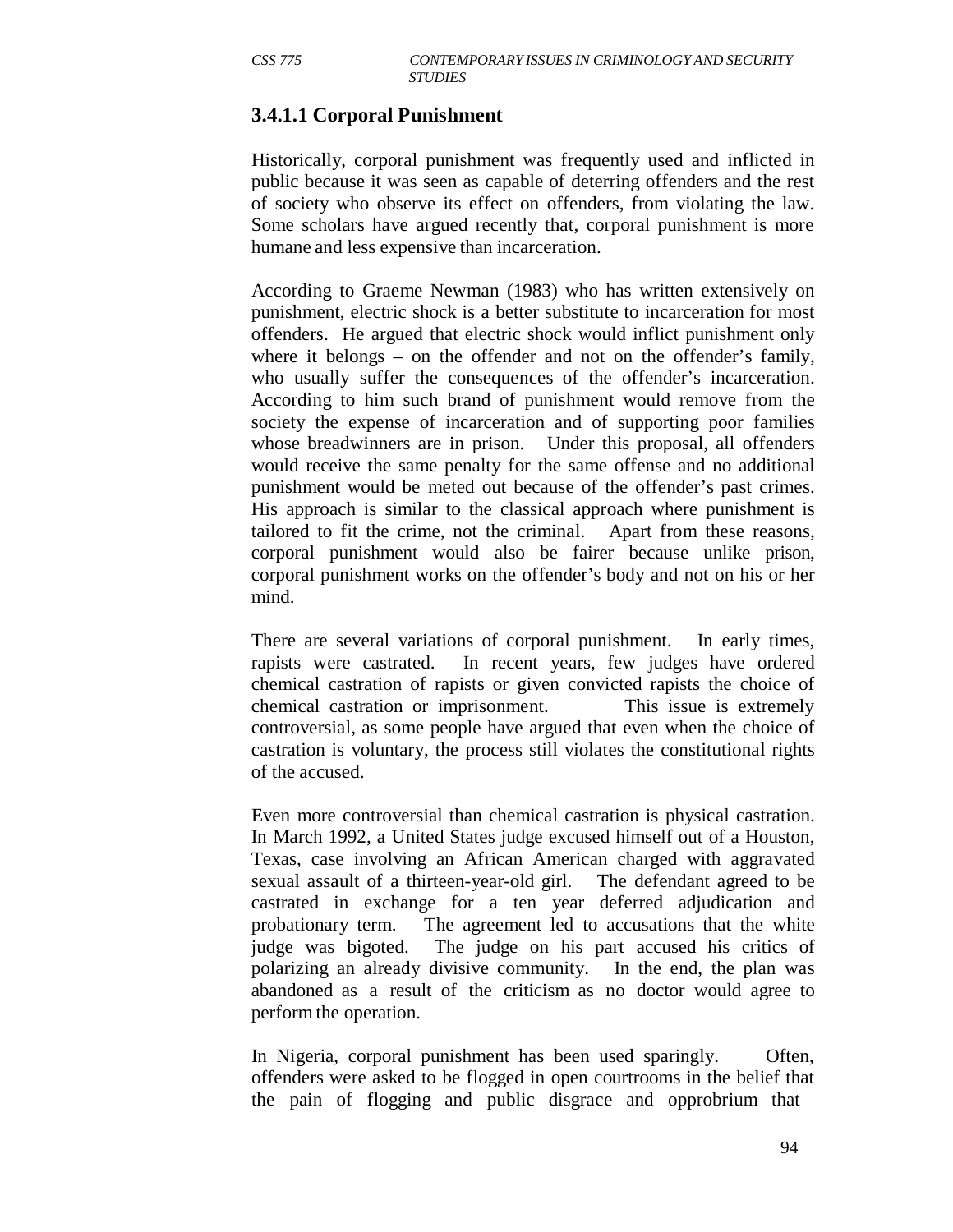### 3.4.1.1 Corporal Punishment

Historically, corporal punishment was frequently used and inflicted in public because it was seen as capable of deterring offenders and the rest of society who observe its effect on offenders, from violating the law. Some scholars have argued recently that, corporal punishment is more humane and less expensive than incarceration.

According to Graeme Newman (1983) who has written extensively on punishment, electric shock is a better substitute to incarceration for most offenders. He argued that electric shock would inflict punishment only where it belongs – on the offender and not on the offender's family, who usually suffer the consequences of the offender's incarceration. According to him such brand of punishment would remove from the society the expense of incarceration and of supporting poor families whose breadwinners are in prison. Under this proposal, all offenders would receive the same penalty for the same offense and no additional punishment would be meted out because of the offender's past crimes. His approach is similar to the classical approach where punishment is tailored to fit the crime, not the criminal. Apart from these reasons, corporal punishment would also be fairer because unlike prison, corporal punishment works on the offender's body and not on his or her mind.

There are several variations of corporal punishment. In early times, rapists were castrated. In recent years, few judges have ordered chemical castration of rapists or given convicted rapists the choice of chemical castration or imprisonment. This issue is extremely controversial, as some people have argued that even when the choice of castration is voluntary, the process still violates the constitutional rights of the accused.

Even more controversial than chemical castration is physical castration. In March 1992, a United States judge excused himself out of a Houston, Texas, case involving an African American charged with aggravated sexual assault of a thirteen-year-old girl. The defendant agreed to be castrated in exchange for a ten year deferred adjudication and probationary term. The agreement led to accusations that the white judge was bigoted. The judge on his part accused his critics of polarizing an already divisive community. In the end, the plan was abandoned as a result of the criticism as no doctor would agree to perform the operation.

In Nigeria, corporal punishment has been used sparingly. Often, offenders were asked to be flogged in open courtrooms in the belief that the pain of flogging and public disgrace and opprobrium that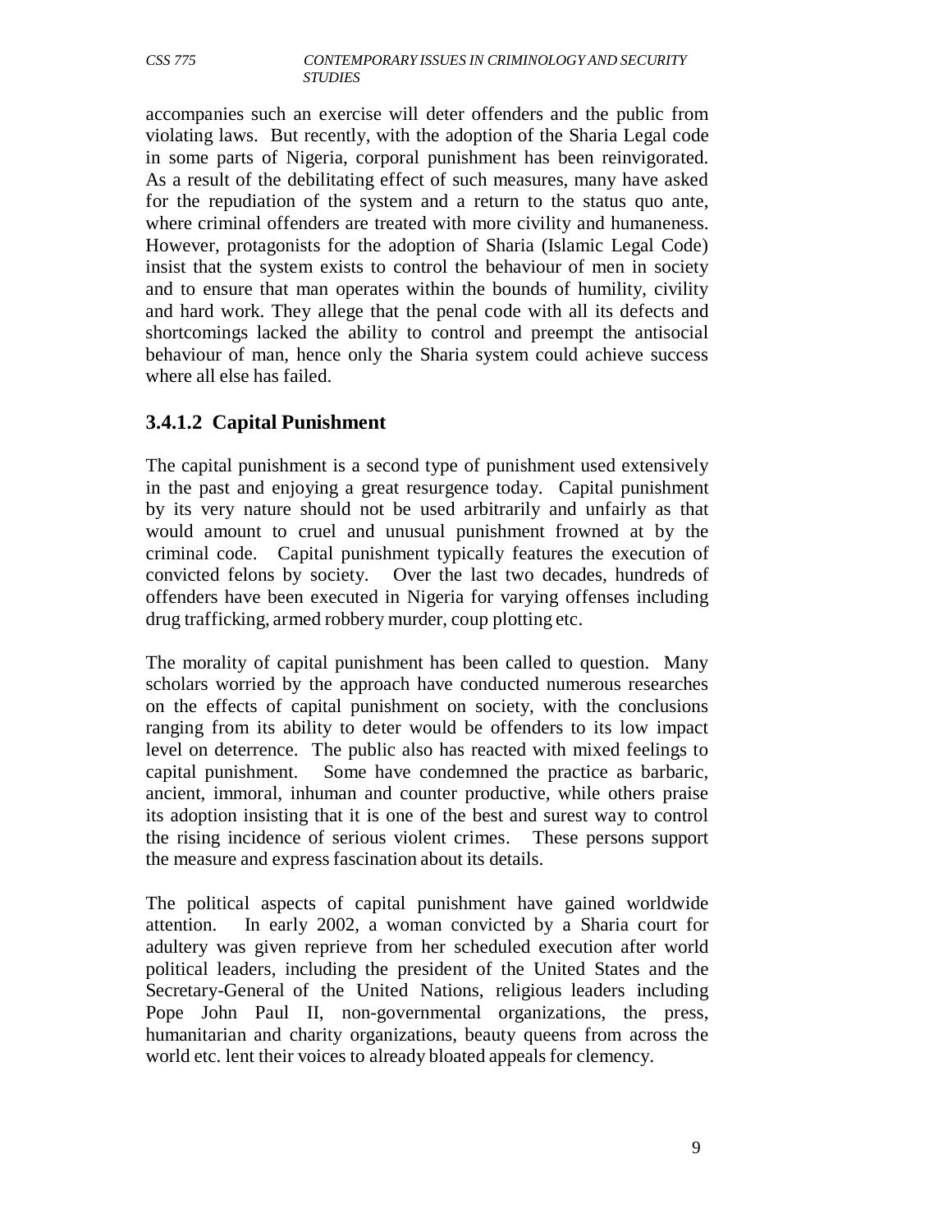accompanies such an exercise will deter offenders and the public from violating laws. But recently, with the adoption of the Sharia Legal code in some parts of Nigeria, corporal punishment has been reinvigorated. As a result of the debilitating effect of such measures, many have asked for the repudiation of the system and a return to the status quo ante, where criminal offenders are treated with more civility and humaneness. However, protagonists for the adoption of Sharia (Islamic Legal Code) insist that the system exists to control the behaviour of men in society and to ensure that man operates within the bounds of humility, civility and hard work. They allege that the penal code with all its defects and shortcomings lacked the ability to control and preempt the antisocial behaviour of man, hence only the Sharia system could achieve success where all else has failed.

### 3.4.1.2 Capital Punishment

The capital punishment is a second type of punishment used extensively in the past and enjoying a great resurgence today. Capital punishment by its very nature should not be used arbitrarily and unfairly as that would amount to cruel and unusual punishment frowned at by the criminal code. Capital punishment typically features the execution of convicted felons by society. Over the last two decades, hundreds of offenders have been executed in Nigeria for varying offenses including drug trafficking, armed robbery murder, coup plotting etc.

The morality of capital punishment has been called to question. Many scholars worried by the approach have conducted numerous researches on the effects of capital punishment on society, with the conclusions ranging from its ability to deter would be offenders to its low impact level on deterrence. The public also has reacted with mixed feelings to capital punishment. Some have condemned the practice as barbaric, ancient, immoral, inhuman and counter productive, while others praise its adoption insisting that it is one of the best and surest way to control the rising incidence of serious violent crimes. These persons support the measure and express fascination about its details.

The political aspects of capital punishment have gained worldwide attention. In early 2002, a woman convicted by a Sharia court for adultery was given reprieve from her scheduled execution after world political leaders, including the president of the United States and the Secretary-General of the United Nations, religious leaders including Pope John Paul II, non-governmental organizations, the press, humanitarian and charity organizations, beauty queens from across the world etc. lent their voices to already bloated appeals for clemency.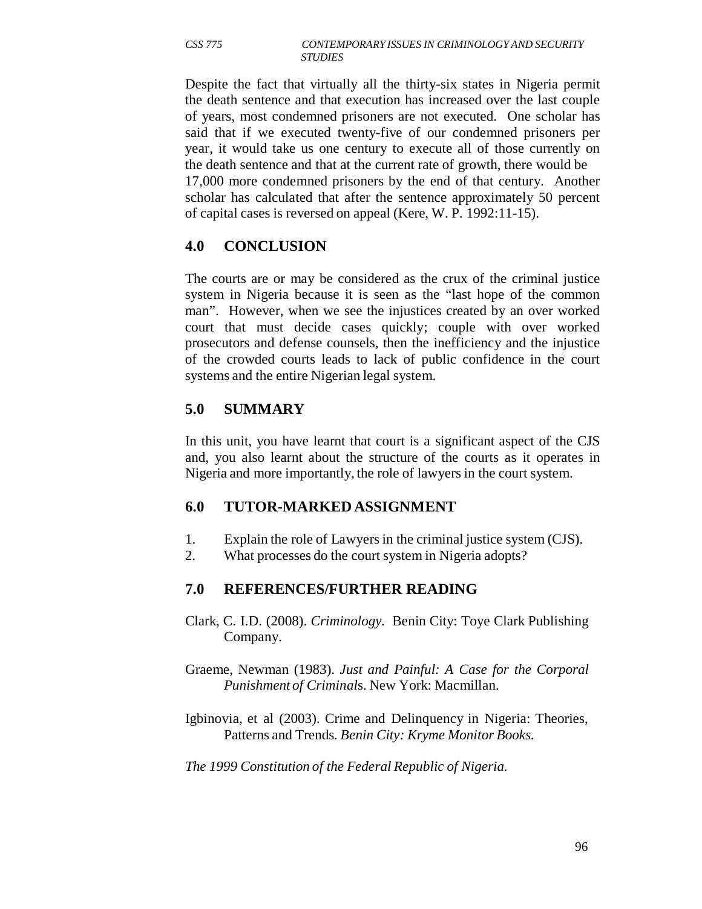Despite the fact that virtually all the thirty-six states in Nigeria permit the death sentence and that execution has increased over the last couple of years, most condemned prisoners are not executed. One scholar has said that if we executed twenty-five of our condemned prisoners per year, it would take us one century to execute all of those currently on the death sentence and that at the current rate of growth, there would be 17,000 more condemned prisoners by the end of that century. Another scholar has calculated that after the sentence approximately 50 percent of capital cases is reversed on appeal (Kere, W. P. 1992:11-15).

## 4.0 CONCLUSION

The courts are or may be considered as the crux of the criminal justice system in Nigeria because it is seen as the "last hope of the common man". However, when we see the injustices created by an over worked court that must decide cases quickly; couple with over worked prosecutors and defense counsels, then the inefficiency and the injustice of the crowded courts leads to lack of public confidence in the court systems and the entire Nigerian legal system.

## 5.0 SUMMARY

In this unit, you have learnt that court is a significant aspect of the CJS and, you also learnt about the structure of the courts as it operates in Nigeria and more importantly, the role of lawyers in the court system.

## 6.0 TUTOR-MARKED ASSIGNMENT

1. Explain the role of Lawyers in the criminal justice system (CJS).
2. What processes do the court system in Nigeria adopts?

## 7.0 REFERENCES/FURTHER READING

Clark, C. I.D. (2008). *Criminology.* Benin City: Toye Clark Publishing Company.

Graeme, Newman (1983). *Just and Painful: A Case for the Corporal Punishment of Criminals*. New York: Macmillan.

Igbinovia, et al (2003). Crime and Delinquency in Nigeria: Theories, Patterns and Trends. *Benin City: Kryme Monitor Books.*

*The 1999 Constitution of the Federal Republic of Nigeria.*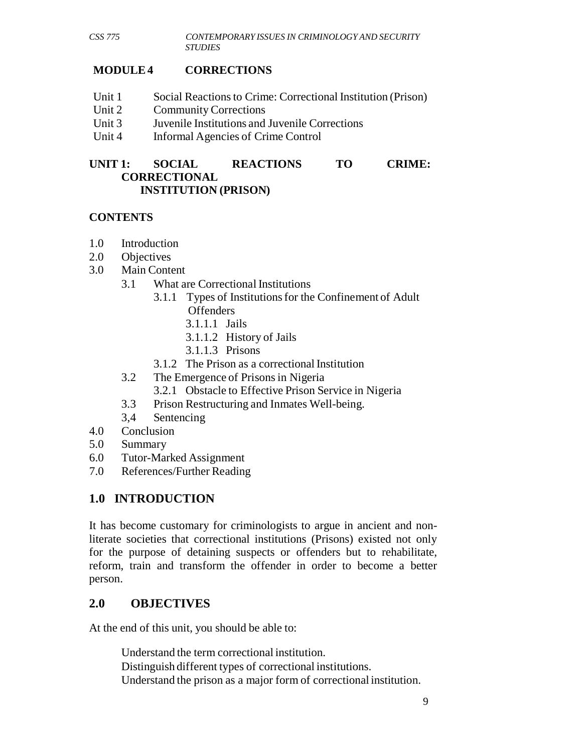## MODULE 4 CORRECTIONS

- Unit 1 Social Reactions to Crime: Correctional Institution (Prison)
- Unit 2 Community Corrections
- Unit 3 Juvenile Institutions and Juvenile Corrections
- Unit 4 Informal Agencies of Crime Control

## UNIT 1: SOCIAL REACTIONS TO CRIME: CORRECTIONAL INSTITUTION (PRISON)

### CONTENTS

1.0 Introduction
2.0 Objectives
3.0 Main Content
- 3.1 What are Correctional Institutions
  - 3.1.1 Types of Institutions for the Confinement of Adult Offenders
    - 3.1.1.1 Jails
    - 3.1.1.2 History of Jails
    - 3.1.1.3 Prisons
  - 3.1.2 The Prison as a correctional Institution
- 3.2 The Emergence of Prisons in Nigeria
  - 3.2.1 Obstacle to Effective Prison Service in Nigeria
- 3.3 Prison Restructuring and Inmates Well-being.
- 3,4 Sentencing

4.0 Conclusion
5.0 Summary
6.0 Tutor-Marked Assignment
7.0 References/Further Reading

## 1.0 INTRODUCTION

It has become customary for criminologists to argue in ancient and non-literate societies that correctional institutions (Prisons) existed not only for the purpose of detaining suspects or offenders but to rehabilitate, reform, train and transform the offender in order to become a better person.

## 2.0 OBJECTIVES

At the end of this unit, you should be able to:

- Understand the term correctional institution.
- Distinguish different types of correctional institutions.
- Understand the prison as a major form of correctional institution.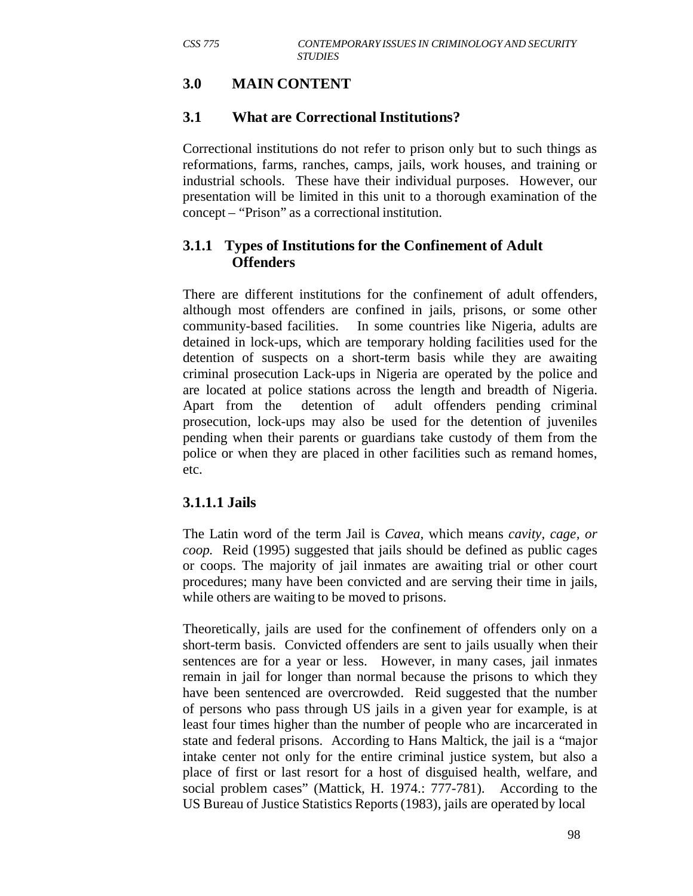## 3.0 MAIN CONTENT

### 3.1 What are Correctional Institutions?

Correctional institutions do not refer to prison only but to such things as reformations, farms, ranches, camps, jails, work houses, and training or industrial schools. These have their individual purposes. However, our presentation will be limited in this unit to a thorough examination of the concept – "Prison" as a correctional institution.

#### 3.1.1 Types of Institutions for the Confinement of Adult Offenders

There are different institutions for the confinement of adult offenders, although most offenders are confined in jails, prisons, or some other community-based facilities. In some countries like Nigeria, adults are detained in lock-ups, which are temporary holding facilities used for the detention of suspects on a short-term basis while they are awaiting criminal prosecution Lack-ups in Nigeria are operated by the police and are located at police stations across the length and breadth of Nigeria. Apart from the detention of adult offenders pending criminal prosecution, lock-ups may also be used for the detention of juveniles pending when their parents or guardians take custody of them from the police or when they are placed in other facilities such as remand homes, etc.

#### 3.1.1.1 Jails

The Latin word of the term Jail is *Cavea,* which means *cavity, cage, or coop.* Reid (1995) suggested that jails should be defined as public cages or coops. The majority of jail inmates are awaiting trial or other court procedures; many have been convicted and are serving their time in jails, while others are waiting to be moved to prisons.

Theoretically, jails are used for the confinement of offenders only on a short-term basis. Convicted offenders are sent to jails usually when their sentences are for a year or less. However, in many cases, jail inmates remain in jail for longer than normal because the prisons to which they have been sentenced are overcrowded. Reid suggested that the number of persons who pass through US jails in a given year for example, is at least four times higher than the number of people who are incarcerated in state and federal prisons. According to Hans Maltick, the jail is a "major intake center not only for the entire criminal justice system, but also a place of first or last resort for a host of disguised health, welfare, and social problem cases" (Mattick, H. 1974.: 777-781). According to the US Bureau of Justice Statistics Reports (1983), jails are operated by local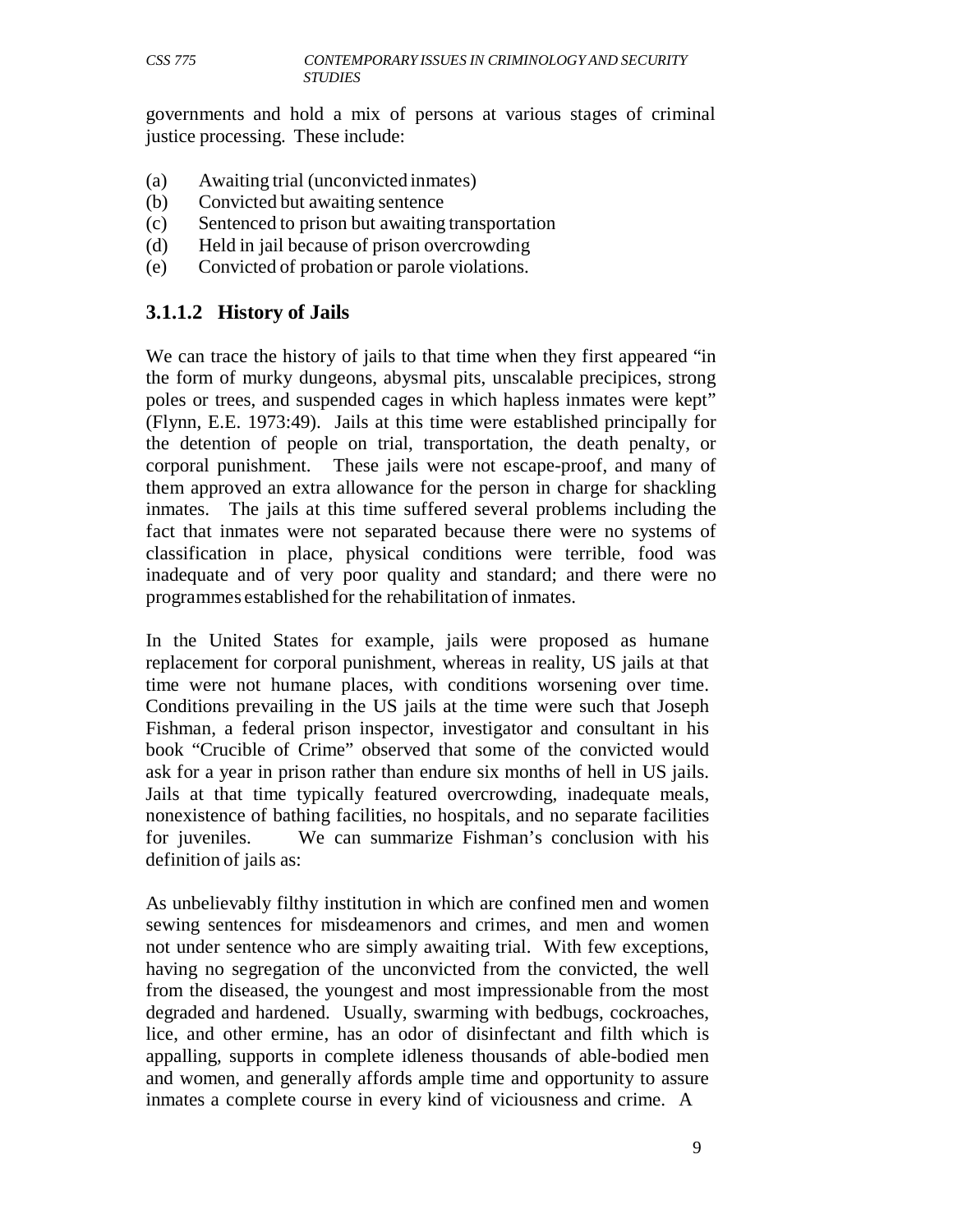governments and hold a mix of persons at various stages of criminal justice processing. These include:

(a) Awaiting trial (unconvicted inmates)
(b) Convicted but awaiting sentence
(c) Sentenced to prison but awaiting transportation
(d) Held in jail because of prison overcrowding
(e) Convicted of probation or parole violations.

### 3.1.1.2 History of Jails

We can trace the history of jails to that time when they first appeared "in the form of murky dungeons, abysmal pits, unscalable precipices, strong poles or trees, and suspended cages in which hapless inmates were kept" (Flynn, E.E. 1973:49). Jails at this time were established principally for the detention of people on trial, transportation, the death penalty, or corporal punishment. These jails were not escape-proof, and many of them approved an extra allowance for the person in charge for shackling inmates. The jails at this time suffered several problems including the fact that inmates were not separated because there were no systems of classification in place, physical conditions were terrible, food was inadequate and of very poor quality and standard; and there were no programmes established for the rehabilitation of inmates.

In the United States for example, jails were proposed as humane replacement for corporal punishment, whereas in reality, US jails at that time were not humane places, with conditions worsening over time. Conditions prevailing in the US jails at the time were such that Joseph Fishman, a federal prison inspector, investigator and consultant in his book "Crucible of Crime" observed that some of the convicted would ask for a year in prison rather than endure six months of hell in US jails. Jails at that time typically featured overcrowding, inadequate meals, nonexistence of bathing facilities, no hospitals, and no separate facilities for juveniles. We can summarize Fishman's conclusion with his definition of jails as:

As unbelievably filthy institution in which are confined men and women sewing sentences for misdeamenors and crimes, and men and women not under sentence who are simply awaiting trial. With few exceptions, having no segregation of the unconvicted from the convicted, the well from the diseased, the youngest and most impressionable from the most degraded and hardened. Usually, swarming with bedbugs, cockroaches, lice, and other ermine, has an odor of disinfectant and filth which is appalling, supports in complete idleness thousands of able-bodied men and women, and generally affords ample time and opportunity to assure inmates a complete course in every kind of viciousness and crime. A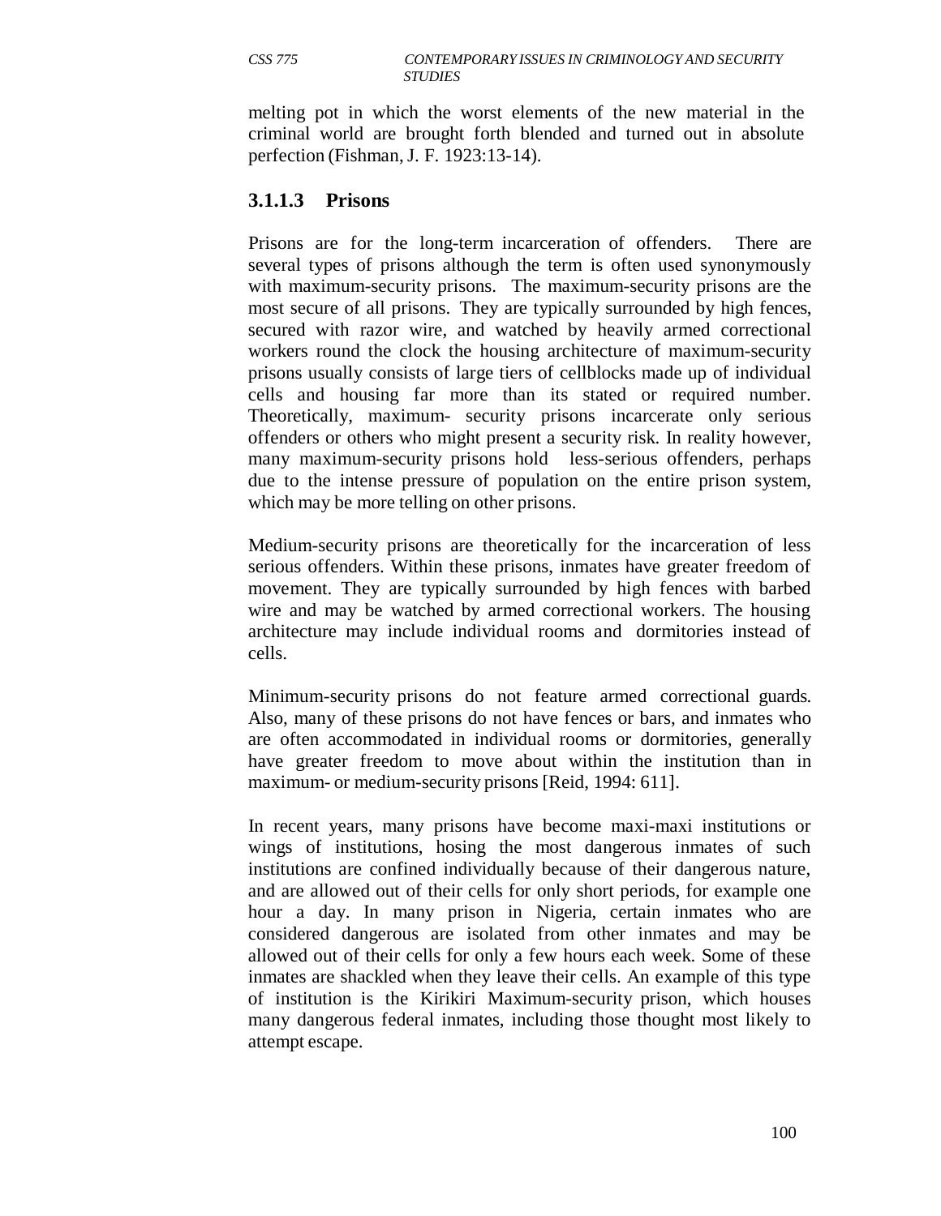melting pot in which the worst elements of the new material in the criminal world are brought forth blended and turned out in absolute perfection (Fishman, J. F. 1923:13-14).

### 3.1.1.3 Prisons

Prisons are for the long-term incarceration of offenders. There are several types of prisons although the term is often used synonymously with maximum-security prisons. The maximum-security prisons are the most secure of all prisons. They are typically surrounded by high fences, secured with razor wire, and watched by heavily armed correctional workers round the clock the housing architecture of maximum-security prisons usually consists of large tiers of cellblocks made up of individual cells and housing far more than its stated or required number. Theoretically, maximum- security prisons incarcerate only serious offenders or others who might present a security risk. In reality however, many maximum-security prisons hold less-serious offenders, perhaps due to the intense pressure of population on the entire prison system, which may be more telling on other prisons.

Medium-security prisons are theoretically for the incarceration of less serious offenders. Within these prisons, inmates have greater freedom of movement. They are typically surrounded by high fences with barbed wire and may be watched by armed correctional workers. The housing architecture may include individual rooms and dormitories instead of cells.

Minimum-security prisons do not feature armed correctional guards. Also, many of these prisons do not have fences or bars, and inmates who are often accommodated in individual rooms or dormitories, generally have greater freedom to move about within the institution than in maximum- or medium-security prisons [Reid, 1994: 611].

In recent years, many prisons have become maxi-maxi institutions or wings of institutions, hosing the most dangerous inmates of such institutions are confined individually because of their dangerous nature, and are allowed out of their cells for only short periods, for example one hour a day. In many prison in Nigeria, certain inmates who are considered dangerous are isolated from other inmates and may be allowed out of their cells for only a few hours each week. Some of these inmates are shackled when they leave their cells. An example of this type of institution is the Kirikiri Maximum-security prison, which houses many dangerous federal inmates, including those thought most likely to attempt escape.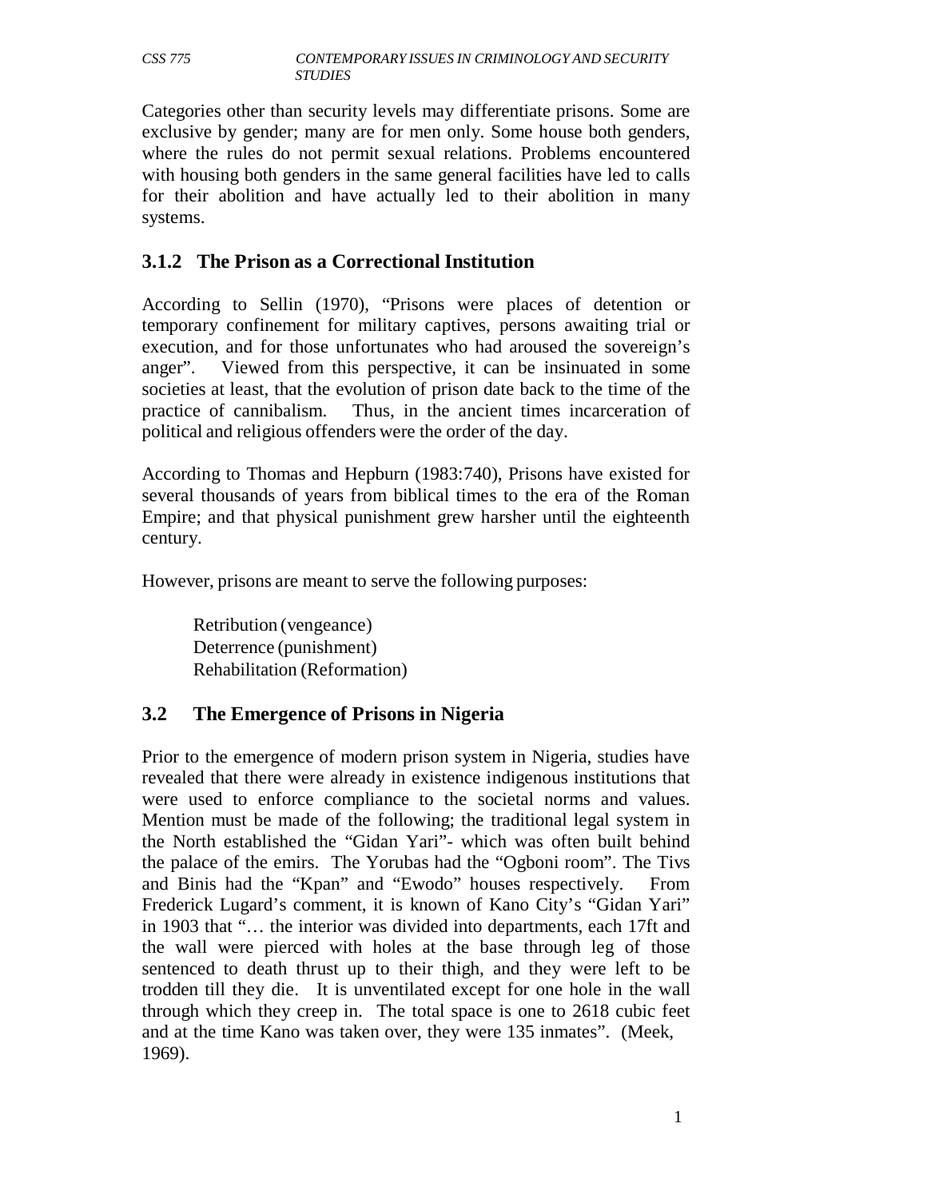Categories other than security levels may differentiate prisons. Some are exclusive by gender; many are for men only. Some house both genders, where the rules do not permit sexual relations. Problems encountered with housing both genders in the same general facilities have led to calls for their abolition and have actually led to their abolition in many systems.

### 3.1.2 The Prison as a Correctional Institution

According to Sellin (1970), "Prisons were places of detention or temporary confinement for military captives, persons awaiting trial or execution, and for those unfortunates who had aroused the sovereign's anger". Viewed from this perspective, it can be insinuated in some societies at least, that the evolution of prison date back to the time of the practice of cannibalism. Thus, in the ancient times incarceration of political and religious offenders were the order of the day.

According to Thomas and Hepburn (1983:740), Prisons have existed for several thousands of years from biblical times to the era of the Roman Empire; and that physical punishment grew harsher until the eighteenth century.

However, prisons are meant to serve the following purposes:

Retribution (vengeance)
Deterrence (punishment)
Rehabilitation (Reformation)

## 3.2 The Emergence of Prisons in Nigeria

Prior to the emergence of modern prison system in Nigeria, studies have revealed that there were already in existence indigenous institutions that were used to enforce compliance to the societal norms and values. Mention must be made of the following; the traditional legal system in the North established the "Gidan Yari"- which was often built behind the palace of the emirs. The Yorubas had the "Ogboni room". The Tivs and Binis had the "Kpan" and "Ewodo" houses respectively. From Frederick Lugard's comment, it is known of Kano City's "Gidan Yari" in 1903 that "… the interior was divided into departments, each 17ft and the wall were pierced with holes at the base through leg of those sentenced to death thrust up to their thigh, and they were left to be trodden till they die. It is unventilated except for one hole in the wall through which they creep in. The total space is one to 2618 cubic feet and at the time Kano was taken over, they were 135 inmates". (Meek, 1969).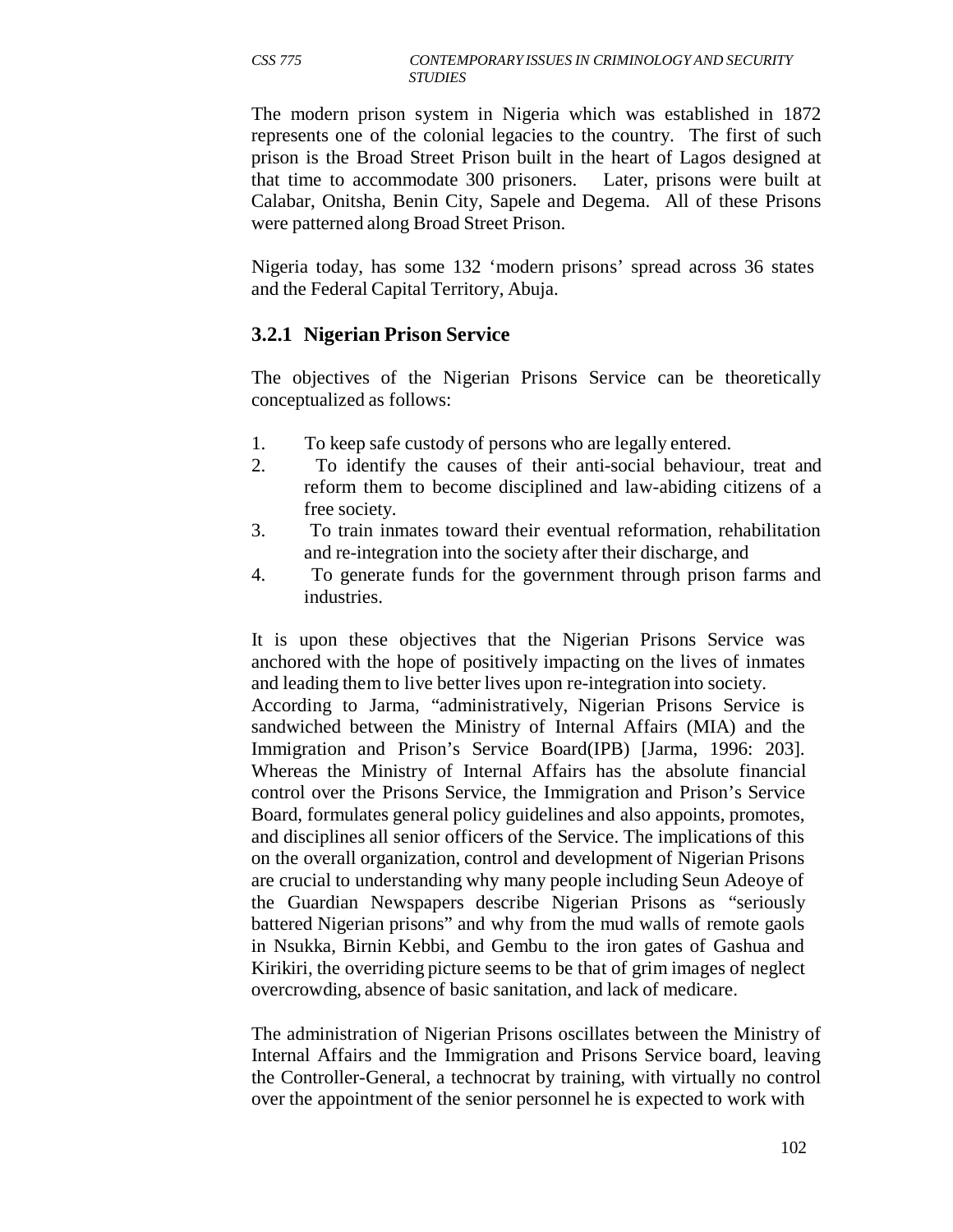The modern prison system in Nigeria which was established in 1872 represents one of the colonial legacies to the country. The first of such prison is the Broad Street Prison built in the heart of Lagos designed at that time to accommodate 300 prisoners. Later, prisons were built at Calabar, Onitsha, Benin City, Sapele and Degema. All of these Prisons were patterned along Broad Street Prison.

Nigeria today, has some 132 'modern prisons' spread across 36 states and the Federal Capital Territory, Abuja.

### 3.2.1 Nigerian Prison Service

The objectives of the Nigerian Prisons Service can be theoretically conceptualized as follows:

1. To keep safe custody of persons who are legally entered.
2. To identify the causes of their anti-social behaviour, treat and reform them to become disciplined and law-abiding citizens of a free society.
3. To train inmates toward their eventual reformation, rehabilitation and re-integration into the society after their discharge, and
4. To generate funds for the government through prison farms and industries.

It is upon these objectives that the Nigerian Prisons Service was anchored with the hope of positively impacting on the lives of inmates and leading them to live better lives upon re-integration into society. According to Jarma, "administratively, Nigerian Prisons Service is sandwiched between the Ministry of Internal Affairs (MIA) and the Immigration and Prison's Service Board(IPB) [Jarma, 1996: 203]. Whereas the Ministry of Internal Affairs has the absolute financial control over the Prisons Service, the Immigration and Prison's Service Board, formulates general policy guidelines and also appoints, promotes, and disciplines all senior officers of the Service. The implications of this on the overall organization, control and development of Nigerian Prisons are crucial to understanding why many people including Seun Adeoye of the Guardian Newspapers describe Nigerian Prisons as "seriously battered Nigerian prisons" and why from the mud walls of remote gaols in Nsukka, Birnin Kebbi, and Gembu to the iron gates of Gashua and Kirikiri, the overriding picture seems to be that of grim images of neglect overcrowding, absence of basic sanitation, and lack of medicare.

The administration of Nigerian Prisons oscillates between the Ministry of Internal Affairs and the Immigration and Prisons Service board, leaving the Controller-General, a technocrat by training, with virtually no control over the appointment of the senior personnel he is expected to work with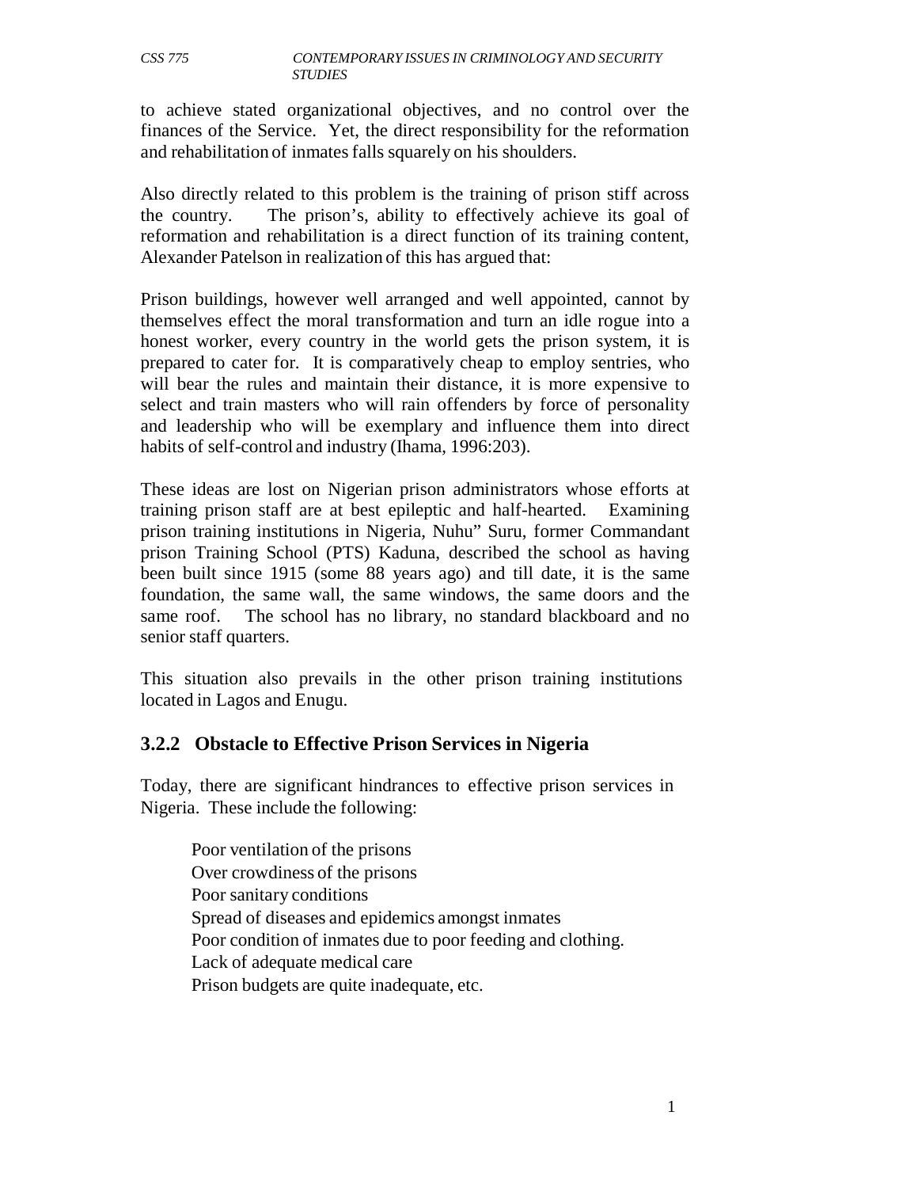to achieve stated organizational objectives, and no control over the finances of the Service. Yet, the direct responsibility for the reformation and rehabilitation of inmates falls squarely on his shoulders.

Also directly related to this problem is the training of prison stiff across the country. The prison's, ability to effectively achieve its goal of reformation and rehabilitation is a direct function of its training content, Alexander Patelson in realization of this has argued that:

Prison buildings, however well arranged and well appointed, cannot by themselves effect the moral transformation and turn an idle rogue into a honest worker, every country in the world gets the prison system, it is prepared to cater for. It is comparatively cheap to employ sentries, who will bear the rules and maintain their distance, it is more expensive to select and train masters who will rain offenders by force of personality and leadership who will be exemplary and influence them into direct habits of self-control and industry (Ihama, 1996:203).

These ideas are lost on Nigerian prison administrators whose efforts at training prison staff are at best epileptic and half-hearted. Examining prison training institutions in Nigeria, Nuhu" Suru, former Commandant prison Training School (PTS) Kaduna, described the school as having been built since 1915 (some 88 years ago) and till date, it is the same foundation, the same wall, the same windows, the same doors and the same roof. The school has no library, no standard blackboard and no senior staff quarters.

This situation also prevails in the other prison training institutions located in Lagos and Enugu.

### 3.2.2 Obstacle to Effective Prison Services in Nigeria

Today, there are significant hindrances to effective prison services in Nigeria. These include the following:

- Poor ventilation of the prisons
- Over crowdiness of the prisons
- Poor sanitary conditions
- Spread of diseases and epidemics amongst inmates
- Poor condition of inmates due to poor feeding and clothing.
- Lack of adequate medical care
- Prison budgets are quite inadequate, etc.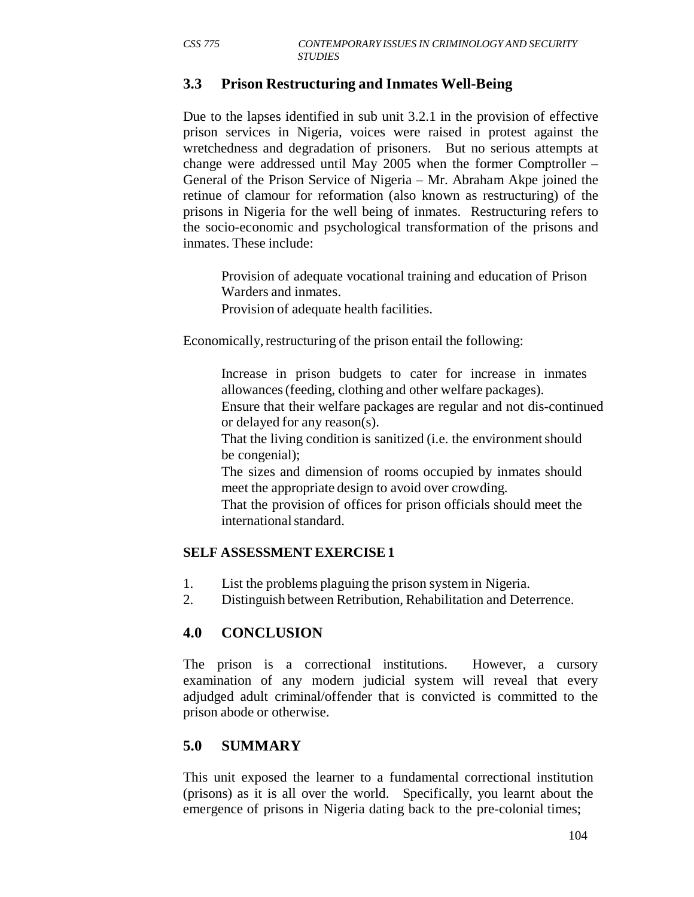## 3.3 Prison Restructuring and Inmates Well-Being

Due to the lapses identified in sub unit 3.2.1 in the provision of effective prison services in Nigeria, voices were raised in protest against the wretchedness and degradation of prisoners. But no serious attempts at change were addressed until May 2005 when the former Comptroller – General of the Prison Service of Nigeria – Mr. Abraham Akpe joined the retinue of clamour for reformation (also known as restructuring) of the prisons in Nigeria for the well being of inmates. Restructuring refers to the socio-economic and psychological transformation of the prisons and inmates. These include:

- Provision of adequate vocational training and education of Prison Warders and inmates.
- Provision of adequate health facilities.

Economically, restructuring of the prison entail the following:

- Increase in prison budgets to cater for increase in inmates allowances (feeding, clothing and other welfare packages).
- Ensure that their welfare packages are regular and not dis-continued or delayed for any reason(s).
- That the living condition is sanitized (i.e. the environment should be congenial);
- The sizes and dimension of rooms occupied by inmates should meet the appropriate design to avoid over crowding.
- That the provision of offices for prison officials should meet the international standard.

**SELF ASSESSMENT EXERCISE 1**

1. List the problems plaguing the prison system in Nigeria.
2. Distinguish between Retribution, Rehabilitation and Deterrence.

## 4.0 CONCLUSION

The prison is a correctional institutions. However, a cursory examination of any modern judicial system will reveal that every adjudged adult criminal/offender that is convicted is committed to the prison abode or otherwise.

## 5.0 SUMMARY

This unit exposed the learner to a fundamental correctional institution (prisons) as it is all over the world. Specifically, you learnt about the emergence of prisons in Nigeria dating back to the pre-colonial times;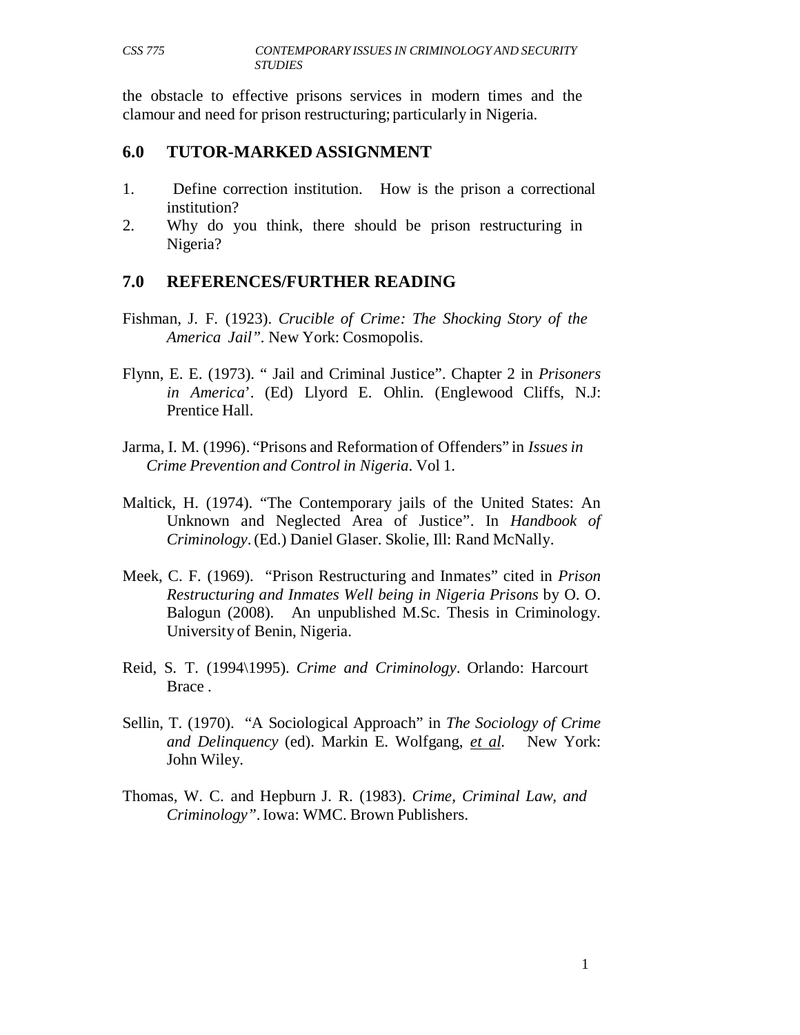the obstacle to effective prisons services in modern times and the clamour and need for prison restructuring; particularly in Nigeria.

## 6.0 TUTOR-MARKED ASSIGNMENT

1. Define correction institution. How is the prison a correctional institution?
2. Why do you think, there should be prison restructuring in Nigeria?

## 7.0 REFERENCES/FURTHER READING

Fishman, J. F. (1923). *Crucible of Crime: The Shocking Story of the America Jail"*. New York: Cosmopolis.

Flynn, E. E. (1973). " Jail and Criminal Justice". Chapter 2 in *Prisoners in America*'. (Ed) Llyord E. Ohlin. (Englewood Cliffs, N.J: Prentice Hall.

Jarma, I. M. (1996). "Prisons and Reformation of Offenders" in *Issues in Crime Prevention and Control in Nigeria*. Vol 1.

Maltick, H. (1974). "The Contemporary jails of the United States: An Unknown and Neglected Area of Justice". In *Handbook of Criminology*. (Ed.) Daniel Glaser. Skolie, Ill: Rand McNally.

Meek, C. F. (1969). "Prison Restructuring and Inmates" cited in *Prison Restructuring and Inmates Well being in Nigeria Prisons* by O. O. Balogun (2008). An unpublished M.Sc. Thesis in Criminology. University of Benin, Nigeria.

Reid, S. T. (1994\1995). *Crime and Criminology*. Orlando: Harcourt Brace .

Sellin, T. (1970). "A Sociological Approach" in *The Sociology of Crime and Delinquency* (ed). Markin E. Wolfgang, *et al*. New York: John Wiley.

Thomas, W. C. and Hepburn J. R. (1983). *Crime, Criminal Law, and Criminology"*. Iowa: WMC. Brown Publishers.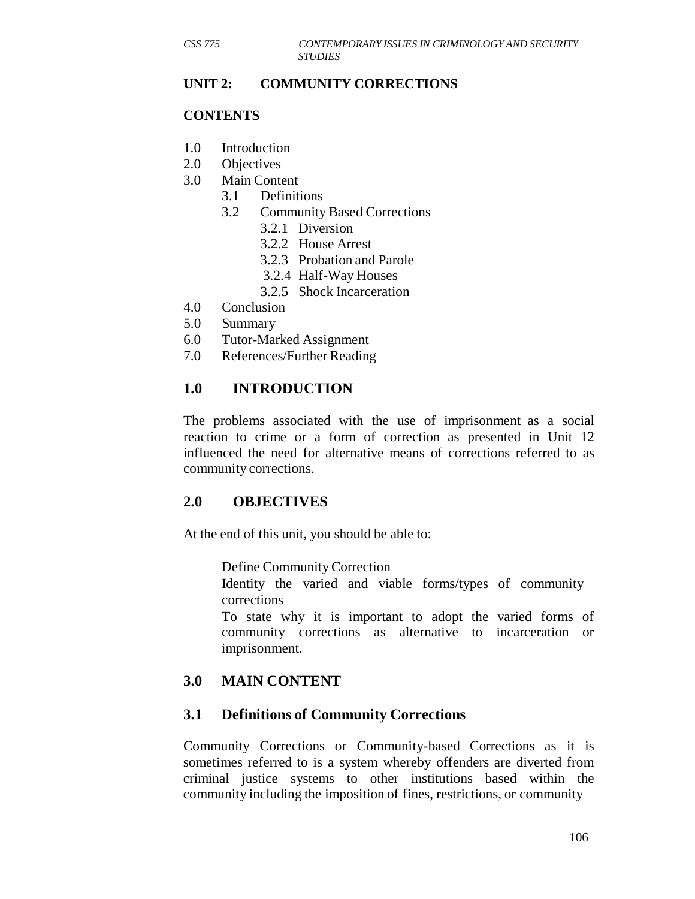## UNIT 2: COMMUNITY CORRECTIONS

### CONTENTS

1.0 Introduction
2.0 Objectives
3.0 Main Content
   3.1 Definitions
   3.2 Community Based Corrections
      3.2.1 Diversion
      3.2.2 House Arrest
      3.2.3 Probation and Parole
      3.2.4 Half-Way Houses
      3.2.5 Shock Incarceration
4.0 Conclusion
5.0 Summary
6.0 Tutor-Marked Assignment
7.0 References/Further Reading

## 1.0 INTRODUCTION

The problems associated with the use of imprisonment as a social reaction to crime or a form of correction as presented in Unit 12 influenced the need for alternative means of corrections referred to as community corrections.

## 2.0 OBJECTIVES

At the end of this unit, you should be able to:

- Define Community Correction
- Identity the varied and viable forms/types of community corrections
- To state why it is important to adopt the varied forms of community corrections as alternative to incarceration or imprisonment.

## 3.0 MAIN CONTENT

### 3.1 Definitions of Community Corrections

Community Corrections or Community-based Corrections as it is sometimes referred to is a system whereby offenders are diverted from criminal justice systems to other institutions based within the community including the imposition of fines, restrictions, or community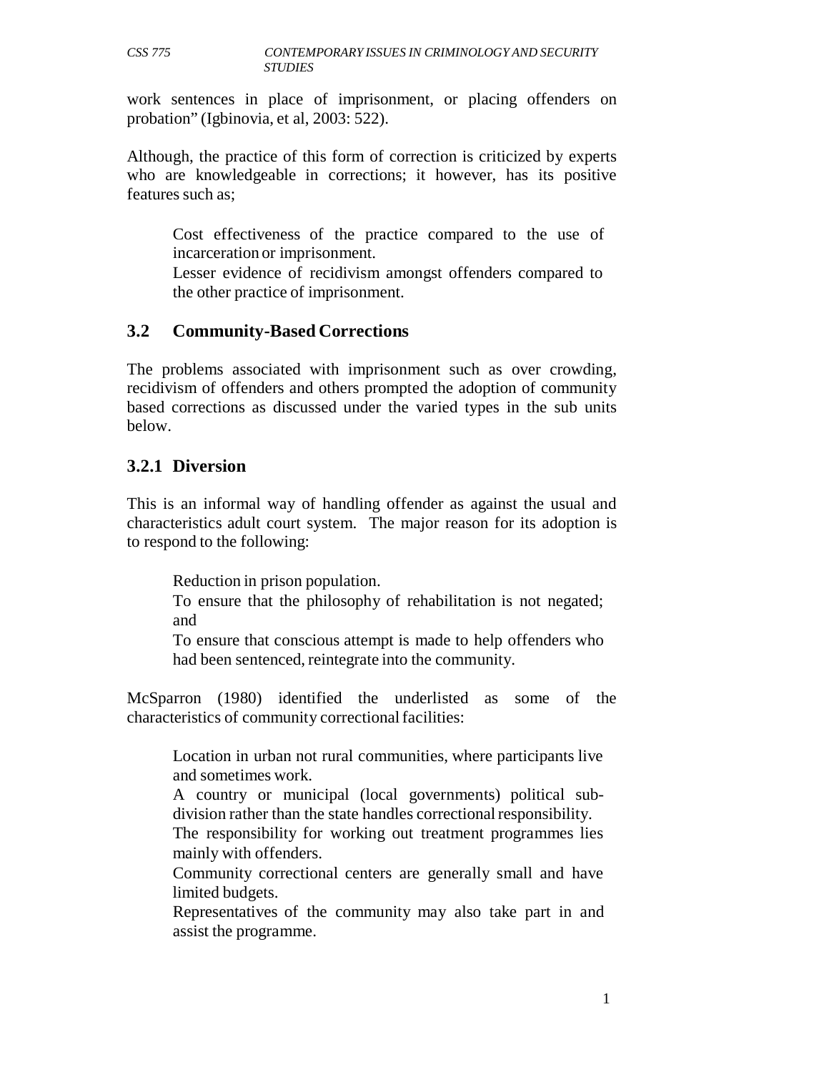work sentences in place of imprisonment, or placing offenders on probation" (Igbinovia, et al, 2003: 522).

Although, the practice of this form of correction is criticized by experts who are knowledgeable in corrections; it however, has its positive features such as;

- Cost effectiveness of the practice compared to the use of incarceration or imprisonment.
- Lesser evidence of recidivism amongst offenders compared to the other practice of imprisonment.

## 3.2 Community-Based Corrections

The problems associated with imprisonment such as over crowding, recidivism of offenders and others prompted the adoption of community based corrections as discussed under the varied types in the sub units below.

### 3.2.1 Diversion

This is an informal way of handling offender as against the usual and characteristics adult court system. The major reason for its adoption is to respond to the following:

- Reduction in prison population.
- To ensure that the philosophy of rehabilitation is not negated; and
- To ensure that conscious attempt is made to help offenders who had been sentenced, reintegrate into the community.

McSparron (1980) identified the underlisted as some of the characteristics of community correctional facilities:

- Location in urban not rural communities, where participants live and sometimes work.
- A country or municipal (local governments) political sub-division rather than the state handles correctional responsibility.
- The responsibility for working out treatment programmes lies mainly with offenders.
- Community correctional centers are generally small and have limited budgets.
- Representatives of the community may also take part in and assist the programme.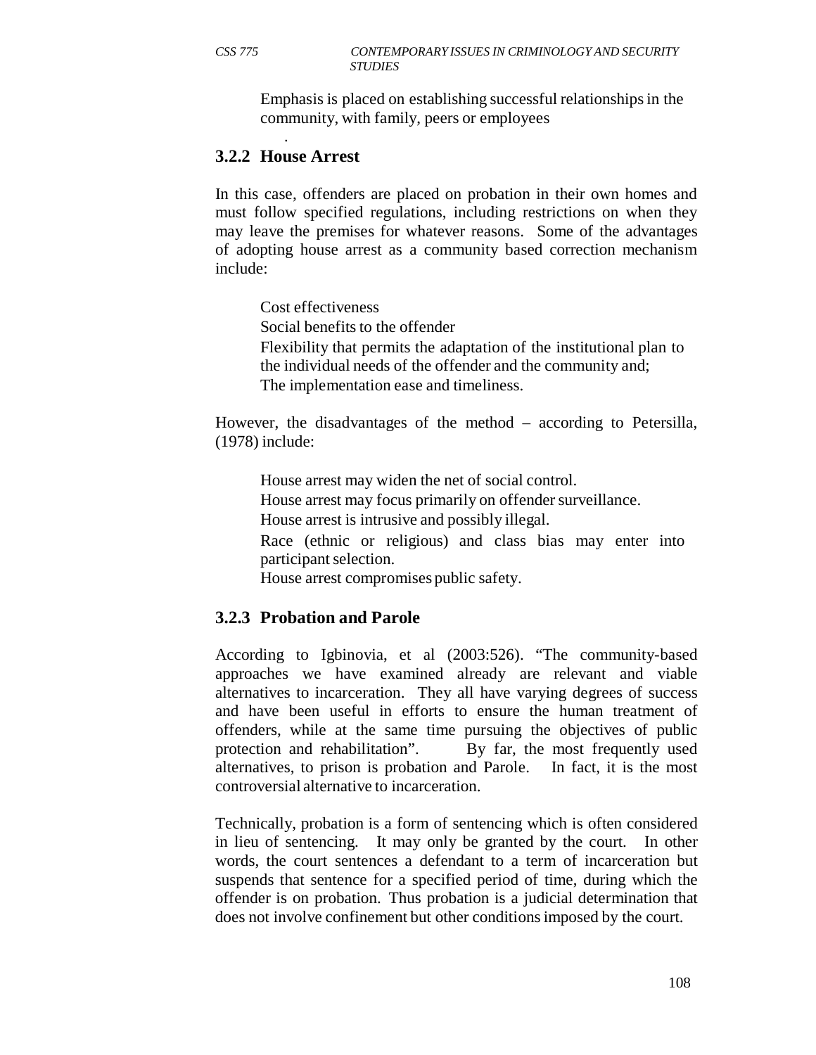Emphasis is placed on establishing successful relationships in the community, with family, peers or employees

.

### 3.2.2 House Arrest

In this case, offenders are placed on probation in their own homes and must follow specified regulations, including restrictions on when they may leave the premises for whatever reasons. Some of the advantages of adopting house arrest as a community based correction mechanism include:

- Cost effectiveness
- Social benefits to the offender
- Flexibility that permits the adaptation of the institutional plan to the individual needs of the offender and the community and;
- The implementation ease and timeliness.

However, the disadvantages of the method – according to Petersilla, (1978) include:

- House arrest may widen the net of social control.
- House arrest may focus primarily on offender surveillance.
- House arrest is intrusive and possibly illegal.
- Race (ethnic or religious) and class bias may enter into participant selection.
- House arrest compromises public safety.

### 3.2.3 Probation and Parole

According to Igbinovia, et al (2003:526). "The community-based approaches we have examined already are relevant and viable alternatives to incarceration. They all have varying degrees of success and have been useful in efforts to ensure the human treatment of offenders, while at the same time pursuing the objectives of public protection and rehabilitation". By far, the most frequently used alternatives, to prison is probation and Parole. In fact, it is the most controversial alternative to incarceration.

Technically, probation is a form of sentencing which is often considered in lieu of sentencing. It may only be granted by the court. In other words, the court sentences a defendant to a term of incarceration but suspends that sentence for a specified period of time, during which the offender is on probation. Thus probation is a judicial determination that does not involve confinement but other conditions imposed by the court.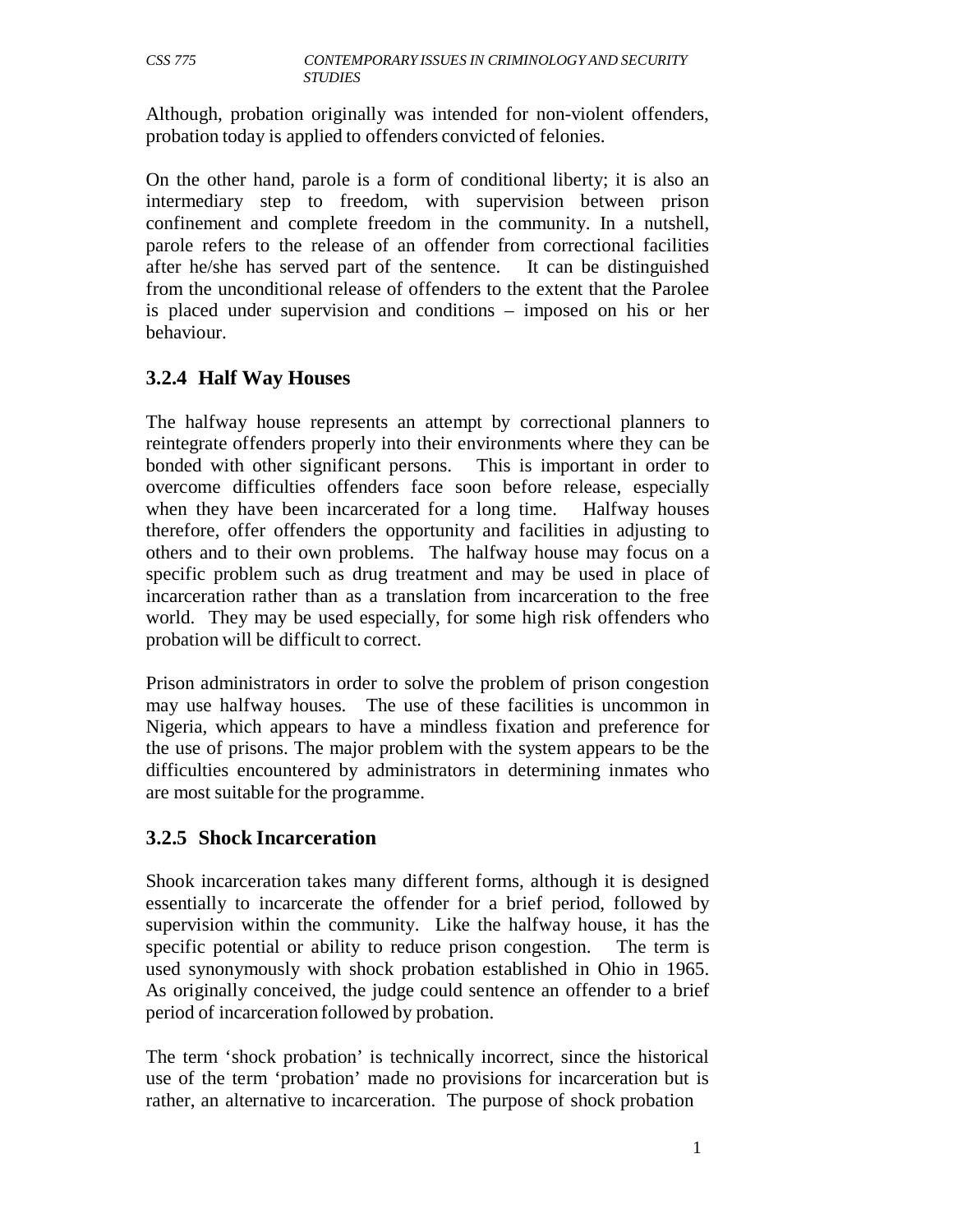Although, probation originally was intended for non-violent offenders, probation today is applied to offenders convicted of felonies.

On the other hand, parole is a form of conditional liberty; it is also an intermediary step to freedom, with supervision between prison confinement and complete freedom in the community. In a nutshell, parole refers to the release of an offender from correctional facilities after he/she has served part of the sentence. It can be distinguished from the unconditional release of offenders to the extent that the Parolee is placed under supervision and conditions – imposed on his or her behaviour.

### 3.2.4 Half Way Houses

The halfway house represents an attempt by correctional planners to reintegrate offenders properly into their environments where they can be bonded with other significant persons. This is important in order to overcome difficulties offenders face soon before release, especially when they have been incarcerated for a long time. Halfway houses therefore, offer offenders the opportunity and facilities in adjusting to others and to their own problems. The halfway house may focus on a specific problem such as drug treatment and may be used in place of incarceration rather than as a translation from incarceration to the free world. They may be used especially, for some high risk offenders who probation will be difficult to correct.

Prison administrators in order to solve the problem of prison congestion may use halfway houses. The use of these facilities is uncommon in Nigeria, which appears to have a mindless fixation and preference for the use of prisons. The major problem with the system appears to be the difficulties encountered by administrators in determining inmates who are most suitable for the programme.

### 3.2.5 Shock Incarceration

Shook incarceration takes many different forms, although it is designed essentially to incarcerate the offender for a brief period, followed by supervision within the community. Like the halfway house, it has the specific potential or ability to reduce prison congestion. The term is used synonymously with shock probation established in Ohio in 1965. As originally conceived, the judge could sentence an offender to a brief period of incarceration followed by probation.

The term 'shock probation' is technically incorrect, since the historical use of the term 'probation' made no provisions for incarceration but is rather, an alternative to incarceration. The purpose of shock probation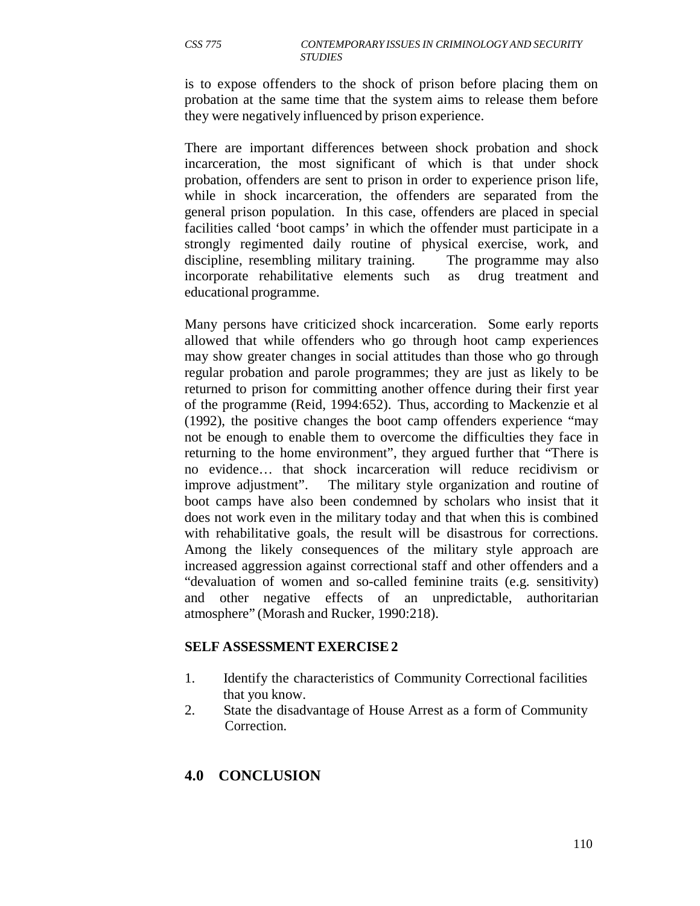is to expose offenders to the shock of prison before placing them on probation at the same time that the system aims to release them before they were negatively influenced by prison experience.

There are important differences between shock probation and shock incarceration, the most significant of which is that under shock probation, offenders are sent to prison in order to experience prison life, while in shock incarceration, the offenders are separated from the general prison population. In this case, offenders are placed in special facilities called 'boot camps' in which the offender must participate in a strongly regimented daily routine of physical exercise, work, and discipline, resembling military training. The programme may also incorporate rehabilitative elements such as drug treatment and educational programme.

Many persons have criticized shock incarceration. Some early reports allowed that while offenders who go through hoot camp experiences may show greater changes in social attitudes than those who go through regular probation and parole programmes; they are just as likely to be returned to prison for committing another offence during their first year of the programme (Reid, 1994:652). Thus, according to Mackenzie et al (1992), the positive changes the boot camp offenders experience "may not be enough to enable them to overcome the difficulties they face in returning to the home environment", they argued further that "There is no evidence… that shock incarceration will reduce recidivism or improve adjustment". The military style organization and routine of boot camps have also been condemned by scholars who insist that it does not work even in the military today and that when this is combined with rehabilitative goals, the result will be disastrous for corrections. Among the likely consequences of the military style approach are increased aggression against correctional staff and other offenders and a "devaluation of women and so-called feminine traits (e.g. sensitivity) and other negative effects of an unpredictable, authoritarian atmosphere" (Morash and Rucker, 1990:218).

**SELF ASSESSMENT EXERCISE 2**

1. Identify the characteristics of Community Correctional facilities that you know.
2. State the disadvantage of House Arrest as a form of Community Correction.

## 4.0 CONCLUSION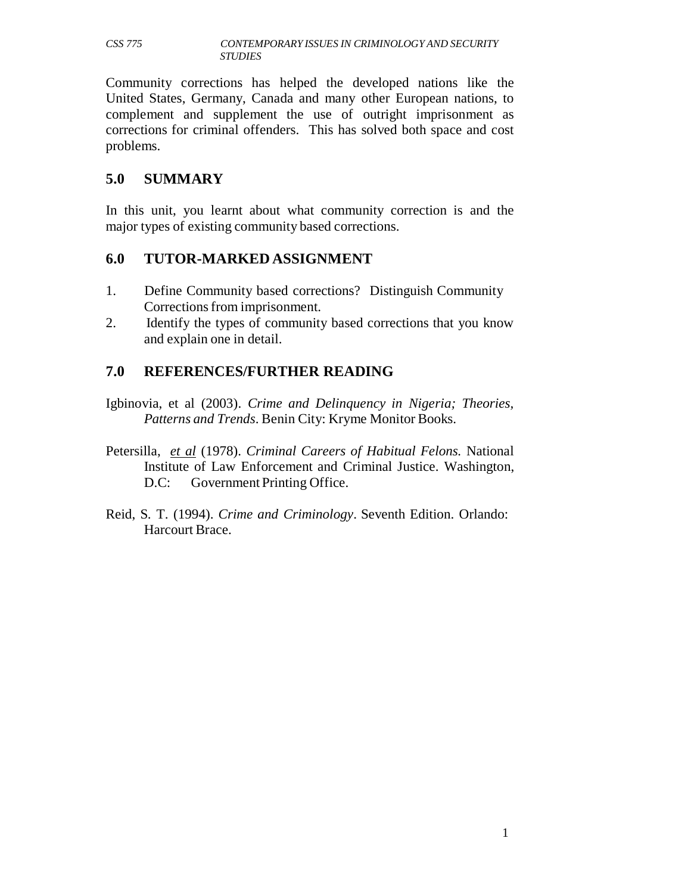Community corrections has helped the developed nations like the United States, Germany, Canada and many other European nations, to complement and supplement the use of outright imprisonment as corrections for criminal offenders. This has solved both space and cost problems.

## 5.0 SUMMARY

In this unit, you learnt about what community correction is and the major types of existing community based corrections.

## 6.0 TUTOR-MARKED ASSIGNMENT

1. Define Community based corrections? Distinguish Community Corrections from imprisonment.
2. Identify the types of community based corrections that you know and explain one in detail.

## 7.0 REFERENCES/FURTHER READING

Igbinovia, et al (2003). *Crime and Delinquency in Nigeria; Theories, Patterns and Trends*. Benin City: Kryme Monitor Books.

Petersilla, *et al* (1978). *Criminal Careers of Habitual Felons.* National Institute of Law Enforcement and Criminal Justice. Washington, D.C: Government Printing Office.

Reid, S. T. (1994). *Crime and Criminology*. Seventh Edition. Orlando: Harcourt Brace.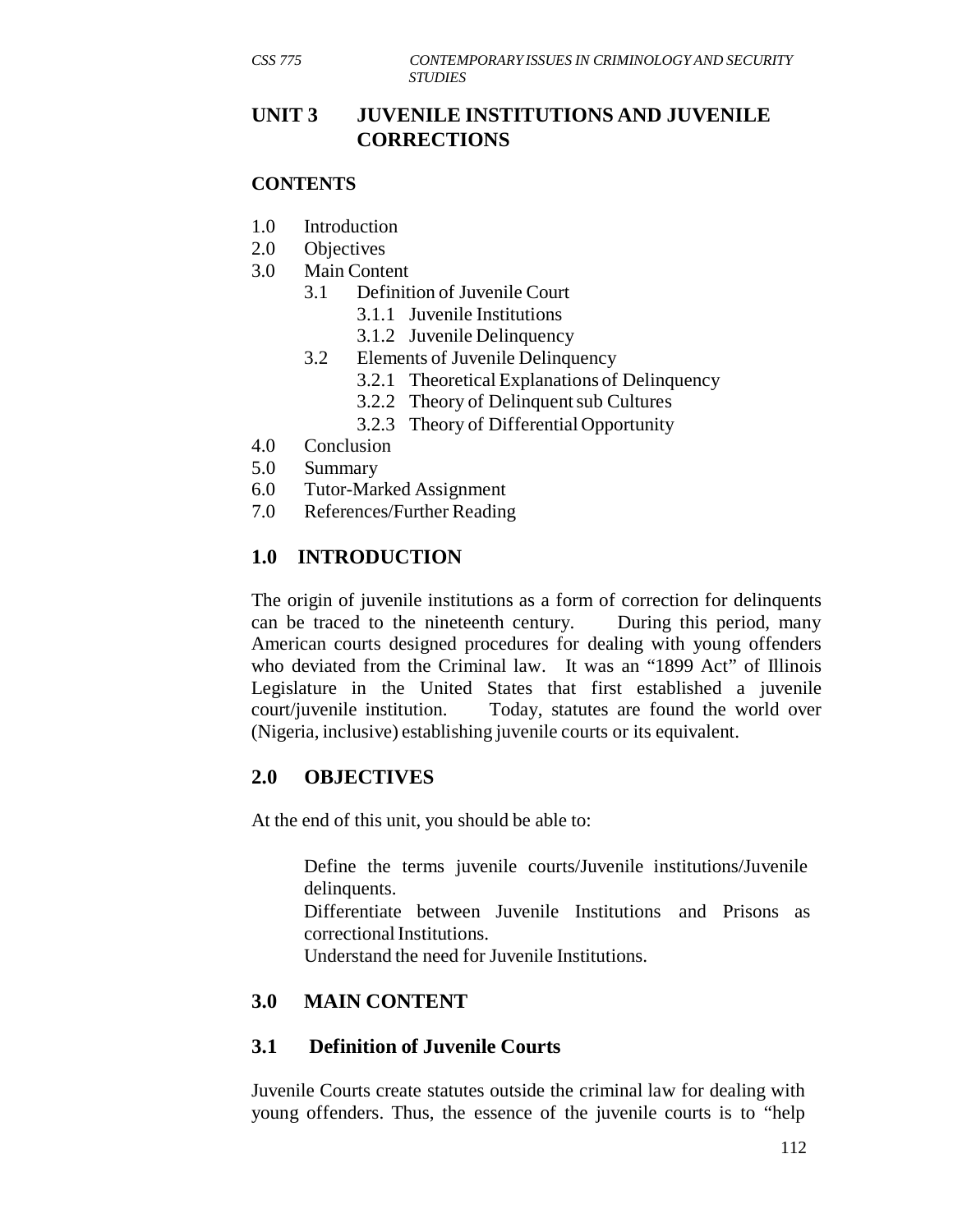## UNIT 3 JUVENILE INSTITUTIONS AND JUVENILE CORRECTIONS

**CONTENTS**

- 1.0 Introduction
- 2.0 Objectives
- 3.0 Main Content
  - 3.1 Definition of Juvenile Court
    - 3.1.1 Juvenile Institutions
    - 3.1.2 Juvenile Delinquency
  - 3.2 Elements of Juvenile Delinquency
    - 3.2.1 Theoretical Explanations of Delinquency
    - 3.2.2 Theory of Delinquent sub Cultures
    - 3.2.3 Theory of Differential Opportunity
- 4.0 Conclusion
- 5.0 Summary
- 6.0 Tutor-Marked Assignment
- 7.0 References/Further Reading

## 1.0 INTRODUCTION

The origin of juvenile institutions as a form of correction for delinquents can be traced to the nineteenth century. During this period, many American courts designed procedures for dealing with young offenders who deviated from the Criminal law. It was an "1899 Act" of Illinois Legislature in the United States that first established a juvenile court/juvenile institution. Today, statutes are found the world over (Nigeria, inclusive) establishing juvenile courts or its equivalent.

## 2.0 OBJECTIVES

At the end of this unit, you should be able to:

- Define the terms juvenile courts/Juvenile institutions/Juvenile delinquents.
- Differentiate between Juvenile Institutions and Prisons as correctional Institutions.
- Understand the need for Juvenile Institutions.

## 3.0 MAIN CONTENT

### 3.1 Definition of Juvenile Courts

Juvenile Courts create statutes outside the criminal law for dealing with young offenders. Thus, the essence of the juvenile courts is to "help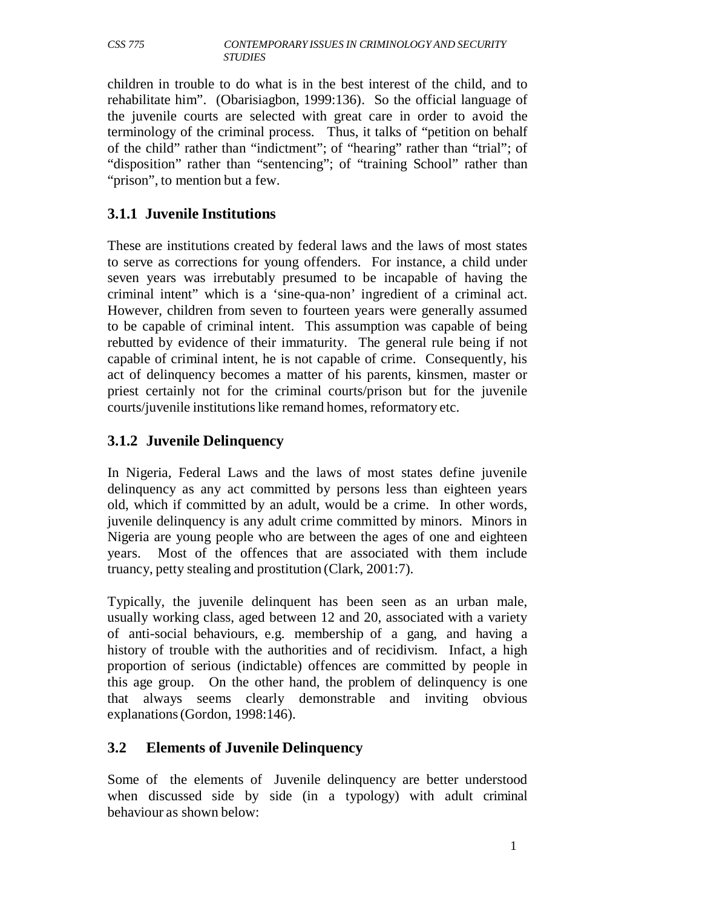children in trouble to do what is in the best interest of the child, and to rehabilitate him". (Obarisiagbon, 1999:136). So the official language of the juvenile courts are selected with great care in order to avoid the terminology of the criminal process. Thus, it talks of "petition on behalf of the child" rather than "indictment"; of "hearing" rather than "trial"; of "disposition" rather than "sentencing"; of "training School" rather than "prison", to mention but a few.

### 3.1.1 Juvenile Institutions

These are institutions created by federal laws and the laws of most states to serve as corrections for young offenders. For instance, a child under seven years was irrebutably presumed to be incapable of having the criminal intent" which is a 'sine-qua-non' ingredient of a criminal act. However, children from seven to fourteen years were generally assumed to be capable of criminal intent. This assumption was capable of being rebutted by evidence of their immaturity. The general rule being if not capable of criminal intent, he is not capable of crime. Consequently, his act of delinquency becomes a matter of his parents, kinsmen, master or priest certainly not for the criminal courts/prison but for the juvenile courts/juvenile institutions like remand homes, reformatory etc.

### 3.1.2 Juvenile Delinquency

In Nigeria, Federal Laws and the laws of most states define juvenile delinquency as any act committed by persons less than eighteen years old, which if committed by an adult, would be a crime. In other words, juvenile delinquency is any adult crime committed by minors. Minors in Nigeria are young people who are between the ages of one and eighteen years. Most of the offences that are associated with them include truancy, petty stealing and prostitution (Clark, 2001:7).

Typically, the juvenile delinquent has been seen as an urban male, usually working class, aged between 12 and 20, associated with a variety of anti-social behaviours, e.g. membership of a gang, and having a history of trouble with the authorities and of recidivism. Infact, a high proportion of serious (indictable) offences are committed by people in this age group. On the other hand, the problem of delinquency is one that always seems clearly demonstrable and inviting obvious explanations (Gordon, 1998:146).

## 3.2 Elements of Juvenile Delinquency

Some of the elements of Juvenile delinquency are better understood when discussed side by side (in a typology) with adult criminal behaviour as shown below: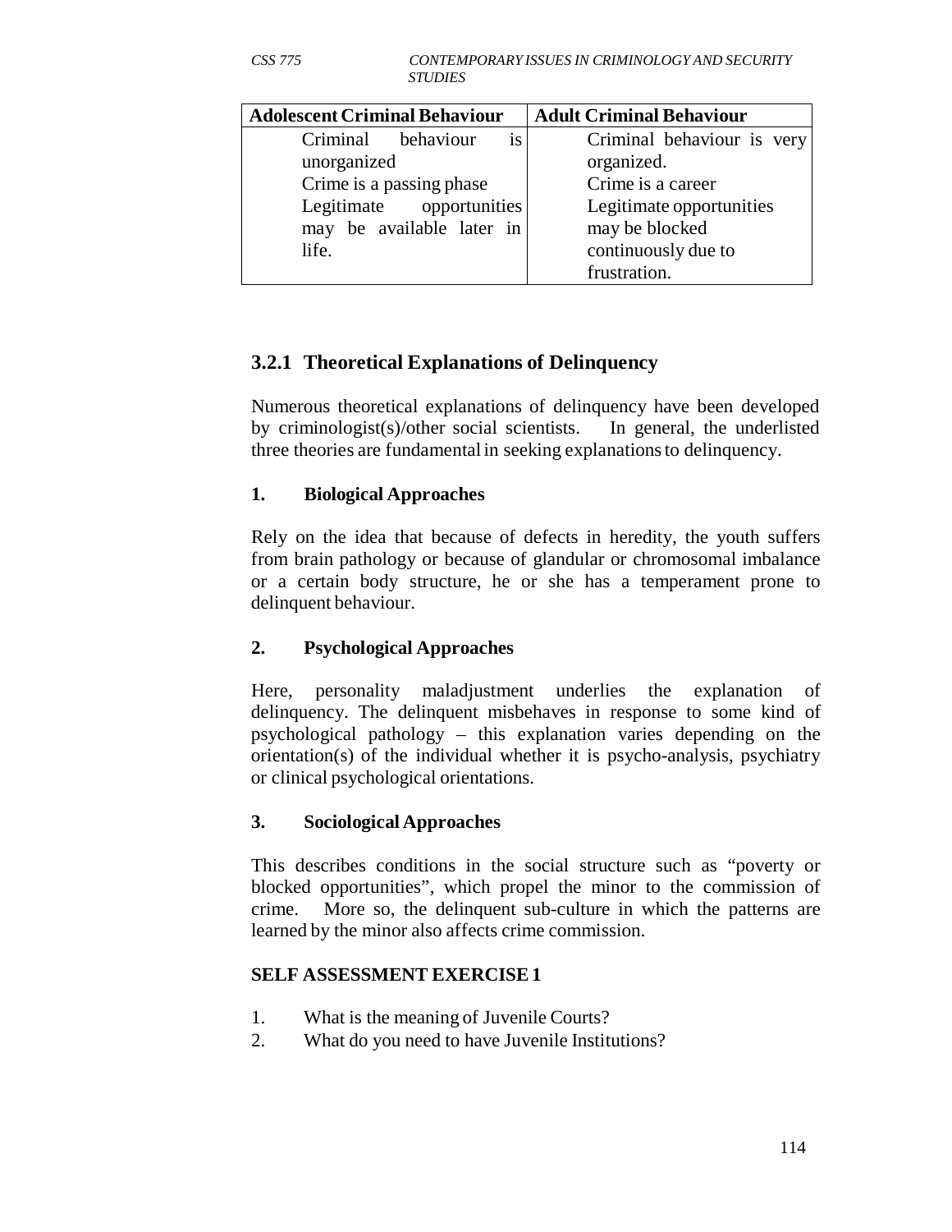| Adolescent Criminal Behaviour | Adult Criminal Behaviour |
| --- | --- |
| Criminal behaviour is unorganized | Criminal behaviour is very organized. |
| Crime is a passing phase | Crime is a career |
| Legitimate opportunities may be available later in life. | Legitimate opportunities may be blocked continuously due to frustration. |

### 3.2.1 Theoretical Explanations of Delinquency

Numerous theoretical explanations of delinquency have been developed by criminologist(s)/other social scientists. In general, the underlisted three theories are fundamental in seeking explanations to delinquency.

**1. Biological Approaches**

Rely on the idea that because of defects in heredity, the youth suffers from brain pathology or because of glandular or chromosomal imbalance or a certain body structure, he or she has a temperament prone to delinquent behaviour.

**2. Psychological Approaches**

Here, personality maladjustment underlies the explanation of delinquency. The delinquent misbehaves in response to some kind of psychological pathology – this explanation varies depending on the orientation(s) of the individual whether it is psycho-analysis, psychiatry or clinical psychological orientations.

**3. Sociological Approaches**

This describes conditions in the social structure such as "poverty or blocked opportunities", which propel the minor to the commission of crime. More so, the delinquent sub-culture in which the patterns are learned by the minor also affects crime commission.

**SELF ASSESSMENT EXERCISE 1**

1. What is the meaning of Juvenile Courts?
2. What do you need to have Juvenile Institutions?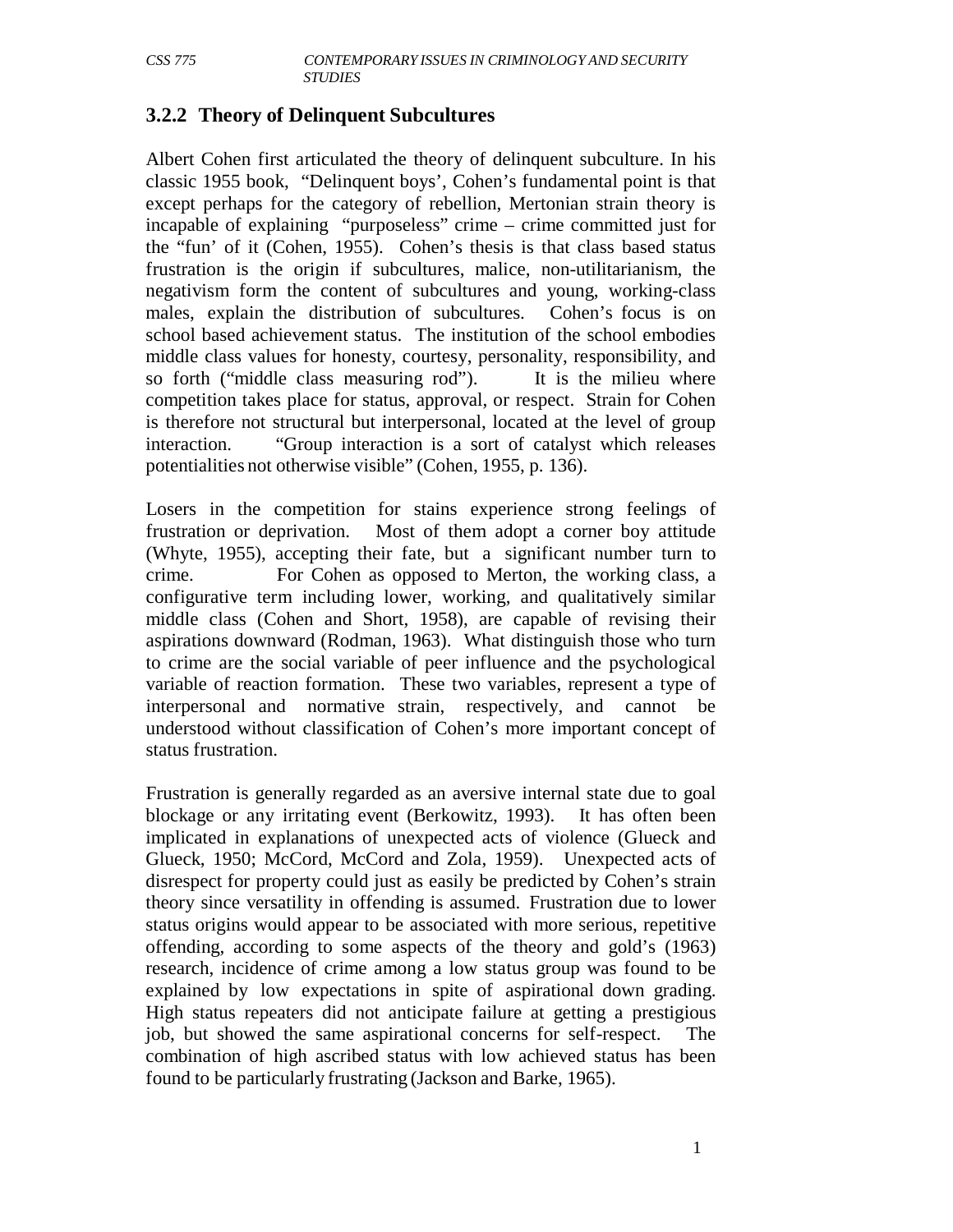### 3.2.2 Theory of Delinquent Subcultures

Albert Cohen first articulated the theory of delinquent subculture. In his classic 1955 book, "Delinquent boys', Cohen's fundamental point is that except perhaps for the category of rebellion, Mertonian strain theory is incapable of explaining "purposeless" crime – crime committed just for the "fun' of it (Cohen, 1955). Cohen's thesis is that class based status frustration is the origin if subcultures, malice, non-utilitarianism, the negativism form the content of subcultures and young, working-class males, explain the distribution of subcultures. Cohen's focus is on school based achievement status. The institution of the school embodies middle class values for honesty, courtesy, personality, responsibility, and so forth ("middle class measuring rod"). It is the milieu where competition takes place for status, approval, or respect. Strain for Cohen is therefore not structural but interpersonal, located at the level of group interaction. "Group interaction is a sort of catalyst which releases potentialities not otherwise visible" (Cohen, 1955, p. 136).

Losers in the competition for stains experience strong feelings of frustration or deprivation. Most of them adopt a corner boy attitude (Whyte, 1955), accepting their fate, but a significant number turn to crime. For Cohen as opposed to Merton, the working class, a configurative term including lower, working, and qualitatively similar middle class (Cohen and Short, 1958), are capable of revising their aspirations downward (Rodman, 1963). What distinguish those who turn to crime are the social variable of peer influence and the psychological variable of reaction formation. These two variables, represent a type of interpersonal and normative strain, respectively, and cannot be understood without classification of Cohen's more important concept of status frustration.

Frustration is generally regarded as an aversive internal state due to goal blockage or any irritating event (Berkowitz, 1993). It has often been implicated in explanations of unexpected acts of violence (Glueck and Glueck, 1950; McCord, McCord and Zola, 1959). Unexpected acts of disrespect for property could just as easily be predicted by Cohen's strain theory since versatility in offending is assumed. Frustration due to lower status origins would appear to be associated with more serious, repetitive offending, according to some aspects of the theory and gold's (1963) research, incidence of crime among a low status group was found to be explained by low expectations in spite of aspirational down grading. High status repeaters did not anticipate failure at getting a prestigious job, but showed the same aspirational concerns for self-respect. The combination of high ascribed status with low achieved status has been found to be particularly frustrating (Jackson and Barke, 1965).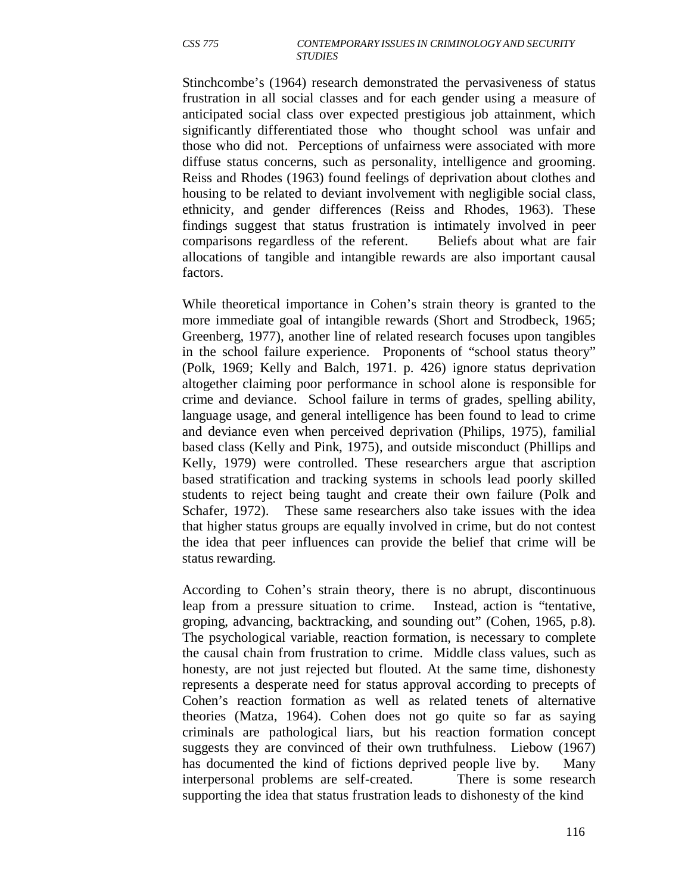Stinchcombe's (1964) research demonstrated the pervasiveness of status frustration in all social classes and for each gender using a measure of anticipated social class over expected prestigious job attainment, which significantly differentiated those who thought school was unfair and those who did not. Perceptions of unfairness were associated with more diffuse status concerns, such as personality, intelligence and grooming. Reiss and Rhodes (1963) found feelings of deprivation about clothes and housing to be related to deviant involvement with negligible social class, ethnicity, and gender differences (Reiss and Rhodes, 1963). These findings suggest that status frustration is intimately involved in peer comparisons regardless of the referent. Beliefs about what are fair allocations of tangible and intangible rewards are also important causal factors.

While theoretical importance in Cohen's strain theory is granted to the more immediate goal of intangible rewards (Short and Strodbeck, 1965; Greenberg, 1977), another line of related research focuses upon tangibles in the school failure experience. Proponents of "school status theory" (Polk, 1969; Kelly and Balch, 1971. p. 426) ignore status deprivation altogether claiming poor performance in school alone is responsible for crime and deviance. School failure in terms of grades, spelling ability, language usage, and general intelligence has been found to lead to crime and deviance even when perceived deprivation (Philips, 1975), familial based class (Kelly and Pink, 1975), and outside misconduct (Phillips and Kelly, 1979) were controlled. These researchers argue that ascription based stratification and tracking systems in schools lead poorly skilled students to reject being taught and create their own failure (Polk and Schafer, 1972). These same researchers also take issues with the idea that higher status groups are equally involved in crime, but do not contest the idea that peer influences can provide the belief that crime will be status rewarding.

According to Cohen's strain theory, there is no abrupt, discontinuous leap from a pressure situation to crime. Instead, action is "tentative, groping, advancing, backtracking, and sounding out" (Cohen, 1965, p.8). The psychological variable, reaction formation, is necessary to complete the causal chain from frustration to crime. Middle class values, such as honesty, are not just rejected but flouted. At the same time, dishonesty represents a desperate need for status approval according to precepts of Cohen's reaction formation as well as related tenets of alternative theories (Matza, 1964). Cohen does not go quite so far as saying criminals are pathological liars, but his reaction formation concept suggests they are convinced of their own truthfulness. Liebow (1967) has documented the kind of fictions deprived people live by. Many interpersonal problems are self-created. There is some research supporting the idea that status frustration leads to dishonesty of the kind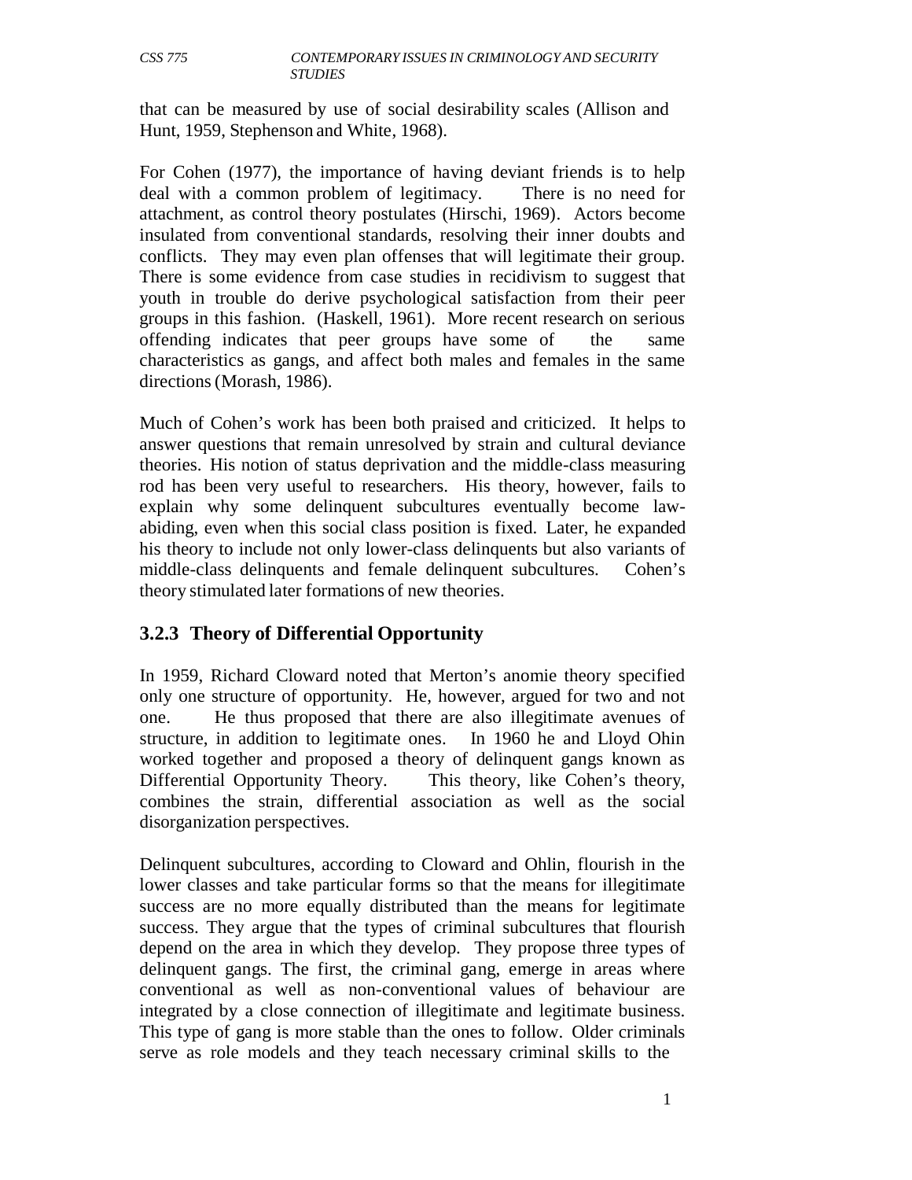that can be measured by use of social desirability scales (Allison and Hunt, 1959, Stephenson and White, 1968).

For Cohen (1977), the importance of having deviant friends is to help deal with a common problem of legitimacy. There is no need for attachment, as control theory postulates (Hirschi, 1969). Actors become insulated from conventional standards, resolving their inner doubts and conflicts. They may even plan offenses that will legitimate their group. There is some evidence from case studies in recidivism to suggest that youth in trouble do derive psychological satisfaction from their peer groups in this fashion. (Haskell, 1961). More recent research on serious offending indicates that peer groups have some of the same characteristics as gangs, and affect both males and females in the same directions (Morash, 1986).

Much of Cohen's work has been both praised and criticized. It helps to answer questions that remain unresolved by strain and cultural deviance theories. His notion of status deprivation and the middle-class measuring rod has been very useful to researchers. His theory, however, fails to explain why some delinquent subcultures eventually become law-abiding, even when this social class position is fixed. Later, he expanded his theory to include not only lower-class delinquents but also variants of middle-class delinquents and female delinquent subcultures. Cohen's theory stimulated later formations of new theories.

### 3.2.3 Theory of Differential Opportunity

In 1959, Richard Cloward noted that Merton's anomie theory specified only one structure of opportunity. He, however, argued for two and not one. He thus proposed that there are also illegitimate avenues of structure, in addition to legitimate ones. In 1960 he and Lloyd Ohin worked together and proposed a theory of delinquent gangs known as Differential Opportunity Theory. This theory, like Cohen's theory, combines the strain, differential association as well as the social disorganization perspectives.

Delinquent subcultures, according to Cloward and Ohlin, flourish in the lower classes and take particular forms so that the means for illegitimate success are no more equally distributed than the means for legitimate success. They argue that the types of criminal subcultures that flourish depend on the area in which they develop. They propose three types of delinquent gangs. The first, the criminal gang, emerge in areas where conventional as well as non-conventional values of behaviour are integrated by a close connection of illegitimate and legitimate business. This type of gang is more stable than the ones to follow. Older criminals serve as role models and they teach necessary criminal skills to the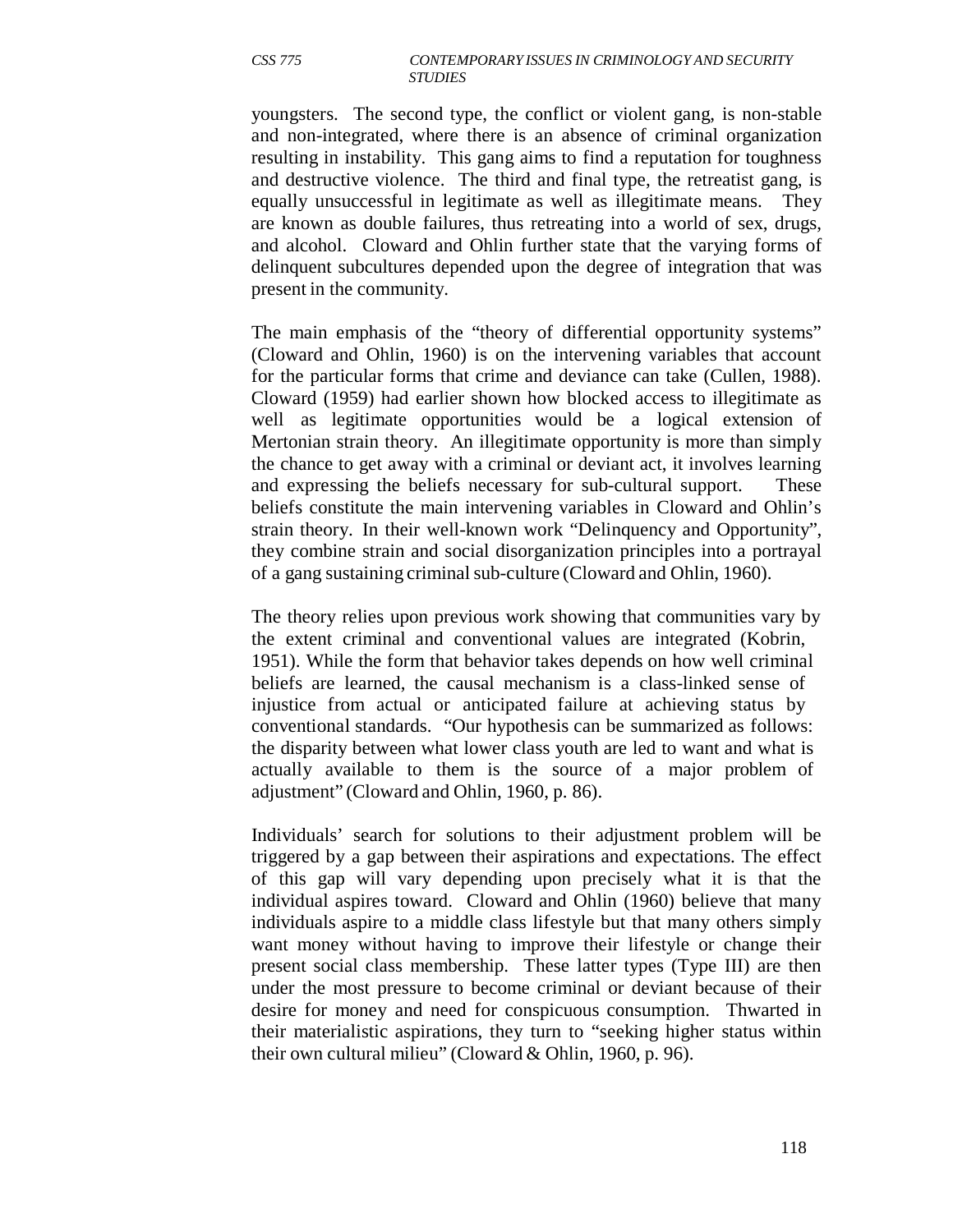youngsters. The second type, the conflict or violent gang, is non-stable and non-integrated, where there is an absence of criminal organization resulting in instability. This gang aims to find a reputation for toughness and destructive violence. The third and final type, the retreatist gang, is equally unsuccessful in legitimate as well as illegitimate means. They are known as double failures, thus retreating into a world of sex, drugs, and alcohol. Cloward and Ohlin further state that the varying forms of delinquent subcultures depended upon the degree of integration that was present in the community.

The main emphasis of the "theory of differential opportunity systems" (Cloward and Ohlin, 1960) is on the intervening variables that account for the particular forms that crime and deviance can take (Cullen, 1988). Cloward (1959) had earlier shown how blocked access to illegitimate as well as legitimate opportunities would be a logical extension of Mertonian strain theory. An illegitimate opportunity is more than simply the chance to get away with a criminal or deviant act, it involves learning and expressing the beliefs necessary for sub-cultural support. These beliefs constitute the main intervening variables in Cloward and Ohlin's strain theory. In their well-known work "Delinquency and Opportunity", they combine strain and social disorganization principles into a portrayal of a gang sustaining criminal sub-culture (Cloward and Ohlin, 1960).

The theory relies upon previous work showing that communities vary by the extent criminal and conventional values are integrated (Kobrin, 1951). While the form that behavior takes depends on how well criminal beliefs are learned, the causal mechanism is a class-linked sense of injustice from actual or anticipated failure at achieving status by conventional standards. "Our hypothesis can be summarized as follows: the disparity between what lower class youth are led to want and what is actually available to them is the source of a major problem of adjustment" (Cloward and Ohlin, 1960, p. 86).

Individuals' search for solutions to their adjustment problem will be triggered by a gap between their aspirations and expectations. The effect of this gap will vary depending upon precisely what it is that the individual aspires toward. Cloward and Ohlin (1960) believe that many individuals aspire to a middle class lifestyle but that many others simply want money without having to improve their lifestyle or change their present social class membership. These latter types (Type III) are then under the most pressure to become criminal or deviant because of their desire for money and need for conspicuous consumption. Thwarted in their materialistic aspirations, they turn to "seeking higher status within their own cultural milieu" (Cloward & Ohlin, 1960, p. 96).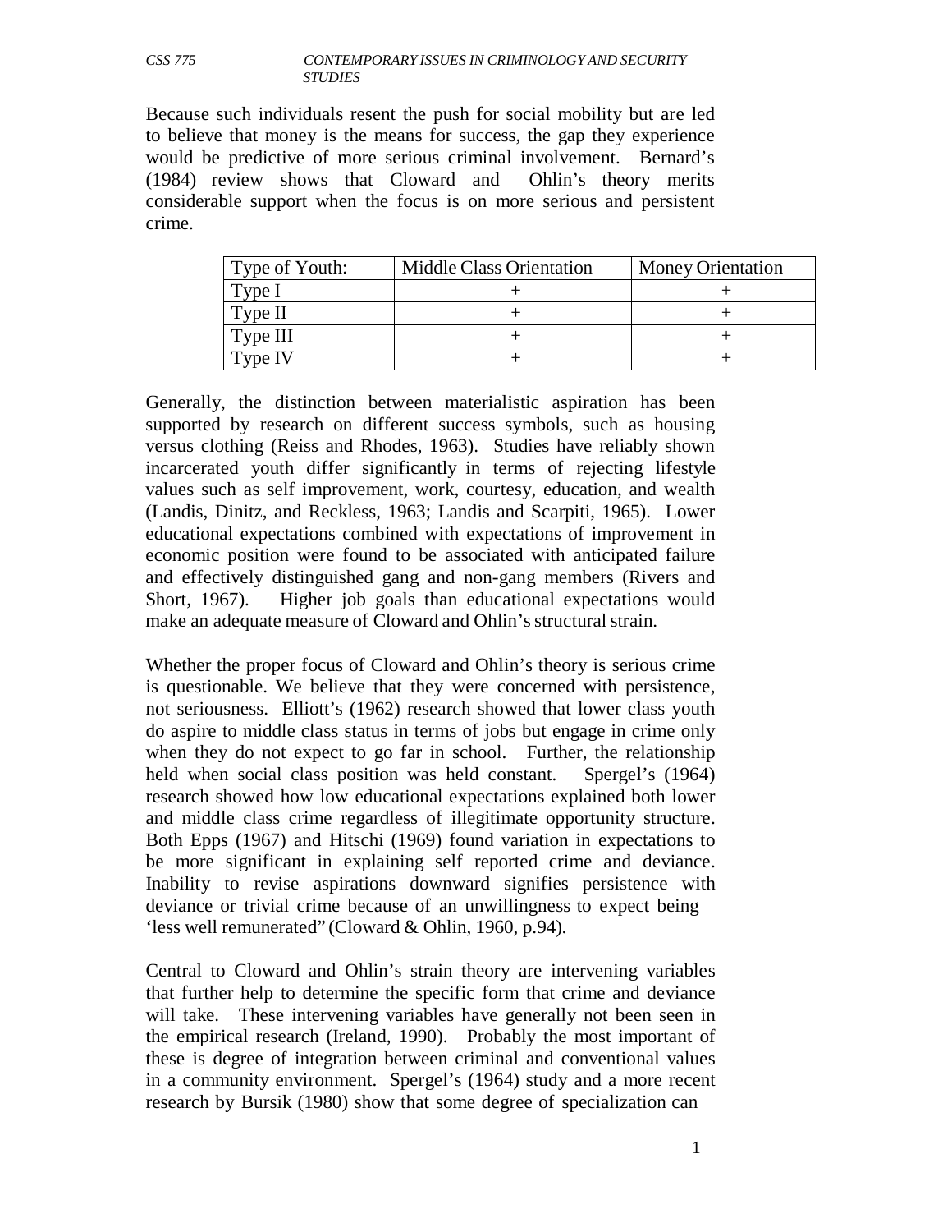Because such individuals resent the push for social mobility but are led to believe that money is the means for success, the gap they experience would be predictive of more serious criminal involvement. Bernard's (1984) review shows that Cloward and Ohlin's theory merits considerable support when the focus is on more serious and persistent crime.

| Type of Youth: | Middle Class Orientation | Money Orientation |
|---|---|---|
| Type I | + | + |
| Type II | + | + |
| Type III | + | + |
| Type IV | + | + |

Generally, the distinction between materialistic aspiration has been supported by research on different success symbols, such as housing versus clothing (Reiss and Rhodes, 1963). Studies have reliably shown incarcerated youth differ significantly in terms of rejecting lifestyle values such as self improvement, work, courtesy, education, and wealth (Landis, Dinitz, and Reckless, 1963; Landis and Scarpiti, 1965). Lower educational expectations combined with expectations of improvement in economic position were found to be associated with anticipated failure and effectively distinguished gang and non-gang members (Rivers and Short, 1967). Higher job goals than educational expectations would make an adequate measure of Cloward and Ohlin's structural strain.

Whether the proper focus of Cloward and Ohlin's theory is serious crime is questionable. We believe that they were concerned with persistence, not seriousness. Elliott's (1962) research showed that lower class youth do aspire to middle class status in terms of jobs but engage in crime only when they do not expect to go far in school. Further, the relationship held when social class position was held constant. Spergel's (1964) research showed how low educational expectations explained both lower and middle class crime regardless of illegitimate opportunity structure. Both Epps (1967) and Hitschi (1969) found variation in expectations to be more significant in explaining self reported crime and deviance. Inability to revise aspirations downward signifies persistence with deviance or trivial crime because of an unwillingness to expect being 'less well remunerated" (Cloward & Ohlin, 1960, p.94).

Central to Cloward and Ohlin's strain theory are intervening variables that further help to determine the specific form that crime and deviance will take. These intervening variables have generally not been seen in the empirical research (Ireland, 1990). Probably the most important of these is degree of integration between criminal and conventional values in a community environment. Spergel's (1964) study and a more recent research by Bursik (1980) show that some degree of specialization can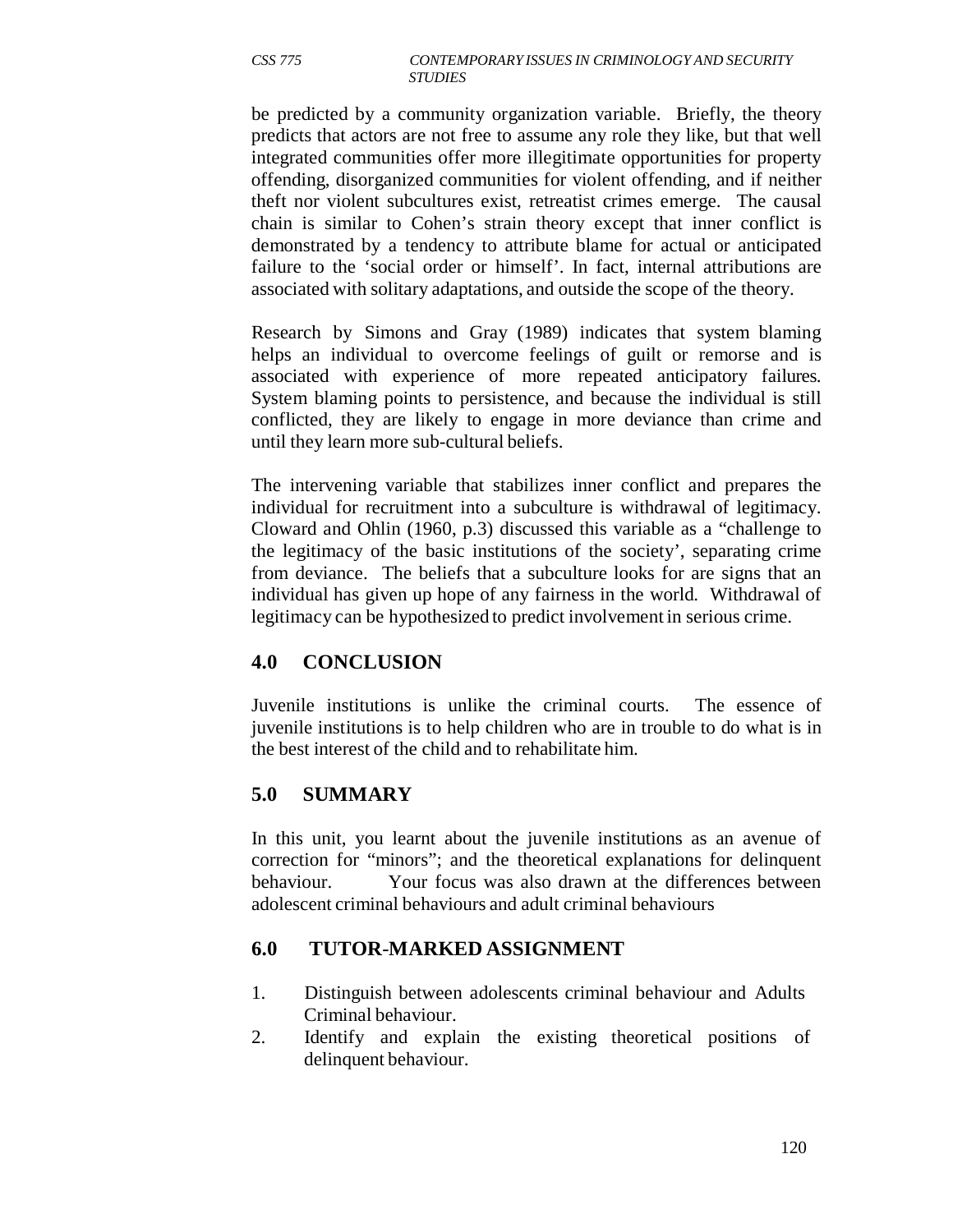be predicted by a community organization variable. Briefly, the theory predicts that actors are not free to assume any role they like, but that well integrated communities offer more illegitimate opportunities for property offending, disorganized communities for violent offending, and if neither theft nor violent subcultures exist, retreatist crimes emerge. The causal chain is similar to Cohen's strain theory except that inner conflict is demonstrated by a tendency to attribute blame for actual or anticipated failure to the 'social order or himself'. In fact, internal attributions are associated with solitary adaptations, and outside the scope of the theory.

Research by Simons and Gray (1989) indicates that system blaming helps an individual to overcome feelings of guilt or remorse and is associated with experience of more repeated anticipatory failures. System blaming points to persistence, and because the individual is still conflicted, they are likely to engage in more deviance than crime and until they learn more sub-cultural beliefs.

The intervening variable that stabilizes inner conflict and prepares the individual for recruitment into a subculture is withdrawal of legitimacy. Cloward and Ohlin (1960, p.3) discussed this variable as a "challenge to the legitimacy of the basic institutions of the society', separating crime from deviance. The beliefs that a subculture looks for are signs that an individual has given up hope of any fairness in the world. Withdrawal of legitimacy can be hypothesized to predict involvement in serious crime.

## 4.0 CONCLUSION

Juvenile institutions is unlike the criminal courts. The essence of juvenile institutions is to help children who are in trouble to do what is in the best interest of the child and to rehabilitate him.

## 5.0 SUMMARY

In this unit, you learnt about the juvenile institutions as an avenue of correction for "minors"; and the theoretical explanations for delinquent behaviour. Your focus was also drawn at the differences between adolescent criminal behaviours and adult criminal behaviours

## 6.0 TUTOR-MARKED ASSIGNMENT

1. Distinguish between adolescents criminal behaviour and Adults Criminal behaviour.
2. Identify and explain the existing theoretical positions of delinquent behaviour.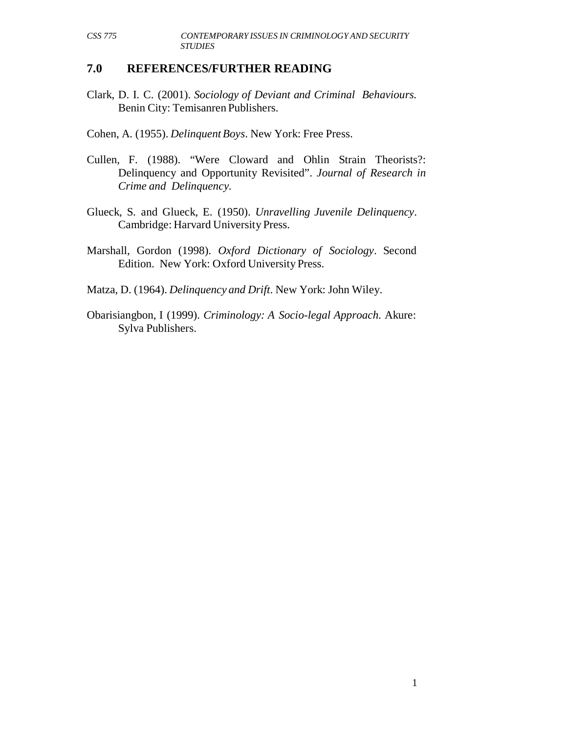## 7.0 REFERENCES/FURTHER READING

Clark, D. I. C. (2001). *Sociology of Deviant and Criminal Behaviours.* Benin City: Temisanren Publishers.

Cohen, A. (1955). *Delinquent Boys*. New York: Free Press.

Cullen, F. (1988). "Were Cloward and Ohlin Strain Theorists?: Delinquency and Opportunity Revisited". *Journal of Research in Crime and Delinquency.*

Glueck, S. and Glueck, E. (1950). *Unravelling Juvenile Delinquency*. Cambridge: Harvard University Press.

Marshall, Gordon (1998). *Oxford Dictionary of Sociology*. Second Edition. New York: Oxford University Press.

Matza, D. (1964). *Delinquency and Drift*. New York: John Wiley.

Obarisiangbon, I (1999). *Criminology: A Socio-legal Approach.* Akure: Sylva Publishers.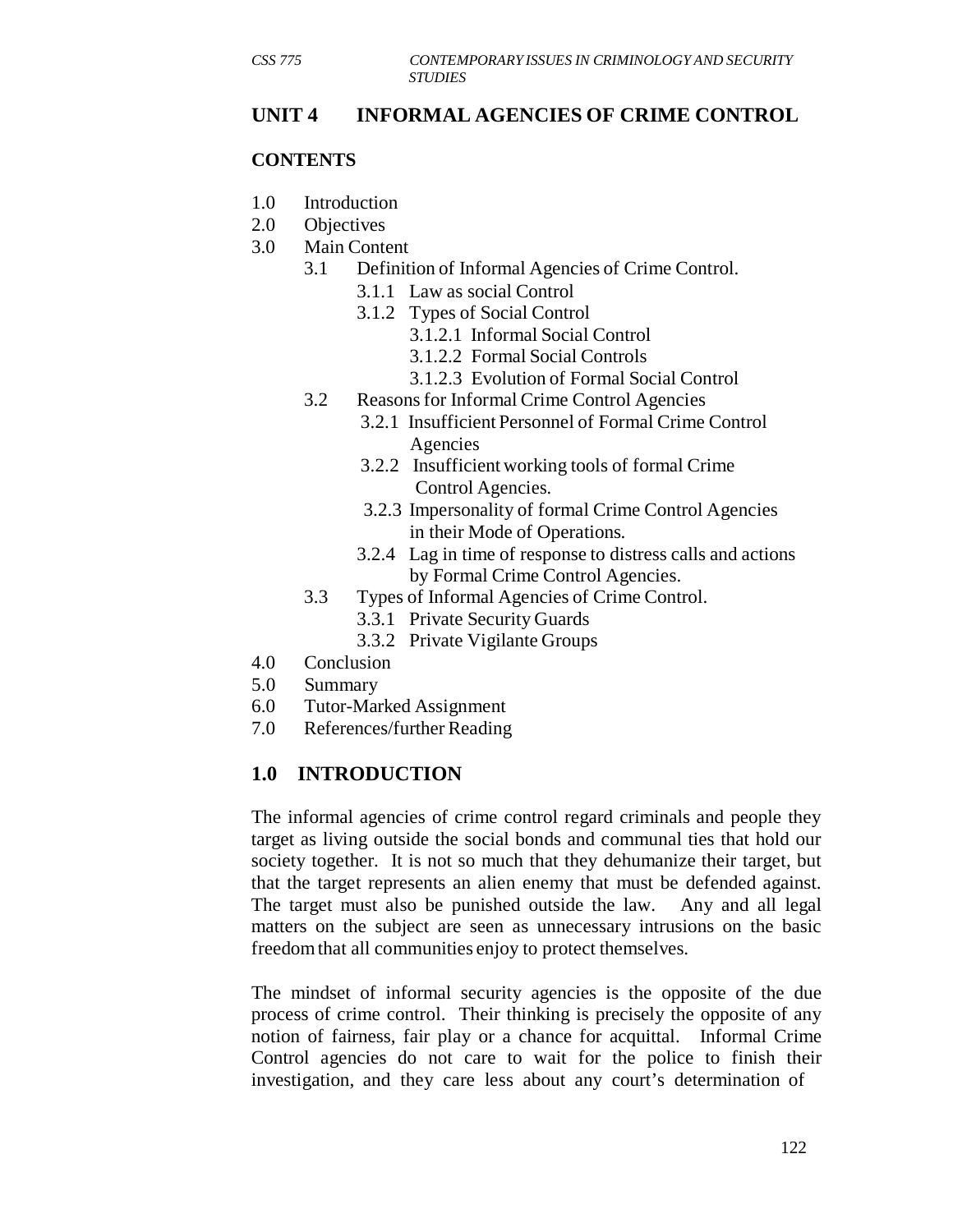## UNIT 4 INFORMAL AGENCIES OF CRIME CONTROL

### CONTENTS

1.0 Introduction
2.0 Objectives
3.0 Main Content
    3.1 Definition of Informal Agencies of Crime Control.
        3.1.1 Law as social Control
        3.1.2 Types of Social Control
            3.1.2.1 Informal Social Control
            3.1.2.2 Formal Social Controls
            3.1.2.3 Evolution of Formal Social Control
    3.2 Reasons for Informal Crime Control Agencies
        3.2.1 Insufficient Personnel of Formal Crime Control Agencies
        3.2.2 Insufficient working tools of formal Crime Control Agencies.
        3.2.3 Impersonality of formal Crime Control Agencies in their Mode of Operations.
        3.2.4 Lag in time of response to distress calls and actions by Formal Crime Control Agencies.
    3.3 Types of Informal Agencies of Crime Control.
        3.3.1 Private Security Guards
        3.3.2 Private Vigilante Groups
4.0 Conclusion
5.0 Summary
6.0 Tutor-Marked Assignment
7.0 References/further Reading

### 1.0 INTRODUCTION

The informal agencies of crime control regard criminals and people they target as living outside the social bonds and communal ties that hold our society together. It is not so much that they dehumanize their target, but that the target represents an alien enemy that must be defended against. The target must also be punished outside the law. Any and all legal matters on the subject are seen as unnecessary intrusions on the basic freedom that all communities enjoy to protect themselves.

The mindset of informal security agencies is the opposite of the due process of crime control. Their thinking is precisely the opposite of any notion of fairness, fair play or a chance for acquittal. Informal Crime Control agencies do not care to wait for the police to finish their investigation, and they care less about any court's determination of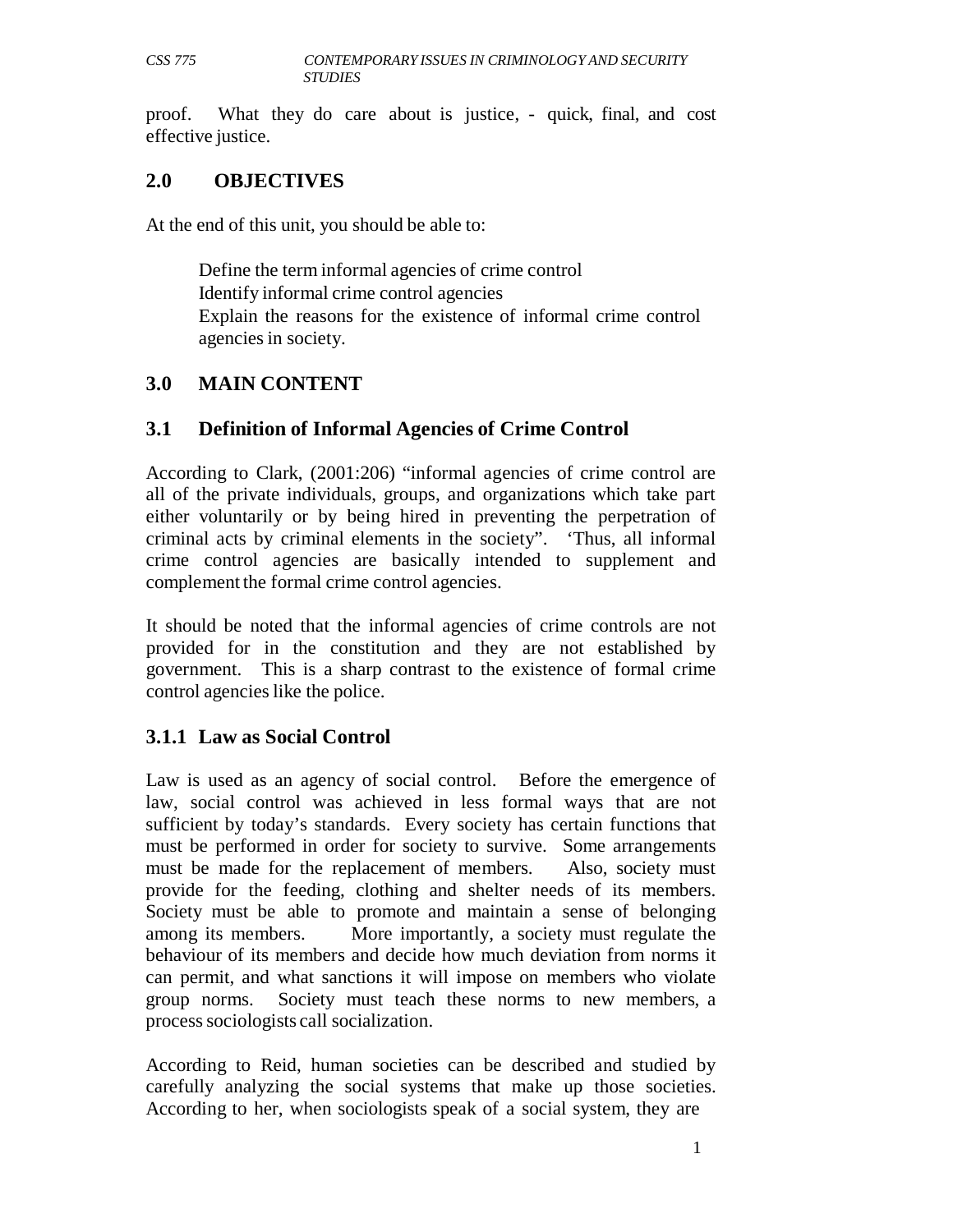proof. What they do care about is justice, - quick, final, and cost effective justice.

## 2.0 OBJECTIVES

At the end of this unit, you should be able to:

- Define the term informal agencies of crime control
- Identify informal crime control agencies
- Explain the reasons for the existence of informal crime control agencies in society.

## 3.0 MAIN CONTENT

### 3.1 Definition of Informal Agencies of Crime Control

According to Clark, (2001:206) "informal agencies of crime control are all of the private individuals, groups, and organizations which take part either voluntarily or by being hired in preventing the perpetration of criminal acts by criminal elements in the society". 'Thus, all informal crime control agencies are basically intended to supplement and complement the formal crime control agencies.

It should be noted that the informal agencies of crime controls are not provided for in the constitution and they are not established by government. This is a sharp contrast to the existence of formal crime control agencies like the police.

### 3.1.1 Law as Social Control

Law is used as an agency of social control. Before the emergence of law, social control was achieved in less formal ways that are not sufficient by today's standards. Every society has certain functions that must be performed in order for society to survive. Some arrangements must be made for the replacement of members. Also, society must provide for the feeding, clothing and shelter needs of its members. Society must be able to promote and maintain a sense of belonging among its members. More importantly, a society must regulate the behaviour of its members and decide how much deviation from norms it can permit, and what sanctions it will impose on members who violate group norms. Society must teach these norms to new members, a process sociologists call socialization.

According to Reid, human societies can be described and studied by carefully analyzing the social systems that make up those societies. According to her, when sociologists speak of a social system, they are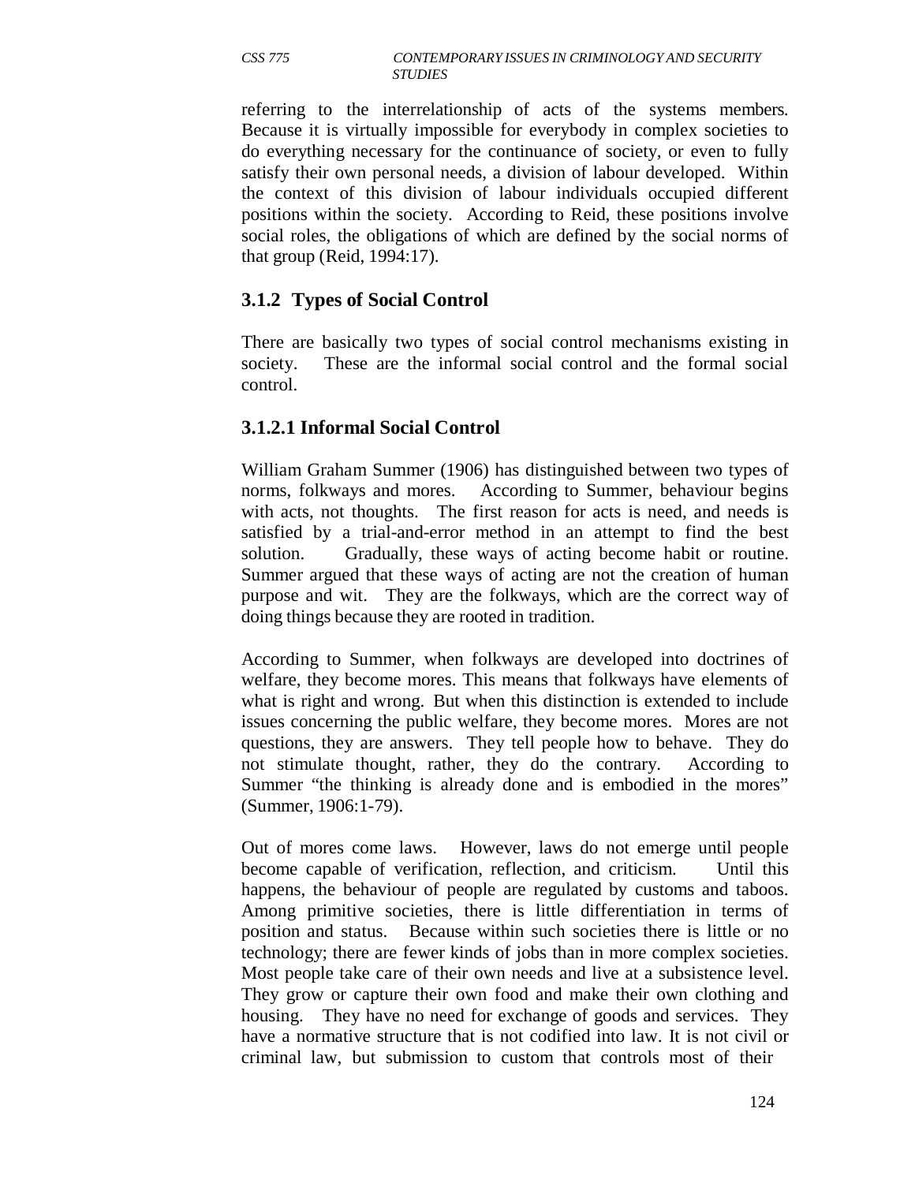referring to the interrelationship of acts of the systems members. Because it is virtually impossible for everybody in complex societies to do everything necessary for the continuance of society, or even to fully satisfy their own personal needs, a division of labour developed. Within the context of this division of labour individuals occupied different positions within the society. According to Reid, these positions involve social roles, the obligations of which are defined by the social norms of that group (Reid, 1994:17).

### 3.1.2 Types of Social Control

There are basically two types of social control mechanisms existing in society. These are the informal social control and the formal social control.

#### 3.1.2.1 Informal Social Control

William Graham Summer (1906) has distinguished between two types of norms, folkways and mores. According to Summer, behaviour begins with acts, not thoughts. The first reason for acts is need, and needs is satisfied by a trial-and-error method in an attempt to find the best solution. Gradually, these ways of acting become habit or routine. Summer argued that these ways of acting are not the creation of human purpose and wit. They are the folkways, which are the correct way of doing things because they are rooted in tradition.

According to Summer, when folkways are developed into doctrines of welfare, they become mores. This means that folkways have elements of what is right and wrong. But when this distinction is extended to include issues concerning the public welfare, they become mores. Mores are not questions, they are answers. They tell people how to behave. They do not stimulate thought, rather, they do the contrary. According to Summer "the thinking is already done and is embodied in the mores" (Summer, 1906:1-79).

Out of mores come laws. However, laws do not emerge until people become capable of verification, reflection, and criticism. Until this happens, the behaviour of people are regulated by customs and taboos. Among primitive societies, there is little differentiation in terms of position and status. Because within such societies there is little or no technology; there are fewer kinds of jobs than in more complex societies. Most people take care of their own needs and live at a subsistence level. They grow or capture their own food and make their own clothing and housing. They have no need for exchange of goods and services. They have a normative structure that is not codified into law. It is not civil or criminal law, but submission to custom that controls most of their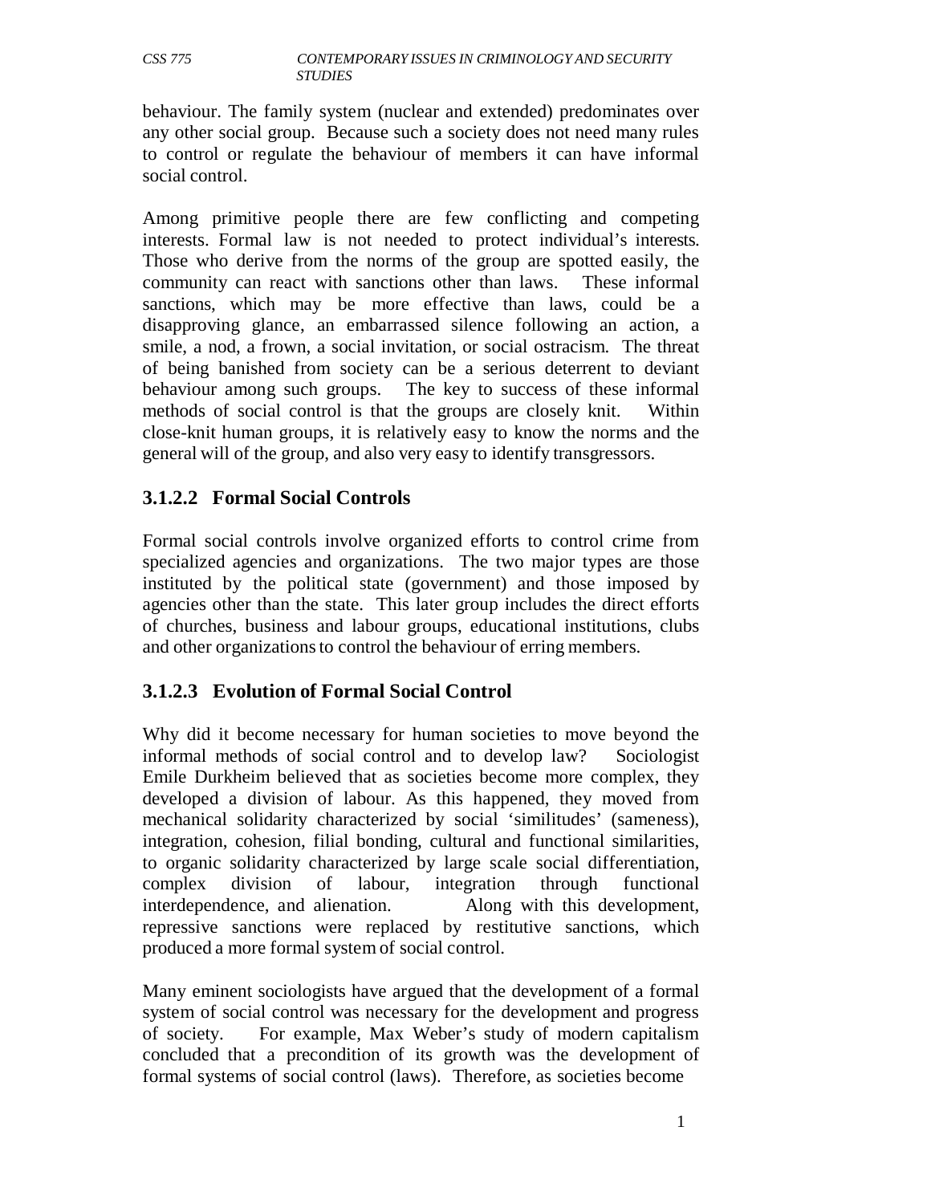behaviour. The family system (nuclear and extended) predominates over any other social group. Because such a society does not need many rules to control or regulate the behaviour of members it can have informal social control.

Among primitive people there are few conflicting and competing interests. Formal law is not needed to protect individual's interests. Those who derive from the norms of the group are spotted easily, the community can react with sanctions other than laws. These informal sanctions, which may be more effective than laws, could be a disapproving glance, an embarrassed silence following an action, a smile, a nod, a frown, a social invitation, or social ostracism. The threat of being banished from society can be a serious deterrent to deviant behaviour among such groups. The key to success of these informal methods of social control is that the groups are closely knit. Within close-knit human groups, it is relatively easy to know the norms and the general will of the group, and also very easy to identify transgressors.

### 3.1.2.2 Formal Social Controls

Formal social controls involve organized efforts to control crime from specialized agencies and organizations. The two major types are those instituted by the political state (government) and those imposed by agencies other than the state. This later group includes the direct efforts of churches, business and labour groups, educational institutions, clubs and other organizations to control the behaviour of erring members.

### 3.1.2.3 Evolution of Formal Social Control

Why did it become necessary for human societies to move beyond the informal methods of social control and to develop law? Sociologist Emile Durkheim believed that as societies become more complex, they developed a division of labour. As this happened, they moved from mechanical solidarity characterized by social 'similitudes' (sameness), integration, cohesion, filial bonding, cultural and functional similarities, to organic solidarity characterized by large scale social differentiation, complex division of labour, integration through functional interdependence, and alienation. Along with this development, repressive sanctions were replaced by restitutive sanctions, which produced a more formal system of social control.

Many eminent sociologists have argued that the development of a formal system of social control was necessary for the development and progress of society. For example, Max Weber's study of modern capitalism concluded that a precondition of its growth was the development of formal systems of social control (laws). Therefore, as societies become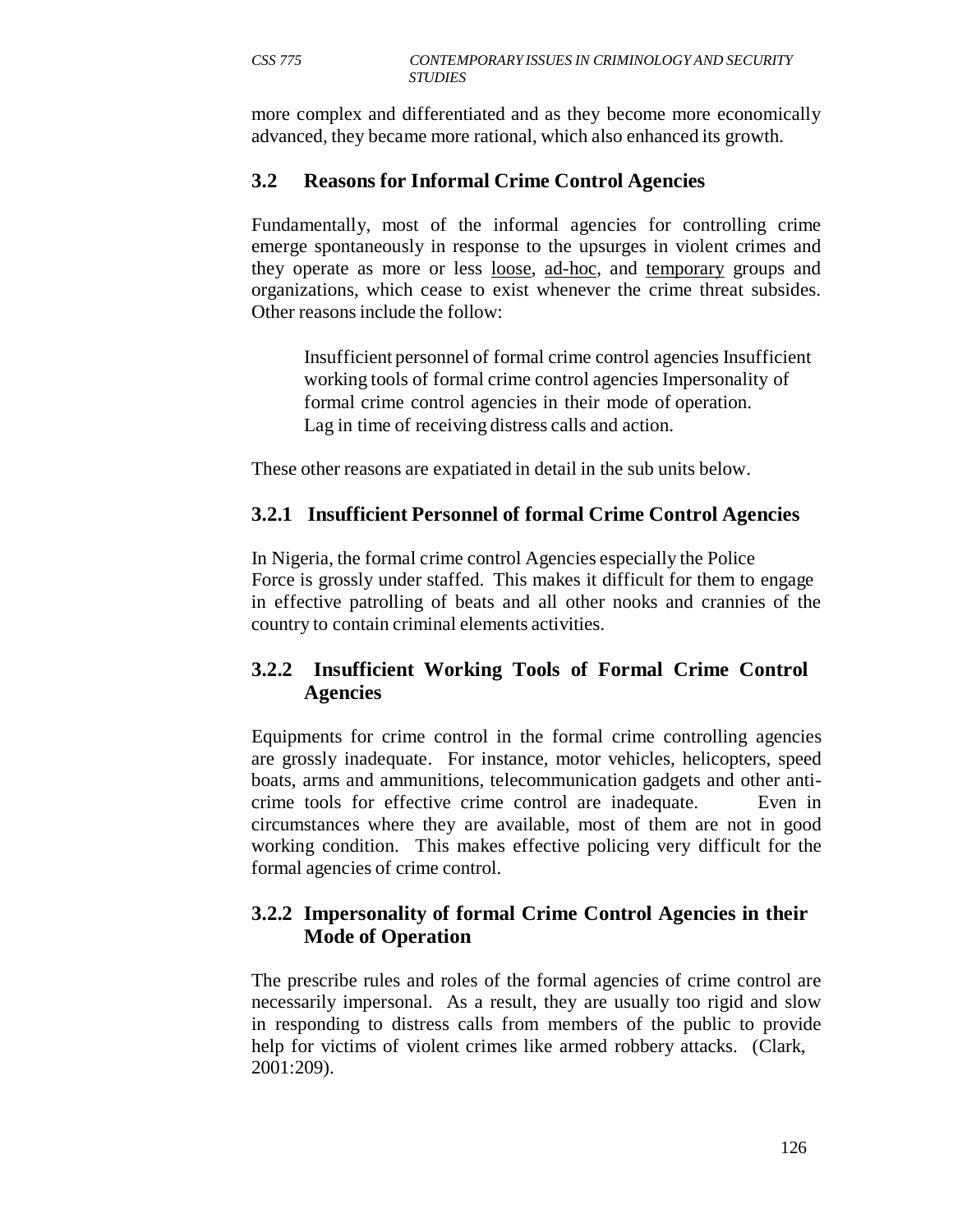more complex and differentiated and as they become more economically advanced, they became more rational, which also enhanced its growth.

## 3.2 Reasons for Informal Crime Control Agencies

Fundamentally, most of the informal agencies for controlling crime emerge spontaneously in response to the upsurges in violent crimes and they operate as more or less loose, ad-hoc, and temporary groups and organizations, which cease to exist whenever the crime threat subsides. Other reasons include the follow:

Insufficient personnel of formal crime control agencies Insufficient working tools of formal crime control agencies Impersonality of formal crime control agencies in their mode of operation.
Lag in time of receiving distress calls and action.

These other reasons are expatiated in detail in the sub units below.

### 3.2.1 Insufficient Personnel of formal Crime Control Agencies

In Nigeria, the formal crime control Agencies especially the Police Force is grossly under staffed. This makes it difficult for them to engage in effective patrolling of beats and all other nooks and crannies of the country to contain criminal elements activities.

### 3.2.2 Insufficient Working Tools of Formal Crime Control Agencies

Equipments for crime control in the formal crime controlling agencies are grossly inadequate. For instance, motor vehicles, helicopters, speed boats, arms and ammunitions, telecommunication gadgets and other anti-crime tools for effective crime control are inadequate. Even in circumstances where they are available, most of them are not in good working condition. This makes effective policing very difficult for the formal agencies of crime control.

### 3.2.2 Impersonality of formal Crime Control Agencies in their Mode of Operation

The prescribe rules and roles of the formal agencies of crime control are necessarily impersonal. As a result, they are usually too rigid and slow in responding to distress calls from members of the public to provide help for victims of violent crimes like armed robbery attacks. (Clark, 2001:209).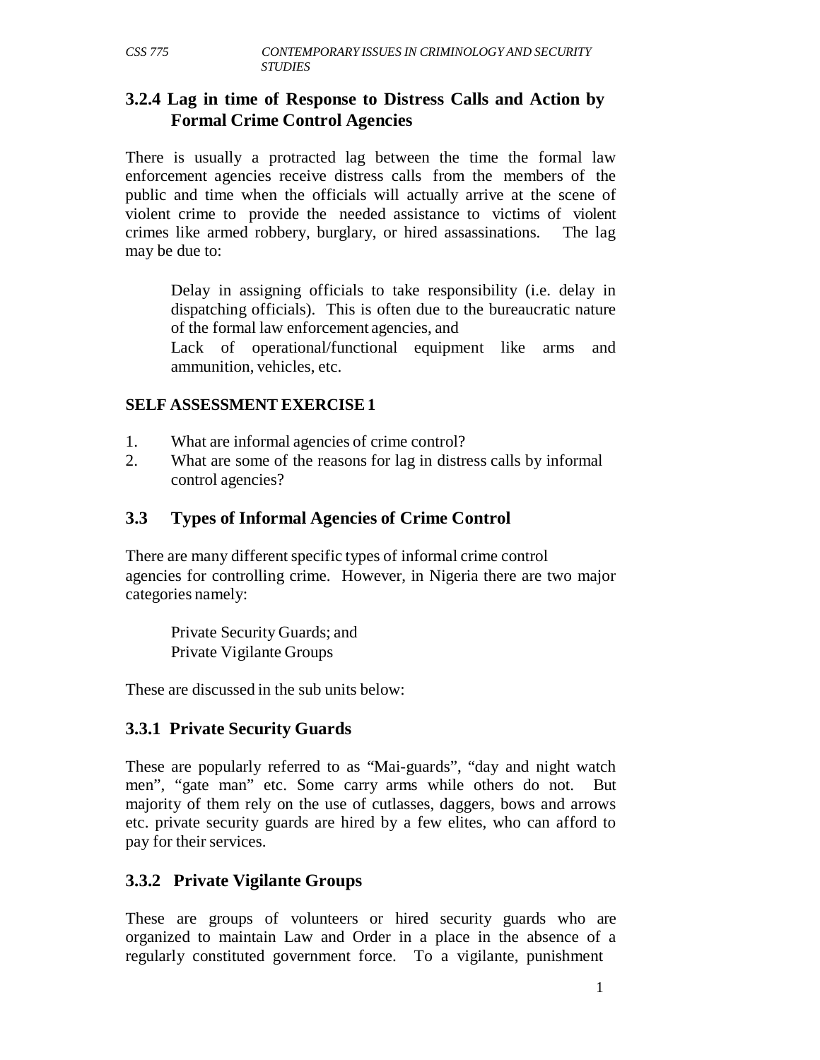### 3.2.4 Lag in time of Response to Distress Calls and Action by Formal Crime Control Agencies

There is usually a protracted lag between the time the formal law enforcement agencies receive distress calls from the members of the public and time when the officials will actually arrive at the scene of violent crime to provide the needed assistance to victims of violent crimes like armed robbery, burglary, or hired assassinations. The lag may be due to:

Delay in assigning officials to take responsibility (i.e. delay in dispatching officials). This is often due to the bureaucratic nature of the formal law enforcement agencies, and

Lack of operational/functional equipment like arms and ammunition, vehicles, etc.

**SELF ASSESSMENT EXERCISE 1**

1. What are informal agencies of crime control?
2. What are some of the reasons for lag in distress calls by informal control agencies?

## 3.3 Types of Informal Agencies of Crime Control

There are many different specific types of informal crime control agencies for controlling crime. However, in Nigeria there are two major categories namely:

Private Security Guards; and
Private Vigilante Groups

These are discussed in the sub units below:

### 3.3.1 Private Security Guards

These are popularly referred to as "Mai-guards", "day and night watch men", "gate man" etc. Some carry arms while others do not. But majority of them rely on the use of cutlasses, daggers, bows and arrows etc. private security guards are hired by a few elites, who can afford to pay for their services.

### 3.3.2 Private Vigilante Groups

These are groups of volunteers or hired security guards who are organized to maintain Law and Order in a place in the absence of a regularly constituted government force. To a vigilante, punishment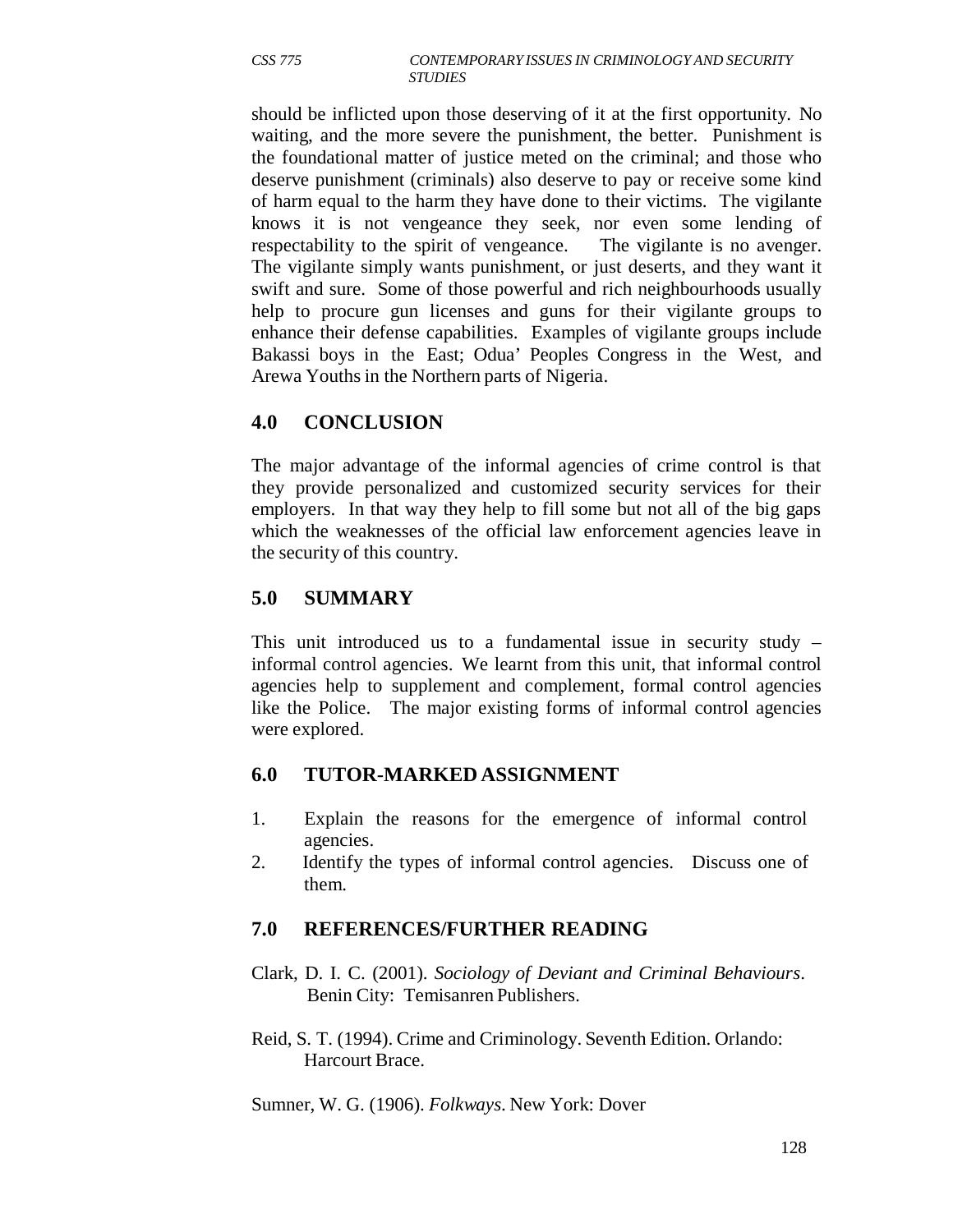should be inflicted upon those deserving of it at the first opportunity. No waiting, and the more severe the punishment, the better. Punishment is the foundational matter of justice meted on the criminal; and those who deserve punishment (criminals) also deserve to pay or receive some kind of harm equal to the harm they have done to their victims. The vigilante knows it is not vengeance they seek, nor even some lending of respectability to the spirit of vengeance. The vigilante is no avenger. The vigilante simply wants punishment, or just deserts, and they want it swift and sure. Some of those powerful and rich neighbourhoods usually help to procure gun licenses and guns for their vigilante groups to enhance their defense capabilities. Examples of vigilante groups include Bakassi boys in the East; Odua' Peoples Congress in the West, and Arewa Youths in the Northern parts of Nigeria.

## 4.0 CONCLUSION

The major advantage of the informal agencies of crime control is that they provide personalized and customized security services for their employers. In that way they help to fill some but not all of the big gaps which the weaknesses of the official law enforcement agencies leave in the security of this country.

## 5.0 SUMMARY

This unit introduced us to a fundamental issue in security study – informal control agencies. We learnt from this unit, that informal control agencies help to supplement and complement, formal control agencies like the Police. The major existing forms of informal control agencies were explored.

## 6.0 TUTOR-MARKED ASSIGNMENT

1. Explain the reasons for the emergence of informal control agencies.
2. Identify the types of informal control agencies. Discuss one of them.

## 7.0 REFERENCES/FURTHER READING

Clark, D. I. C. (2001). *Sociology of Deviant and Criminal Behaviours*. Benin City: Temisanren Publishers.

Reid, S. T. (1994). Crime and Criminology. Seventh Edition. Orlando: Harcourt Brace.

Sumner, W. G. (1906). *Folkways*. New York: Dover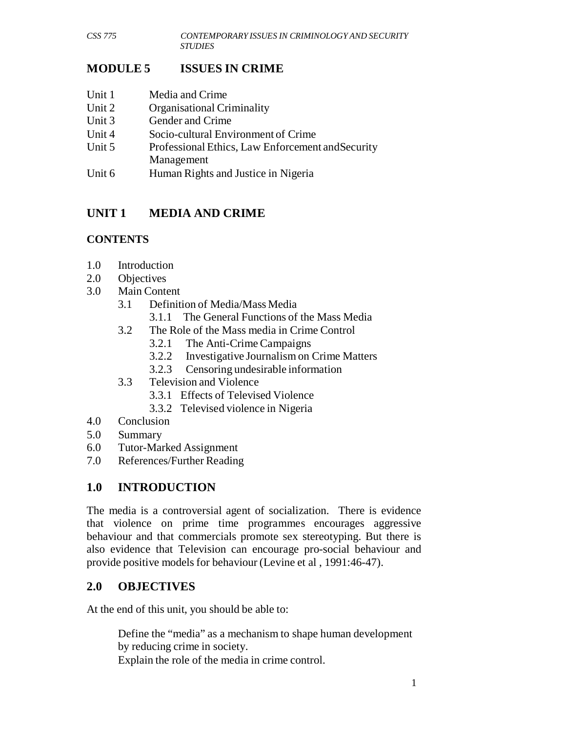# MODULE 5 ISSUES IN CRIME

Unit 1 Media and Crime
Unit 2 Organisational Criminality
Unit 3 Gender and Crime
Unit 4 Socio-cultural Environment of Crime
Unit 5 Professional Ethics, Law Enforcement and Security Management
Unit 6 Human Rights and Justice in Nigeria

## UNIT 1 MEDIA AND CRIME

### CONTENTS

1.0 Introduction
2.0 Objectives
3.0 Main Content
- 3.1 Definition of Media/Mass Media
  - 3.1.1 The General Functions of the Mass Media
- 3.2 The Role of the Mass media in Crime Control
  - 3.2.1 The Anti-Crime Campaigns
  - 3.2.2 Investigative Journalism on Crime Matters
  - 3.2.3 Censoring undesirable information
- 3.3 Television and Violence
  - 3.3.1 Effects of Televised Violence
  - 3.3.2 Televised violence in Nigeria

4.0 Conclusion
5.0 Summary
6.0 Tutor-Marked Assignment
7.0 References/Further Reading

## 1.0 INTRODUCTION

The media is a controversial agent of socialization. There is evidence that violence on prime time programmes encourages aggressive behaviour and that commercials promote sex stereotyping. But there is also evidence that Television can encourage pro-social behaviour and provide positive models for behaviour (Levine et al , 1991:46-47).

## 2.0 OBJECTIVES

At the end of this unit, you should be able to:

- Define the "media" as a mechanism to shape human development by reducing crime in society.
- Explain the role of the media in crime control.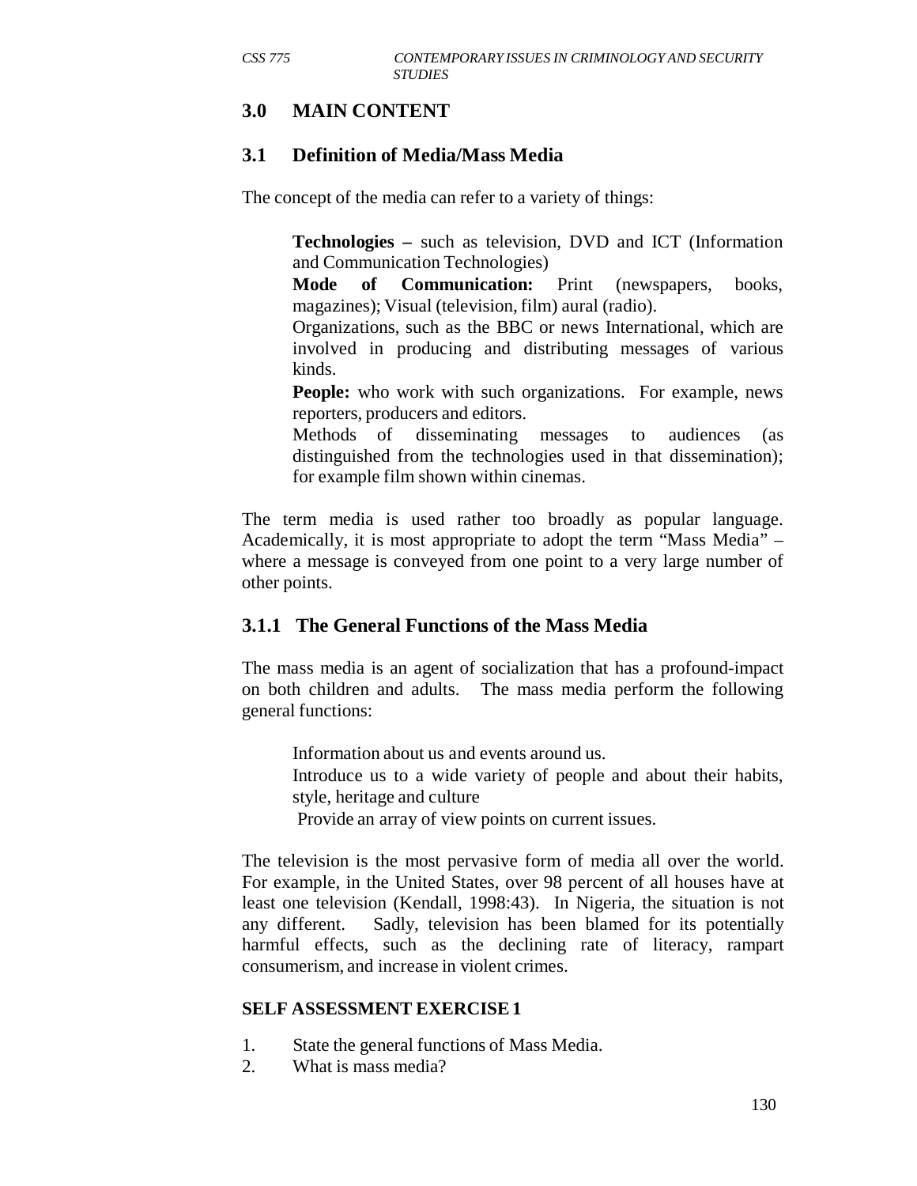## 3.0 MAIN CONTENT

### 3.1 Definition of Media/Mass Media

The concept of the media can refer to a variety of things:

**Technologies –** such as television, DVD and ICT (Information and Communication Technologies)

**Mode of Communication:** Print (newspapers, books, magazines); Visual (television, film) aural (radio).

Organizations, such as the BBC or news International, which are involved in producing and distributing messages of various kinds.

**People:** who work with such organizations. For example, news reporters, producers and editors.

Methods of disseminating messages to audiences (as distinguished from the technologies used in that dissemination); for example film shown within cinemas.

The term media is used rather too broadly as popular language. Academically, it is most appropriate to adopt the term "Mass Media" – where a message is conveyed from one point to a very large number of other points.

#### 3.1.1 The General Functions of the Mass Media

The mass media is an agent of socialization that has a profound-impact on both children and adults. The mass media perform the following general functions:

Information about us and events around us.

Introduce us to a wide variety of people and about their habits, style, heritage and culture

Provide an array of view points on current issues.

The television is the most pervasive form of media all over the world. For example, in the United States, over 98 percent of all houses have at least one television (Kendall, 1998:43). In Nigeria, the situation is not any different. Sadly, television has been blamed for its potentially harmful effects, such as the declining rate of literacy, rampart consumerism, and increase in violent crimes.

**SELF ASSESSMENT EXERCISE 1**

1. State the general functions of Mass Media.
2. What is mass media?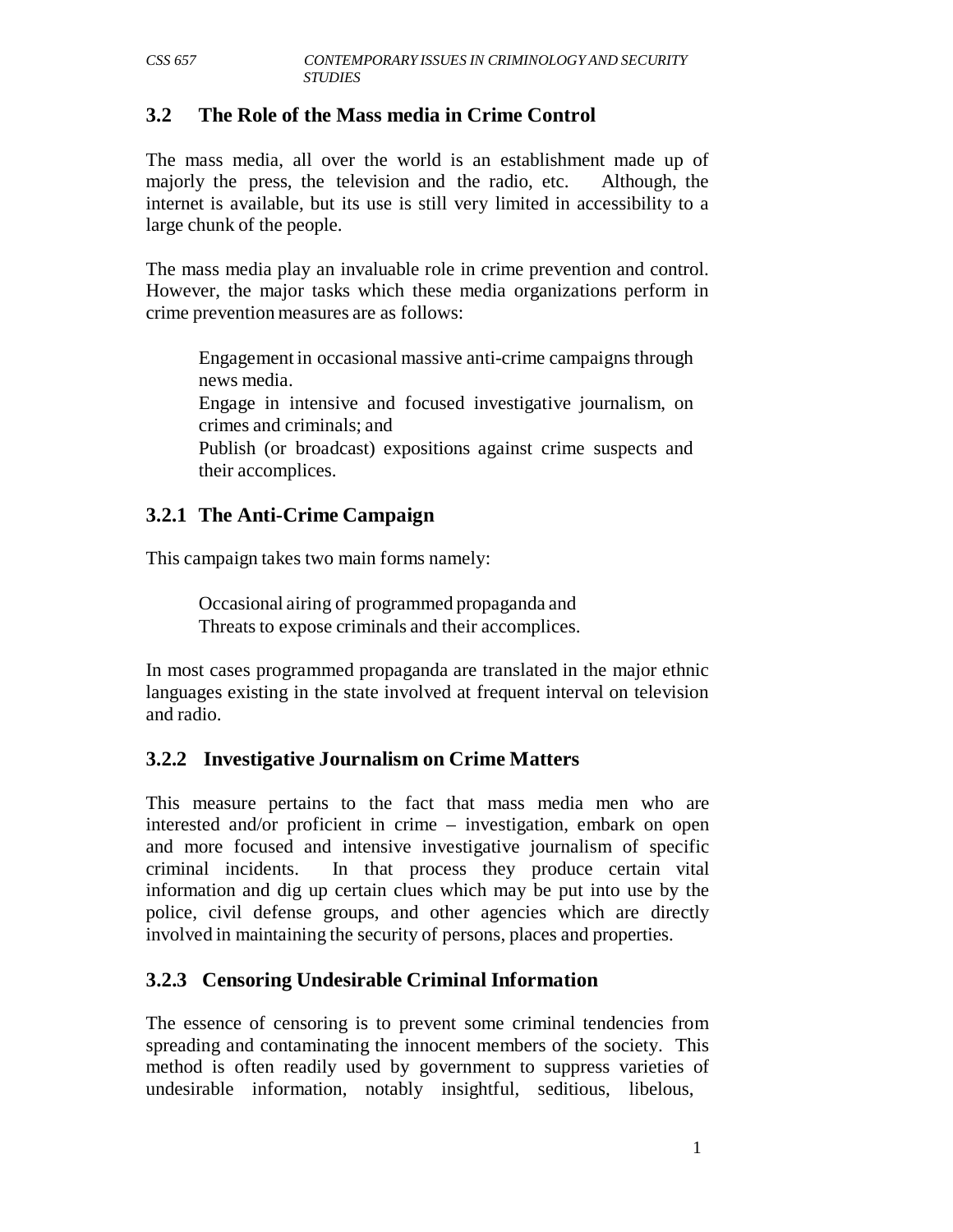## 3.2 The Role of the Mass media in Crime Control

The mass media, all over the world is an establishment made up of majorly the press, the television and the radio, etc. Although, the internet is available, but its use is still very limited in accessibility to a large chunk of the people.

The mass media play an invaluable role in crime prevention and control. However, the major tasks which these media organizations perform in crime prevention measures are as follows:

- Engagement in occasional massive anti-crime campaigns through news media.
- Engage in intensive and focused investigative journalism, on crimes and criminals; and
- Publish (or broadcast) expositions against crime suspects and their accomplices.

### 3.2.1 The Anti-Crime Campaign

This campaign takes two main forms namely:

- Occasional airing of programmed propaganda and
- Threats to expose criminals and their accomplices.

In most cases programmed propaganda are translated in the major ethnic languages existing in the state involved at frequent interval on television and radio.

### 3.2.2 Investigative Journalism on Crime Matters

This measure pertains to the fact that mass media men who are interested and/or proficient in crime – investigation, embark on open and more focused and intensive investigative journalism of specific criminal incidents. In that process they produce certain vital information and dig up certain clues which may be put into use by the police, civil defense groups, and other agencies which are directly involved in maintaining the security of persons, places and properties.

### 3.2.3 Censoring Undesirable Criminal Information

The essence of censoring is to prevent some criminal tendencies from spreading and contaminating the innocent members of the society. This method is often readily used by government to suppress varieties of undesirable information, notably insightful, seditious, libelous,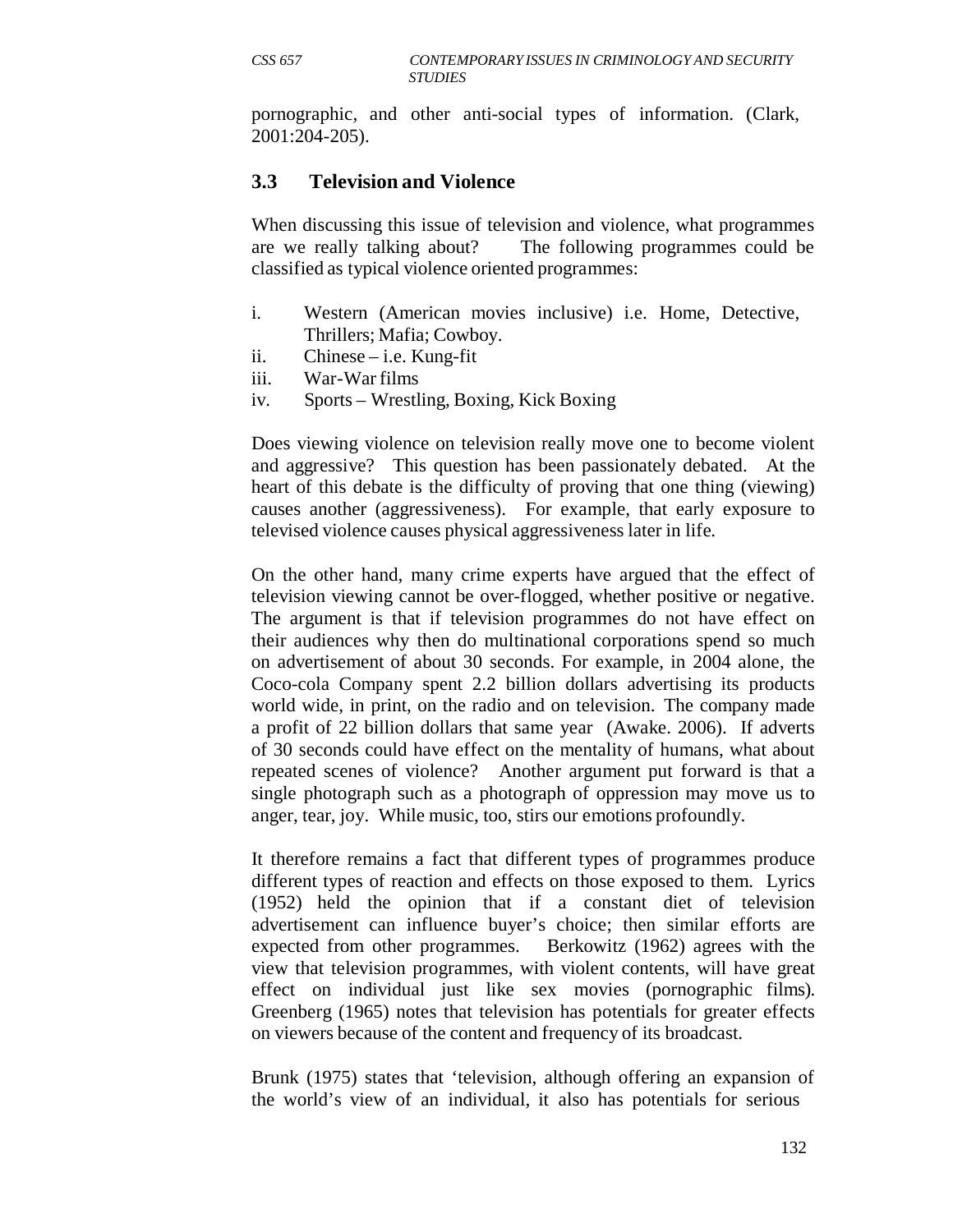pornographic, and other anti-social types of information. (Clark, 2001:204-205).

### 3.3 Television and Violence

When discussing this issue of television and violence, what programmes are we really talking about? The following programmes could be classified as typical violence oriented programmes:

i. Western (American movies inclusive) i.e. Home, Detective, Thrillers; Mafia; Cowboy.
ii. Chinese – i.e. Kung-fit
iii. War-War films
iv. Sports – Wrestling, Boxing, Kick Boxing

Does viewing violence on television really move one to become violent and aggressive? This question has been passionately debated. At the heart of this debate is the difficulty of proving that one thing (viewing) causes another (aggressiveness). For example, that early exposure to televised violence causes physical aggressiveness later in life.

On the other hand, many crime experts have argued that the effect of television viewing cannot be over-flogged, whether positive or negative. The argument is that if television programmes do not have effect on their audiences why then do multinational corporations spend so much on advertisement of about 30 seconds. For example, in 2004 alone, the Coco-cola Company spent 2.2 billion dollars advertising its products world wide, in print, on the radio and on television. The company made a profit of 22 billion dollars that same year (Awake. 2006). If adverts of 30 seconds could have effect on the mentality of humans, what about repeated scenes of violence? Another argument put forward is that a single photograph such as a photograph of oppression may move us to anger, tear, joy. While music, too, stirs our emotions profoundly.

It therefore remains a fact that different types of programmes produce different types of reaction and effects on those exposed to them. Lyrics (1952) held the opinion that if a constant diet of television advertisement can influence buyer's choice; then similar efforts are expected from other programmes. Berkowitz (1962) agrees with the view that television programmes, with violent contents, will have great effect on individual just like sex movies (pornographic films). Greenberg (1965) notes that television has potentials for greater effects on viewers because of the content and frequency of its broadcast.

Brunk (1975) states that 'television, although offering an expansion of the world's view of an individual, it also has potentials for serious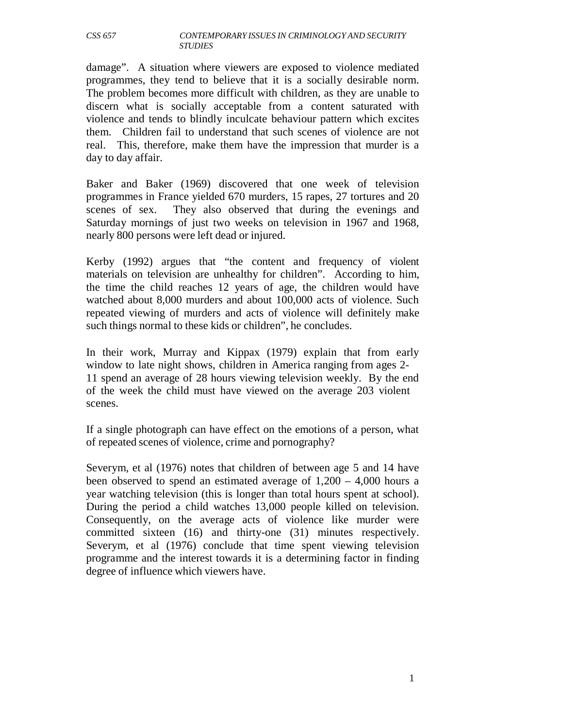damage". A situation where viewers are exposed to violence mediated programmes, they tend to believe that it is a socially desirable norm. The problem becomes more difficult with children, as they are unable to discern what is socially acceptable from a content saturated with violence and tends to blindly inculcate behaviour pattern which excites them. Children fail to understand that such scenes of violence are not real. This, therefore, make them have the impression that murder is a day to day affair.

Baker and Baker (1969) discovered that one week of television programmes in France yielded 670 murders, 15 rapes, 27 tortures and 20 scenes of sex. They also observed that during the evenings and Saturday mornings of just two weeks on television in 1967 and 1968, nearly 800 persons were left dead or injured.

Kerby (1992) argues that "the content and frequency of violent materials on television are unhealthy for children". According to him, the time the child reaches 12 years of age, the children would have watched about 8,000 murders and about 100,000 acts of violence. Such repeated viewing of murders and acts of violence will definitely make such things normal to these kids or children", he concludes.

In their work, Murray and Kippax (1979) explain that from early window to late night shows, children in America ranging from ages 2-11 spend an average of 28 hours viewing television weekly. By the end of the week the child must have viewed on the average 203 violent scenes.

If a single photograph can have effect on the emotions of a person, what of repeated scenes of violence, crime and pornography?

Severym, et al (1976) notes that children of between age 5 and 14 have been observed to spend an estimated average of 1,200 – 4,000 hours a year watching television (this is longer than total hours spent at school). During the period a child watches 13,000 people killed on television. Consequently, on the average acts of violence like murder were committed sixteen (16) and thirty-one (31) minutes respectively. Severym, et al (1976) conclude that time spent viewing television programme and the interest towards it is a determining factor in finding degree of influence which viewers have.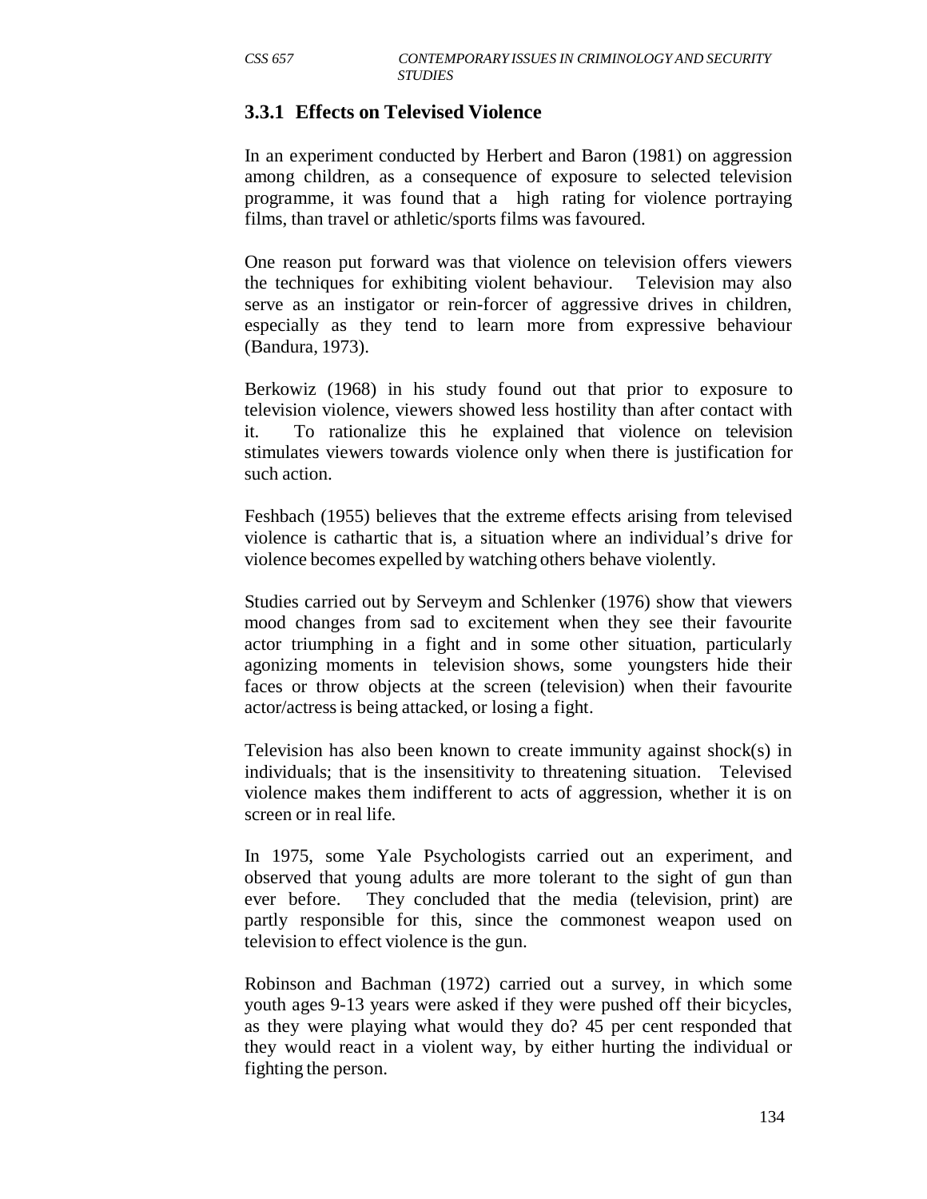### 3.3.1 Effects on Televised Violence

In an experiment conducted by Herbert and Baron (1981) on aggression among children, as a consequence of exposure to selected television programme, it was found that a high rating for violence portraying films, than travel or athletic/sports films was favoured.

One reason put forward was that violence on television offers viewers the techniques for exhibiting violent behaviour. Television may also serve as an instigator or rein-forcer of aggressive drives in children, especially as they tend to learn more from expressive behaviour (Bandura, 1973).

Berkowiz (1968) in his study found out that prior to exposure to television violence, viewers showed less hostility than after contact with it. To rationalize this he explained that violence on television stimulates viewers towards violence only when there is justification for such action.

Feshbach (1955) believes that the extreme effects arising from televised violence is cathartic that is, a situation where an individual's drive for violence becomes expelled by watching others behave violently.

Studies carried out by Serveym and Schlenker (1976) show that viewers mood changes from sad to excitement when they see their favourite actor triumphing in a fight and in some other situation, particularly agonizing moments in television shows, some youngsters hide their faces or throw objects at the screen (television) when their favourite actor/actress is being attacked, or losing a fight.

Television has also been known to create immunity against shock(s) in individuals; that is the insensitivity to threatening situation. Televised violence makes them indifferent to acts of aggression, whether it is on screen or in real life.

In 1975, some Yale Psychologists carried out an experiment, and observed that young adults are more tolerant to the sight of gun than ever before. They concluded that the media (television, print) are partly responsible for this, since the commonest weapon used on television to effect violence is the gun.

Robinson and Bachman (1972) carried out a survey, in which some youth ages 9-13 years were asked if they were pushed off their bicycles, as they were playing what would they do? 45 per cent responded that they would react in a violent way, by either hurting the individual or fighting the person.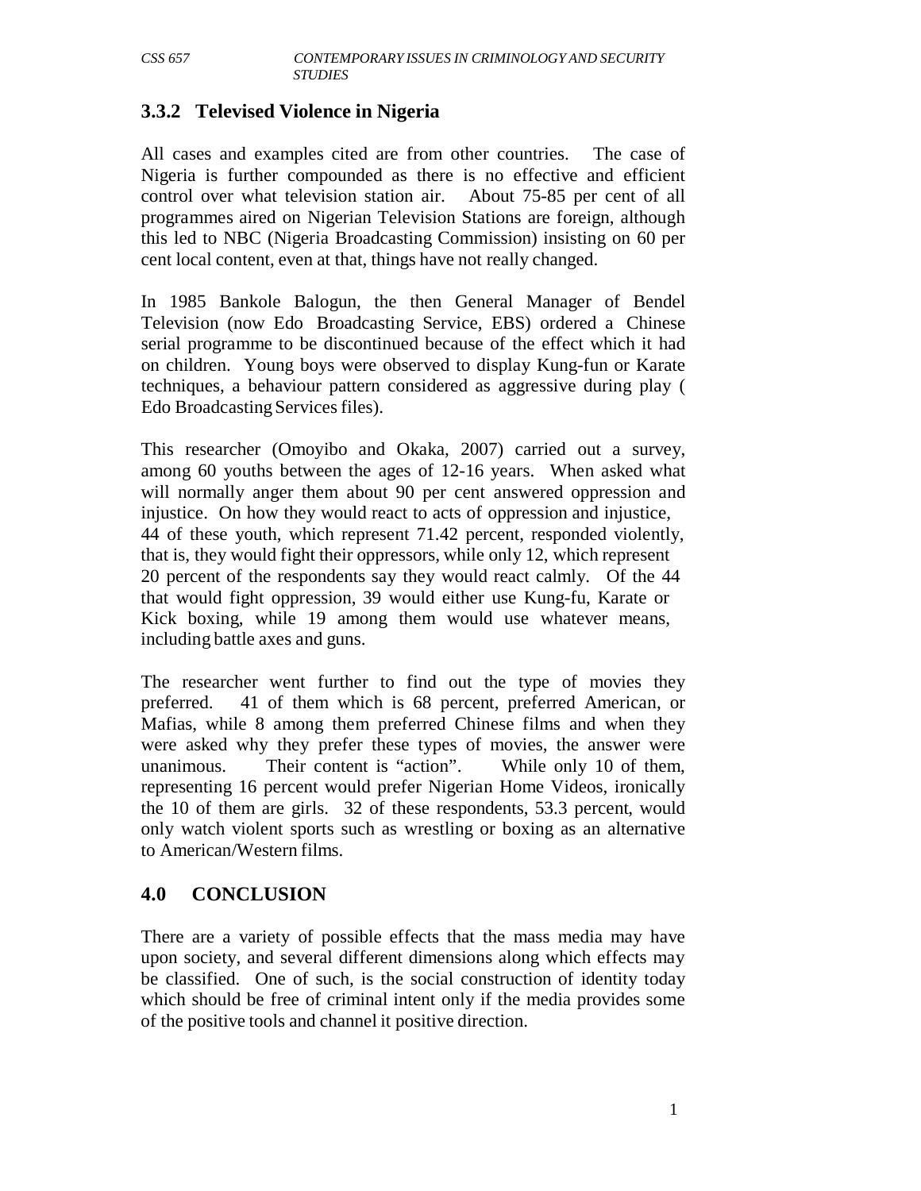### 3.3.2 Televised Violence in Nigeria

All cases and examples cited are from other countries. The case of Nigeria is further compounded as there is no effective and efficient control over what television station air. About 75-85 per cent of all programmes aired on Nigerian Television Stations are foreign, although this led to NBC (Nigeria Broadcasting Commission) insisting on 60 per cent local content, even at that, things have not really changed.

In 1985 Bankole Balogun, the then General Manager of Bendel Television (now Edo Broadcasting Service, EBS) ordered a Chinese serial programme to be discontinued because of the effect which it had on children. Young boys were observed to display Kung-fun or Karate techniques, a behaviour pattern considered as aggressive during play ( Edo Broadcasting Services files).

This researcher (Omoyibo and Okaka, 2007) carried out a survey, among 60 youths between the ages of 12-16 years. When asked what will normally anger them about 90 per cent answered oppression and injustice. On how they would react to acts of oppression and injustice, 44 of these youth, which represent 71.42 percent, responded violently, that is, they would fight their oppressors, while only 12, which represent 20 percent of the respondents say they would react calmly. Of the 44 that would fight oppression, 39 would either use Kung-fu, Karate or Kick boxing, while 19 among them would use whatever means, including battle axes and guns.

The researcher went further to find out the type of movies they preferred. 41 of them which is 68 percent, preferred American, or Mafias, while 8 among them preferred Chinese films and when they were asked why they prefer these types of movies, the answer were unanimous. Their content is "action". While only 10 of them, representing 16 percent would prefer Nigerian Home Videos, ironically the 10 of them are girls. 32 of these respondents, 53.3 percent, would only watch violent sports such as wrestling or boxing as an alternative to American/Western films.

## 4.0 CONCLUSION

There are a variety of possible effects that the mass media may have upon society, and several different dimensions along which effects may be classified. One of such, is the social construction of identity today which should be free of criminal intent only if the media provides some of the positive tools and channel it positive direction.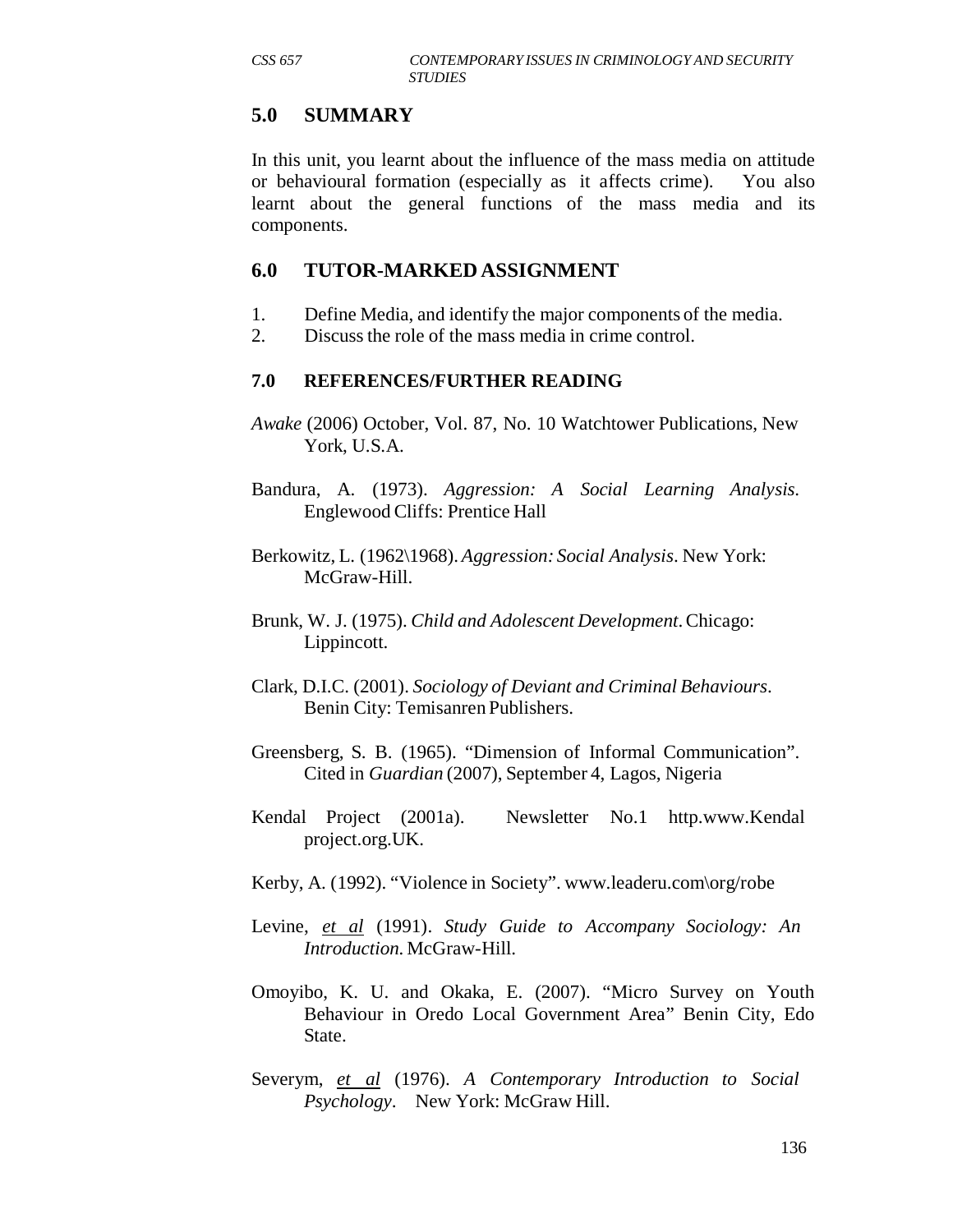## 5.0 SUMMARY

In this unit, you learnt about the influence of the mass media on attitude or behavioural formation (especially as it affects crime). You also learnt about the general functions of the mass media and its components.

## 6.0 TUTOR-MARKED ASSIGNMENT

1. Define Media, and identify the major components of the media.
2. Discuss the role of the mass media in crime control.

## 7.0 REFERENCES/FURTHER READING

*Awake* (2006) October, Vol. 87, No. 10 Watchtower Publications, New York, U.S.A.

Bandura, A. (1973). *Aggression: A Social Learning Analysis.* Englewood Cliffs: Prentice Hall

Berkowitz, L. (1962\1968). *Aggression: Social Analysis*. New York: McGraw-Hill.

Brunk, W. J. (1975). *Child and Adolescent Development*. Chicago: Lippincott.

Clark, D.I.C. (2001). *Sociology of Deviant and Criminal Behaviours*. Benin City: Temisanren Publishers.

Greensberg, S. B. (1965). "Dimension of Informal Communication". Cited in *Guardian* (2007), September 4, Lagos, Nigeria

Kendal Project (2001a). Newsletter No.1 http.www.Kendal project.org.UK.

Kerby, A. (1992). "Violence in Society". www.leaderu.com\org/robe

Levine, et al (1991). *Study Guide to Accompany Sociology: An Introduction.* McGraw-Hill.

Omoyibo, K. U. and Okaka, E. (2007). "Micro Survey on Youth Behaviour in Oredo Local Government Area" Benin City, Edo State.

Severym, et al (1976). *A Contemporary Introduction to Social Psychology*. New York: McGraw Hill.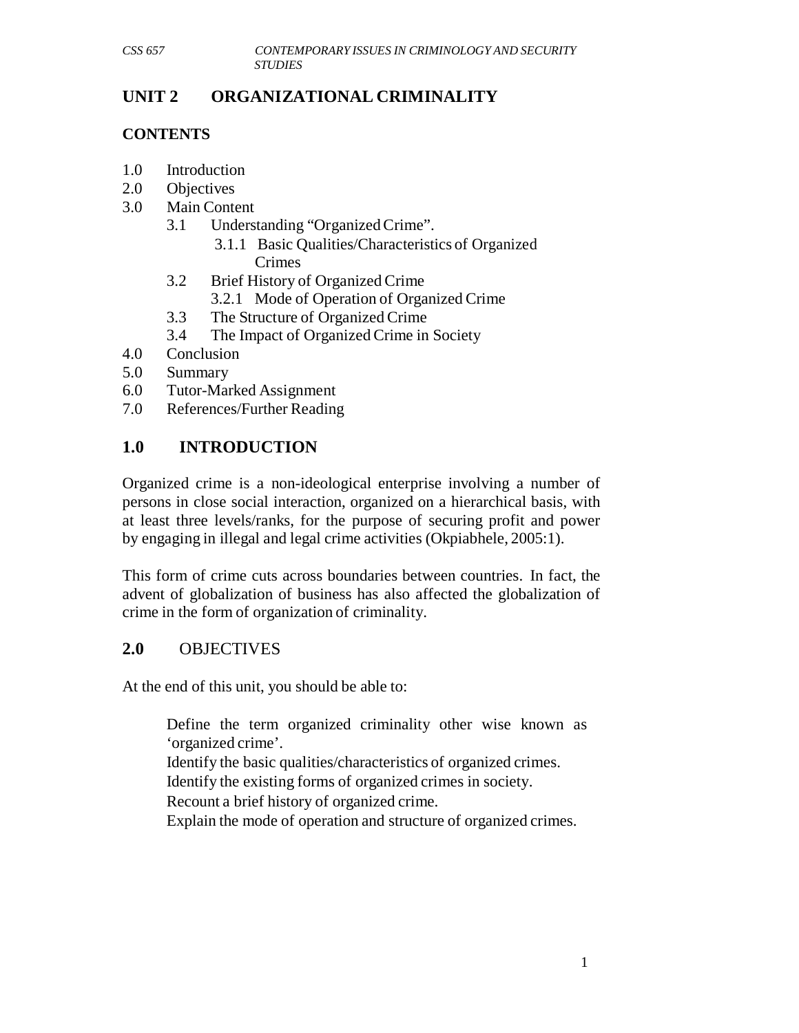## UNIT 2 ORGANIZATIONAL CRIMINALITY

### CONTENTS

1.0 Introduction
2.0 Objectives
3.0 Main Content
  3.1 Understanding "Organized Crime".
    3.1.1 Basic Qualities/Characteristics of Organized Crimes
  3.2 Brief History of Organized Crime
    3.2.1 Mode of Operation of Organized Crime
  3.3 The Structure of Organized Crime
  3.4 The Impact of Organized Crime in Society
4.0 Conclusion
5.0 Summary
6.0 Tutor-Marked Assignment
7.0 References/Further Reading

## 1.0 INTRODUCTION

Organized crime is a non-ideological enterprise involving a number of persons in close social interaction, organized on a hierarchical basis, with at least three levels/ranks, for the purpose of securing profit and power by engaging in illegal and legal crime activities (Okpiabhele, 2005:1).

This form of crime cuts across boundaries between countries. In fact, the advent of globalization of business has also affected the globalization of crime in the form of organization of criminality.

## 2.0 OBJECTIVES

At the end of this unit, you should be able to:

- Define the term organized criminality other wise known as 'organized crime'.
- Identify the basic qualities/characteristics of organized crimes.
- Identify the existing forms of organized crimes in society.
- Recount a brief history of organized crime.
- Explain the mode of operation and structure of organized crimes.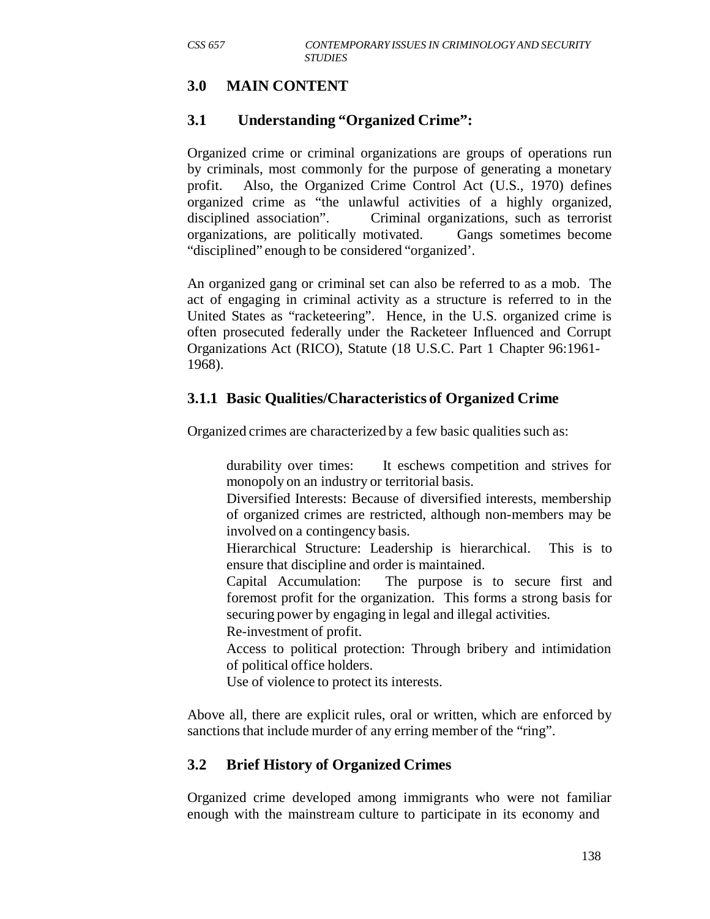## 3.0 MAIN CONTENT

### 3.1 Understanding "Organized Crime":

Organized crime or criminal organizations are groups of operations run by criminals, most commonly for the purpose of generating a monetary profit. Also, the Organized Crime Control Act (U.S., 1970) defines organized crime as "the unlawful activities of a highly organized, disciplined association". Criminal organizations, such as terrorist organizations, are politically motivated. Gangs sometimes become "disciplined" enough to be considered "organized'.

An organized gang or criminal set can also be referred to as a mob. The act of engaging in criminal activity as a structure is referred to in the United States as "racketeering". Hence, in the U.S. organized crime is often prosecuted federally under the Racketeer Influenced and Corrupt Organizations Act (RICO), Statute (18 U.S.C. Part 1 Chapter 96:1961-1968).

### 3.1.1 Basic Qualities/Characteristics of Organized Crime

Organized crimes are characterized by a few basic qualities such as:

- durability over times: It eschews competition and strives for monopoly on an industry or territorial basis.
- Diversified Interests: Because of diversified interests, membership of organized crimes are restricted, although non-members may be involved on a contingency basis.
- Hierarchical Structure: Leadership is hierarchical. This is to ensure that discipline and order is maintained.
- Capital Accumulation: The purpose is to secure first and foremost profit for the organization. This forms a strong basis for securing power by engaging in legal and illegal activities.
- Re-investment of profit.
- Access to political protection: Through bribery and intimidation of political office holders.
- Use of violence to protect its interests.

Above all, there are explicit rules, oral or written, which are enforced by sanctions that include murder of any erring member of the "ring".

### 3.2 Brief History of Organized Crimes

Organized crime developed among immigrants who were not familiar enough with the mainstream culture to participate in its economy and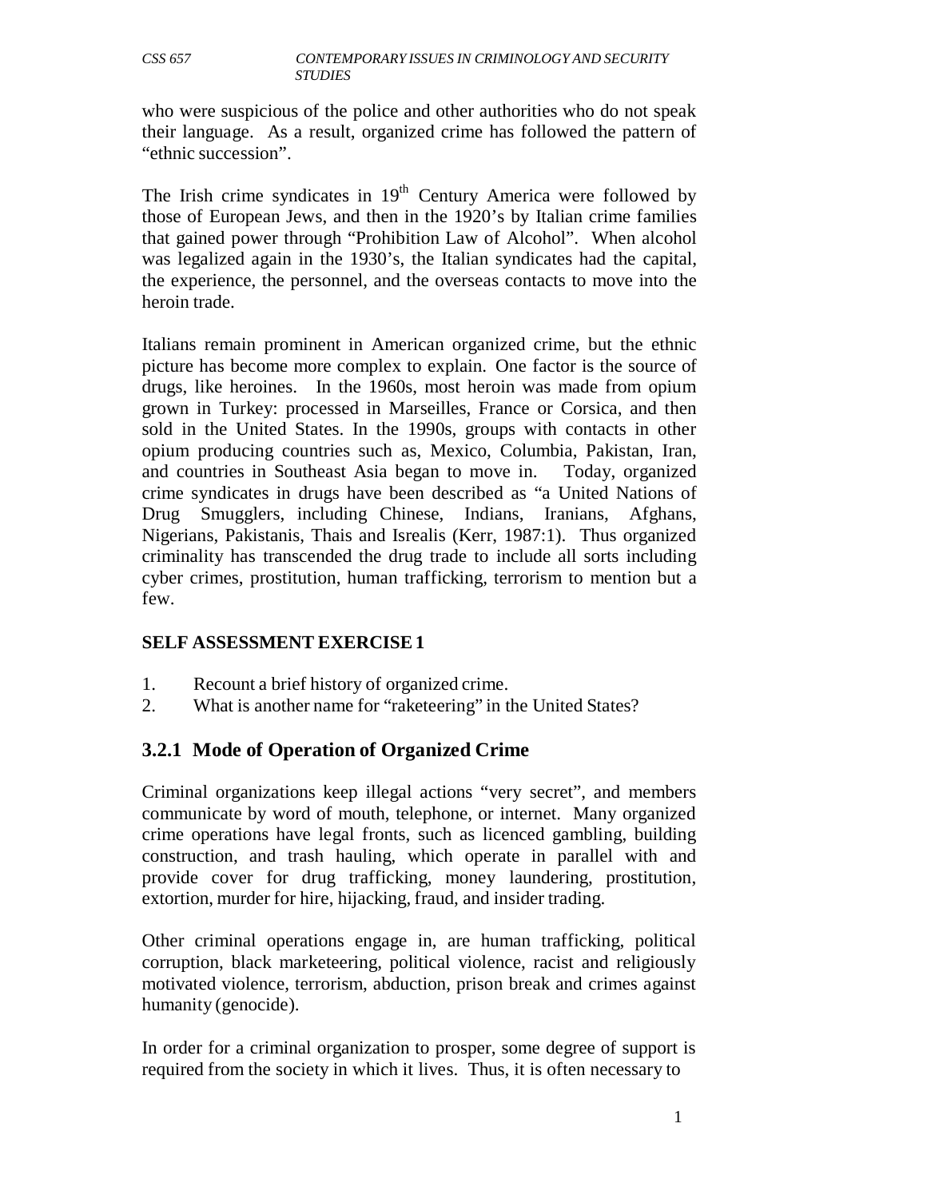who were suspicious of the police and other authorities who do not speak their language. As a result, organized crime has followed the pattern of "ethnic succession".

The Irish crime syndicates in 19th Century America were followed by those of European Jews, and then in the 1920's by Italian crime families that gained power through "Prohibition Law of Alcohol". When alcohol was legalized again in the 1930's, the Italian syndicates had the capital, the experience, the personnel, and the overseas contacts to move into the heroin trade.

Italians remain prominent in American organized crime, but the ethnic picture has become more complex to explain. One factor is the source of drugs, like heroines. In the 1960s, most heroin was made from opium grown in Turkey: processed in Marseilles, France or Corsica, and then sold in the United States. In the 1990s, groups with contacts in other opium producing countries such as, Mexico, Columbia, Pakistan, Iran, and countries in Southeast Asia began to move in. Today, organized crime syndicates in drugs have been described as "a United Nations of Drug Smugglers, including Chinese, Indians, Iranians, Afghans, Nigerians, Pakistanis, Thais and Isrealis (Kerr, 1987:1). Thus organized criminality has transcended the drug trade to include all sorts including cyber crimes, prostitution, human trafficking, terrorism to mention but a few.

**SELF ASSESSMENT EXERCISE 1**

1. Recount a brief history of organized crime.
2. What is another name for "raketeering" in the United States?

### 3.2.1 Mode of Operation of Organized Crime

Criminal organizations keep illegal actions "very secret", and members communicate by word of mouth, telephone, or internet. Many organized crime operations have legal fronts, such as licenced gambling, building construction, and trash hauling, which operate in parallel with and provide cover for drug trafficking, money laundering, prostitution, extortion, murder for hire, hijacking, fraud, and insider trading.

Other criminal operations engage in, are human trafficking, political corruption, black marketeering, political violence, racist and religiously motivated violence, terrorism, abduction, prison break and crimes against humanity (genocide).

In order for a criminal organization to prosper, some degree of support is required from the society in which it lives. Thus, it is often necessary to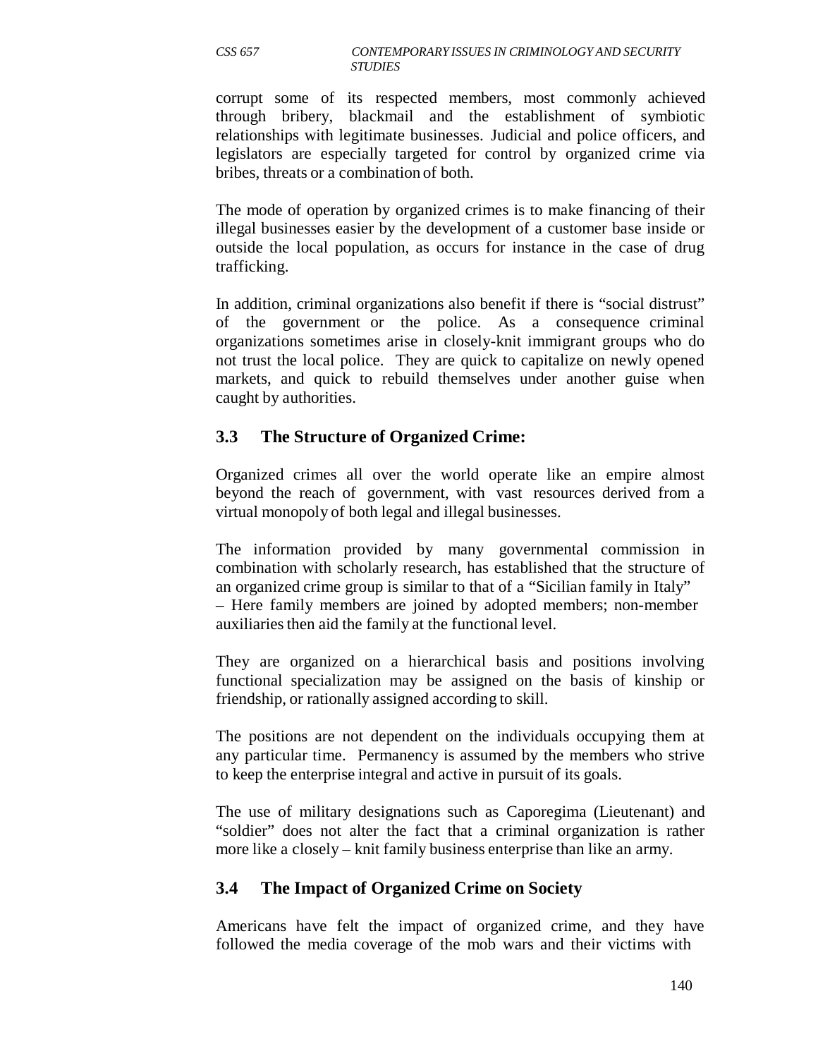corrupt some of its respected members, most commonly achieved through bribery, blackmail and the establishment of symbiotic relationships with legitimate businesses. Judicial and police officers, and legislators are especially targeted for control by organized crime via bribes, threats or a combination of both.

The mode of operation by organized crimes is to make financing of their illegal businesses easier by the development of a customer base inside or outside the local population, as occurs for instance in the case of drug trafficking.

In addition, criminal organizations also benefit if there is "social distrust" of the government or the police. As a consequence criminal organizations sometimes arise in closely-knit immigrant groups who do not trust the local police. They are quick to capitalize on newly opened markets, and quick to rebuild themselves under another guise when caught by authorities.

## 3.3 The Structure of Organized Crime:

Organized crimes all over the world operate like an empire almost beyond the reach of government, with vast resources derived from a virtual monopoly of both legal and illegal businesses.

The information provided by many governmental commission in combination with scholarly research, has established that the structure of an organized crime group is similar to that of a "Sicilian family in Italy" – Here family members are joined by adopted members; non-member auxiliaries then aid the family at the functional level.

They are organized on a hierarchical basis and positions involving functional specialization may be assigned on the basis of kinship or friendship, or rationally assigned according to skill.

The positions are not dependent on the individuals occupying them at any particular time. Permanency is assumed by the members who strive to keep the enterprise integral and active in pursuit of its goals.

The use of military designations such as Caporegima (Lieutenant) and "soldier" does not alter the fact that a criminal organization is rather more like a closely – knit family business enterprise than like an army.

## 3.4 The Impact of Organized Crime on Society

Americans have felt the impact of organized crime, and they have followed the media coverage of the mob wars and their victims with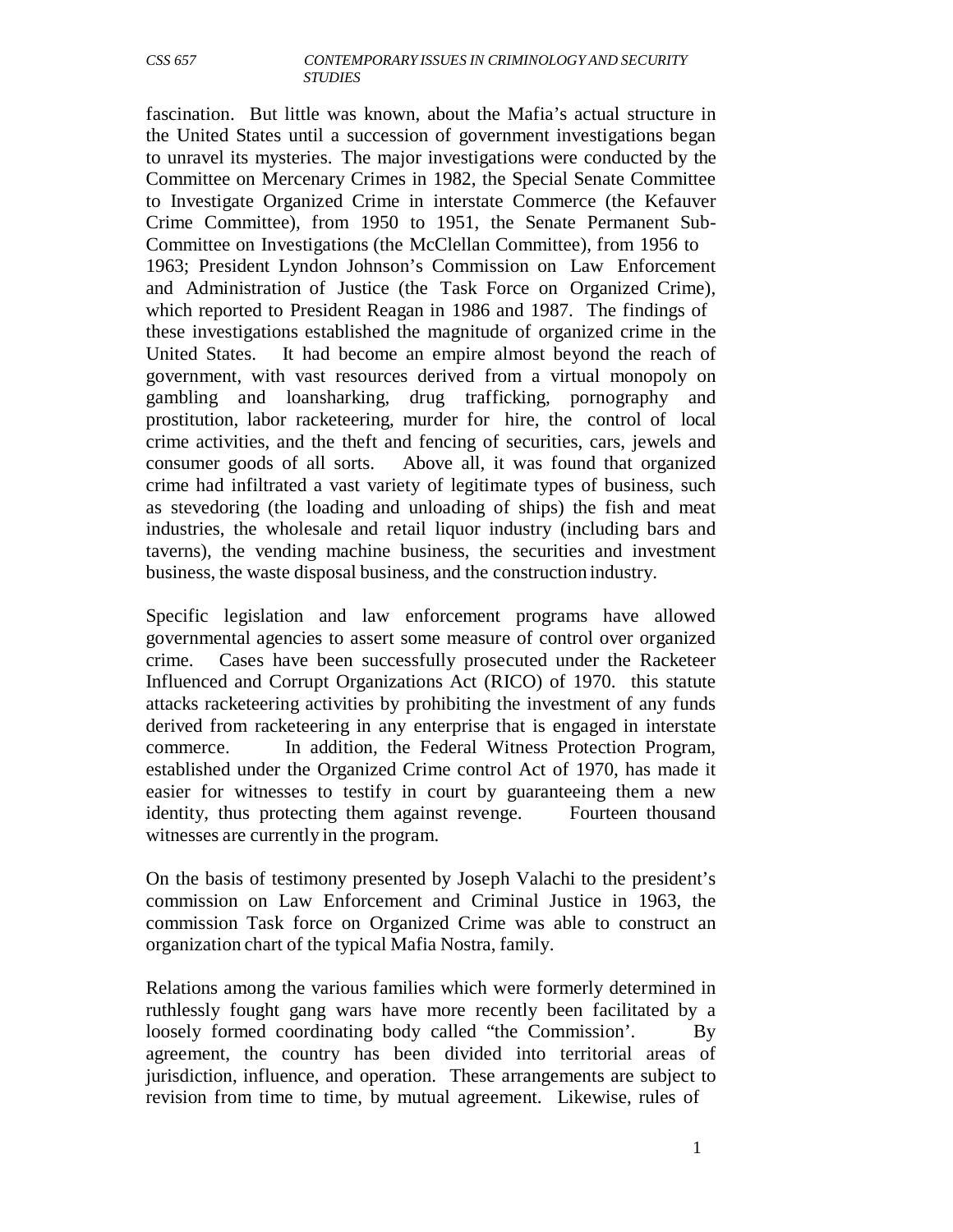fascination. But little was known, about the Mafia's actual structure in the United States until a succession of government investigations began to unravel its mysteries. The major investigations were conducted by the Committee on Mercenary Crimes in 1982, the Special Senate Committee to Investigate Organized Crime in interstate Commerce (the Kefauver Crime Committee), from 1950 to 1951, the Senate Permanent Sub-Committee on Investigations (the McClellan Committee), from 1956 to 1963; President Lyndon Johnson's Commission on Law Enforcement and Administration of Justice (the Task Force on Organized Crime), which reported to President Reagan in 1986 and 1987. The findings of these investigations established the magnitude of organized crime in the United States. It had become an empire almost beyond the reach of government, with vast resources derived from a virtual monopoly on gambling and loansharking, drug trafficking, pornography and prostitution, labor racketeering, murder for hire, the control of local crime activities, and the theft and fencing of securities, cars, jewels and consumer goods of all sorts. Above all, it was found that organized crime had infiltrated a vast variety of legitimate types of business, such as stevedoring (the loading and unloading of ships) the fish and meat industries, the wholesale and retail liquor industry (including bars and taverns), the vending machine business, the securities and investment business, the waste disposal business, and the construction industry.

Specific legislation and law enforcement programs have allowed governmental agencies to assert some measure of control over organized crime. Cases have been successfully prosecuted under the Racketeer Influenced and Corrupt Organizations Act (RICO) of 1970. this statute attacks racketeering activities by prohibiting the investment of any funds derived from racketeering in any enterprise that is engaged in interstate commerce. In addition, the Federal Witness Protection Program, established under the Organized Crime control Act of 1970, has made it easier for witnesses to testify in court by guaranteeing them a new identity, thus protecting them against revenge. Fourteen thousand witnesses are currently in the program.

On the basis of testimony presented by Joseph Valachi to the president's commission on Law Enforcement and Criminal Justice in 1963, the commission Task force on Organized Crime was able to construct an organization chart of the typical Mafia Nostra, family.

Relations among the various families which were formerly determined in ruthlessly fought gang wars have more recently been facilitated by a loosely formed coordinating body called "the Commission'. By agreement, the country has been divided into territorial areas of jurisdiction, influence, and operation. These arrangements are subject to revision from time to time, by mutual agreement. Likewise, rules of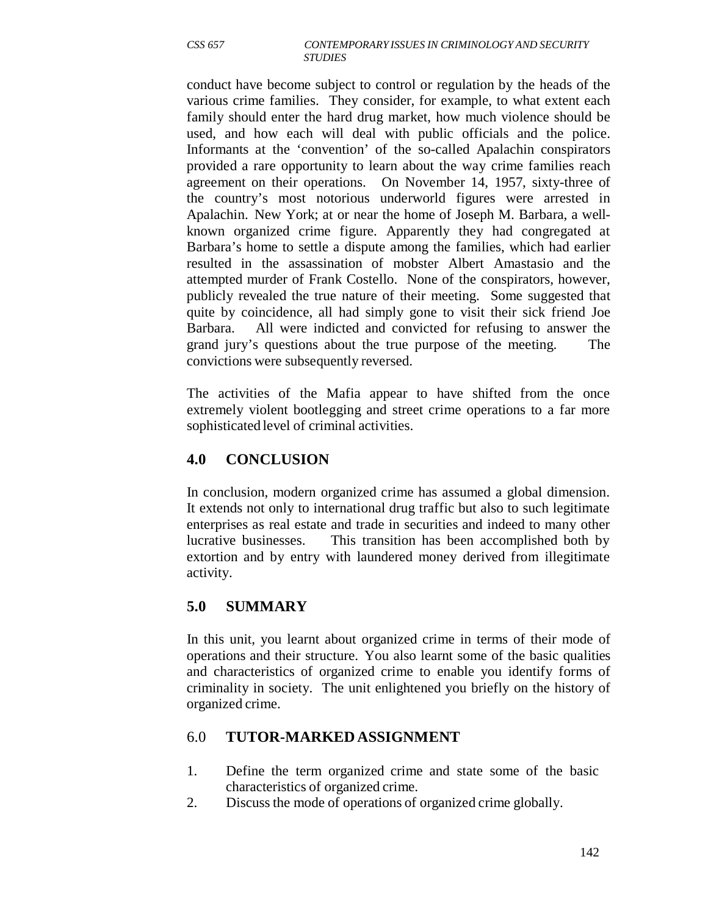conduct have become subject to control or regulation by the heads of the various crime families. They consider, for example, to what extent each family should enter the hard drug market, how much violence should be used, and how each will deal with public officials and the police. Informants at the 'convention' of the so-called Apalachin conspirators provided a rare opportunity to learn about the way crime families reach agreement on their operations. On November 14, 1957, sixty-three of the country's most notorious underworld figures were arrested in Apalachin. New York; at or near the home of Joseph M. Barbara, a well-known organized crime figure. Apparently they had congregated at Barbara's home to settle a dispute among the families, which had earlier resulted in the assassination of mobster Albert Amastasio and the attempted murder of Frank Costello. None of the conspirators, however, publicly revealed the true nature of their meeting. Some suggested that quite by coincidence, all had simply gone to visit their sick friend Joe Barbara. All were indicted and convicted for refusing to answer the grand jury's questions about the true purpose of the meeting. The convictions were subsequently reversed.

The activities of the Mafia appear to have shifted from the once extremely violent bootlegging and street crime operations to a far more sophisticated level of criminal activities.

## 4.0 CONCLUSION

In conclusion, modern organized crime has assumed a global dimension. It extends not only to international drug traffic but also to such legitimate enterprises as real estate and trade in securities and indeed to many other lucrative businesses. This transition has been accomplished both by extortion and by entry with laundered money derived from illegitimate activity.

## 5.0 SUMMARY

In this unit, you learnt about organized crime in terms of their mode of operations and their structure. You also learnt some of the basic qualities and characteristics of organized crime to enable you identify forms of criminality in society. The unit enlightened you briefly on the history of organized crime.

## 6.0 TUTOR-MARKED ASSIGNMENT

1. Define the term organized crime and state some of the basic characteristics of organized crime.
2. Discuss the mode of operations of organized crime globally.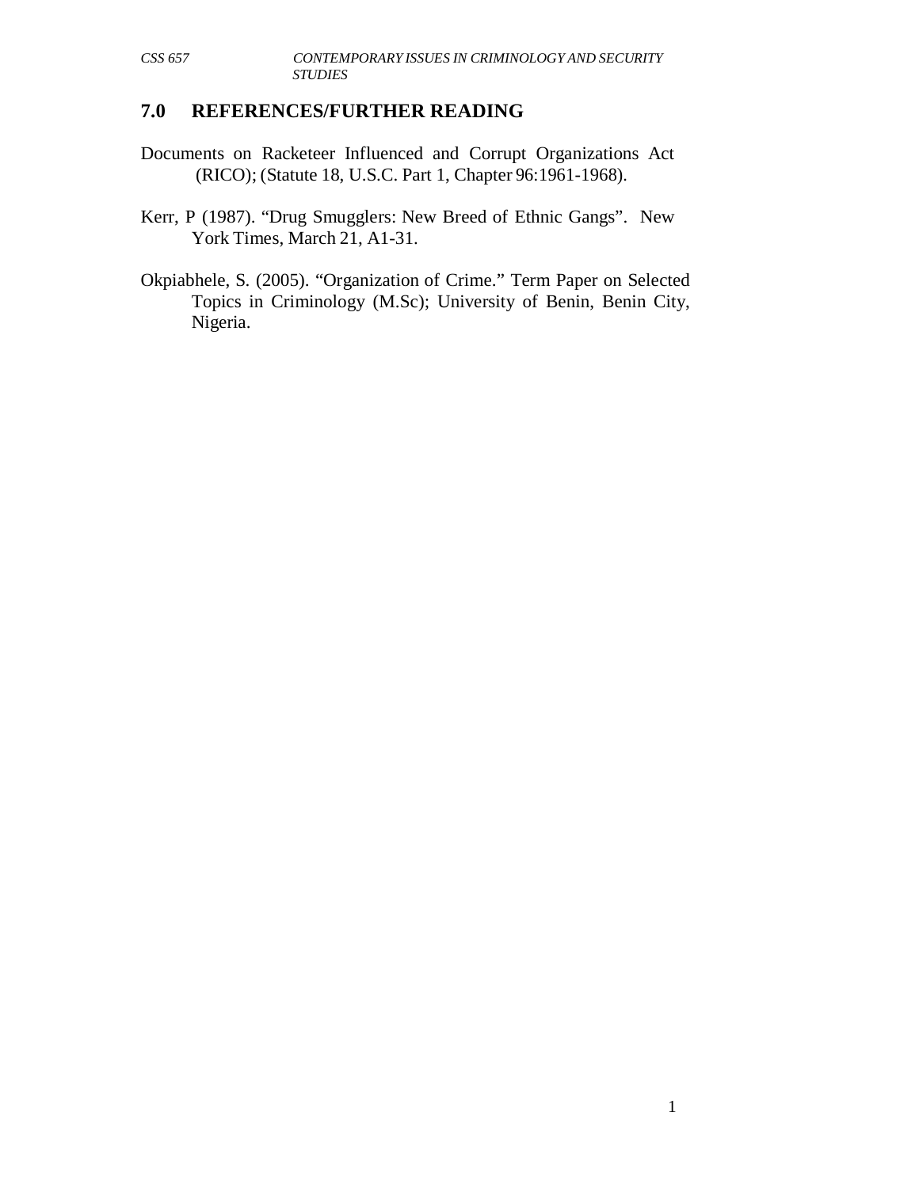## 7.0 REFERENCES/FURTHER READING

Documents on Racketeer Influenced and Corrupt Organizations Act (RICO); (Statute 18, U.S.C. Part 1, Chapter 96:1961-1968).

Kerr, P (1987). "Drug Smugglers: New Breed of Ethnic Gangs". New York Times, March 21, A1-31.

Okpiabhele, S. (2005). "Organization of Crime." Term Paper on Selected Topics in Criminology (M.Sc); University of Benin, Benin City, Nigeria.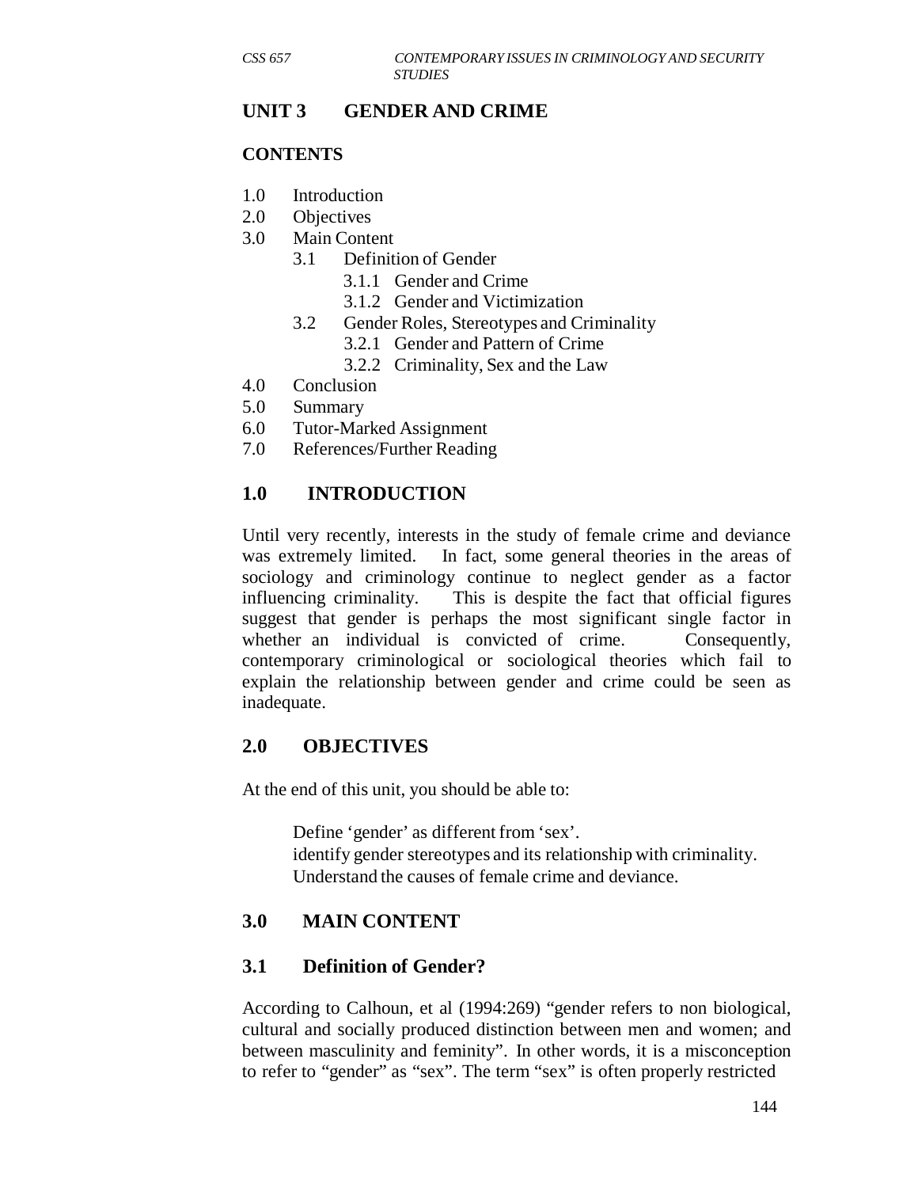## UNIT 3 GENDER AND CRIME

### CONTENTS

1.0 Introduction
2.0 Objectives
3.0 Main Content
    3.1 Definition of Gender
        3.1.1 Gender and Crime
        3.1.2 Gender and Victimization
    3.2 Gender Roles, Stereotypes and Criminality
        3.2.1 Gender and Pattern of Crime
        3.2.2 Criminality, Sex and the Law
4.0 Conclusion
5.0 Summary
6.0 Tutor-Marked Assignment
7.0 References/Further Reading

## 1.0 INTRODUCTION

Until very recently, interests in the study of female crime and deviance was extremely limited. In fact, some general theories in the areas of sociology and criminology continue to neglect gender as a factor influencing criminality. This is despite the fact that official figures suggest that gender is perhaps the most significant single factor in whether an individual is convicted of crime. Consequently, contemporary criminological or sociological theories which fail to explain the relationship between gender and crime could be seen as inadequate.

## 2.0 OBJECTIVES

At the end of this unit, you should be able to:

- Define 'gender' as different from 'sex'.
- identify gender stereotypes and its relationship with criminality.
- Understand the causes of female crime and deviance.

## 3.0 MAIN CONTENT

### 3.1 Definition of Gender?

According to Calhoun, et al (1994:269) "gender refers to non biological, cultural and socially produced distinction between men and women; and between masculinity and feminity". In other words, it is a misconception to refer to "gender" as "sex". The term "sex" is often properly restricted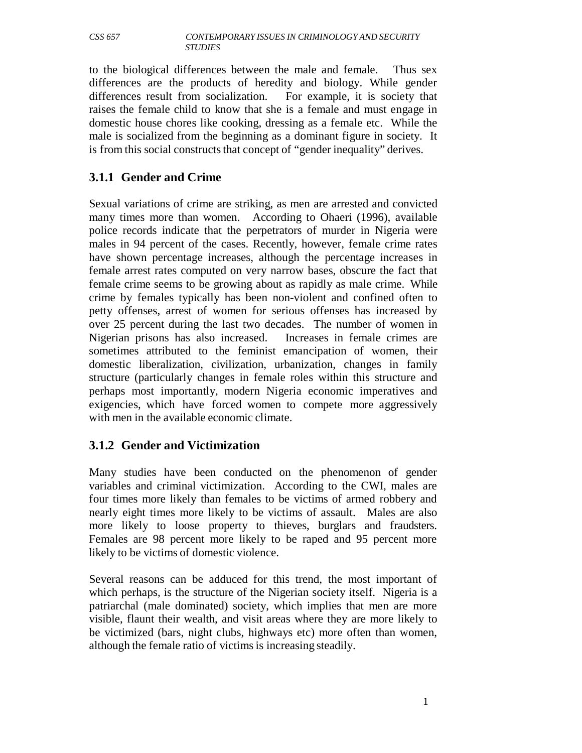to the biological differences between the male and female. Thus sex differences are the products of heredity and biology. While gender differences result from socialization. For example, it is society that raises the female child to know that she is a female and must engage in domestic house chores like cooking, dressing as a female etc. While the male is socialized from the beginning as a dominant figure in society. It is from this social constructs that concept of "gender inequality" derives.

### 3.1.1 Gender and Crime

Sexual variations of crime are striking, as men are arrested and convicted many times more than women. According to Ohaeri (1996), available police records indicate that the perpetrators of murder in Nigeria were males in 94 percent of the cases. Recently, however, female crime rates have shown percentage increases, although the percentage increases in female arrest rates computed on very narrow bases, obscure the fact that female crime seems to be growing about as rapidly as male crime. While crime by females typically has been non-violent and confined often to petty offenses, arrest of women for serious offenses has increased by over 25 percent during the last two decades. The number of women in Nigerian prisons has also increased. Increases in female crimes are sometimes attributed to the feminist emancipation of women, their domestic liberalization, civilization, urbanization, changes in family structure (particularly changes in female roles within this structure and perhaps most importantly, modern Nigeria economic imperatives and exigencies, which have forced women to compete more aggressively with men in the available economic climate.

### 3.1.2 Gender and Victimization

Many studies have been conducted on the phenomenon of gender variables and criminal victimization. According to the CWI, males are four times more likely than females to be victims of armed robbery and nearly eight times more likely to be victims of assault. Males are also more likely to loose property to thieves, burglars and fraudsters. Females are 98 percent more likely to be raped and 95 percent more likely to be victims of domestic violence.

Several reasons can be adduced for this trend, the most important of which perhaps, is the structure of the Nigerian society itself. Nigeria is a patriarchal (male dominated) society, which implies that men are more visible, flaunt their wealth, and visit areas where they are more likely to be victimized (bars, night clubs, highways etc) more often than women, although the female ratio of victims is increasing steadily.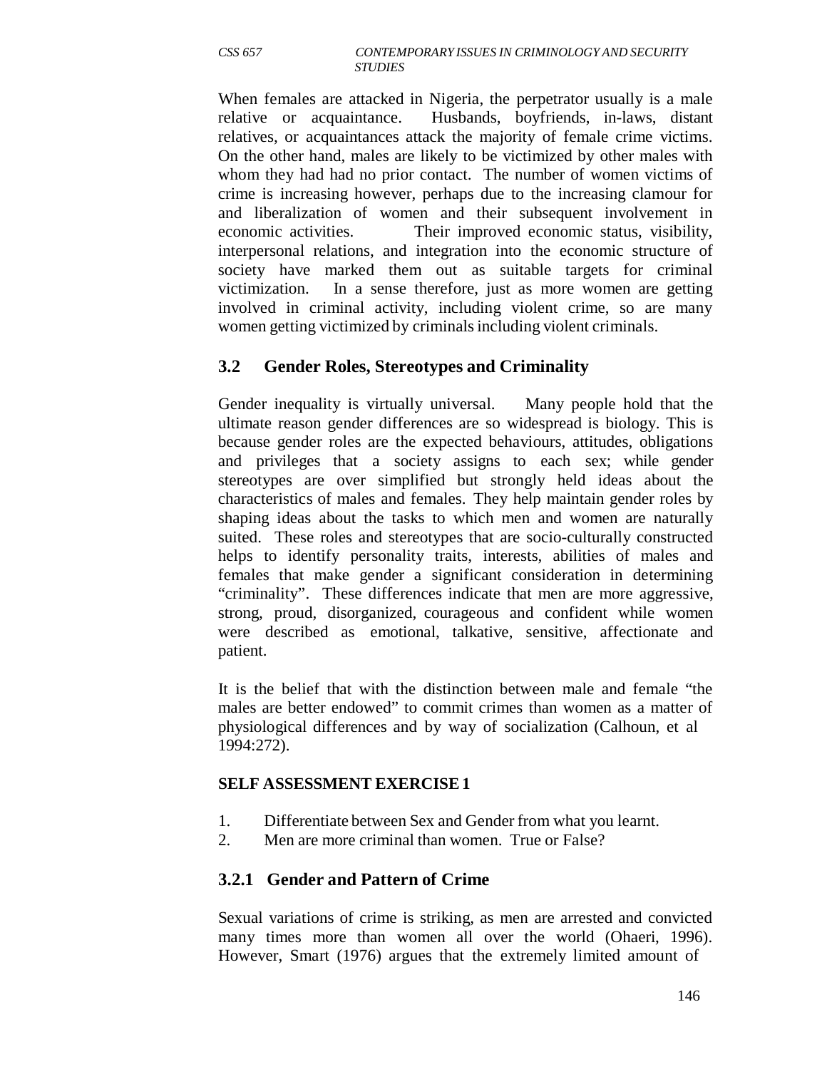When females are attacked in Nigeria, the perpetrator usually is a male relative or acquaintance. Husbands, boyfriends, in-laws, distant relatives, or acquaintances attack the majority of female crime victims. On the other hand, males are likely to be victimized by other males with whom they had had no prior contact. The number of women victims of crime is increasing however, perhaps due to the increasing clamour for and liberalization of women and their subsequent involvement in economic activities. Their improved economic status, visibility, interpersonal relations, and integration into the economic structure of society have marked them out as suitable targets for criminal victimization. In a sense therefore, just as more women are getting involved in criminal activity, including violent crime, so are many women getting victimized by criminals including violent criminals.

## 3.2 Gender Roles, Stereotypes and Criminality

Gender inequality is virtually universal. Many people hold that the ultimate reason gender differences are so widespread is biology. This is because gender roles are the expected behaviours, attitudes, obligations and privileges that a society assigns to each sex; while gender stereotypes are over simplified but strongly held ideas about the characteristics of males and females. They help maintain gender roles by shaping ideas about the tasks to which men and women are naturally suited. These roles and stereotypes that are socio-culturally constructed helps to identify personality traits, interests, abilities of males and females that make gender a significant consideration in determining "criminality". These differences indicate that men are more aggressive, strong, proud, disorganized, courageous and confident while women were described as emotional, talkative, sensitive, affectionate and patient.

It is the belief that with the distinction between male and female "the males are better endowed" to commit crimes than women as a matter of physiological differences and by way of socialization (Calhoun, et al 1994:272).

**SELF ASSESSMENT EXERCISE 1**

1. Differentiate between Sex and Gender from what you learnt.
2. Men are more criminal than women. True or False?

### 3.2.1 Gender and Pattern of Crime

Sexual variations of crime is striking, as men are arrested and convicted many times more than women all over the world (Ohaeri, 1996). However, Smart (1976) argues that the extremely limited amount of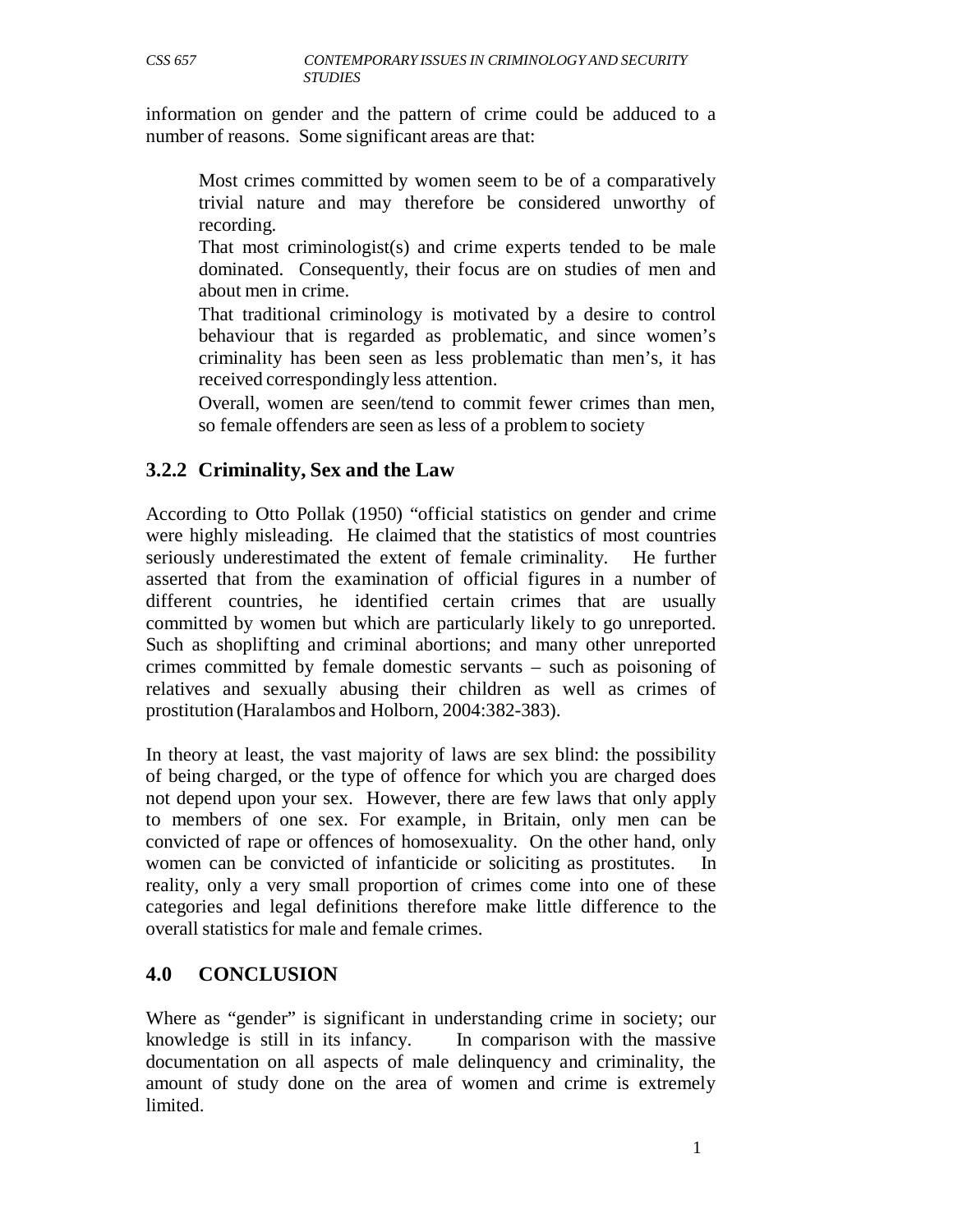information on gender and the pattern of crime could be adduced to a number of reasons. Some significant areas are that:

Most crimes committed by women seem to be of a comparatively trivial nature and may therefore be considered unworthy of recording.

That most criminologist(s) and crime experts tended to be male dominated. Consequently, their focus are on studies of men and about men in crime.

That traditional criminology is motivated by a desire to control behaviour that is regarded as problematic, and since women's criminality has been seen as less problematic than men's, it has received correspondingly less attention.

Overall, women are seen/tend to commit fewer crimes than men, so female offenders are seen as less of a problem to society

### 3.2.2 Criminality, Sex and the Law

According to Otto Pollak (1950) "official statistics on gender and crime were highly misleading. He claimed that the statistics of most countries seriously underestimated the extent of female criminality. He further asserted that from the examination of official figures in a number of different countries, he identified certain crimes that are usually committed by women but which are particularly likely to go unreported. Such as shoplifting and criminal abortions; and many other unreported crimes committed by female domestic servants – such as poisoning of relatives and sexually abusing their children as well as crimes of prostitution (Haralambos and Holborn, 2004:382-383).

In theory at least, the vast majority of laws are sex blind: the possibility of being charged, or the type of offence for which you are charged does not depend upon your sex. However, there are few laws that only apply to members of one sex. For example, in Britain, only men can be convicted of rape or offences of homosexuality. On the other hand, only women can be convicted of infanticide or soliciting as prostitutes. In reality, only a very small proportion of crimes come into one of these categories and legal definitions therefore make little difference to the overall statistics for male and female crimes.

## 4.0 CONCLUSION

Where as "gender" is significant in understanding crime in society; our knowledge is still in its infancy. In comparison with the massive documentation on all aspects of male delinquency and criminality, the amount of study done on the area of women and crime is extremely limited.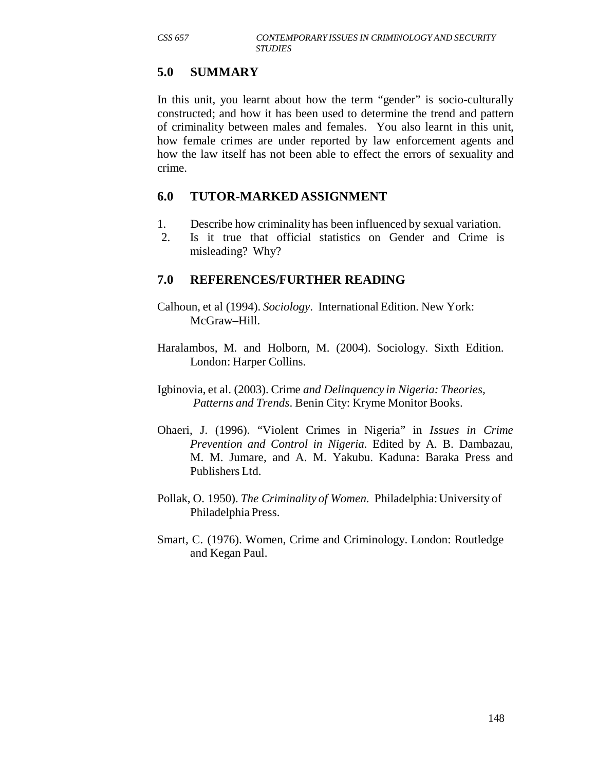## 5.0 SUMMARY

In this unit, you learnt about how the term "gender" is socio-culturally constructed; and how it has been used to determine the trend and pattern of criminality between males and females. You also learnt in this unit, how female crimes are under reported by law enforcement agents and how the law itself has not been able to effect the errors of sexuality and crime.

## 6.0 TUTOR-MARKED ASSIGNMENT

1. Describe how criminality has been influenced by sexual variation.
2. Is it true that official statistics on Gender and Crime is misleading? Why?

## 7.0 REFERENCES/FURTHER READING

Calhoun, et al (1994). *Sociology*. International Edition. New York: McGraw–Hill.

Haralambos, M. and Holborn, M. (2004). Sociology. Sixth Edition. London: Harper Collins.

Igbinovia, et al. (2003). Crime *and Delinquency in Nigeria: Theories, Patterns and Trends*. Benin City: Kryme Monitor Books.

Ohaeri, J. (1996). "Violent Crimes in Nigeria" in *Issues in Crime Prevention and Control in Nigeria.* Edited by A. B. Dambazau, M. M. Jumare, and A. M. Yakubu. Kaduna: Baraka Press and Publishers Ltd.

Pollak, O. 1950). *The Criminality of Women.* Philadelphia: University of Philadelphia Press.

Smart, C. (1976). Women, Crime and Criminology. London: Routledge and Kegan Paul.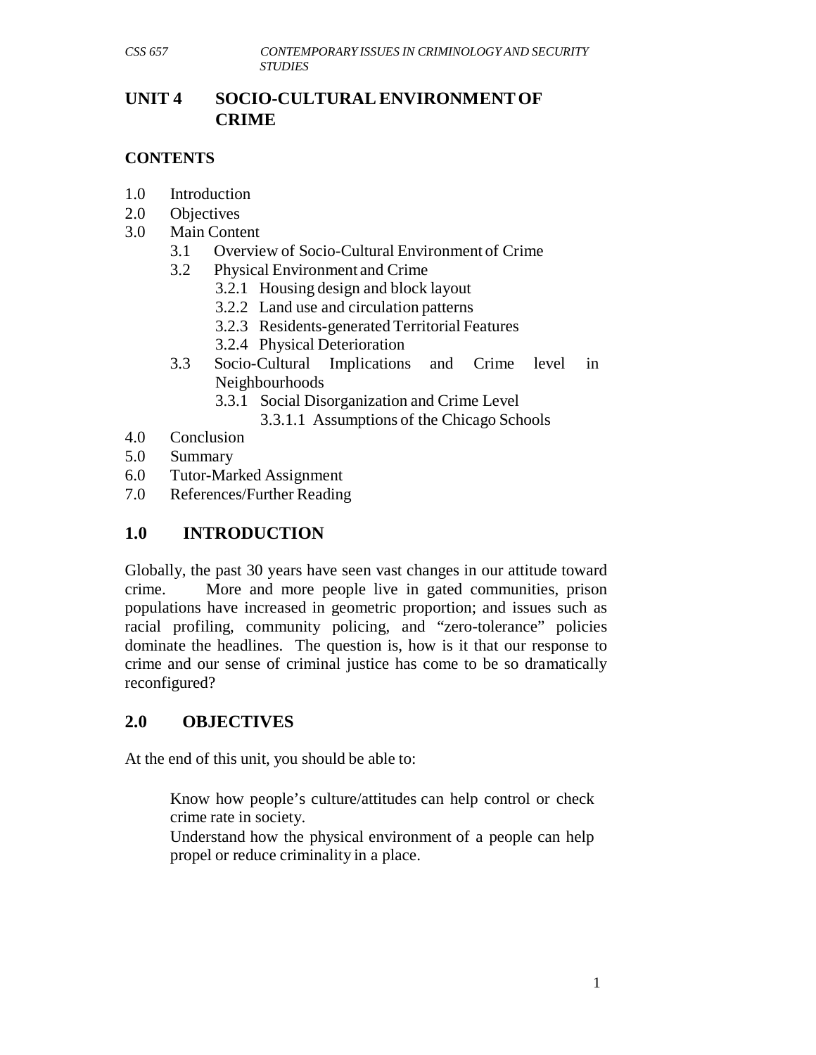# UNIT 4 SOCIO-CULTURAL ENVIRONMENT OF CRIME

## CONTENTS

- 1.0 Introduction
- 2.0 Objectives
- 3.0 Main Content
  - 3.1 Overview of Socio-Cultural Environment of Crime
  - 3.2 Physical Environment and Crime
    - 3.2.1 Housing design and block layout
    - 3.2.2 Land use and circulation patterns
    - 3.2.3 Residents-generated Territorial Features
    - 3.2.4 Physical Deterioration
  - 3.3 Socio-Cultural Implications and Crime level in Neighbourhoods
    - 3.3.1 Social Disorganization and Crime Level
      - 3.3.1.1 Assumptions of the Chicago Schools
- 4.0 Conclusion
- 5.0 Summary
- 6.0 Tutor-Marked Assignment
- 7.0 References/Further Reading

## 1.0 INTRODUCTION

Globally, the past 30 years have seen vast changes in our attitude toward crime. More and more people live in gated communities, prison populations have increased in geometric proportion; and issues such as racial profiling, community policing, and "zero-tolerance" policies dominate the headlines. The question is, how is it that our response to crime and our sense of criminal justice has come to be so dramatically reconfigured?

## 2.0 OBJECTIVES

At the end of this unit, you should be able to:

- Know how people's culture/attitudes can help control or check crime rate in society.
- Understand how the physical environment of a people can help propel or reduce criminality in a place.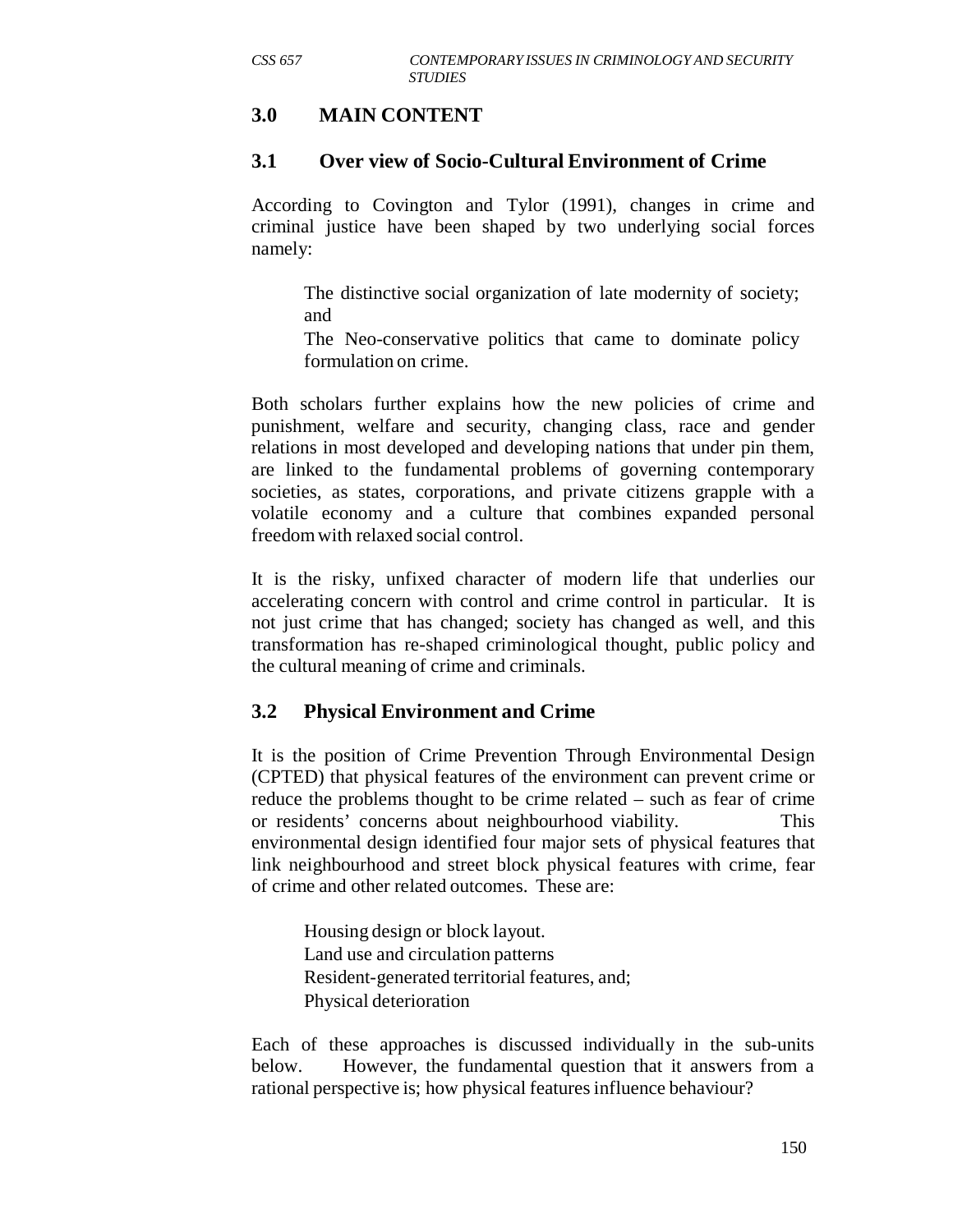## 3.0 MAIN CONTENT

### 3.1 Over view of Socio-Cultural Environment of Crime

According to Covington and Tylor (1991), changes in crime and criminal justice have been shaped by two underlying social forces namely:

- The distinctive social organization of late modernity of society; and
- The Neo-conservative politics that came to dominate policy formulation on crime.

Both scholars further explains how the new policies of crime and punishment, welfare and security, changing class, race and gender relations in most developed and developing nations that under pin them, are linked to the fundamental problems of governing contemporary societies, as states, corporations, and private citizens grapple with a volatile economy and a culture that combines expanded personal freedom with relaxed social control.

It is the risky, unfixed character of modern life that underlies our accelerating concern with control and crime control in particular. It is not just crime that has changed; society has changed as well, and this transformation has re-shaped criminological thought, public policy and the cultural meaning of crime and criminals.

### 3.2 Physical Environment and Crime

It is the position of Crime Prevention Through Environmental Design (CPTED) that physical features of the environment can prevent crime or reduce the problems thought to be crime related – such as fear of crime or residents' concerns about neighbourhood viability. This environmental design identified four major sets of physical features that link neighbourhood and street block physical features with crime, fear of crime and other related outcomes. These are:

- Housing design or block layout.
- Land use and circulation patterns
- Resident-generated territorial features, and;
- Physical deterioration

Each of these approaches is discussed individually in the sub-units below. However, the fundamental question that it answers from a rational perspective is; how physical features influence behaviour?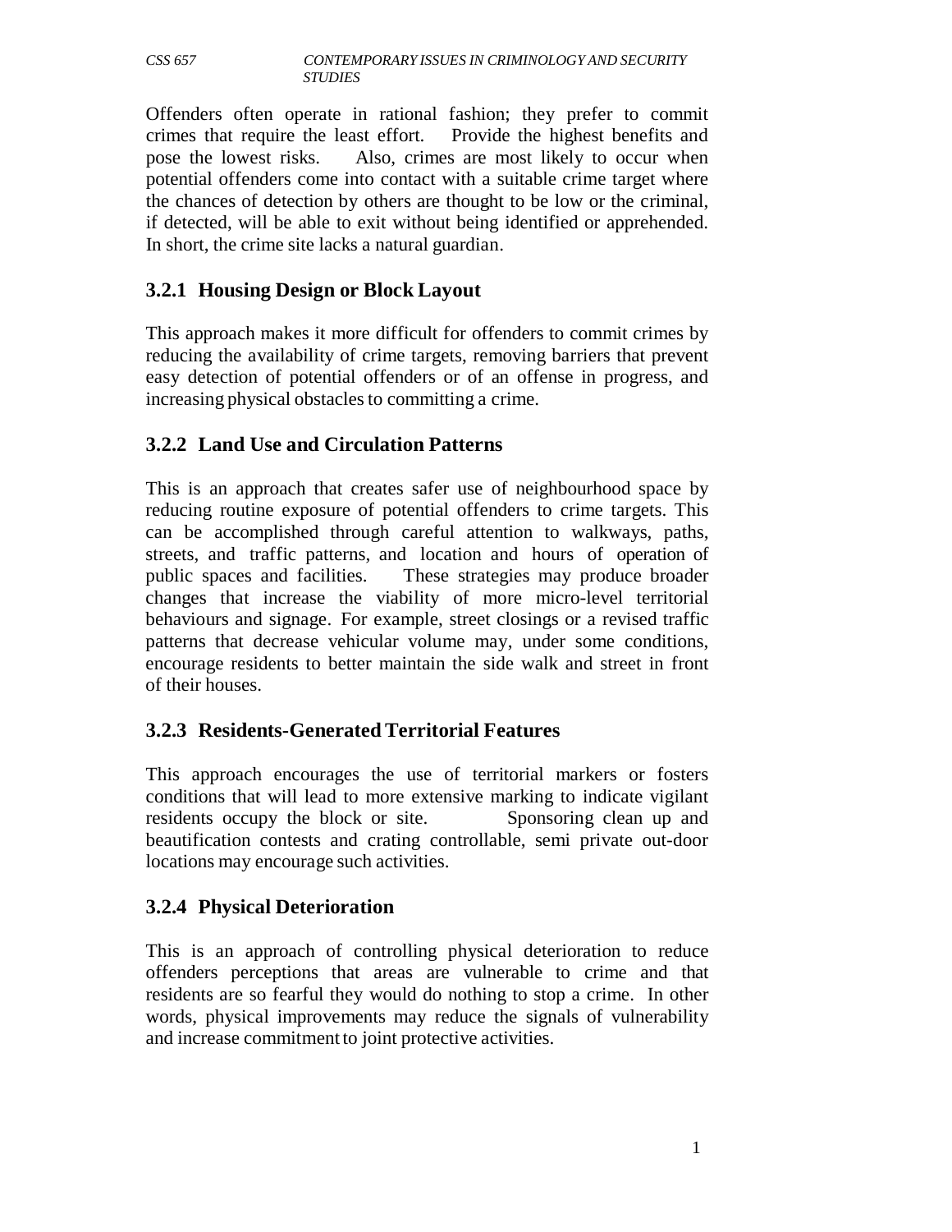Offenders often operate in rational fashion; they prefer to commit crimes that require the least effort. Provide the highest benefits and pose the lowest risks. Also, crimes are most likely to occur when potential offenders come into contact with a suitable crime target where the chances of detection by others are thought to be low or the criminal, if detected, will be able to exit without being identified or apprehended. In short, the crime site lacks a natural guardian.

### 3.2.1 Housing Design or Block Layout

This approach makes it more difficult for offenders to commit crimes by reducing the availability of crime targets, removing barriers that prevent easy detection of potential offenders or of an offense in progress, and increasing physical obstacles to committing a crime.

### 3.2.2 Land Use and Circulation Patterns

This is an approach that creates safer use of neighbourhood space by reducing routine exposure of potential offenders to crime targets. This can be accomplished through careful attention to walkways, paths, streets, and traffic patterns, and location and hours of operation of public spaces and facilities. These strategies may produce broader changes that increase the viability of more micro-level territorial behaviours and signage. For example, street closings or a revised traffic patterns that decrease vehicular volume may, under some conditions, encourage residents to better maintain the side walk and street in front of their houses.

### 3.2.3 Residents-Generated Territorial Features

This approach encourages the use of territorial markers or fosters conditions that will lead to more extensive marking to indicate vigilant residents occupy the block or site. Sponsoring clean up and beautification contests and crating controllable, semi private out-door locations may encourage such activities.

### 3.2.4 Physical Deterioration

This is an approach of controlling physical deterioration to reduce offenders perceptions that areas are vulnerable to crime and that residents are so fearful they would do nothing to stop a crime. In other words, physical improvements may reduce the signals of vulnerability and increase commitment to joint protective activities.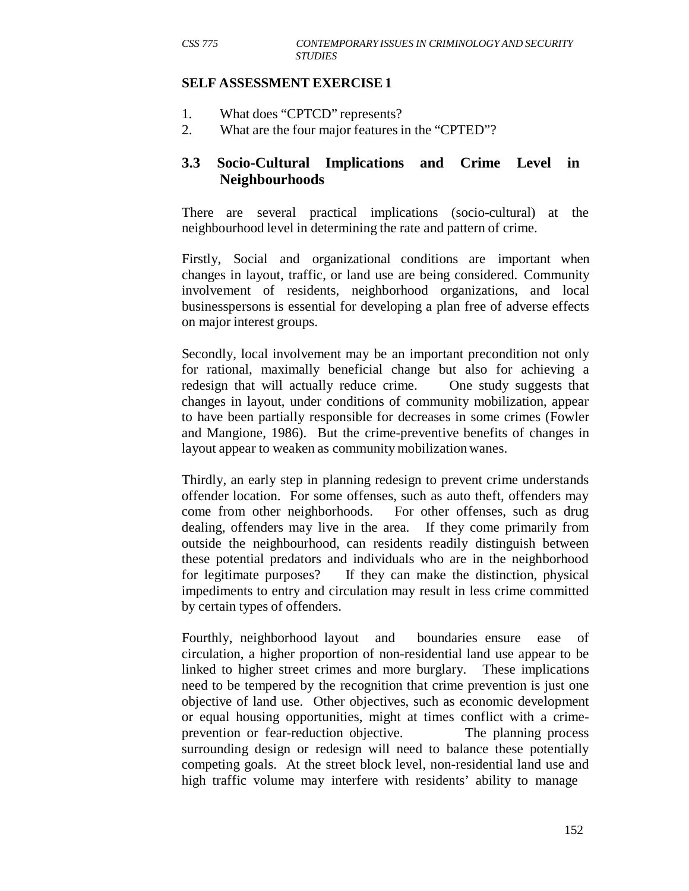### SELF ASSESSMENT EXERCISE 1

1. What does "CPTCD" represents?
2. What are the four major features in the "CPTED"?

## 3.3 Socio-Cultural Implications and Crime Level in Neighbourhoods

There are several practical implications (socio-cultural) at the neighbourhood level in determining the rate and pattern of crime.

Firstly, Social and organizational conditions are important when changes in layout, traffic, or land use are being considered. Community involvement of residents, neighborhood organizations, and local businesspersons is essential for developing a plan free of adverse effects on major interest groups.

Secondly, local involvement may be an important precondition not only for rational, maximally beneficial change but also for achieving a redesign that will actually reduce crime. One study suggests that changes in layout, under conditions of community mobilization, appear to have been partially responsible for decreases in some crimes (Fowler and Mangione, 1986). But the crime-preventive benefits of changes in layout appear to weaken as community mobilization wanes.

Thirdly, an early step in planning redesign to prevent crime understands offender location. For some offenses, such as auto theft, offenders may come from other neighborhoods. For other offenses, such as drug dealing, offenders may live in the area. If they come primarily from outside the neighbourhood, can residents readily distinguish between these potential predators and individuals who are in the neighborhood for legitimate purposes? If they can make the distinction, physical impediments to entry and circulation may result in less crime committed by certain types of offenders.

Fourthly, neighborhood layout and boundaries ensure ease of circulation, a higher proportion of non-residential land use appear to be linked to higher street crimes and more burglary. These implications need to be tempered by the recognition that crime prevention is just one objective of land use. Other objectives, such as economic development or equal housing opportunities, might at times conflict with a crime-prevention or fear-reduction objective. The planning process surrounding design or redesign will need to balance these potentially competing goals. At the street block level, non-residential land use and high traffic volume may interfere with residents' ability to manage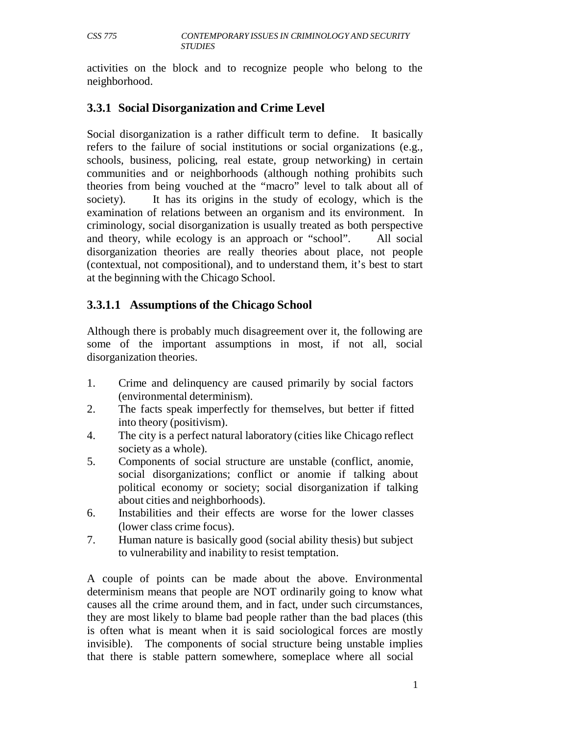activities on the block and to recognize people who belong to the neighborhood.

### 3.3.1 Social Disorganization and Crime Level

Social disorganization is a rather difficult term to define. It basically refers to the failure of social institutions or social organizations (e.g., schools, business, policing, real estate, group networking) in certain communities and or neighborhoods (although nothing prohibits such theories from being vouched at the "macro" level to talk about all of society). It has its origins in the study of ecology, which is the examination of relations between an organism and its environment. In criminology, social disorganization is usually treated as both perspective and theory, while ecology is an approach or "school". All social disorganization theories are really theories about place, not people (contextual, not compositional), and to understand them, it's best to start at the beginning with the Chicago School.

#### 3.3.1.1 Assumptions of the Chicago School

Although there is probably much disagreement over it, the following are some of the important assumptions in most, if not all, social disorganization theories.

1. Crime and delinquency are caused primarily by social factors (environmental determinism).
2. The facts speak imperfectly for themselves, but better if fitted into theory (positivism).
4. The city is a perfect natural laboratory (cities like Chicago reflect society as a whole).
5. Components of social structure are unstable (conflict, anomie, social disorganizations; conflict or anomie if talking about political economy or society; social disorganization if talking about cities and neighborhoods).
6. Instabilities and their effects are worse for the lower classes (lower class crime focus).
7. Human nature is basically good (social ability thesis) but subject to vulnerability and inability to resist temptation.

A couple of points can be made about the above. Environmental determinism means that people are NOT ordinarily going to know what causes all the crime around them, and in fact, under such circumstances, they are most likely to blame bad people rather than the bad places (this is often what is meant when it is said sociological forces are mostly invisible). The components of social structure being unstable implies that there is stable pattern somewhere, someplace where all social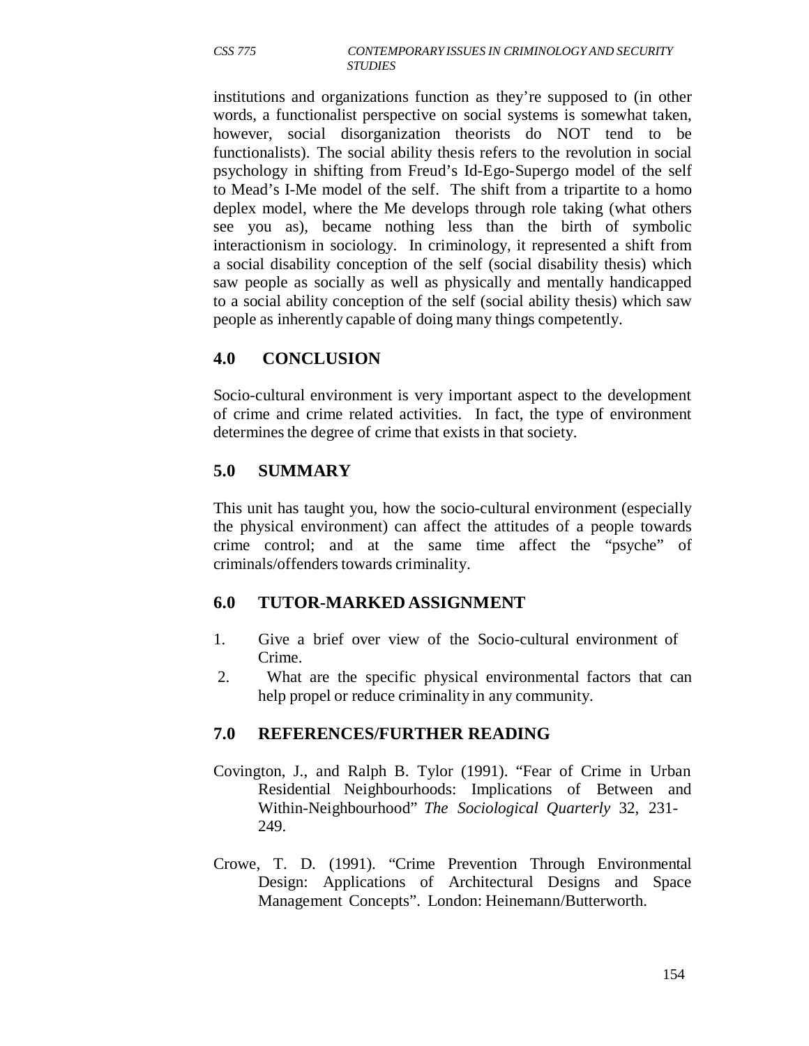institutions and organizations function as they're supposed to (in other words, a functionalist perspective on social systems is somewhat taken, however, social disorganization theorists do NOT tend to be functionalists). The social ability thesis refers to the revolution in social psychology in shifting from Freud's Id-Ego-Supergo model of the self to Mead's I-Me model of the self. The shift from a tripartite to a homo deplex model, where the Me develops through role taking (what others see you as), became nothing less than the birth of symbolic interactionism in sociology. In criminology, it represented a shift from a social disability conception of the self (social disability thesis) which saw people as socially as well as physically and mentally handicapped to a social ability conception of the self (social ability thesis) which saw people as inherently capable of doing many things competently.

## 4.0 CONCLUSION

Socio-cultural environment is very important aspect to the development of crime and crime related activities. In fact, the type of environment determines the degree of crime that exists in that society.

## 5.0 SUMMARY

This unit has taught you, how the socio-cultural environment (especially the physical environment) can affect the attitudes of a people towards crime control; and at the same time affect the "psyche" of criminals/offenders towards criminality.

## 6.0 TUTOR-MARKED ASSIGNMENT

1. Give a brief over view of the Socio-cultural environment of Crime.
2. What are the specific physical environmental factors that can help propel or reduce criminality in any community.

## 7.0 REFERENCES/FURTHER READING

Covington, J., and Ralph B. Tylor (1991). "Fear of Crime in Urban Residential Neighbourhoods: Implications of Between and Within-Neighbourhood" *The Sociological Quarterly* 32, 231-249.

Crowe, T. D. (1991). "Crime Prevention Through Environmental Design: Applications of Architectural Designs and Space Management Concepts". London: Heinemann/Butterworth.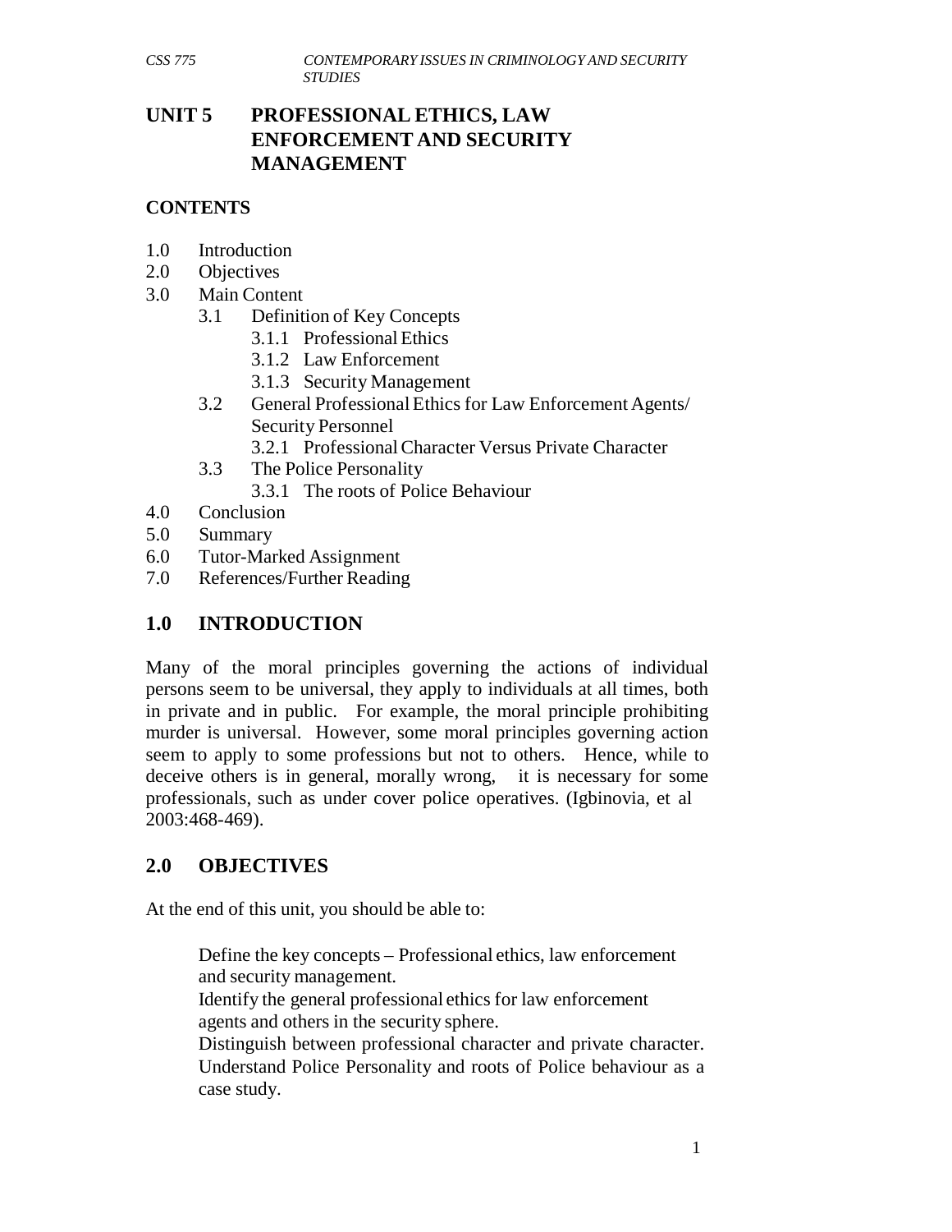# UNIT 5 PROFESSIONAL ETHICS, LAW ENFORCEMENT AND SECURITY MANAGEMENT

## CONTENTS

1.0 Introduction
2.0 Objectives
3.0 Main Content
  3.1 Definition of Key Concepts
    3.1.1 Professional Ethics
    3.1.2 Law Enforcement
    3.1.3 Security Management
  3.2 General Professional Ethics for Law Enforcement Agents/ Security Personnel
    3.2.1 Professional Character Versus Private Character
  3.3 The Police Personality
    3.3.1 The roots of Police Behaviour
4.0 Conclusion
5.0 Summary
6.0 Tutor-Marked Assignment
7.0 References/Further Reading

## 1.0 INTRODUCTION

Many of the moral principles governing the actions of individual persons seem to be universal, they apply to individuals at all times, both in private and in public. For example, the moral principle prohibiting murder is universal. However, some moral principles governing action seem to apply to some professions but not to others. Hence, while to deceive others is in general, morally wrong, it is necessary for some professionals, such as under cover police operatives. (Igbinovia, et al 2003:468-469).

## 2.0 OBJECTIVES

At the end of this unit, you should be able to:

- Define the key concepts – Professional ethics, law enforcement and security management.
- Identify the general professional ethics for law enforcement agents and others in the security sphere.
- Distinguish between professional character and private character.
- Understand Police Personality and roots of Police behaviour as a case study.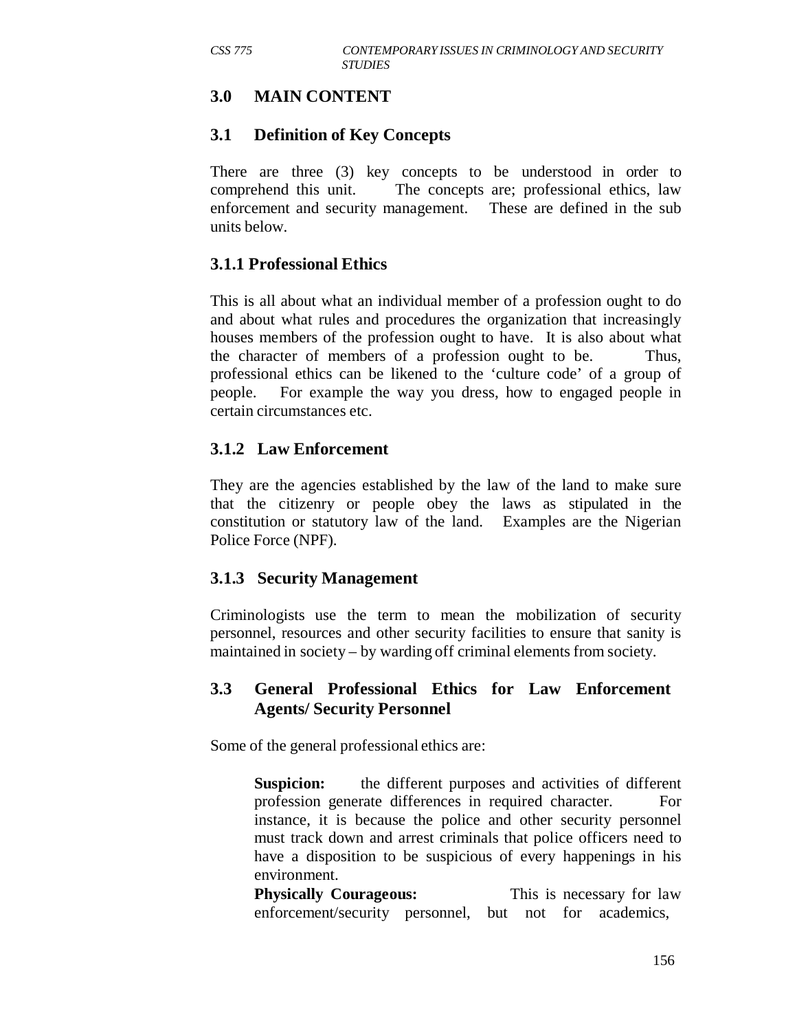## 3.0 MAIN CONTENT

### 3.1 Definition of Key Concepts

There are three (3) key concepts to be understood in order to comprehend this unit. The concepts are; professional ethics, law enforcement and security management. These are defined in the sub units below.

#### 3.1.1 Professional Ethics

This is all about what an individual member of a profession ought to do and about what rules and procedures the organization that increasingly houses members of the profession ought to have. It is also about what the character of members of a profession ought to be. Thus, professional ethics can be likened to the 'culture code' of a group of people. For example the way you dress, how to engaged people in certain circumstances etc.

#### 3.1.2 Law Enforcement

They are the agencies established by the law of the land to make sure that the citizenry or people obey the laws as stipulated in the constitution or statutory law of the land. Examples are the Nigerian Police Force (NPF).

#### 3.1.3 Security Management

Criminologists use the term to mean the mobilization of security personnel, resources and other security facilities to ensure that sanity is maintained in society – by warding off criminal elements from society.

### 3.3 General Professional Ethics for Law Enforcement Agents/ Security Personnel

Some of the general professional ethics are:

**Suspicion:** the different purposes and activities of different profession generate differences in required character. For instance, it is because the police and other security personnel must track down and arrest criminals that police officers need to have a disposition to be suspicious of every happenings in his environment.

**Physically Courageous:** This is necessary for law enforcement/security personnel, but not for academics,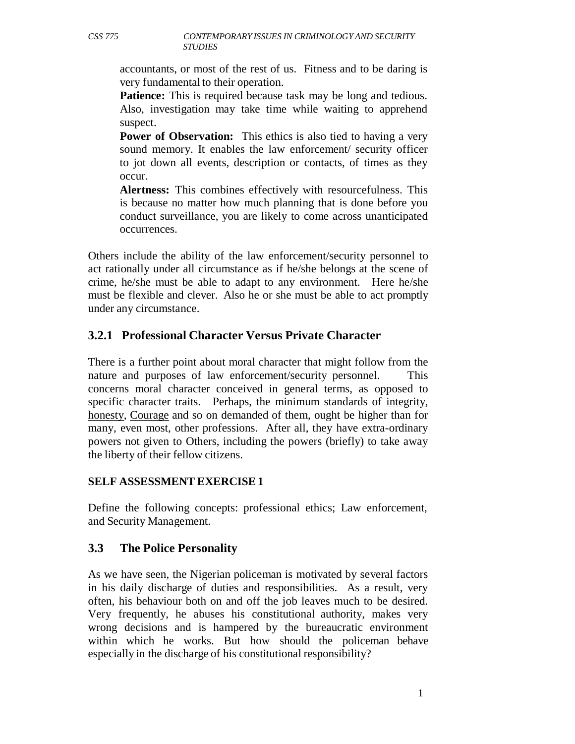accountants, or most of the rest of us. Fitness and to be daring is very fundamental to their operation.

**Patience:** This is required because task may be long and tedious. Also, investigation may take time while waiting to apprehend suspect.

**Power of Observation:** This ethics is also tied to having a very sound memory. It enables the law enforcement/ security officer to jot down all events, description or contacts, of times as they occur.

**Alertness:** This combines effectively with resourcefulness. This is because no matter how much planning that is done before you conduct surveillance, you are likely to come across unanticipated occurrences.

Others include the ability of the law enforcement/security personnel to act rationally under all circumstance as if he/she belongs at the scene of crime, he/she must be able to adapt to any environment. Here he/she must be flexible and clever. Also he or she must be able to act promptly under any circumstance.

### 3.2.1 Professional Character Versus Private Character

There is a further point about moral character that might follow from the nature and purposes of law enforcement/security personnel. This concerns moral character conceived in general terms, as opposed to specific character traits. Perhaps, the minimum standards of integrity, honesty, Courage and so on demanded of them, ought be higher than for many, even most, other professions. After all, they have extra-ordinary powers not given to Others, including the powers (briefly) to take away the liberty of their fellow citizens.

**SELF ASSESSMENT EXERCISE 1**

Define the following concepts: professional ethics; Law enforcement, and Security Management.

## 3.3 The Police Personality

As we have seen, the Nigerian policeman is motivated by several factors in his daily discharge of duties and responsibilities. As a result, very often, his behaviour both on and off the job leaves much to be desired. Very frequently, he abuses his constitutional authority, makes very wrong decisions and is hampered by the bureaucratic environment within which he works. But how should the policeman behave especially in the discharge of his constitutional responsibility?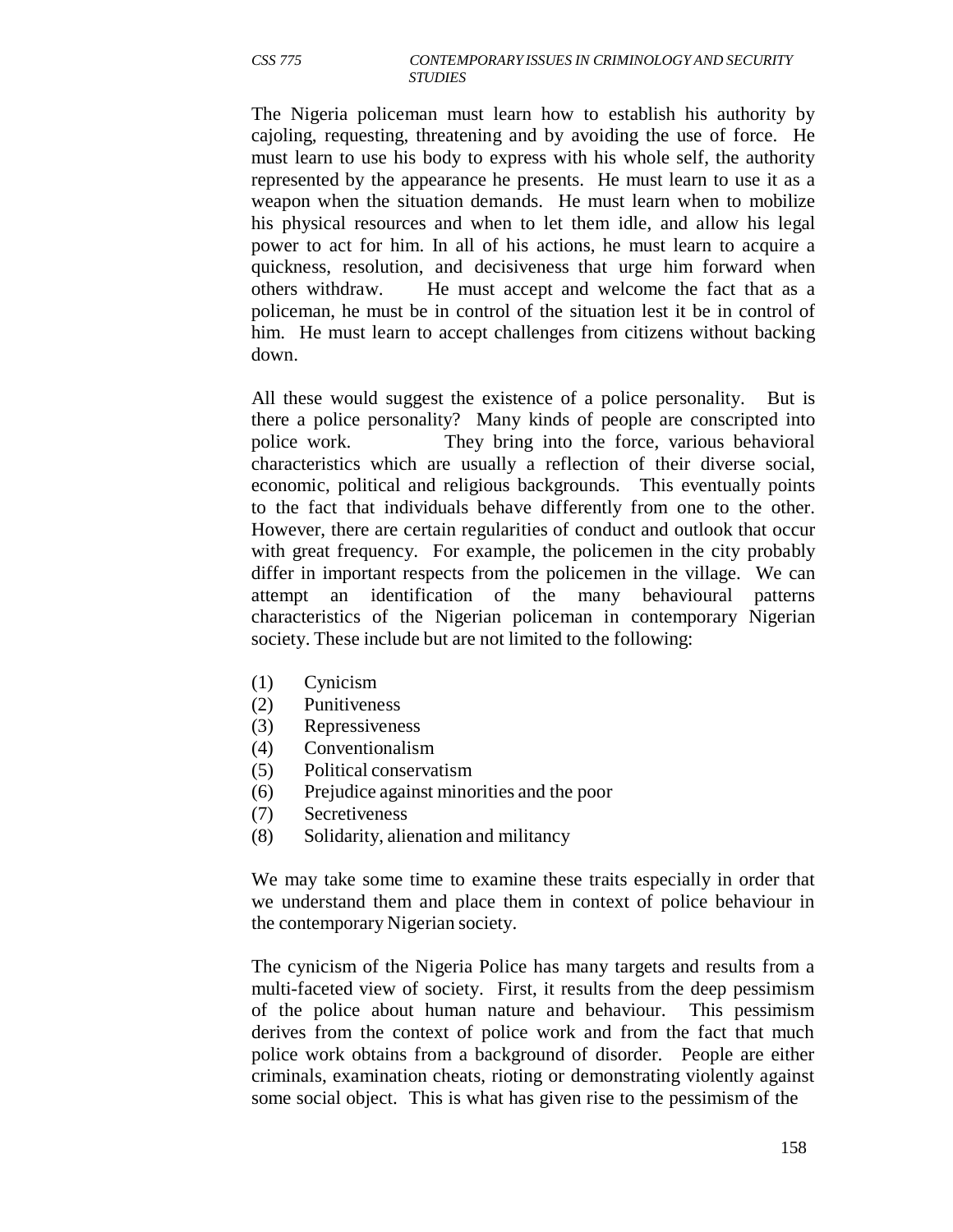The Nigeria policeman must learn how to establish his authority by cajoling, requesting, threatening and by avoiding the use of force. He must learn to use his body to express with his whole self, the authority represented by the appearance he presents. He must learn to use it as a weapon when the situation demands. He must learn when to mobilize his physical resources and when to let them idle, and allow his legal power to act for him. In all of his actions, he must learn to acquire a quickness, resolution, and decisiveness that urge him forward when others withdraw. He must accept and welcome the fact that as a policeman, he must be in control of the situation lest it be in control of him. He must learn to accept challenges from citizens without backing down.

All these would suggest the existence of a police personality. But is there a police personality? Many kinds of people are conscripted into police work. They bring into the force, various behavioral characteristics which are usually a reflection of their diverse social, economic, political and religious backgrounds. This eventually points to the fact that individuals behave differently from one to the other. However, there are certain regularities of conduct and outlook that occur with great frequency. For example, the policemen in the city probably differ in important respects from the policemen in the village. We can attempt an identification of the many behavioural patterns characteristics of the Nigerian policeman in contemporary Nigerian society. These include but are not limited to the following:

(1) Cynicism
(2) Punitiveness
(3) Repressiveness
(4) Conventionalism
(5) Political conservatism
(6) Prejudice against minorities and the poor
(7) Secretiveness
(8) Solidarity, alienation and militancy

We may take some time to examine these traits especially in order that we understand them and place them in context of police behaviour in the contemporary Nigerian society.

The cynicism of the Nigeria Police has many targets and results from a multi-faceted view of society. First, it results from the deep pessimism of the police about human nature and behaviour. This pessimism derives from the context of police work and from the fact that much police work obtains from a background of disorder. People are either criminals, examination cheats, rioting or demonstrating violently against some social object. This is what has given rise to the pessimism of the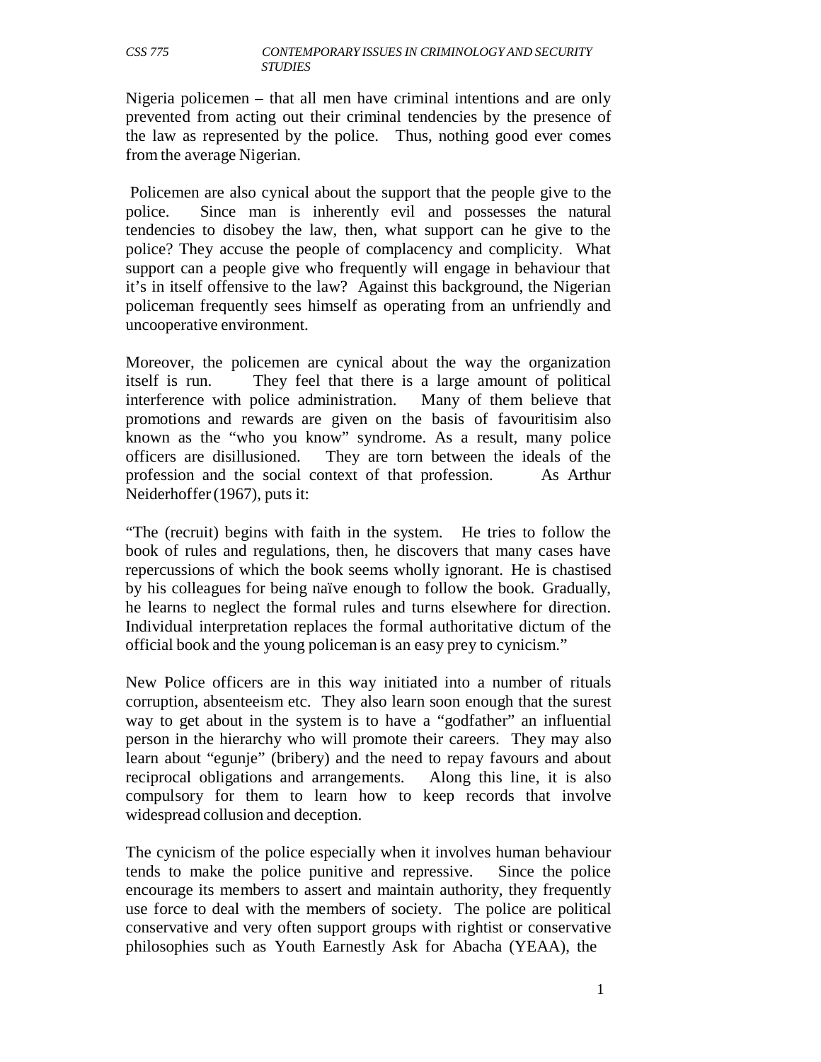Nigeria policemen – that all men have criminal intentions and are only prevented from acting out their criminal tendencies by the presence of the law as represented by the police. Thus, nothing good ever comes from the average Nigerian.

Policemen are also cynical about the support that the people give to the police. Since man is inherently evil and possesses the natural tendencies to disobey the law, then, what support can he give to the police? They accuse the people of complacency and complicity. What support can a people give who frequently will engage in behaviour that it's in itself offensive to the law? Against this background, the Nigerian policeman frequently sees himself as operating from an unfriendly and uncooperative environment.

Moreover, the policemen are cynical about the way the organization itself is run. They feel that there is a large amount of political interference with police administration. Many of them believe that promotions and rewards are given on the basis of favouritisim also known as the "who you know" syndrome. As a result, many police officers are disillusioned. They are torn between the ideals of the profession and the social context of that profession. As Arthur Neiderhoffer (1967), puts it:

"The (recruit) begins with faith in the system. He tries to follow the book of rules and regulations, then, he discovers that many cases have repercussions of which the book seems wholly ignorant. He is chastised by his colleagues for being naïve enough to follow the book. Gradually, he learns to neglect the formal rules and turns elsewhere for direction. Individual interpretation replaces the formal authoritative dictum of the official book and the young policeman is an easy prey to cynicism."

New Police officers are in this way initiated into a number of rituals corruption, absenteeism etc. They also learn soon enough that the surest way to get about in the system is to have a "godfather" an influential person in the hierarchy who will promote their careers. They may also learn about "egunje" (bribery) and the need to repay favours and about reciprocal obligations and arrangements. Along this line, it is also compulsory for them to learn how to keep records that involve widespread collusion and deception.

The cynicism of the police especially when it involves human behaviour tends to make the police punitive and repressive. Since the police encourage its members to assert and maintain authority, they frequently use force to deal with the members of society. The police are political conservative and very often support groups with rightist or conservative philosophies such as Youth Earnestly Ask for Abacha (YEAA), the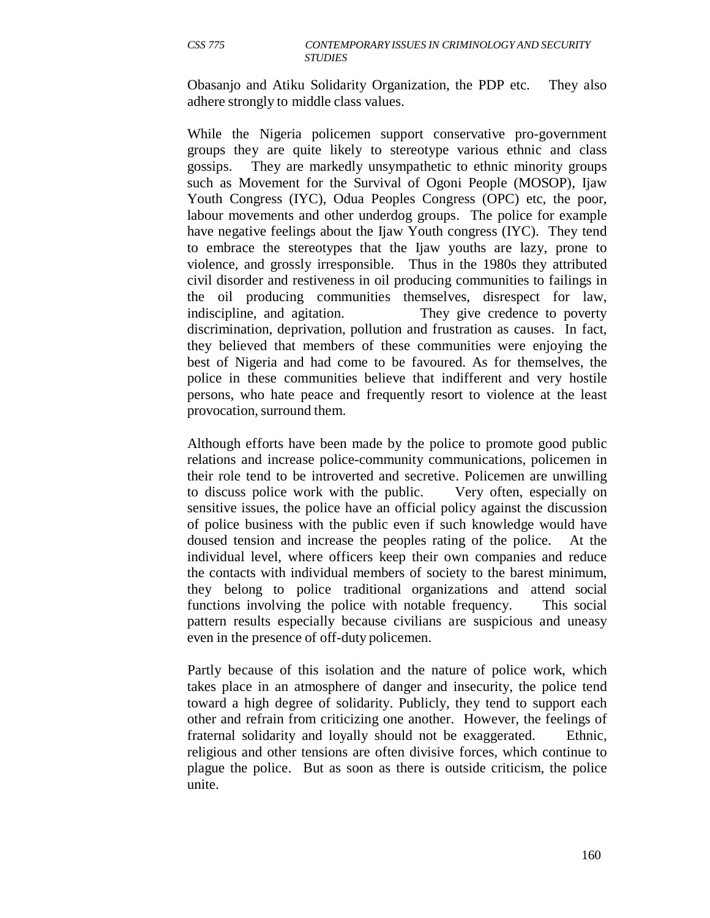Obasanjo and Atiku Solidarity Organization, the PDP etc. They also adhere strongly to middle class values.

While the Nigeria policemen support conservative pro-government groups they are quite likely to stereotype various ethnic and class gossips. They are markedly unsympathetic to ethnic minority groups such as Movement for the Survival of Ogoni People (MOSOP), Ijaw Youth Congress (IYC), Odua Peoples Congress (OPC) etc, the poor, labour movements and other underdog groups. The police for example have negative feelings about the Ijaw Youth congress (IYC). They tend to embrace the stereotypes that the Ijaw youths are lazy, prone to violence, and grossly irresponsible. Thus in the 1980s they attributed civil disorder and restiveness in oil producing communities to failings in the oil producing communities themselves, disrespect for law, indiscipline, and agitation. They give credence to poverty discrimination, deprivation, pollution and frustration as causes. In fact, they believed that members of these communities were enjoying the best of Nigeria and had come to be favoured. As for themselves, the police in these communities believe that indifferent and very hostile persons, who hate peace and frequently resort to violence at the least provocation, surround them.

Although efforts have been made by the police to promote good public relations and increase police-community communications, policemen in their role tend to be introverted and secretive. Policemen are unwilling to discuss police work with the public. Very often, especially on sensitive issues, the police have an official policy against the discussion of police business with the public even if such knowledge would have doused tension and increase the peoples rating of the police. At the individual level, where officers keep their own companies and reduce the contacts with individual members of society to the barest minimum, they belong to police traditional organizations and attend social functions involving the police with notable frequency. This social pattern results especially because civilians are suspicious and uneasy even in the presence of off-duty policemen.

Partly because of this isolation and the nature of police work, which takes place in an atmosphere of danger and insecurity, the police tend toward a high degree of solidarity. Publicly, they tend to support each other and refrain from criticizing one another. However, the feelings of fraternal solidarity and loyally should not be exaggerated. Ethnic, religious and other tensions are often divisive forces, which continue to plague the police. But as soon as there is outside criticism, the police unite.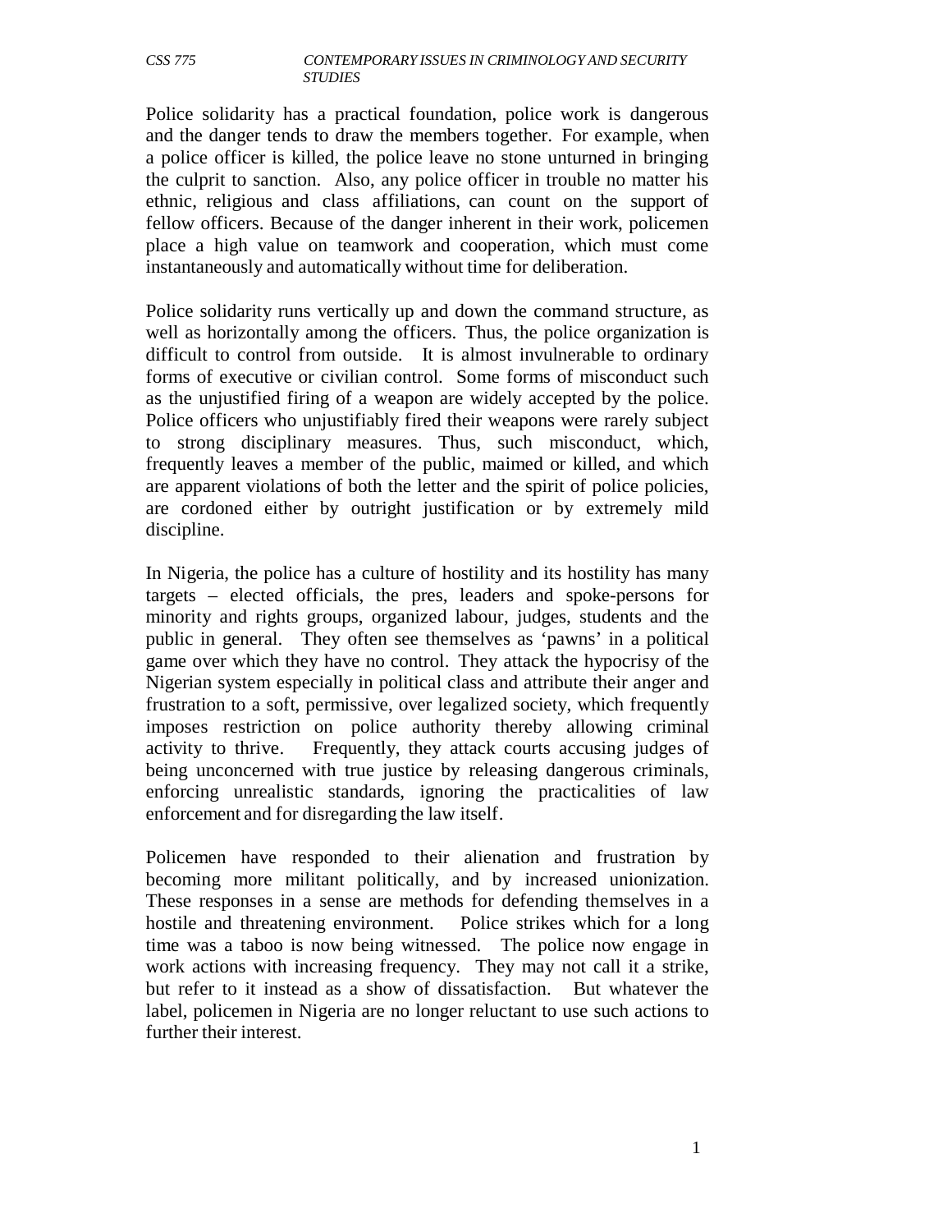Police solidarity has a practical foundation, police work is dangerous and the danger tends to draw the members together. For example, when a police officer is killed, the police leave no stone unturned in bringing the culprit to sanction. Also, any police officer in trouble no matter his ethnic, religious and class affiliations, can count on the support of fellow officers. Because of the danger inherent in their work, policemen place a high value on teamwork and cooperation, which must come instantaneously and automatically without time for deliberation.

Police solidarity runs vertically up and down the command structure, as well as horizontally among the officers. Thus, the police organization is difficult to control from outside. It is almost invulnerable to ordinary forms of executive or civilian control. Some forms of misconduct such as the unjustified firing of a weapon are widely accepted by the police. Police officers who unjustifiably fired their weapons were rarely subject to strong disciplinary measures. Thus, such misconduct, which, frequently leaves a member of the public, maimed or killed, and which are apparent violations of both the letter and the spirit of police policies, are cordoned either by outright justification or by extremely mild discipline.

In Nigeria, the police has a culture of hostility and its hostility has many targets – elected officials, the pres, leaders and spoke-persons for minority and rights groups, organized labour, judges, students and the public in general. They often see themselves as 'pawns' in a political game over which they have no control. They attack the hypocrisy of the Nigerian system especially in political class and attribute their anger and frustration to a soft, permissive, over legalized society, which frequently imposes restriction on police authority thereby allowing criminal activity to thrive. Frequently, they attack courts accusing judges of being unconcerned with true justice by releasing dangerous criminals, enforcing unrealistic standards, ignoring the practicalities of law enforcement and for disregarding the law itself.

Policemen have responded to their alienation and frustration by becoming more militant politically, and by increased unionization. These responses in a sense are methods for defending themselves in a hostile and threatening environment. Police strikes which for a long time was a taboo is now being witnessed. The police now engage in work actions with increasing frequency. They may not call it a strike, but refer to it instead as a show of dissatisfaction. But whatever the label, policemen in Nigeria are no longer reluctant to use such actions to further their interest.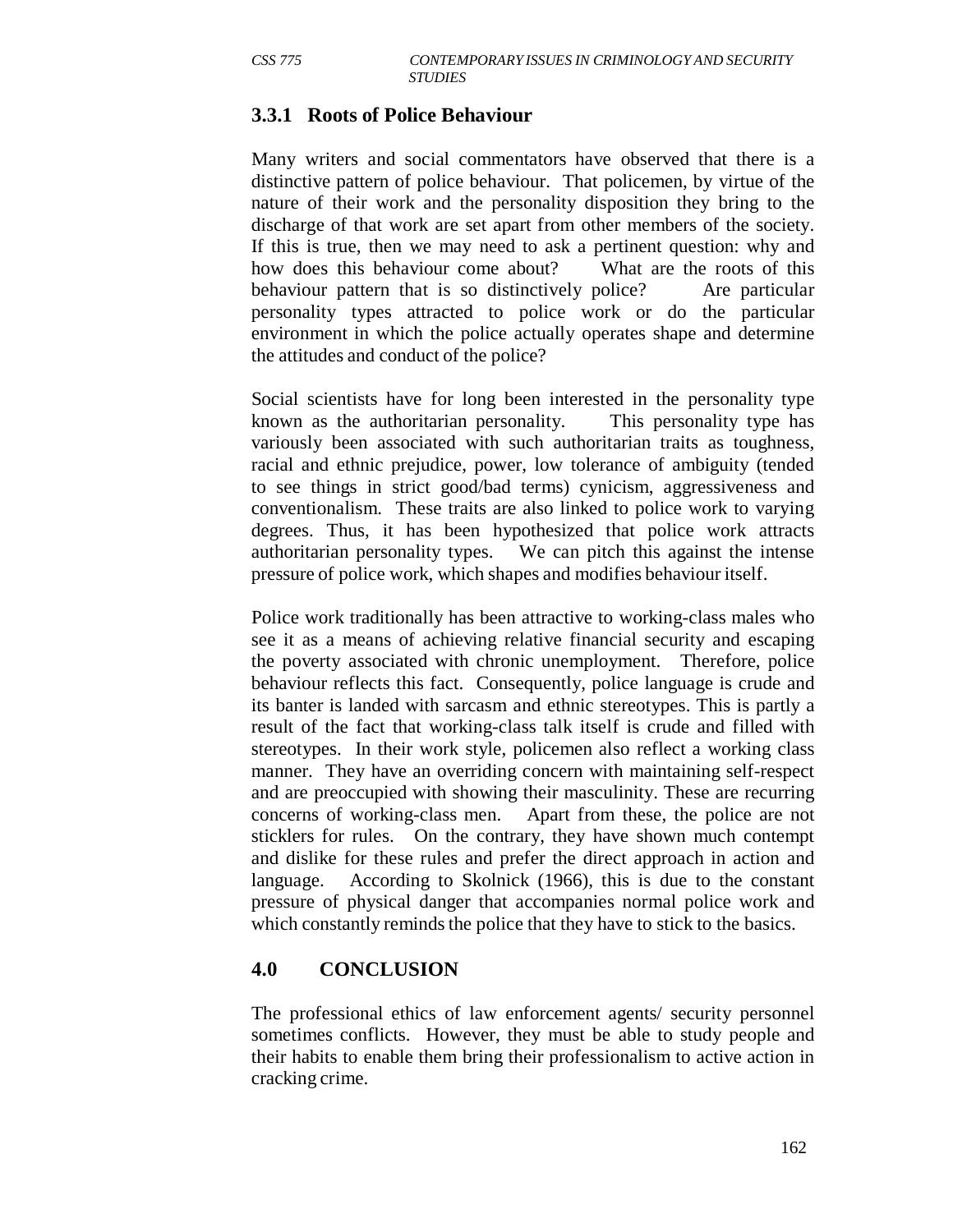### 3.3.1 Roots of Police Behaviour

Many writers and social commentators have observed that there is a distinctive pattern of police behaviour. That policemen, by virtue of the nature of their work and the personality disposition they bring to the discharge of that work are set apart from other members of the society. If this is true, then we may need to ask a pertinent question: why and how does this behaviour come about? What are the roots of this behaviour pattern that is so distinctively police? Are particular personality types attracted to police work or do the particular environment in which the police actually operates shape and determine the attitudes and conduct of the police?

Social scientists have for long been interested in the personality type known as the authoritarian personality. This personality type has variously been associated with such authoritarian traits as toughness, racial and ethnic prejudice, power, low tolerance of ambiguity (tended to see things in strict good/bad terms) cynicism, aggressiveness and conventionalism. These traits are also linked to police work to varying degrees. Thus, it has been hypothesized that police work attracts authoritarian personality types. We can pitch this against the intense pressure of police work, which shapes and modifies behaviour itself.

Police work traditionally has been attractive to working-class males who see it as a means of achieving relative financial security and escaping the poverty associated with chronic unemployment. Therefore, police behaviour reflects this fact. Consequently, police language is crude and its banter is landed with sarcasm and ethnic stereotypes. This is partly a result of the fact that working-class talk itself is crude and filled with stereotypes. In their work style, policemen also reflect a working class manner. They have an overriding concern with maintaining self-respect and are preoccupied with showing their masculinity. These are recurring concerns of working-class men. Apart from these, the police are not sticklers for rules. On the contrary, they have shown much contempt and dislike for these rules and prefer the direct approach in action and language. According to Skolnick (1966), this is due to the constant pressure of physical danger that accompanies normal police work and which constantly reminds the police that they have to stick to the basics.

## 4.0 CONCLUSION

The professional ethics of law enforcement agents/ security personnel sometimes conflicts. However, they must be able to study people and their habits to enable them bring their professionalism to active action in cracking crime.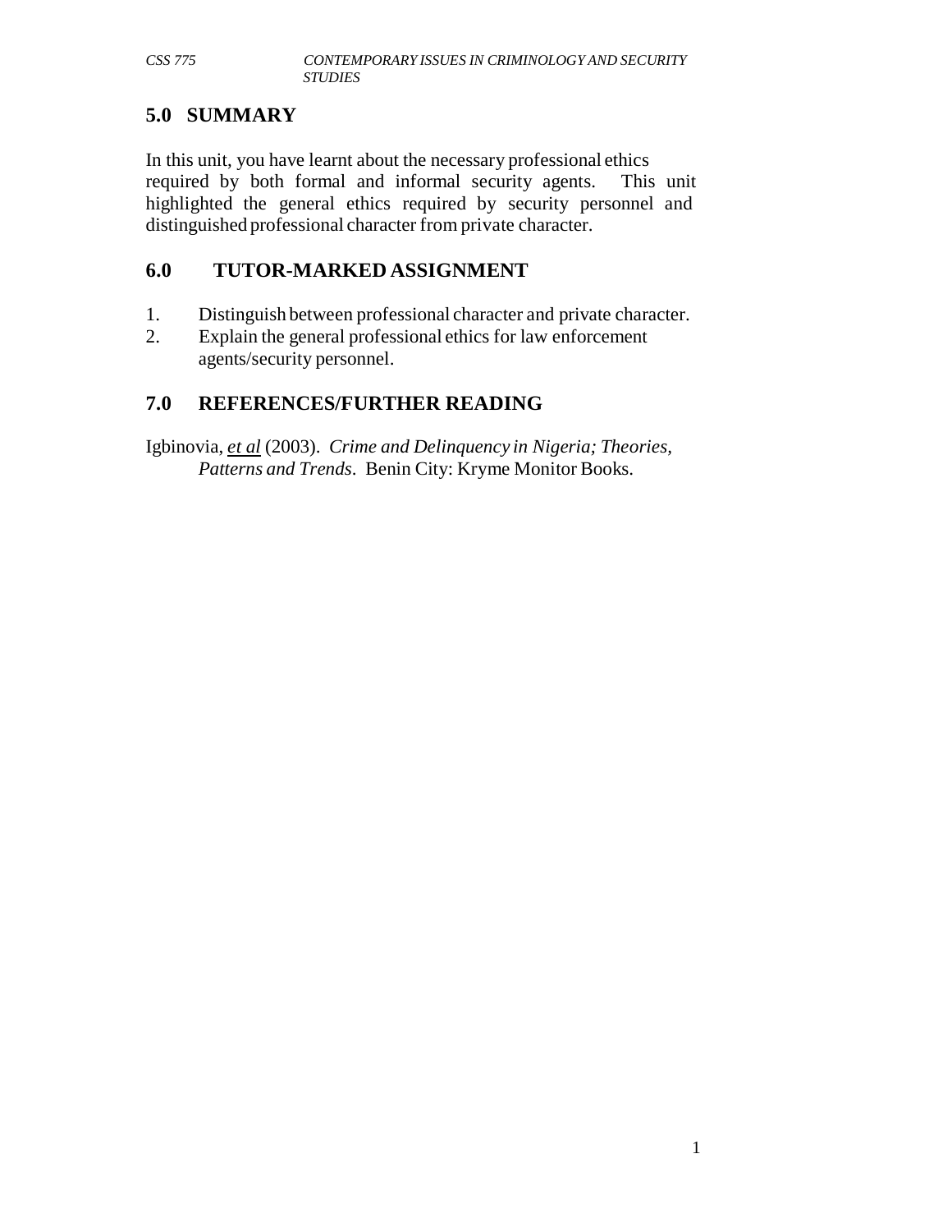## 5.0 SUMMARY

In this unit, you have learnt about the necessary professional ethics required by both formal and informal security agents. This unit highlighted the general ethics required by security personnel and distinguished professional character from private character.

## 6.0 TUTOR-MARKED ASSIGNMENT

1. Distinguish between professional character and private character.
2. Explain the general professional ethics for law enforcement agents/security personnel.

## 7.0 REFERENCES/FURTHER READING

Igbinovia, et al (2003). *Crime and Delinquency in Nigeria; Theories, Patterns and Trends*. Benin City: Kryme Monitor Books.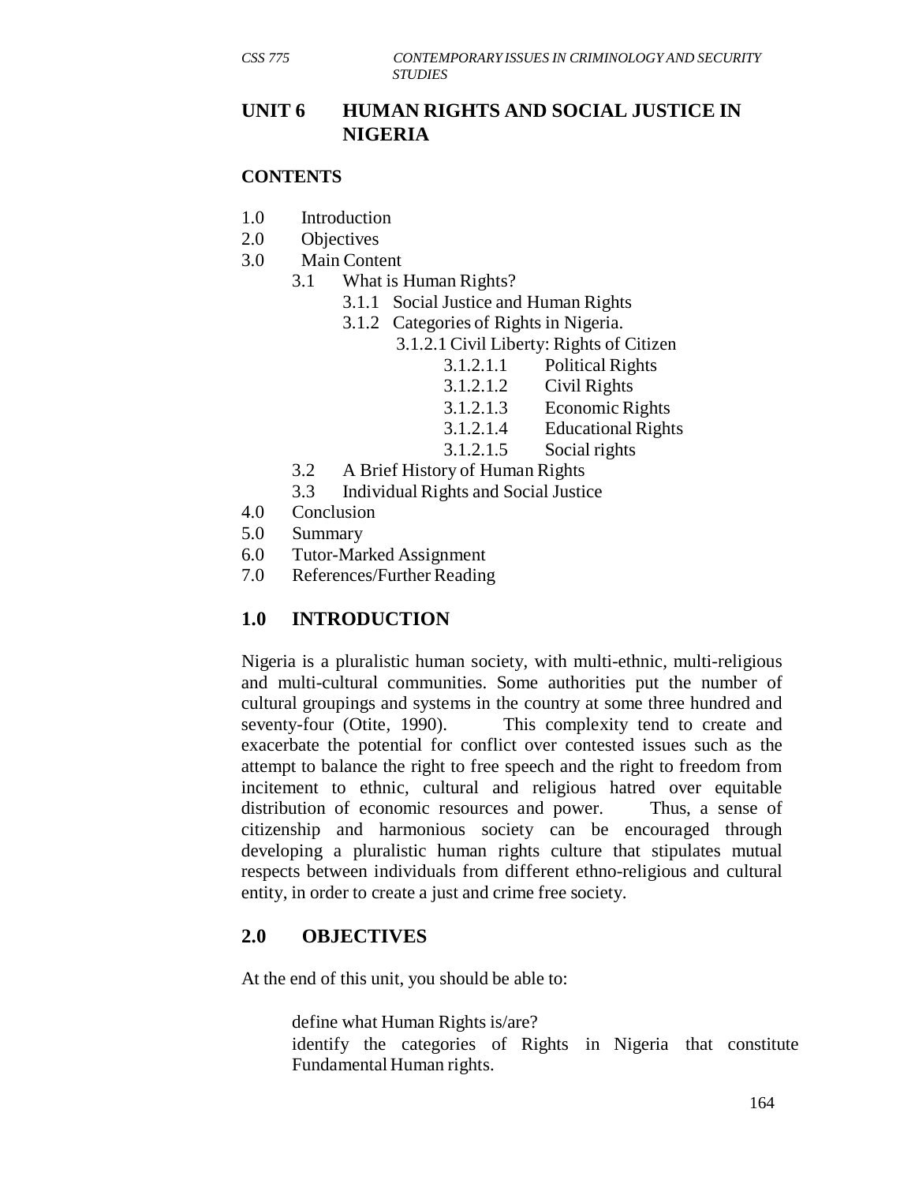# UNIT 6 HUMAN RIGHTS AND SOCIAL JUSTICE IN NIGERIA

## CONTENTS

- 1.0 Introduction
- 2.0 Objectives
- 3.0 Main Content
  - 3.1 What is Human Rights?
    - 3.1.1 Social Justice and Human Rights
    - 3.1.2 Categories of Rights in Nigeria.
      - 3.1.2.1 Civil Liberty: Rights of Citizen
        - 3.1.2.1.1 Political Rights
        - 3.1.2.1.2 Civil Rights
        - 3.1.2.1.3 Economic Rights
        - 3.1.2.1.4 Educational Rights
        - 3.1.2.1.5 Social rights
  - 3.2 A Brief History of Human Rights
  - 3.3 Individual Rights and Social Justice
- 4.0 Conclusion
- 5.0 Summary
- 6.0 Tutor-Marked Assignment
- 7.0 References/Further Reading

## 1.0 INTRODUCTION

Nigeria is a pluralistic human society, with multi-ethnic, multi-religious and multi-cultural communities. Some authorities put the number of cultural groupings and systems in the country at some three hundred and seventy-four (Otite, 1990). This complexity tend to create and exacerbate the potential for conflict over contested issues such as the attempt to balance the right to free speech and the right to freedom from incitement to ethnic, cultural and religious hatred over equitable distribution of economic resources and power. Thus, a sense of citizenship and harmonious society can be encouraged through developing a pluralistic human rights culture that stipulates mutual respects between individuals from different ethno-religious and cultural entity, in order to create a just and crime free society.

## 2.0 OBJECTIVES

At the end of this unit, you should be able to:

- define what Human Rights is/are?
- identify the categories of Rights in Nigeria that constitute Fundamental Human rights.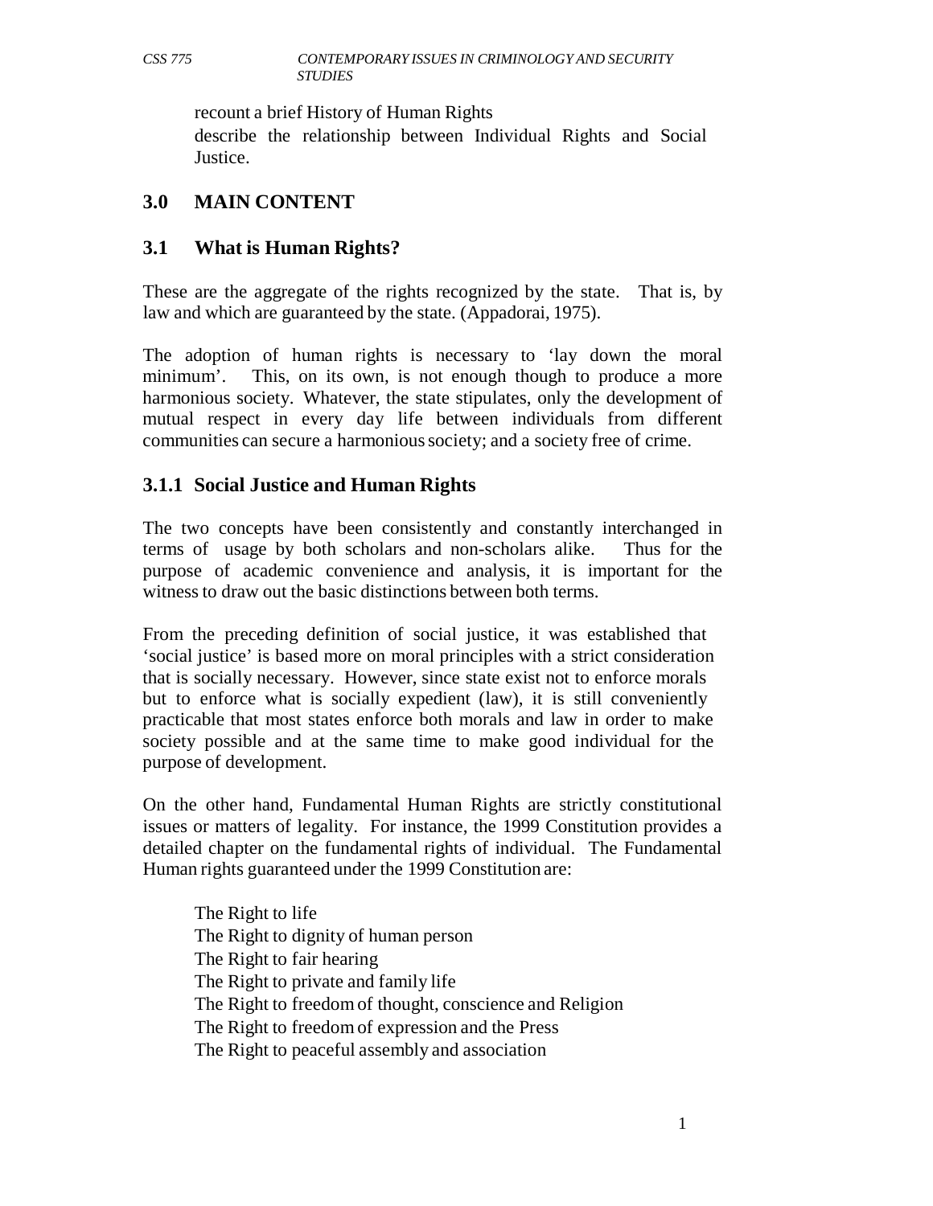recount a brief History of Human Rights

describe the relationship between Individual Rights and Social Justice.

## 3.0 MAIN CONTENT

### 3.1 What is Human Rights?

These are the aggregate of the rights recognized by the state. That is, by law and which are guaranteed by the state. (Appadorai, 1975).

The adoption of human rights is necessary to 'lay down the moral minimum'. This, on its own, is not enough though to produce a more harmonious society. Whatever, the state stipulates, only the development of mutual respect in every day life between individuals from different communities can secure a harmonious society; and a society free of crime.

#### 3.1.1 Social Justice and Human Rights

The two concepts have been consistently and constantly interchanged in terms of usage by both scholars and non-scholars alike. Thus for the purpose of academic convenience and analysis, it is important for the witness to draw out the basic distinctions between both terms.

From the preceding definition of social justice, it was established that 'social justice' is based more on moral principles with a strict consideration that is socially necessary. However, since state exist not to enforce morals but to enforce what is socially expedient (law), it is still conveniently practicable that most states enforce both morals and law in order to make society possible and at the same time to make good individual for the purpose of development.

On the other hand, Fundamental Human Rights are strictly constitutional issues or matters of legality. For instance, the 1999 Constitution provides a detailed chapter on the fundamental rights of individual. The Fundamental Human rights guaranteed under the 1999 Constitution are:

The Right to life
The Right to dignity of human person
The Right to fair hearing
The Right to private and family life
The Right to freedom of thought, conscience and Religion
The Right to freedom of expression and the Press
The Right to peaceful assembly and association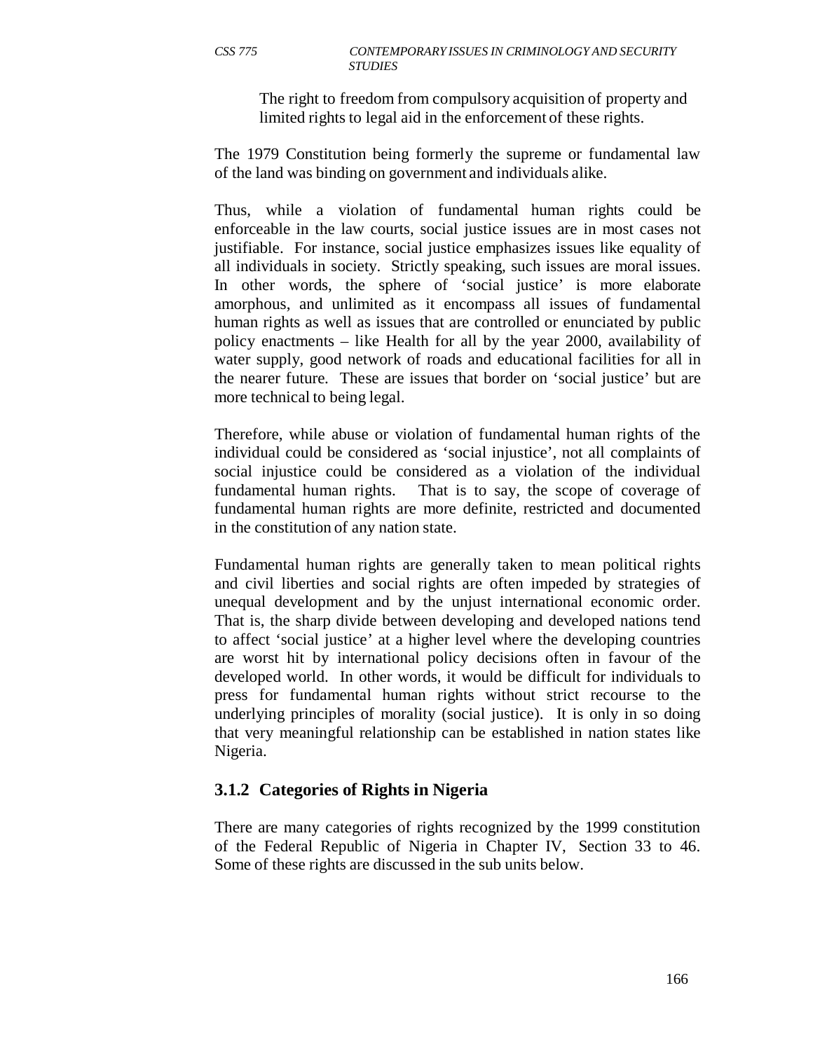The right to freedom from compulsory acquisition of property and limited rights to legal aid in the enforcement of these rights.

The 1979 Constitution being formerly the supreme or fundamental law of the land was binding on government and individuals alike.

Thus, while a violation of fundamental human rights could be enforceable in the law courts, social justice issues are in most cases not justifiable. For instance, social justice emphasizes issues like equality of all individuals in society. Strictly speaking, such issues are moral issues. In other words, the sphere of 'social justice' is more elaborate amorphous, and unlimited as it encompass all issues of fundamental human rights as well as issues that are controlled or enunciated by public policy enactments – like Health for all by the year 2000, availability of water supply, good network of roads and educational facilities for all in the nearer future. These are issues that border on 'social justice' but are more technical to being legal.

Therefore, while abuse or violation of fundamental human rights of the individual could be considered as 'social injustice', not all complaints of social injustice could be considered as a violation of the individual fundamental human rights. That is to say, the scope of coverage of fundamental human rights are more definite, restricted and documented in the constitution of any nation state.

Fundamental human rights are generally taken to mean political rights and civil liberties and social rights are often impeded by strategies of unequal development and by the unjust international economic order. That is, the sharp divide between developing and developed nations tend to affect 'social justice' at a higher level where the developing countries are worst hit by international policy decisions often in favour of the developed world. In other words, it would be difficult for individuals to press for fundamental human rights without strict recourse to the underlying principles of morality (social justice). It is only in so doing that very meaningful relationship can be established in nation states like Nigeria.

### 3.1.2 Categories of Rights in Nigeria

There are many categories of rights recognized by the 1999 constitution of the Federal Republic of Nigeria in Chapter IV, Section 33 to 46. Some of these rights are discussed in the sub units below.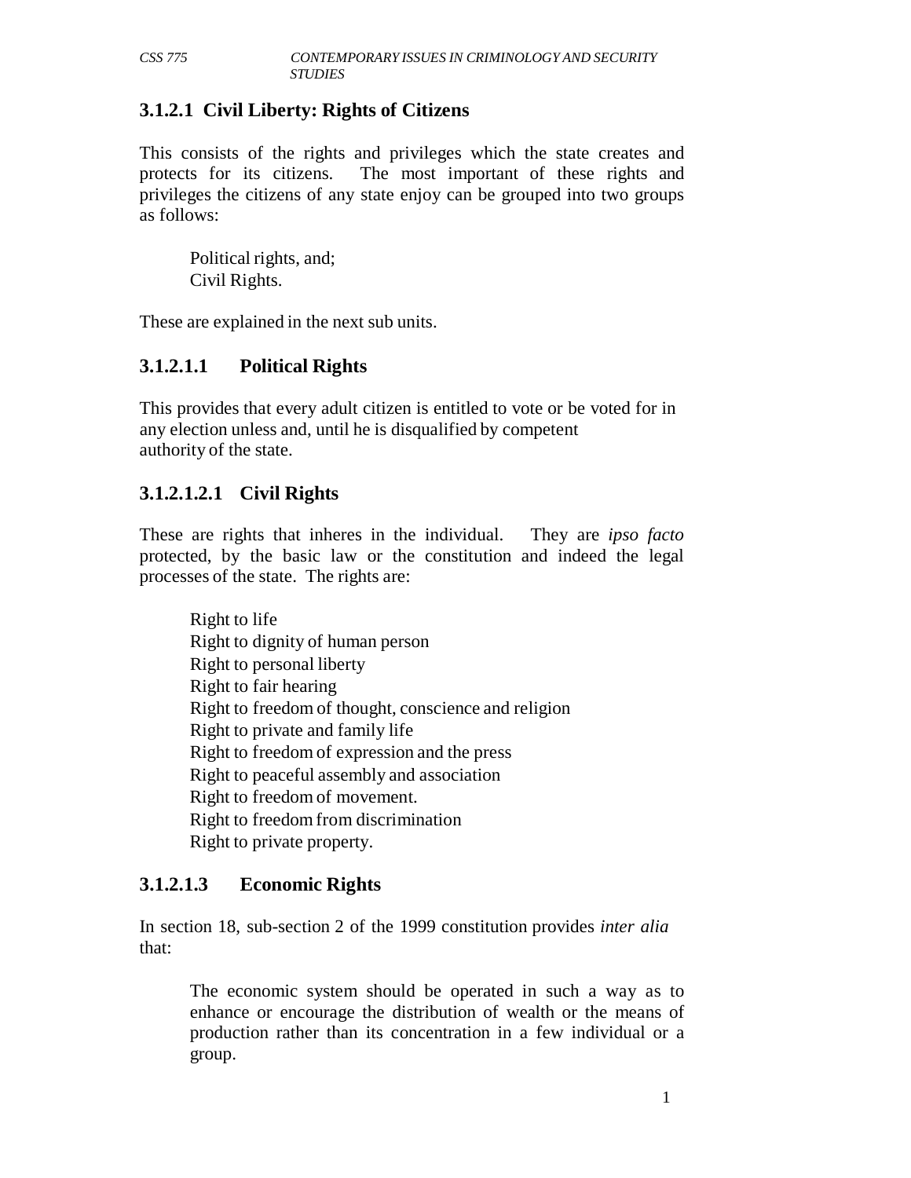### 3.1.2.1 Civil Liberty: Rights of Citizens

This consists of the rights and privileges which the state creates and protects for its citizens. The most important of these rights and privileges the citizens of any state enjoy can be grouped into two groups as follows:

Political rights, and;
Civil Rights.

These are explained in the next sub units.

### 3.1.2.1.1 Political Rights

This provides that every adult citizen is entitled to vote or be voted for in any election unless and, until he is disqualified by competent authority of the state.

### 3.1.2.1.2.1 Civil Rights

These are rights that inheres in the individual. They are *ipso facto* protected, by the basic law or the constitution and indeed the legal processes of the state. The rights are:

Right to life
Right to dignity of human person
Right to personal liberty
Right to fair hearing
Right to freedom of thought, conscience and religion
Right to private and family life
Right to freedom of expression and the press
Right to peaceful assembly and association
Right to freedom of movement.
Right to freedom from discrimination
Right to private property.

### 3.1.2.1.3 Economic Rights

In section 18, sub-section 2 of the 1999 constitution provides *inter alia* that:

> The economic system should be operated in such a way as to enhance or encourage the distribution of wealth or the means of production rather than its concentration in a few individual or a group.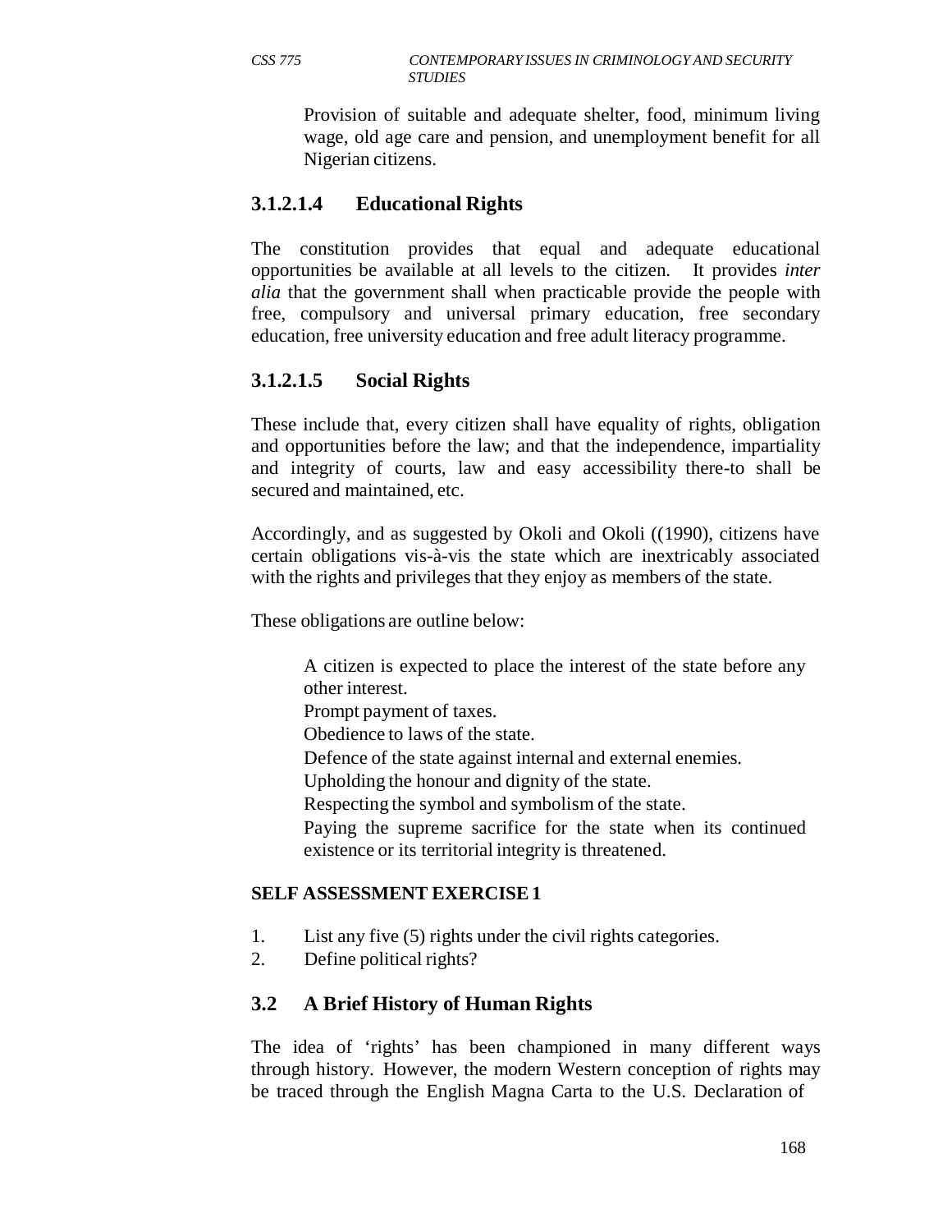Provision of suitable and adequate shelter, food, minimum living wage, old age care and pension, and unemployment benefit for all Nigerian citizens.

#### 3.1.2.1.4 Educational Rights

The constitution provides that equal and adequate educational opportunities be available at all levels to the citizen. It provides *inter alia* that the government shall when practicable provide the people with free, compulsory and universal primary education, free secondary education, free university education and free adult literacy programme.

#### 3.1.2.1.5 Social Rights

These include that, every citizen shall have equality of rights, obligation and opportunities before the law; and that the independence, impartiality and integrity of courts, law and easy accessibility there-to shall be secured and maintained, etc.

Accordingly, and as suggested by Okoli and Okoli ((1990), citizens have certain obligations vis-à-vis the state which are inextricably associated with the rights and privileges that they enjoy as members of the state.

These obligations are outline below:

- A citizen is expected to place the interest of the state before any other interest.
- Prompt payment of taxes.
- Obedience to laws of the state.
- Defence of the state against internal and external enemies.
- Upholding the honour and dignity of the state.
- Respecting the symbol and symbolism of the state.
- Paying the supreme sacrifice for the state when its continued existence or its territorial integrity is threatened.

**SELF ASSESSMENT EXERCISE 1**

1. List any five (5) rights under the civil rights categories.
2. Define political rights?

### 3.2 A Brief History of Human Rights

The idea of 'rights' has been championed in many different ways through history. However, the modern Western conception of rights may be traced through the English Magna Carta to the U.S. Declaration of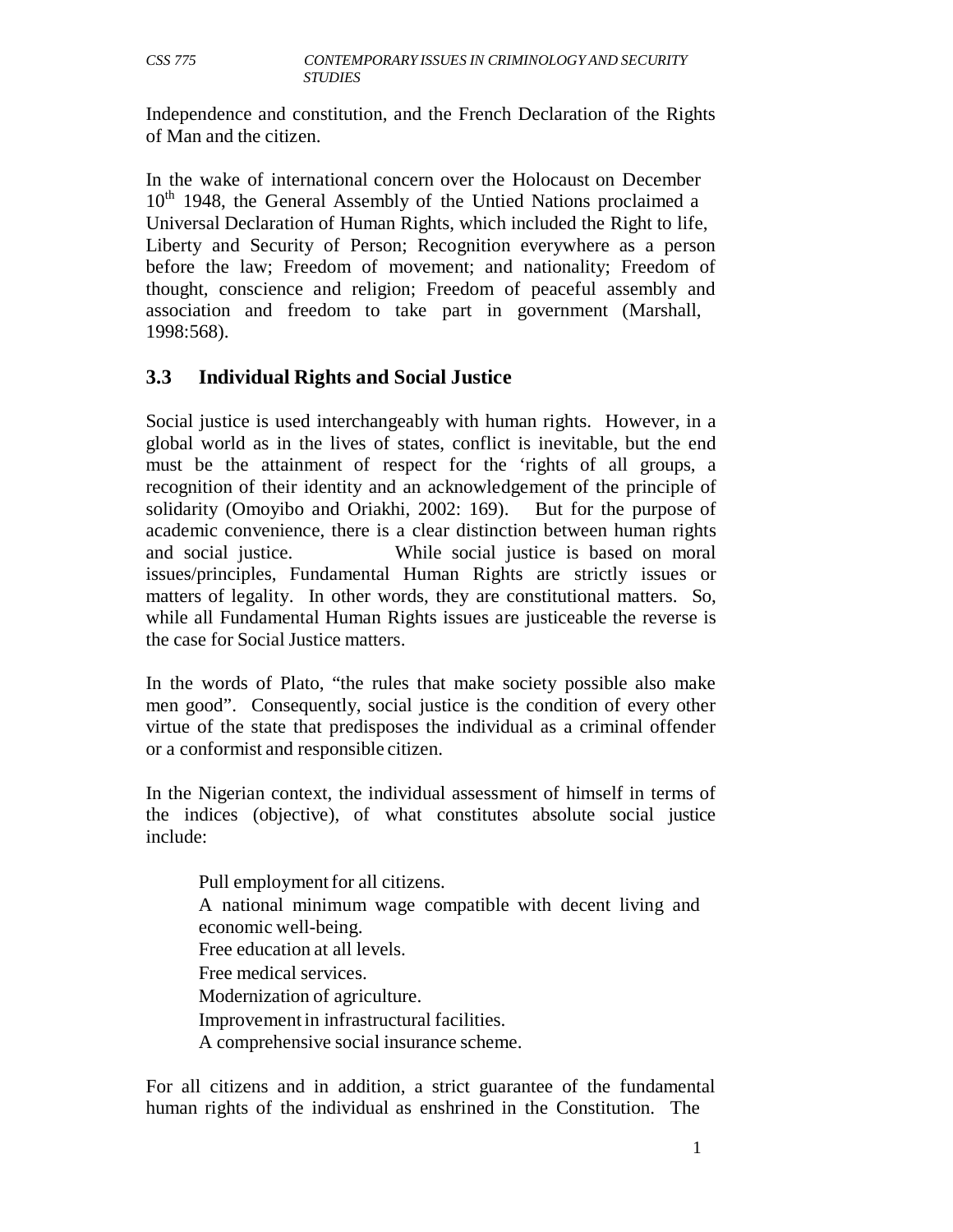Independence and constitution, and the French Declaration of the Rights of Man and the citizen.

In the wake of international concern over the Holocaust on December $10^{th}$ 1948, the General Assembly of the Untied Nations proclaimed a Universal Declaration of Human Rights, which included the Right to life, Liberty and Security of Person; Recognition everywhere as a person before the law; Freedom of movement; and nationality; Freedom of thought, conscience and religion; Freedom of peaceful assembly and association and freedom to take part in government (Marshall, 1998:568).

## 3.3 Individual Rights and Social Justice

Social justice is used interchangeably with human rights. However, in a global world as in the lives of states, conflict is inevitable, but the end must be the attainment of respect for the 'rights of all groups, a recognition of their identity and an acknowledgement of the principle of solidarity (Omoyibo and Oriakhi, 2002: 169). But for the purpose of academic convenience, there is a clear distinction between human rights and social justice. While social justice is based on moral issues/principles, Fundamental Human Rights are strictly issues or matters of legality. In other words, they are constitutional matters. So, while all Fundamental Human Rights issues are justiceable the reverse is the case for Social Justice matters.

In the words of Plato, "the rules that make society possible also make men good". Consequently, social justice is the condition of every other virtue of the state that predisposes the individual as a criminal offender or a conformist and responsible citizen.

In the Nigerian context, the individual assessment of himself in terms of the indices (objective), of what constitutes absolute social justice include:

- Pull employment for all citizens.
- A national minimum wage compatible with decent living and economic well-being.
- Free education at all levels.
- Free medical services.
- Modernization of agriculture.
- Improvement in infrastructural facilities.
- A comprehensive social insurance scheme.

For all citizens and in addition, a strict guarantee of the fundamental human rights of the individual as enshrined in the Constitution. The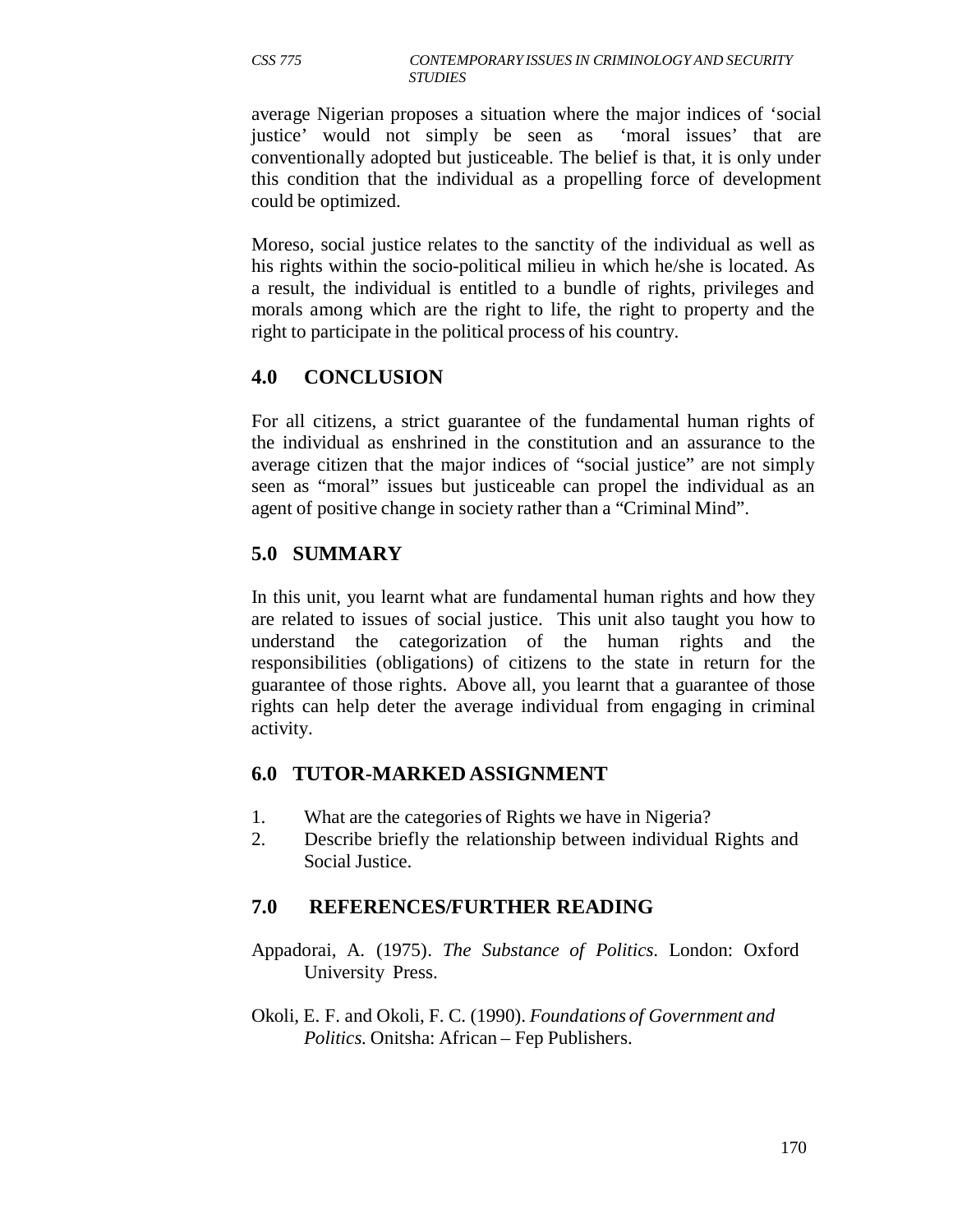average Nigerian proposes a situation where the major indices of 'social justice' would not simply be seen as 'moral issues' that are conventionally adopted but justiceable. The belief is that, it is only under this condition that the individual as a propelling force of development could be optimized.

Moreso, social justice relates to the sanctity of the individual as well as his rights within the socio-political milieu in which he/she is located. As a result, the individual is entitled to a bundle of rights, privileges and morals among which are the right to life, the right to property and the right to participate in the political process of his country.

## 4.0 CONCLUSION

For all citizens, a strict guarantee of the fundamental human rights of the individual as enshrined in the constitution and an assurance to the average citizen that the major indices of "social justice" are not simply seen as "moral" issues but justiceable can propel the individual as an agent of positive change in society rather than a "Criminal Mind".

## 5.0 SUMMARY

In this unit, you learnt what are fundamental human rights and how they are related to issues of social justice. This unit also taught you how to understand the categorization of the human rights and the responsibilities (obligations) of citizens to the state in return for the guarantee of those rights. Above all, you learnt that a guarantee of those rights can help deter the average individual from engaging in criminal activity.

## 6.0 TUTOR-MARKED ASSIGNMENT

1. What are the categories of Rights we have in Nigeria?
2. Describe briefly the relationship between individual Rights and Social Justice.

## 7.0 REFERENCES/FURTHER READING

Appadorai, A. (1975). *The Substance of Politics*. London: Oxford University Press.

Okoli, E. F. and Okoli, F. C. (1990). *Foundations of Government and Politics.* Onitsha: African – Fep Publishers.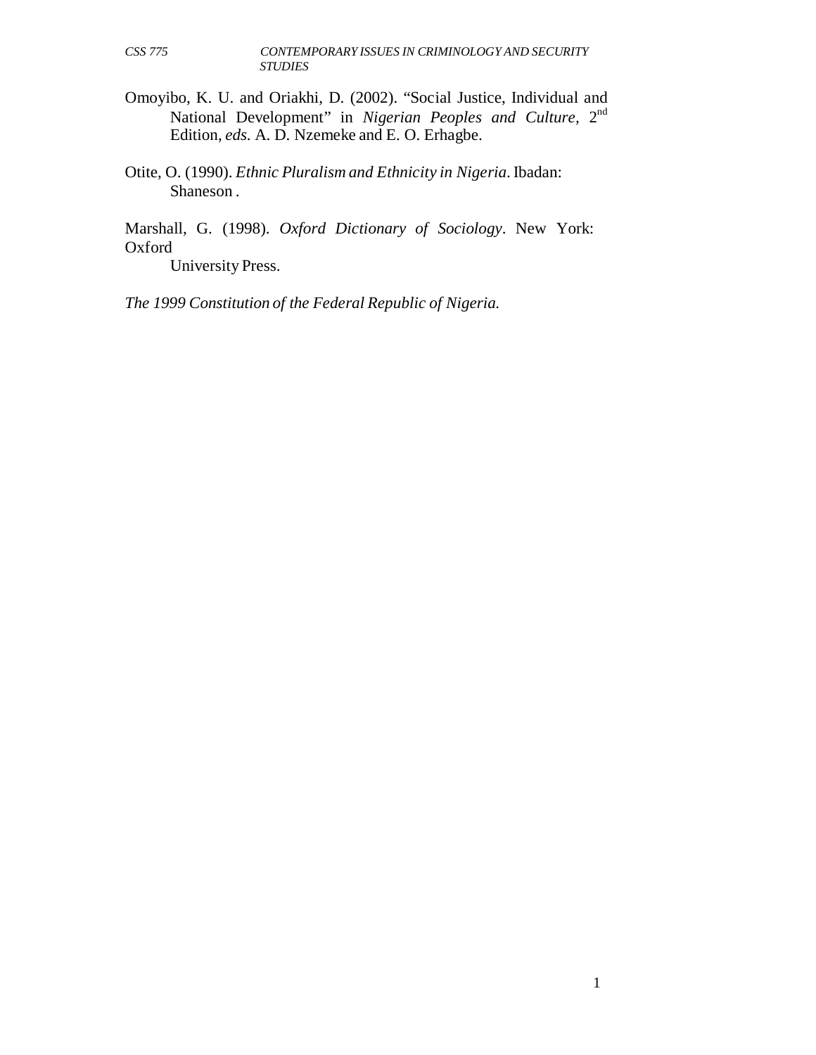Omoyibo, K. U. and Oriakhi, D. (2002). "Social Justice, Individual and National Development" in *Nigerian Peoples and Culture*, 2nd Edition, *eds*. A. D. Nzemeke and E. O. Erhagbe.

Otite, O. (1990). *Ethnic Pluralism and Ethnicity in Nigeria*. Ibadan: Shaneson .

Marshall, G. (1998). *Oxford Dictionary of Sociology*. New York: Oxford University Press.

*The 1999 Constitution of the Federal Republic of Nigeria.*